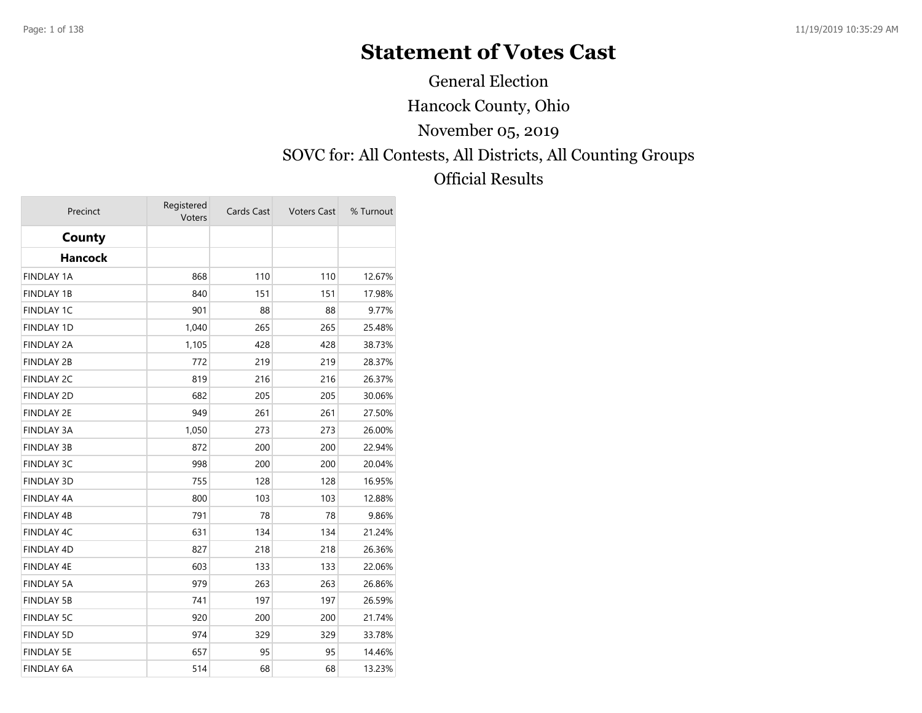# Statement of Votes Cast

General Election

Hancock County, Ohio

November 05, 2019

SOVC for: All Contests, All Districts, All Counting Groups

Official Results

| Precinct | Registered Voters | Cards Cast | Voters Cast | % Turnout |
|---|---|---|---|---|
| **County** | | | | |
| **Hancock** | | | | |
| FINDLAY 1A | 868 | 110 | 110 | 12.67% |
| FINDLAY 1B | 840 | 151 | 151 | 17.98% |
| FINDLAY 1C | 901 | 88 | 88 | 9.77% |
| FINDLAY 1D | 1,040 | 265 | 265 | 25.48% |
| FINDLAY 2A | 1,105 | 428 | 428 | 38.73% |
| FINDLAY 2B | 772 | 219 | 219 | 28.37% |
| FINDLAY 2C | 819 | 216 | 216 | 26.37% |
| FINDLAY 2D | 682 | 205 | 205 | 30.06% |
| FINDLAY 2E | 949 | 261 | 261 | 27.50% |
| FINDLAY 3A | 1,050 | 273 | 273 | 26.00% |
| FINDLAY 3B | 872 | 200 | 200 | 22.94% |
| FINDLAY 3C | 998 | 200 | 200 | 20.04% |
| FINDLAY 3D | 755 | 128 | 128 | 16.95% |
| FINDLAY 4A | 800 | 103 | 103 | 12.88% |
| FINDLAY 4B | 791 | 78 | 78 | 9.86% |
| FINDLAY 4C | 631 | 134 | 134 | 21.24% |
| FINDLAY 4D | 827 | 218 | 218 | 26.36% |
| FINDLAY 4E | 603 | 133 | 133 | 22.06% |
| FINDLAY 5A | 979 | 263 | 263 | 26.86% |
| FINDLAY 5B | 741 | 197 | 197 | 26.59% |
| FINDLAY 5C | 920 | 200 | 200 | 21.74% |
| FINDLAY 5D | 974 | 329 | 329 | 33.78% |
| FINDLAY 5E | 657 | 95 | 95 | 14.46% |
| FINDLAY 6A | 514 | 68 | 68 | 13.23% |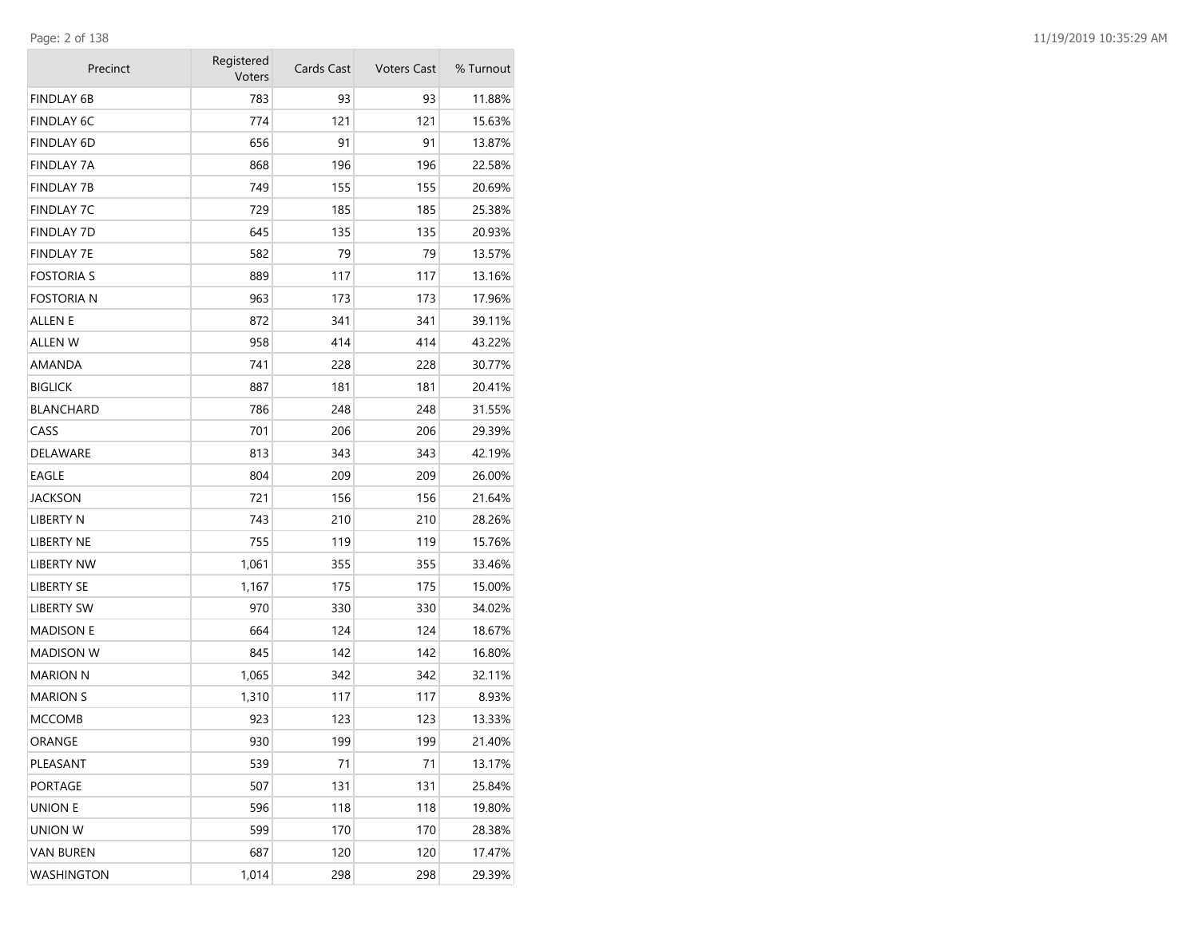| Precinct | Registered Voters | Cards Cast | Voters Cast | % Turnout |
|---|---|---|---|---|
| FINDLAY 6B | 783 | 93 | 93 | 11.88% |
| FINDLAY 6C | 774 | 121 | 121 | 15.63% |
| FINDLAY 6D | 656 | 91 | 91 | 13.87% |
| FINDLAY 7A | 868 | 196 | 196 | 22.58% |
| FINDLAY 7B | 749 | 155 | 155 | 20.69% |
| FINDLAY 7C | 729 | 185 | 185 | 25.38% |
| FINDLAY 7D | 645 | 135 | 135 | 20.93% |
| FINDLAY 7E | 582 | 79 | 79 | 13.57% |
| FOSTORIA S | 889 | 117 | 117 | 13.16% |
| FOSTORIA N | 963 | 173 | 173 | 17.96% |
| ALLEN E | 872 | 341 | 341 | 39.11% |
| ALLEN W | 958 | 414 | 414 | 43.22% |
| AMANDA | 741 | 228 | 228 | 30.77% |
| BIGLICK | 887 | 181 | 181 | 20.41% |
| BLANCHARD | 786 | 248 | 248 | 31.55% |
| CASS | 701 | 206 | 206 | 29.39% |
| DELAWARE | 813 | 343 | 343 | 42.19% |
| EAGLE | 804 | 209 | 209 | 26.00% |
| JACKSON | 721 | 156 | 156 | 21.64% |
| LIBERTY N | 743 | 210 | 210 | 28.26% |
| LIBERTY NE | 755 | 119 | 119 | 15.76% |
| LIBERTY NW | 1,061 | 355 | 355 | 33.46% |
| LIBERTY SE | 1,167 | 175 | 175 | 15.00% |
| LIBERTY SW | 970 | 330 | 330 | 34.02% |
| MADISON E | 664 | 124 | 124 | 18.67% |
| MADISON W | 845 | 142 | 142 | 16.80% |
| MARION N | 1,065 | 342 | 342 | 32.11% |
| MARION S | 1,310 | 117 | 117 | 8.93% |
| MCCOMB | 923 | 123 | 123 | 13.33% |
| ORANGE | 930 | 199 | 199 | 21.40% |
| PLEASANT | 539 | 71 | 71 | 13.17% |
| PORTAGE | 507 | 131 | 131 | 25.84% |
| UNION E | 596 | 118 | 118 | 19.80% |
| UNION W | 599 | 170 | 170 | 28.38% |
| VAN BUREN | 687 | 120 | 120 | 17.47% |
| WASHINGTON | 1,014 | 298 | 298 | 29.39% |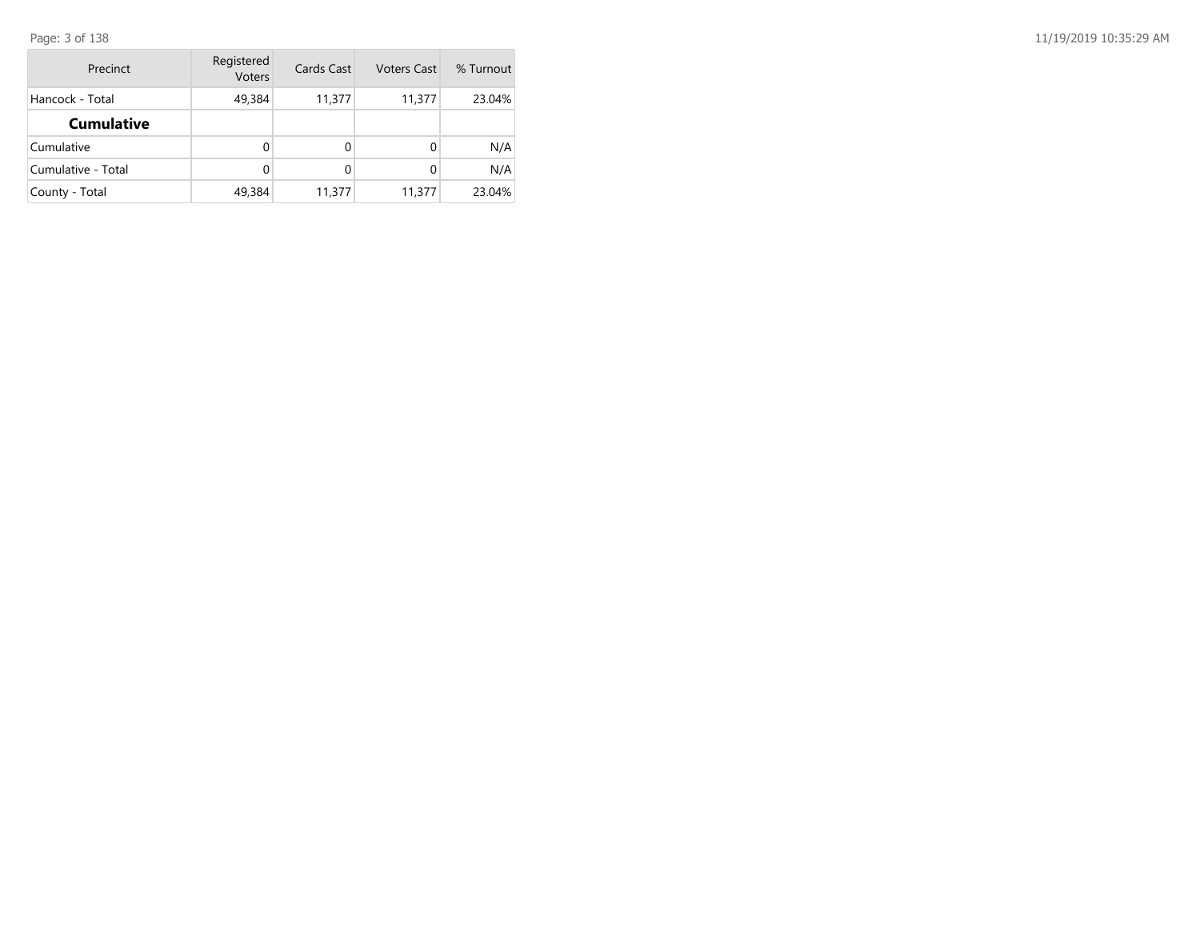| Precinct | Registered Voters | Cards Cast | Voters Cast | % Turnout |
|---|---|---|---|---|
| Hancock - Total | 49,384 | 11,377 | 11,377 | 23.04% |
| **Cumulative** | | | | |
| Cumulative | 0 | 0 | 0 | N/A |
| Cumulative - Total | 0 | 0 | 0 | N/A |
| County - Total | 49,384 | 11,377 | 11,377 | 23.04% |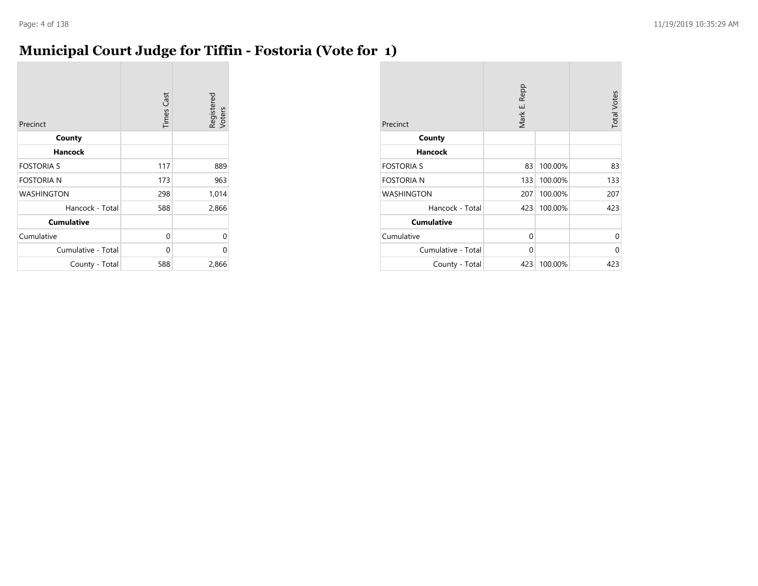# Municipal Court Judge for Tiffin - Fostoria (Vote for 1)

| Precinct | Times Cast | Registered Voters |
|---|---|---|
| **County** | | |
| **Hancock** | | |
| FOSTORIA S | 117 | 889 |
| FOSTORIA N | 173 | 963 |
| WASHINGTON | 298 | 1,014 |
| Hancock - Total | 588 | 2,866 |
| **Cumulative** | | |
| Cumulative | 0 | 0 |
| Cumulative - Total | 0 | 0 |
| County - Total | 588 | 2,866 |

| Precinct | Mark E. Repp | | Total Votes |
|---|---|---|---|
| **County** | | | |
| **Hancock** | | | |
| FOSTORIA S | 83 | 100.00% | 83 |
| FOSTORIA N | 133 | 100.00% | 133 |
| WASHINGTON | 207 | 100.00% | 207 |
| Hancock - Total | 423 | 100.00% | 423 |
| **Cumulative** | | | |
| Cumulative | 0 | | 0 |
| Cumulative - Total | 0 | | 0 |
| County - Total | 423 | 100.00% | 423 |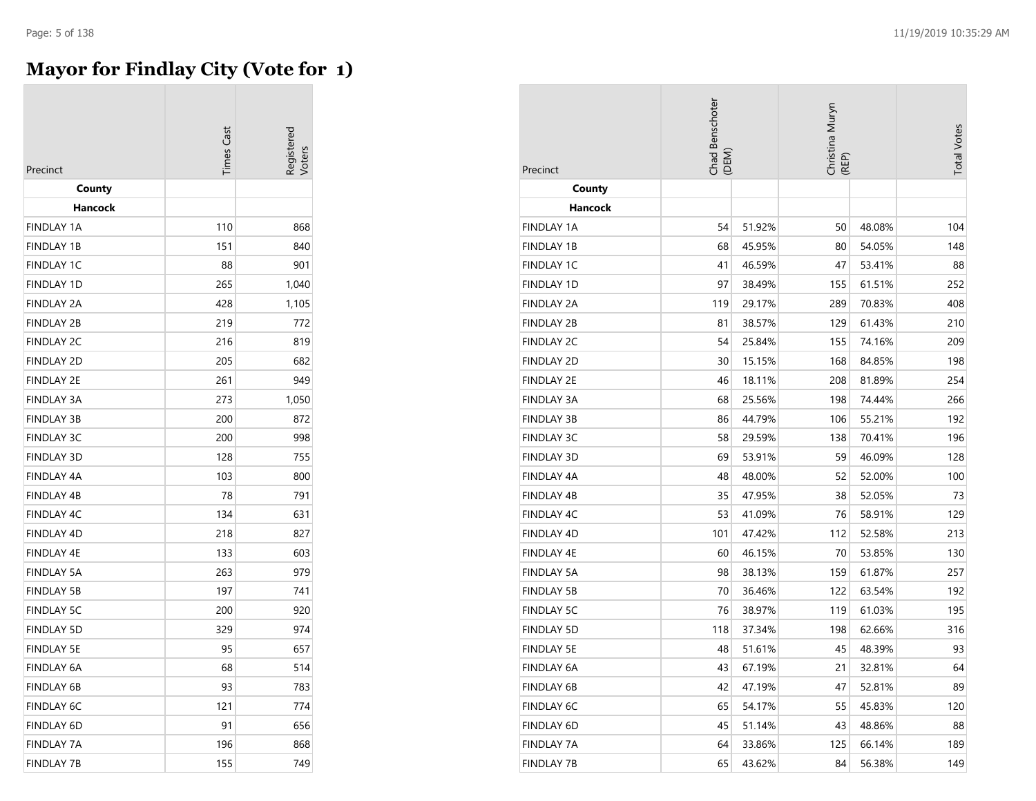# Mayor for Findlay City (Vote for 1)

| Precinct | Times Cast | Registered Voters |
|---|---|---|
| **County** | | |
| **Hancock** | | |
| FINDLAY 1A | 110 | 868 |
| FINDLAY 1B | 151 | 840 |
| FINDLAY 1C | 88 | 901 |
| FINDLAY 1D | 265 | 1,040 |
| FINDLAY 2A | 428 | 1,105 |
| FINDLAY 2B | 219 | 772 |
| FINDLAY 2C | 216 | 819 |
| FINDLAY 2D | 205 | 682 |
| FINDLAY 2E | 261 | 949 |
| FINDLAY 3A | 273 | 1,050 |
| FINDLAY 3B | 200 | 872 |
| FINDLAY 3C | 200 | 998 |
| FINDLAY 3D | 128 | 755 |
| FINDLAY 4A | 103 | 800 |
| FINDLAY 4B | 78 | 791 |
| FINDLAY 4C | 134 | 631 |
| FINDLAY 4D | 218 | 827 |
| FINDLAY 4E | 133 | 603 |
| FINDLAY 5A | 263 | 979 |
| FINDLAY 5B | 197 | 741 |
| FINDLAY 5C | 200 | 920 |
| FINDLAY 5D | 329 | 974 |
| FINDLAY 5E | 95 | 657 |
| FINDLAY 6A | 68 | 514 |
| FINDLAY 6B | 93 | 783 |
| FINDLAY 6C | 121 | 774 |
| FINDLAY 6D | 91 | 656 |
| FINDLAY 7A | 196 | 868 |
| FINDLAY 7B | 155 | 749 |

| Precinct | Chad Benschoter (DEM) | | Christina Muryn (REP) | | Total Votes |
|---|---|---|---|---|---|
| **County** | | | | | |
| **Hancock** | | | | | |
| FINDLAY 1A | 54 | 51.92% | 50 | 48.08% | 104 |
| FINDLAY 1B | 68 | 45.95% | 80 | 54.05% | 148 |
| FINDLAY 1C | 41 | 46.59% | 47 | 53.41% | 88 |
| FINDLAY 1D | 97 | 38.49% | 155 | 61.51% | 252 |
| FINDLAY 2A | 119 | 29.17% | 289 | 70.83% | 408 |
| FINDLAY 2B | 81 | 38.57% | 129 | 61.43% | 210 |
| FINDLAY 2C | 54 | 25.84% | 155 | 74.16% | 209 |
| FINDLAY 2D | 30 | 15.15% | 168 | 84.85% | 198 |
| FINDLAY 2E | 46 | 18.11% | 208 | 81.89% | 254 |
| FINDLAY 3A | 68 | 25.56% | 198 | 74.44% | 266 |
| FINDLAY 3B | 86 | 44.79% | 106 | 55.21% | 192 |
| FINDLAY 3C | 58 | 29.59% | 138 | 70.41% | 196 |
| FINDLAY 3D | 69 | 53.91% | 59 | 46.09% | 128 |
| FINDLAY 4A | 48 | 48.00% | 52 | 52.00% | 100 |
| FINDLAY 4B | 35 | 47.95% | 38 | 52.05% | 73 |
| FINDLAY 4C | 53 | 41.09% | 76 | 58.91% | 129 |
| FINDLAY 4D | 101 | 47.42% | 112 | 52.58% | 213 |
| FINDLAY 4E | 60 | 46.15% | 70 | 53.85% | 130 |
| FINDLAY 5A | 98 | 38.13% | 159 | 61.87% | 257 |
| FINDLAY 5B | 70 | 36.46% | 122 | 63.54% | 192 |
| FINDLAY 5C | 76 | 38.97% | 119 | 61.03% | 195 |
| FINDLAY 5D | 118 | 37.34% | 198 | 62.66% | 316 |
| FINDLAY 5E | 48 | 51.61% | 45 | 48.39% | 93 |
| FINDLAY 6A | 43 | 67.19% | 21 | 32.81% | 64 |
| FINDLAY 6B | 42 | 47.19% | 47 | 52.81% | 89 |
| FINDLAY 6C | 65 | 54.17% | 55 | 45.83% | 120 |
| FINDLAY 6D | 45 | 51.14% | 43 | 48.86% | 88 |
| FINDLAY 7A | 64 | 33.86% | 125 | 66.14% | 189 |
| FINDLAY 7B | 65 | 43.62% | 84 | 56.38% | 149 |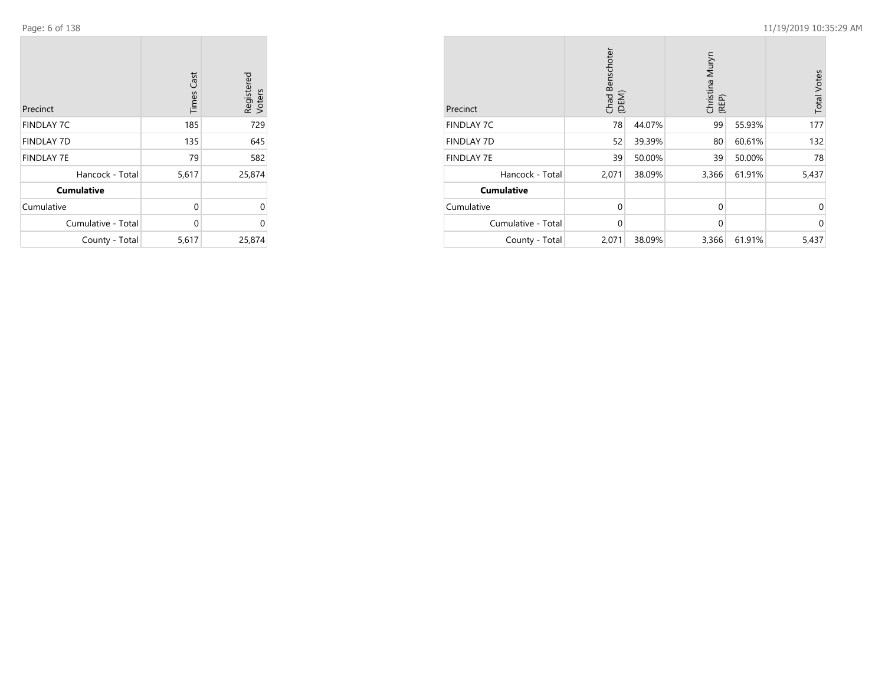| Precinct | Times Cast | Registered Voters |
|---|---|---|
| FINDLAY 7C | 185 | 729 |
| FINDLAY 7D | 135 | 645 |
| FINDLAY 7E | 79 | 582 |
| Hancock - Total | 5,617 | 25,874 |
| **Cumulative** | | |
| Cumulative | 0 | 0 |
| Cumulative - Total | 0 | 0 |
| County - Total | 5,617 | 25,874 |

| Precinct | Chad Benschoter (DEM) | | Christina Muryn (REP) | | Total Votes |
|---|---|---|---|---|---|
| FINDLAY 7C | 78 | 44.07% | 99 | 55.93% | 177 |
| FINDLAY 7D | 52 | 39.39% | 80 | 60.61% | 132 |
| FINDLAY 7E | 39 | 50.00% | 39 | 50.00% | 78 |
| Hancock - Total | 2,071 | 38.09% | 3,366 | 61.91% | 5,437 |
| **Cumulative** | | | | | |
| Cumulative | 0 | | 0 | | 0 |
| Cumulative - Total | 0 | | 0 | | 0 |
| County - Total | 2,071 | 38.09% | 3,366 | 61.91% | 5,437 |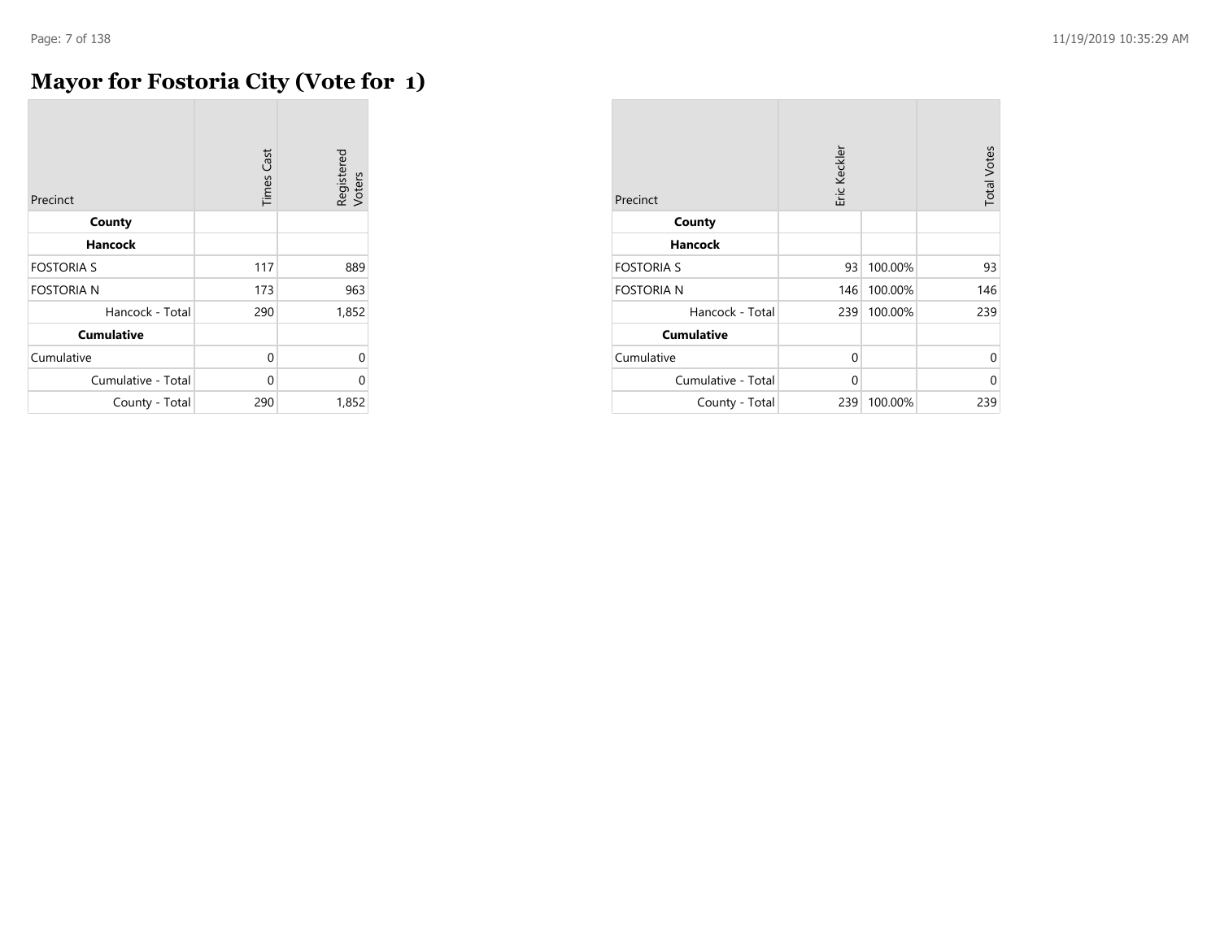# Mayor for Fostoria City (Vote for 1)

| Precinct | Times Cast | Registered Voters |
|---|---|---|
| **County** | | |
| **Hancock** | | |
| FOSTORIA S | 117 | 889 |
| FOSTORIA N | 173 | 963 |
| Hancock - Total | 290 | 1,852 |
| **Cumulative** | | |
| Cumulative | 0 | 0 |
| Cumulative - Total | 0 | 0 |
| County - Total | 290 | 1,852 |

| Precinct | Eric Keckler | | Total Votes |
|---|---|---|---|
| **County** | | | |
| **Hancock** | | | |
| FOSTORIA S | 93 | 100.00% | 93 |
| FOSTORIA N | 146 | 100.00% | 146 |
| Hancock - Total | 239 | 100.00% | 239 |
| **Cumulative** | | | |
| Cumulative | 0 | | 0 |
| Cumulative - Total | 0 | | 0 |
| County - Total | 239 | 100.00% | 239 |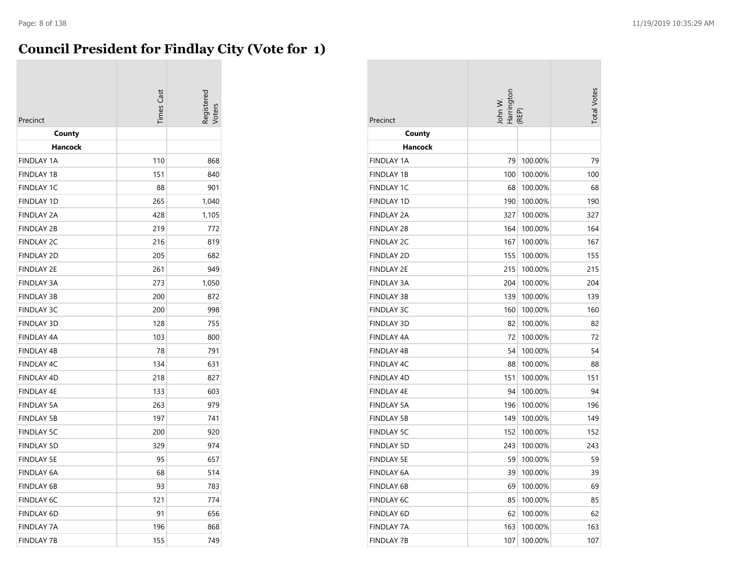# Council President for Findlay City (Vote for 1)

| Precinct | Times Cast | Registered Voters |
|---|---|---|
| **County** | | |
| **Hancock** | | |
| FINDLAY 1A | 110 | 868 |
| FINDLAY 1B | 151 | 840 |
| FINDLAY 1C | 88 | 901 |
| FINDLAY 1D | 265 | 1,040 |
| FINDLAY 2A | 428 | 1,105 |
| FINDLAY 2B | 219 | 772 |
| FINDLAY 2C | 216 | 819 |
| FINDLAY 2D | 205 | 682 |
| FINDLAY 2E | 261 | 949 |
| FINDLAY 3A | 273 | 1,050 |
| FINDLAY 3B | 200 | 872 |
| FINDLAY 3C | 200 | 998 |
| FINDLAY 3D | 128 | 755 |
| FINDLAY 4A | 103 | 800 |
| FINDLAY 4B | 78 | 791 |
| FINDLAY 4C | 134 | 631 |
| FINDLAY 4D | 218 | 827 |
| FINDLAY 4E | 133 | 603 |
| FINDLAY 5A | 263 | 979 |
| FINDLAY 5B | 197 | 741 |
| FINDLAY 5C | 200 | 920 |
| FINDLAY 5D | 329 | 974 |
| FINDLAY 5E | 95 | 657 |
| FINDLAY 6A | 68 | 514 |
| FINDLAY 6B | 93 | 783 |
| FINDLAY 6C | 121 | 774 |
| FINDLAY 6D | 91 | 656 |
| FINDLAY 7A | 196 | 868 |
| FINDLAY 7B | 155 | 749 |

| Precinct | John W. Harrington (REP) | | Total Votes |
|---|---|---|---|
| **County** | | | |
| **Hancock** | | | |
| FINDLAY 1A | 79 | 100.00% | 79 |
| FINDLAY 1B | 100 | 100.00% | 100 |
| FINDLAY 1C | 68 | 100.00% | 68 |
| FINDLAY 1D | 190 | 100.00% | 190 |
| FINDLAY 2A | 327 | 100.00% | 327 |
| FINDLAY 2B | 164 | 100.00% | 164 |
| FINDLAY 2C | 167 | 100.00% | 167 |
| FINDLAY 2D | 155 | 100.00% | 155 |
| FINDLAY 2E | 215 | 100.00% | 215 |
| FINDLAY 3A | 204 | 100.00% | 204 |
| FINDLAY 3B | 139 | 100.00% | 139 |
| FINDLAY 3C | 160 | 100.00% | 160 |
| FINDLAY 3D | 82 | 100.00% | 82 |
| FINDLAY 4A | 72 | 100.00% | 72 |
| FINDLAY 4B | 54 | 100.00% | 54 |
| FINDLAY 4C | 88 | 100.00% | 88 |
| FINDLAY 4D | 151 | 100.00% | 151 |
| FINDLAY 4E | 94 | 100.00% | 94 |
| FINDLAY 5A | 196 | 100.00% | 196 |
| FINDLAY 5B | 149 | 100.00% | 149 |
| FINDLAY 5C | 152 | 100.00% | 152 |
| FINDLAY 5D | 243 | 100.00% | 243 |
| FINDLAY 5E | 59 | 100.00% | 59 |
| FINDLAY 6A | 39 | 100.00% | 39 |
| FINDLAY 6B | 69 | 100.00% | 69 |
| FINDLAY 6C | 85 | 100.00% | 85 |
| FINDLAY 6D | 62 | 100.00% | 62 |
| FINDLAY 7A | 163 | 100.00% | 163 |
| FINDLAY 7B | 107 | 100.00% | 107 |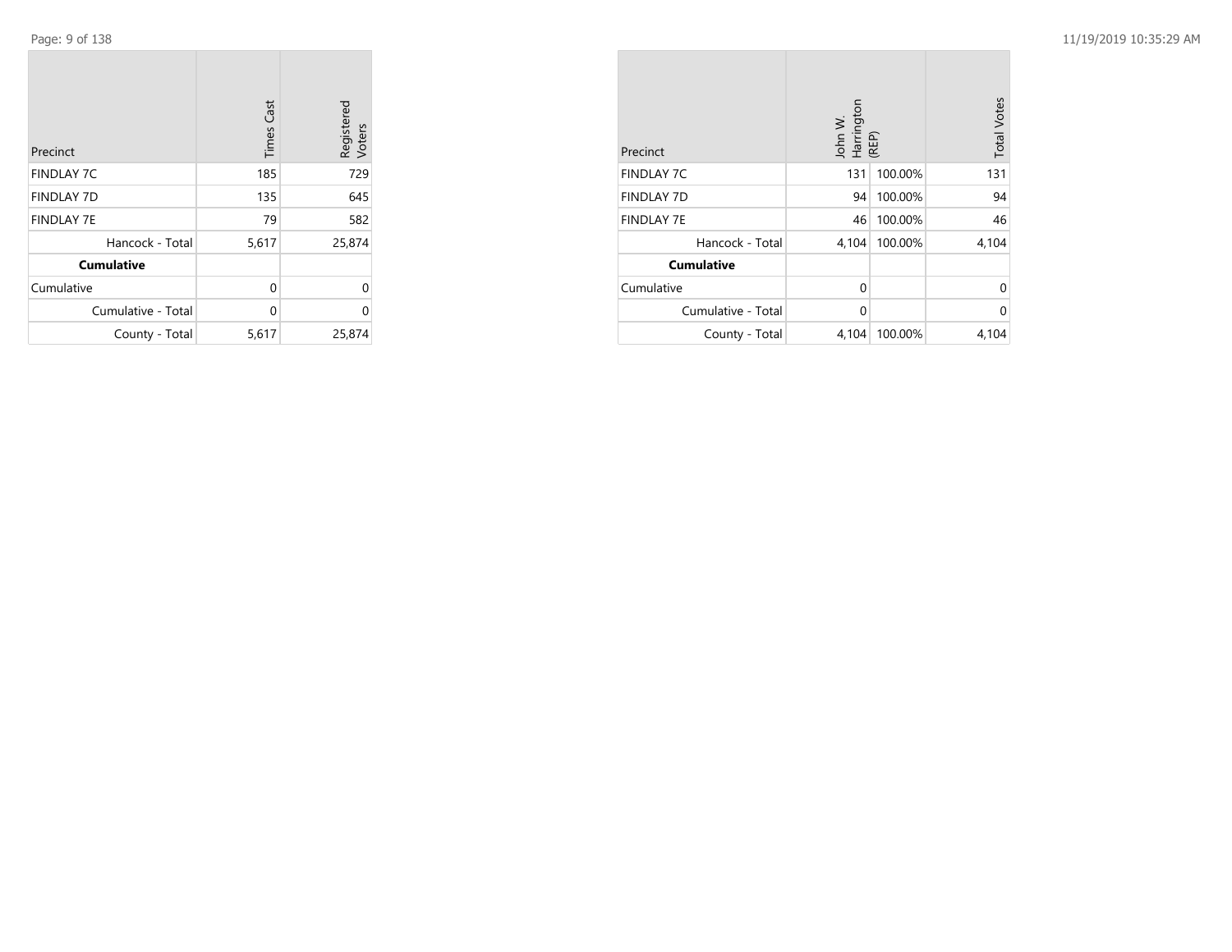| Precinct | Times Cast | Registered Voters |
|---|---|---|
| FINDLAY 7C | 185 | 729 |
| FINDLAY 7D | 135 | 645 |
| FINDLAY 7E | 79 | 582 |
| Hancock - Total | 5,617 | 25,874 |
| **Cumulative** | | |
| Cumulative | 0 | 0 |
| Cumulative - Total | 0 | 0 |
| County - Total | 5,617 | 25,874 |

| Precinct | John W. Harrington (REP) | | Total Votes |
|---|---|---|---|
| FINDLAY 7C | 131 | 100.00% | 131 |
| FINDLAY 7D | 94 | 100.00% | 94 |
| FINDLAY 7E | 46 | 100.00% | 46 |
| Hancock - Total | 4,104 | 100.00% | 4,104 |
| **Cumulative** | | | |
| Cumulative | 0 | | 0 |
| Cumulative - Total | 0 | | 0 |
| County - Total | 4,104 | 100.00% | 4,104 |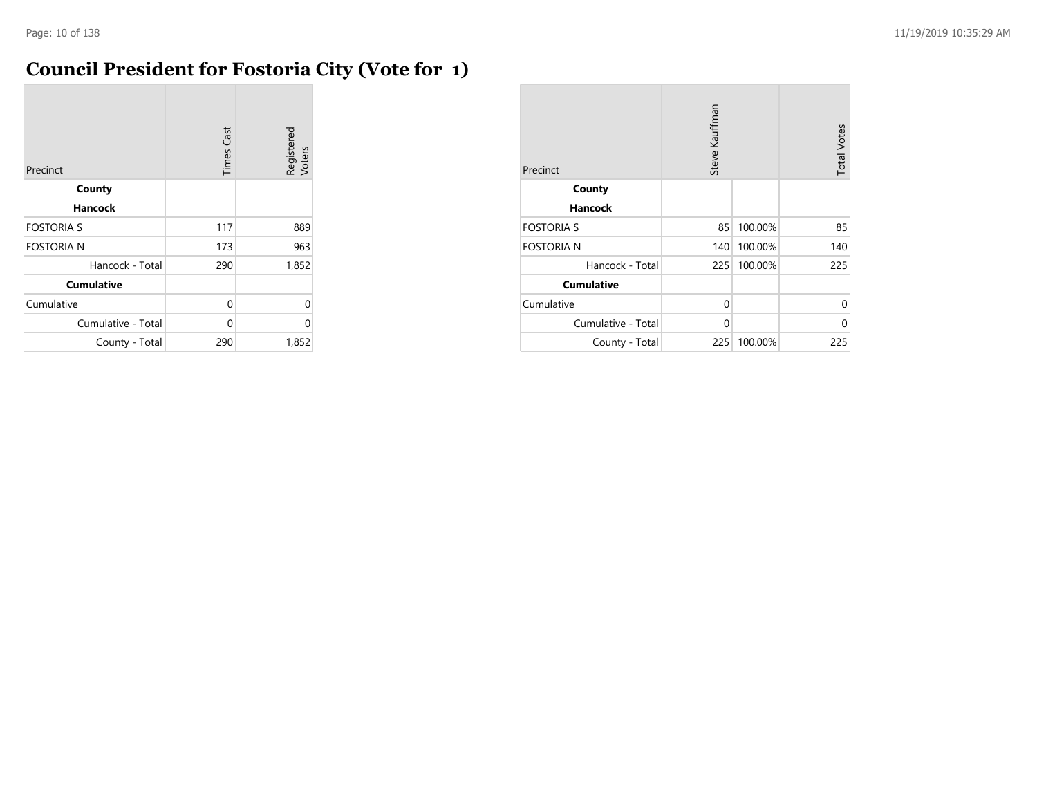# Council President for Fostoria City (Vote for 1)

| Precinct | Times Cast | Registered Voters |
|---|---|---|
| **County** | | |
| **Hancock** | | |
| FOSTORIA S | 117 | 889 |
| FOSTORIA N | 173 | 963 |
| Hancock - Total | 290 | 1,852 |
| **Cumulative** | | |
| Cumulative | 0 | 0 |
| Cumulative - Total | 0 | 0 |
| County - Total | 290 | 1,852 |

| Precinct | Steve Kauffman | | Total Votes |
|---|---|---|---|
| **County** | | | |
| **Hancock** | | | |
| FOSTORIA S | 85 | 100.00% | 85 |
| FOSTORIA N | 140 | 100.00% | 140 |
| Hancock - Total | 225 | 100.00% | 225 |
| **Cumulative** | | | |
| Cumulative | 0 | | 0 |
| Cumulative - Total | 0 | | 0 |
| County - Total | 225 | 100.00% | 225 |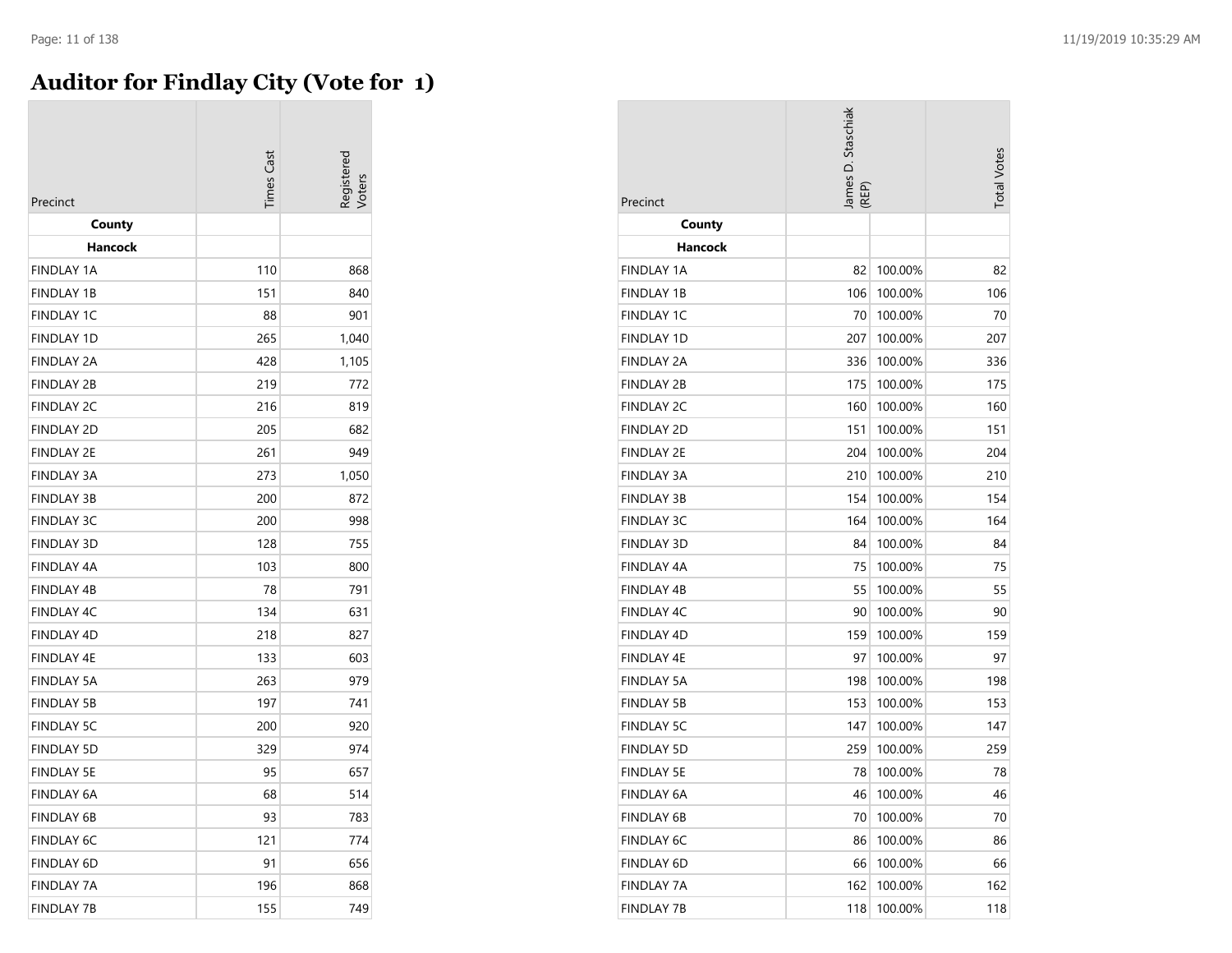# Auditor for Findlay City (Vote for 1)

| Precinct | Times Cast | Registered Voters |
|---|---|---|
| **County** | | |
| **Hancock** | | |
| FINDLAY 1A | 110 | 868 |
| FINDLAY 1B | 151 | 840 |
| FINDLAY 1C | 88 | 901 |
| FINDLAY 1D | 265 | 1,040 |
| FINDLAY 2A | 428 | 1,105 |
| FINDLAY 2B | 219 | 772 |
| FINDLAY 2C | 216 | 819 |
| FINDLAY 2D | 205 | 682 |
| FINDLAY 2E | 261 | 949 |
| FINDLAY 3A | 273 | 1,050 |
| FINDLAY 3B | 200 | 872 |
| FINDLAY 3C | 200 | 998 |
| FINDLAY 3D | 128 | 755 |
| FINDLAY 4A | 103 | 800 |
| FINDLAY 4B | 78 | 791 |
| FINDLAY 4C | 134 | 631 |
| FINDLAY 4D | 218 | 827 |
| FINDLAY 4E | 133 | 603 |
| FINDLAY 5A | 263 | 979 |
| FINDLAY 5B | 197 | 741 |
| FINDLAY 5C | 200 | 920 |
| FINDLAY 5D | 329 | 974 |
| FINDLAY 5E | 95 | 657 |
| FINDLAY 6A | 68 | 514 |
| FINDLAY 6B | 93 | 783 |
| FINDLAY 6C | 121 | 774 |
| FINDLAY 6D | 91 | 656 |
| FINDLAY 7A | 196 | 868 |
| FINDLAY 7B | 155 | 749 |

| Precinct | James D. Staschiak (REP) | | Total Votes |
|---|---|---|---|
| **County** | | | |
| **Hancock** | | | |
| FINDLAY 1A | 82 | 100.00% | 82 |
| FINDLAY 1B | 106 | 100.00% | 106 |
| FINDLAY 1C | 70 | 100.00% | 70 |
| FINDLAY 1D | 207 | 100.00% | 207 |
| FINDLAY 2A | 336 | 100.00% | 336 |
| FINDLAY 2B | 175 | 100.00% | 175 |
| FINDLAY 2C | 160 | 100.00% | 160 |
| FINDLAY 2D | 151 | 100.00% | 151 |
| FINDLAY 2E | 204 | 100.00% | 204 |
| FINDLAY 3A | 210 | 100.00% | 210 |
| FINDLAY 3B | 154 | 100.00% | 154 |
| FINDLAY 3C | 164 | 100.00% | 164 |
| FINDLAY 3D | 84 | 100.00% | 84 |
| FINDLAY 4A | 75 | 100.00% | 75 |
| FINDLAY 4B | 55 | 100.00% | 55 |
| FINDLAY 4C | 90 | 100.00% | 90 |
| FINDLAY 4D | 159 | 100.00% | 159 |
| FINDLAY 4E | 97 | 100.00% | 97 |
| FINDLAY 5A | 198 | 100.00% | 198 |
| FINDLAY 5B | 153 | 100.00% | 153 |
| FINDLAY 5C | 147 | 100.00% | 147 |
| FINDLAY 5D | 259 | 100.00% | 259 |
| FINDLAY 5E | 78 | 100.00% | 78 |
| FINDLAY 6A | 46 | 100.00% | 46 |
| FINDLAY 6B | 70 | 100.00% | 70 |
| FINDLAY 6C | 86 | 100.00% | 86 |
| FINDLAY 6D | 66 | 100.00% | 66 |
| FINDLAY 7A | 162 | 100.00% | 162 |
| FINDLAY 7B | 118 | 100.00% | 118 |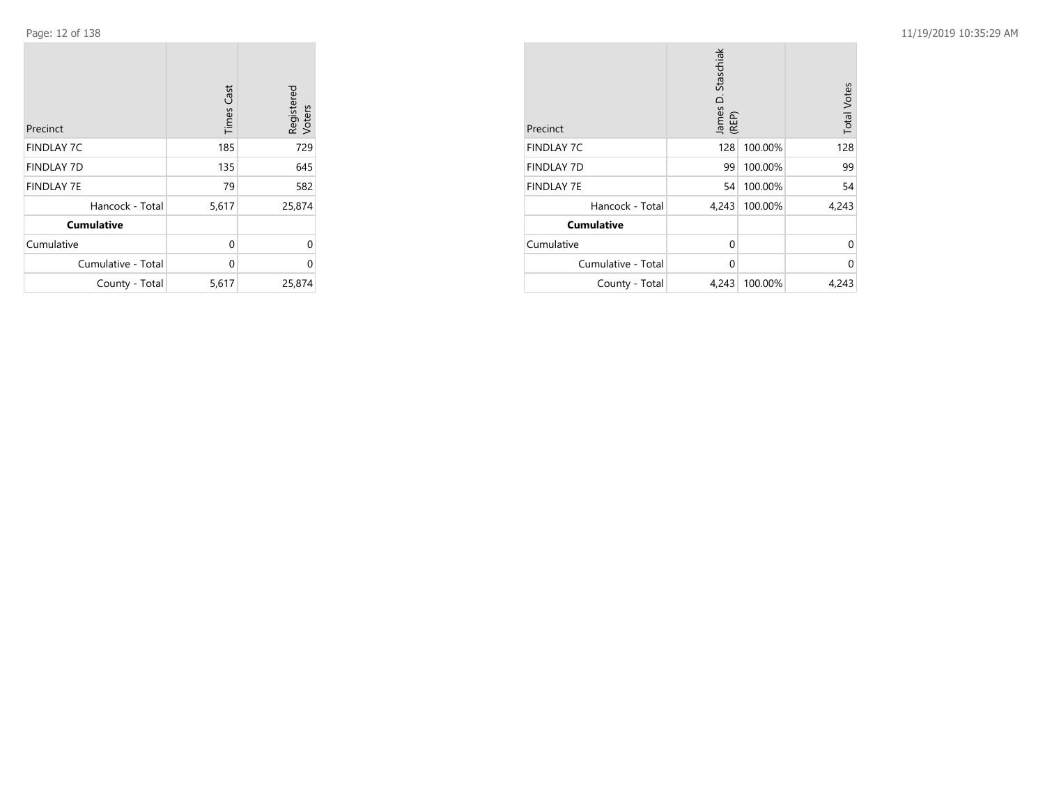| Precinct | Times Cast | Registered Voters |
|---|---|---|
| FINDLAY 7C | 185 | 729 |
| FINDLAY 7D | 135 | 645 |
| FINDLAY 7E | 79 | 582 |
| Hancock - Total | 5,617 | 25,874 |
| **Cumulative** | | |
| Cumulative | 0 | 0 |
| Cumulative - Total | 0 | 0 |
| County - Total | 5,617 | 25,874 |

| Precinct | James D. Staschiak (REP) | | Total Votes |
|---|---|---|---|
| FINDLAY 7C | 128 | 100.00% | 128 |
| FINDLAY 7D | 99 | 100.00% | 99 |
| FINDLAY 7E | 54 | 100.00% | 54 |
| Hancock - Total | 4,243 | 100.00% | 4,243 |
| **Cumulative** | | | |
| Cumulative | 0 | | 0 |
| Cumulative - Total | 0 | | 0 |
| County - Total | 4,243 | 100.00% | 4,243 |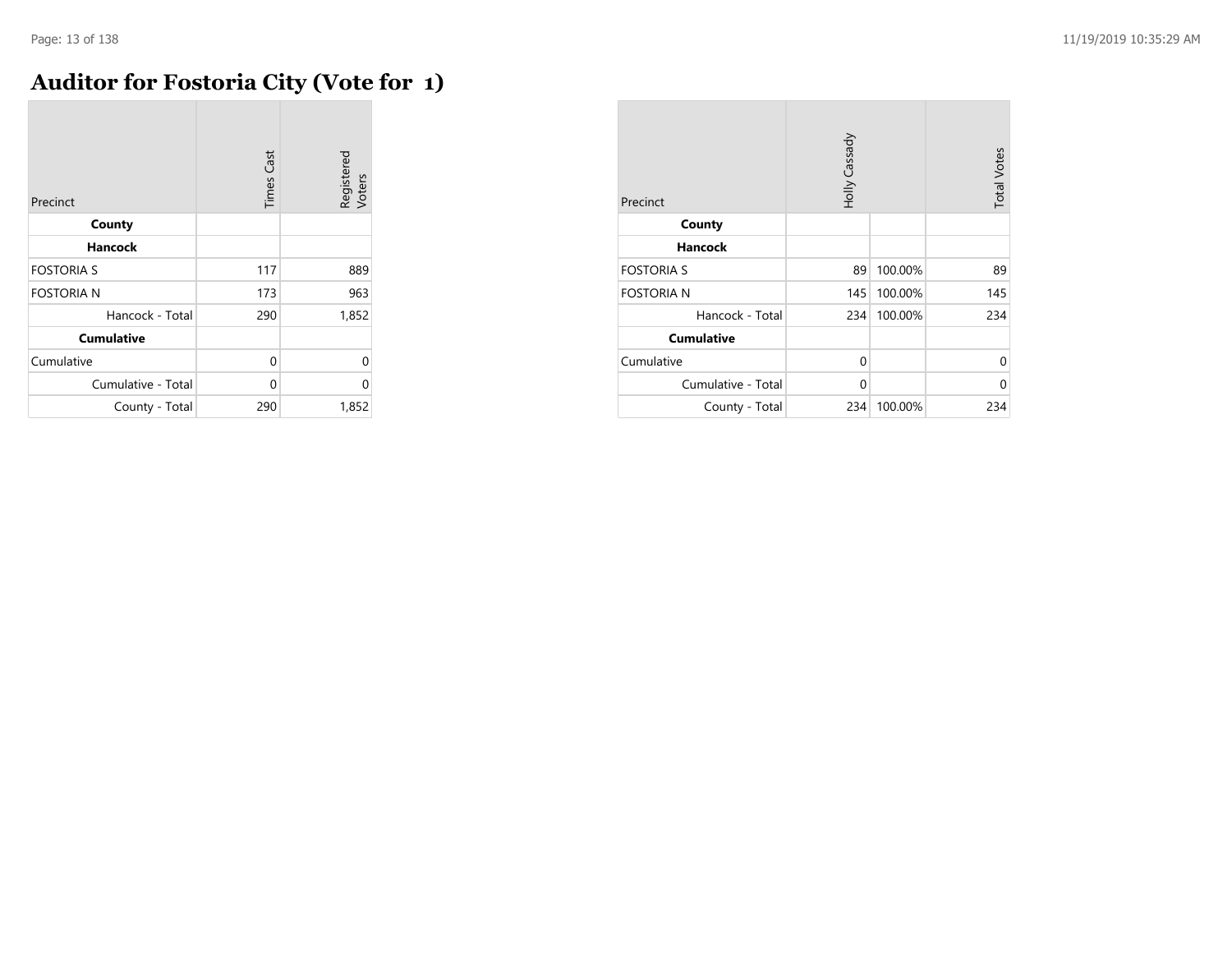# Auditor for Fostoria City (Vote for 1)

| Precinct | Times Cast | Registered Voters |
|---|---|---|
| **County** | | |
| **Hancock** | | |
| FOSTORIA S | 117 | 889 |
| FOSTORIA N | 173 | 963 |
| Hancock - Total | 290 | 1,852 |
| **Cumulative** | | |
| Cumulative | 0 | 0 |
| Cumulative - Total | 0 | 0 |
| County - Total | 290 | 1,852 |

| Precinct | Holly Cassady | | Total Votes |
|---|---|---|---|
| **County** | | | |
| **Hancock** | | | |
| FOSTORIA S | 89 | 100.00% | 89 |
| FOSTORIA N | 145 | 100.00% | 145 |
| Hancock - Total | 234 | 100.00% | 234 |
| **Cumulative** | | | |
| Cumulative | 0 | | 0 |
| Cumulative - Total | 0 | | 0 |
| County - Total | 234 | 100.00% | 234 |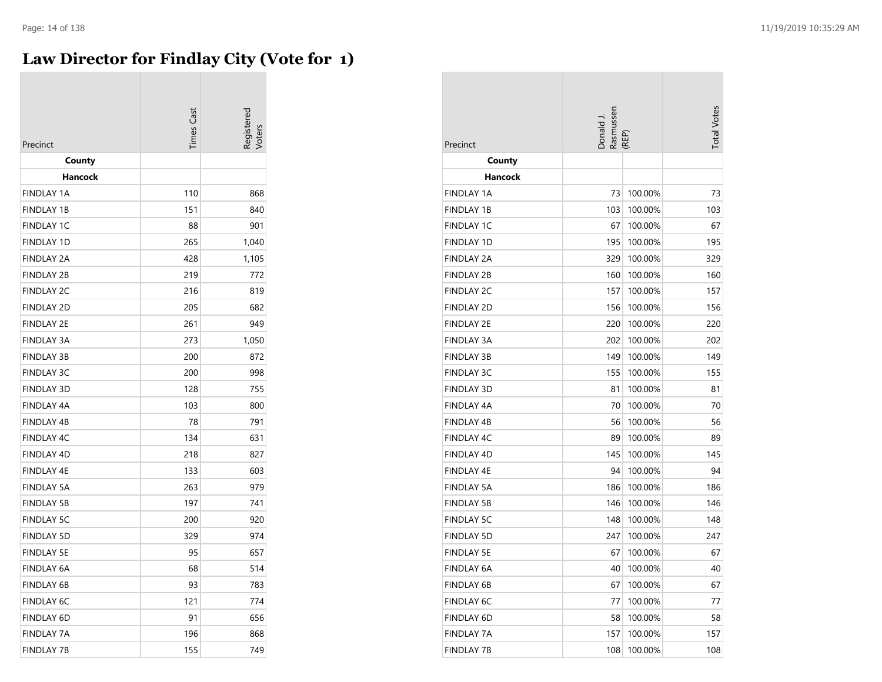# Law Director for Findlay City (Vote for 1)

| Precinct | Times Cast | Registered Voters | Donald J. Rasmussen (REP) | | Total Votes |
|---|---|---|---|---|---|
| **County** | | | | | |
| **Hancock** | | | | | |
| FINDLAY 1A | 110 | 868 | 73 | 100.00% | 73 |
| FINDLAY 1B | 151 | 840 | 103 | 100.00% | 103 |
| FINDLAY 1C | 88 | 901 | 67 | 100.00% | 67 |
| FINDLAY 1D | 265 | 1,040 | 195 | 100.00% | 195 |
| FINDLAY 2A | 428 | 1,105 | 329 | 100.00% | 329 |
| FINDLAY 2B | 219 | 772 | 160 | 100.00% | 160 |
| FINDLAY 2C | 216 | 819 | 157 | 100.00% | 157 |
| FINDLAY 2D | 205 | 682 | 156 | 100.00% | 156 |
| FINDLAY 2E | 261 | 949 | 220 | 100.00% | 220 |
| FINDLAY 3A | 273 | 1,050 | 202 | 100.00% | 202 |
| FINDLAY 3B | 200 | 872 | 149 | 100.00% | 149 |
| FINDLAY 3C | 200 | 998 | 155 | 100.00% | 155 |
| FINDLAY 3D | 128 | 755 | 81 | 100.00% | 81 |
| FINDLAY 4A | 103 | 800 | 70 | 100.00% | 70 |
| FINDLAY 4B | 78 | 791 | 56 | 100.00% | 56 |
| FINDLAY 4C | 134 | 631 | 89 | 100.00% | 89 |
| FINDLAY 4D | 218 | 827 | 145 | 100.00% | 145 |
| FINDLAY 4E | 133 | 603 | 94 | 100.00% | 94 |
| FINDLAY 5A | 263 | 979 | 186 | 100.00% | 186 |
| FINDLAY 5B | 197 | 741 | 146 | 100.00% | 146 |
| FINDLAY 5C | 200 | 920 | 148 | 100.00% | 148 |
| FINDLAY 5D | 329 | 974 | 247 | 100.00% | 247 |
| FINDLAY 5E | 95 | 657 | 67 | 100.00% | 67 |
| FINDLAY 6A | 68 | 514 | 40 | 100.00% | 40 |
| FINDLAY 6B | 93 | 783 | 67 | 100.00% | 67 |
| FINDLAY 6C | 121 | 774 | 77 | 100.00% | 77 |
| FINDLAY 6D | 91 | 656 | 58 | 100.00% | 58 |
| FINDLAY 7A | 196 | 868 | 157 | 100.00% | 157 |
| FINDLAY 7B | 155 | 749 | 108 | 100.00% | 108 |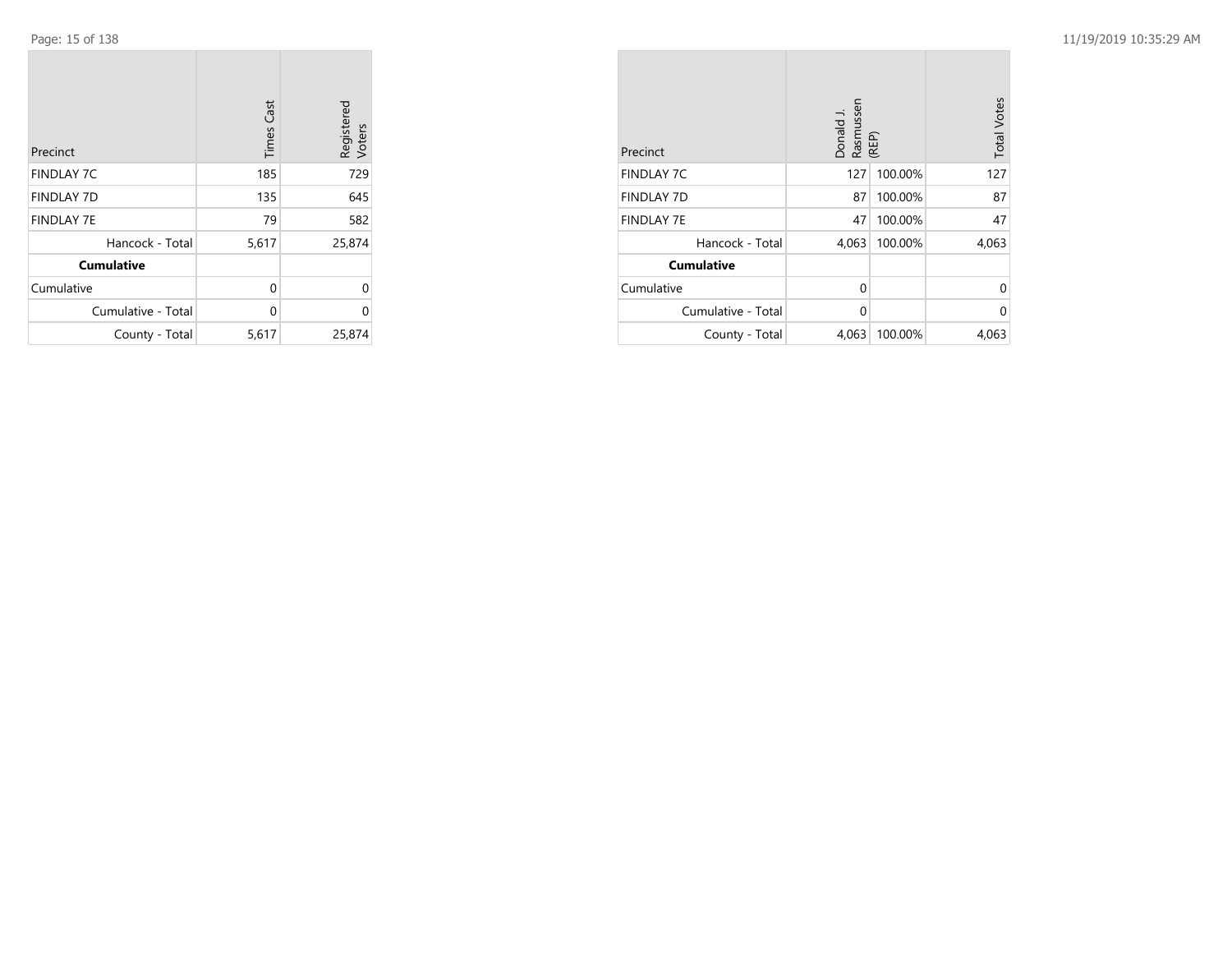| Precinct | Times Cast | Registered Voters |
|---|---|---|
| FINDLAY 7C | 185 | 729 |
| FINDLAY 7D | 135 | 645 |
| FINDLAY 7E | 79 | 582 |
| Hancock - Total | 5,617 | 25,874 |
| **Cumulative** | | |
| Cumulative | 0 | 0 |
| Cumulative - Total | 0 | 0 |
| County - Total | 5,617 | 25,874 |

| Precinct | Donald J. Rasmussen (REP) | | Total Votes |
|---|---|---|---|
| FINDLAY 7C | 127 | 100.00% | 127 |
| FINDLAY 7D | 87 | 100.00% | 87 |
| FINDLAY 7E | 47 | 100.00% | 47 |
| Hancock - Total | 4,063 | 100.00% | 4,063 |
| **Cumulative** | | | |
| Cumulative | 0 | | 0 |
| Cumulative - Total | 0 | | 0 |
| County - Total | 4,063 | 100.00% | 4,063 |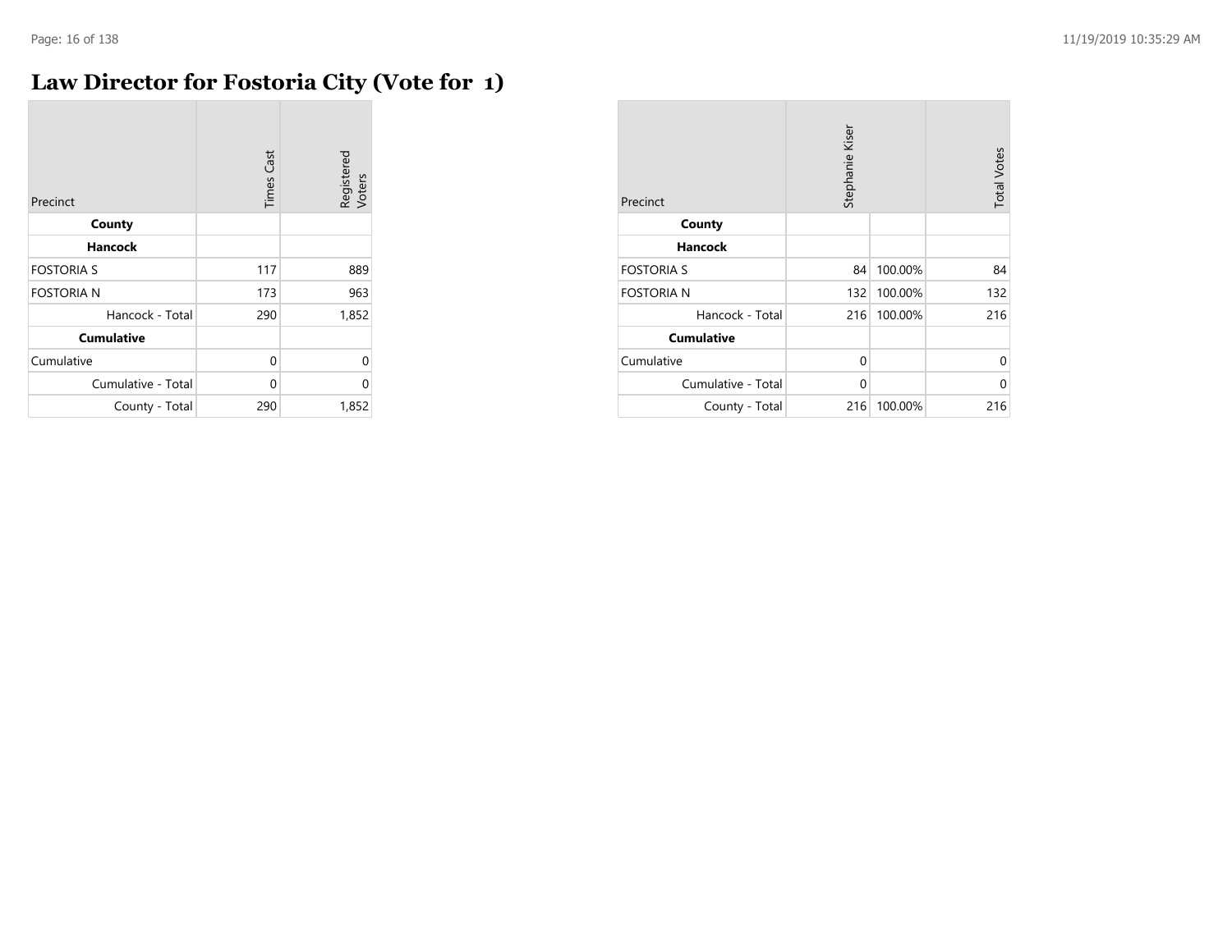# Law Director for Fostoria City (Vote for 1)

| Precinct | Times Cast | Registered Voters |
|---|---|---|
| **County** | | |
| **Hancock** | | |
| FOSTORIA S | 117 | 889 |
| FOSTORIA N | 173 | 963 |
| Hancock - Total | 290 | 1,852 |
| **Cumulative** | | |
| Cumulative | 0 | 0 |
| Cumulative - Total | 0 | 0 |
| County - Total | 290 | 1,852 |

| Precinct | Stephanie Kiser | | Total Votes |
|---|---|---|---|
| **County** | | | |
| **Hancock** | | | |
| FOSTORIA S | 84 | 100.00% | 84 |
| FOSTORIA N | 132 | 100.00% | 132 |
| Hancock - Total | 216 | 100.00% | 216 |
| **Cumulative** | | | |
| Cumulative | 0 | | 0 |
| Cumulative - Total | 0 | | 0 |
| County - Total | 216 | 100.00% | 216 |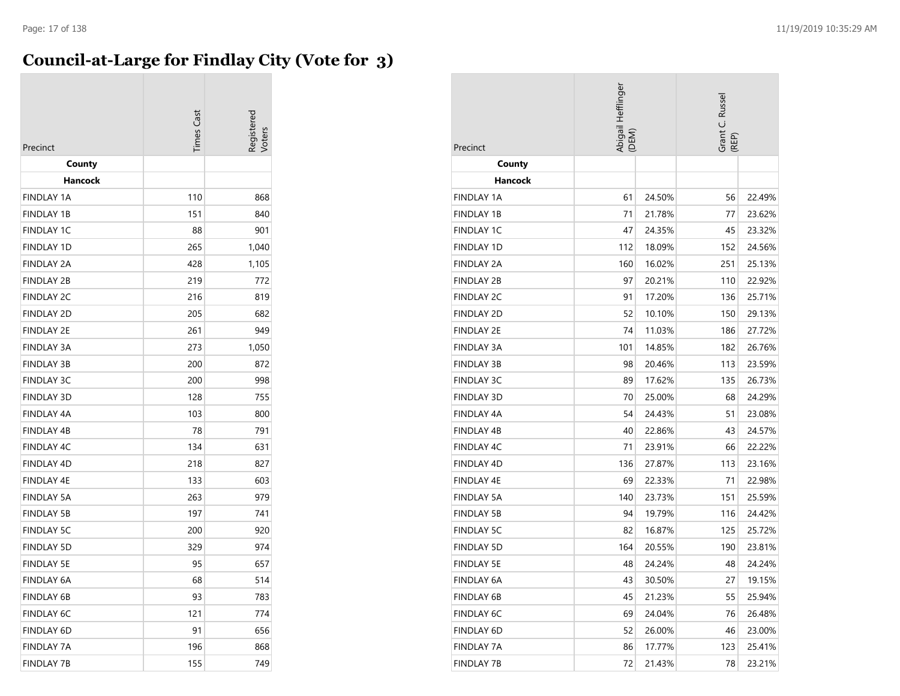# Council-at-Large for Findlay City (Vote for 3)

| Precinct | Times Cast | Registered Voters |
|---|---|---|
| **County** | | |
| **Hancock** | | |
| FINDLAY 1A | 110 | 868 |
| FINDLAY 1B | 151 | 840 |
| FINDLAY 1C | 88 | 901 |
| FINDLAY 1D | 265 | 1,040 |
| FINDLAY 2A | 428 | 1,105 |
| FINDLAY 2B | 219 | 772 |
| FINDLAY 2C | 216 | 819 |
| FINDLAY 2D | 205 | 682 |
| FINDLAY 2E | 261 | 949 |
| FINDLAY 3A | 273 | 1,050 |
| FINDLAY 3B | 200 | 872 |
| FINDLAY 3C | 200 | 998 |
| FINDLAY 3D | 128 | 755 |
| FINDLAY 4A | 103 | 800 |
| FINDLAY 4B | 78 | 791 |
| FINDLAY 4C | 134 | 631 |
| FINDLAY 4D | 218 | 827 |
| FINDLAY 4E | 133 | 603 |
| FINDLAY 5A | 263 | 979 |
| FINDLAY 5B | 197 | 741 |
| FINDLAY 5C | 200 | 920 |
| FINDLAY 5D | 329 | 974 |
| FINDLAY 5E | 95 | 657 |
| FINDLAY 6A | 68 | 514 |
| FINDLAY 6B | 93 | 783 |
| FINDLAY 6C | 121 | 774 |
| FINDLAY 6D | 91 | 656 |
| FINDLAY 7A | 196 | 868 |
| FINDLAY 7B | 155 | 749 |

| Precinct | Abigail Hefflinger (DEM) | | Grant C. Russel (REP) | |
|---|---|---|---|---|
| **County** | | | | |
| **Hancock** | | | | |
| FINDLAY 1A | 61 | 24.50% | 56 | 22.49% |
| FINDLAY 1B | 71 | 21.78% | 77 | 23.62% |
| FINDLAY 1C | 47 | 24.35% | 45 | 23.32% |
| FINDLAY 1D | 112 | 18.09% | 152 | 24.56% |
| FINDLAY 2A | 160 | 16.02% | 251 | 25.13% |
| FINDLAY 2B | 97 | 20.21% | 110 | 22.92% |
| FINDLAY 2C | 91 | 17.20% | 136 | 25.71% |
| FINDLAY 2D | 52 | 10.10% | 150 | 29.13% |
| FINDLAY 2E | 74 | 11.03% | 186 | 27.72% |
| FINDLAY 3A | 101 | 14.85% | 182 | 26.76% |
| FINDLAY 3B | 98 | 20.46% | 113 | 23.59% |
| FINDLAY 3C | 89 | 17.62% | 135 | 26.73% |
| FINDLAY 3D | 70 | 25.00% | 68 | 24.29% |
| FINDLAY 4A | 54 | 24.43% | 51 | 23.08% |
| FINDLAY 4B | 40 | 22.86% | 43 | 24.57% |
| FINDLAY 4C | 71 | 23.91% | 66 | 22.22% |
| FINDLAY 4D | 136 | 27.87% | 113 | 23.16% |
| FINDLAY 4E | 69 | 22.33% | 71 | 22.98% |
| FINDLAY 5A | 140 | 23.73% | 151 | 25.59% |
| FINDLAY 5B | 94 | 19.79% | 116 | 24.42% |
| FINDLAY 5C | 82 | 16.87% | 125 | 25.72% |
| FINDLAY 5D | 164 | 20.55% | 190 | 23.81% |
| FINDLAY 5E | 48 | 24.24% | 48 | 24.24% |
| FINDLAY 6A | 43 | 30.50% | 27 | 19.15% |
| FINDLAY 6B | 45 | 21.23% | 55 | 25.94% |
| FINDLAY 6C | 69 | 24.04% | 76 | 26.48% |
| FINDLAY 6D | 52 | 26.00% | 46 | 23.00% |
| FINDLAY 7A | 86 | 17.77% | 123 | 25.41% |
| FINDLAY 7B | 72 | 21.43% | 78 | 23.21% |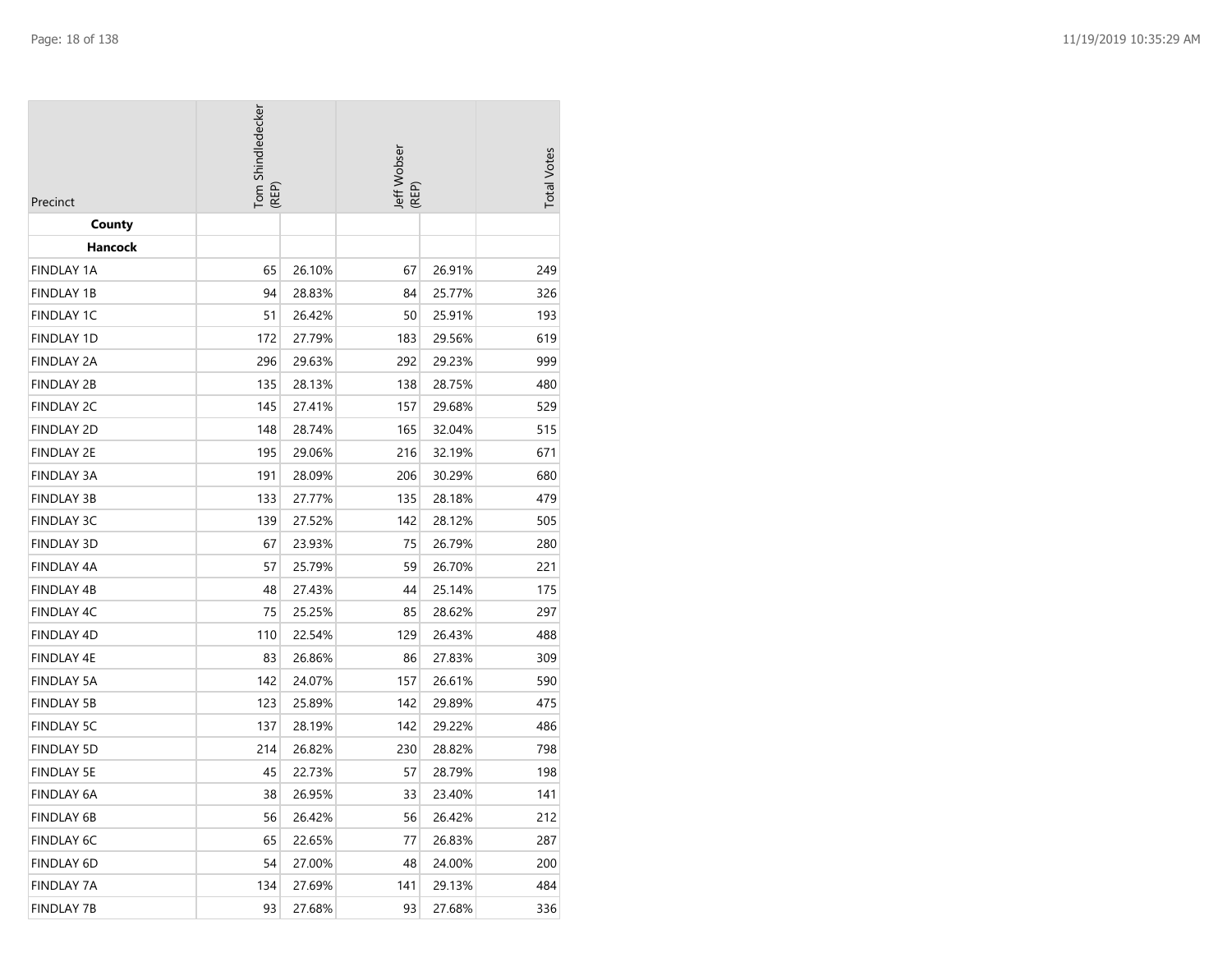| Precinct | Tom Shindledecker (REP) | | Jeff Wobser (REP) | | Total Votes |
|---|---|---|---|---|---|
| **County** | | | | | |
| **Hancock** | | | | | |
| FINDLAY 1A | 65 | 26.10% | 67 | 26.91% | 249 |
| FINDLAY 1B | 94 | 28.83% | 84 | 25.77% | 326 |
| FINDLAY 1C | 51 | 26.42% | 50 | 25.91% | 193 |
| FINDLAY 1D | 172 | 27.79% | 183 | 29.56% | 619 |
| FINDLAY 2A | 296 | 29.63% | 292 | 29.23% | 999 |
| FINDLAY 2B | 135 | 28.13% | 138 | 28.75% | 480 |
| FINDLAY 2C | 145 | 27.41% | 157 | 29.68% | 529 |
| FINDLAY 2D | 148 | 28.74% | 165 | 32.04% | 515 |
| FINDLAY 2E | 195 | 29.06% | 216 | 32.19% | 671 |
| FINDLAY 3A | 191 | 28.09% | 206 | 30.29% | 680 |
| FINDLAY 3B | 133 | 27.77% | 135 | 28.18% | 479 |
| FINDLAY 3C | 139 | 27.52% | 142 | 28.12% | 505 |
| FINDLAY 3D | 67 | 23.93% | 75 | 26.79% | 280 |
| FINDLAY 4A | 57 | 25.79% | 59 | 26.70% | 221 |
| FINDLAY 4B | 48 | 27.43% | 44 | 25.14% | 175 |
| FINDLAY 4C | 75 | 25.25% | 85 | 28.62% | 297 |
| FINDLAY 4D | 110 | 22.54% | 129 | 26.43% | 488 |
| FINDLAY 4E | 83 | 26.86% | 86 | 27.83% | 309 |
| FINDLAY 5A | 142 | 24.07% | 157 | 26.61% | 590 |
| FINDLAY 5B | 123 | 25.89% | 142 | 29.89% | 475 |
| FINDLAY 5C | 137 | 28.19% | 142 | 29.22% | 486 |
| FINDLAY 5D | 214 | 26.82% | 230 | 28.82% | 798 |
| FINDLAY 5E | 45 | 22.73% | 57 | 28.79% | 198 |
| FINDLAY 6A | 38 | 26.95% | 33 | 23.40% | 141 |
| FINDLAY 6B | 56 | 26.42% | 56 | 26.42% | 212 |
| FINDLAY 6C | 65 | 22.65% | 77 | 26.83% | 287 |
| FINDLAY 6D | 54 | 27.00% | 48 | 24.00% | 200 |
| FINDLAY 7A | 134 | 27.69% | 141 | 29.13% | 484 |
| FINDLAY 7B | 93 | 27.68% | 93 | 27.68% | 336 |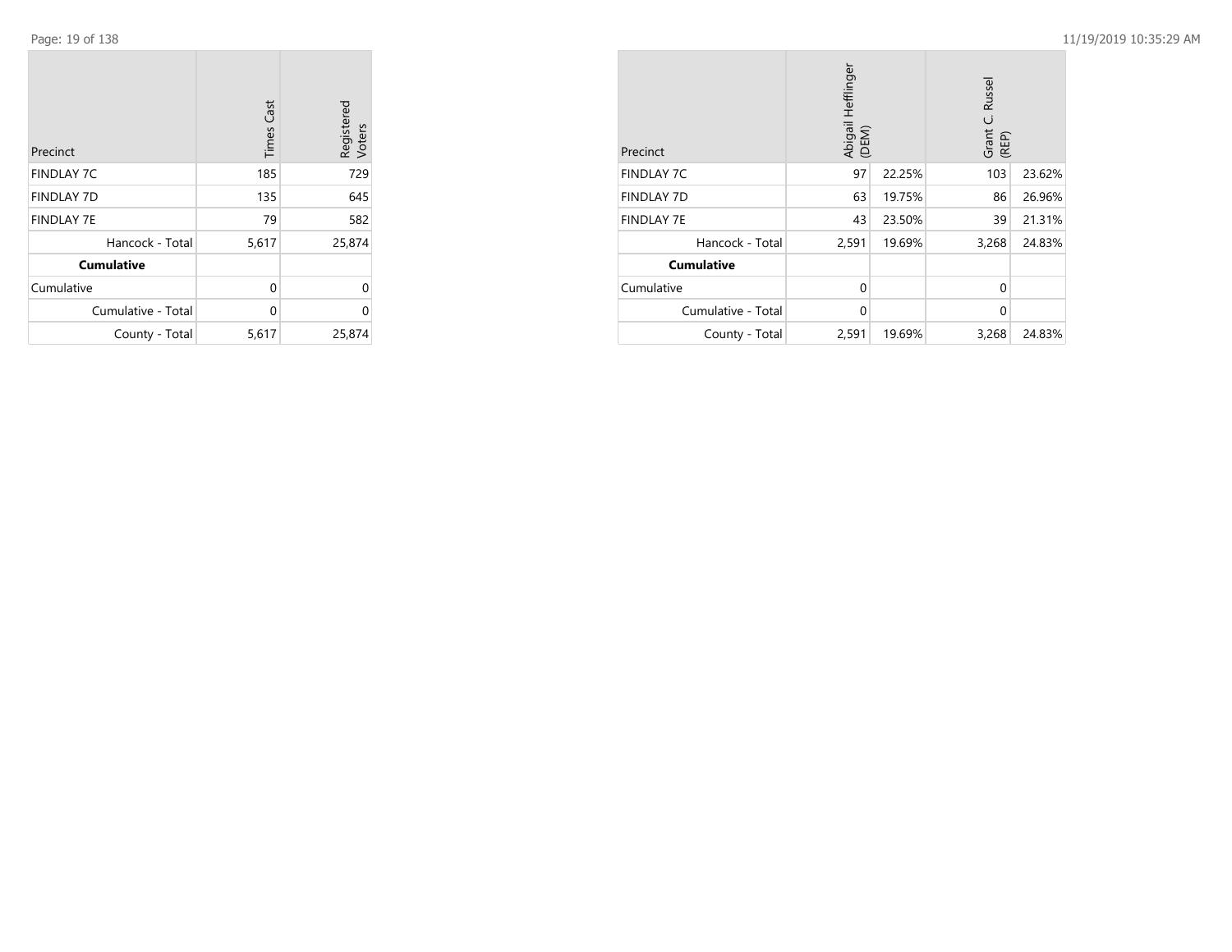| Precinct | Times Cast | Registered Voters |
|---|---|---|
| FINDLAY 7C | 185 | 729 |
| FINDLAY 7D | 135 | 645 |
| FINDLAY 7E | 79 | 582 |
| Hancock - Total | 5,617 | 25,874 |
| **Cumulative** | | |
| Cumulative | 0 | 0 |
| Cumulative - Total | 0 | 0 |
| County - Total | 5,617 | 25,874 |

| Precinct | Abigail Hefflinger (DEM) | | Grant C. Russel (REP) | |
|---|---|---|---|---|
| FINDLAY 7C | 97 | 22.25% | 103 | 23.62% |
| FINDLAY 7D | 63 | 19.75% | 86 | 26.96% |
| FINDLAY 7E | 43 | 23.50% | 39 | 21.31% |
| Hancock - Total | 2,591 | 19.69% | 3,268 | 24.83% |
| **Cumulative** | | | | |
| Cumulative | 0 | | 0 | |
| Cumulative - Total | 0 | | 0 | |
| County - Total | 2,591 | 19.69% | 3,268 | 24.83% |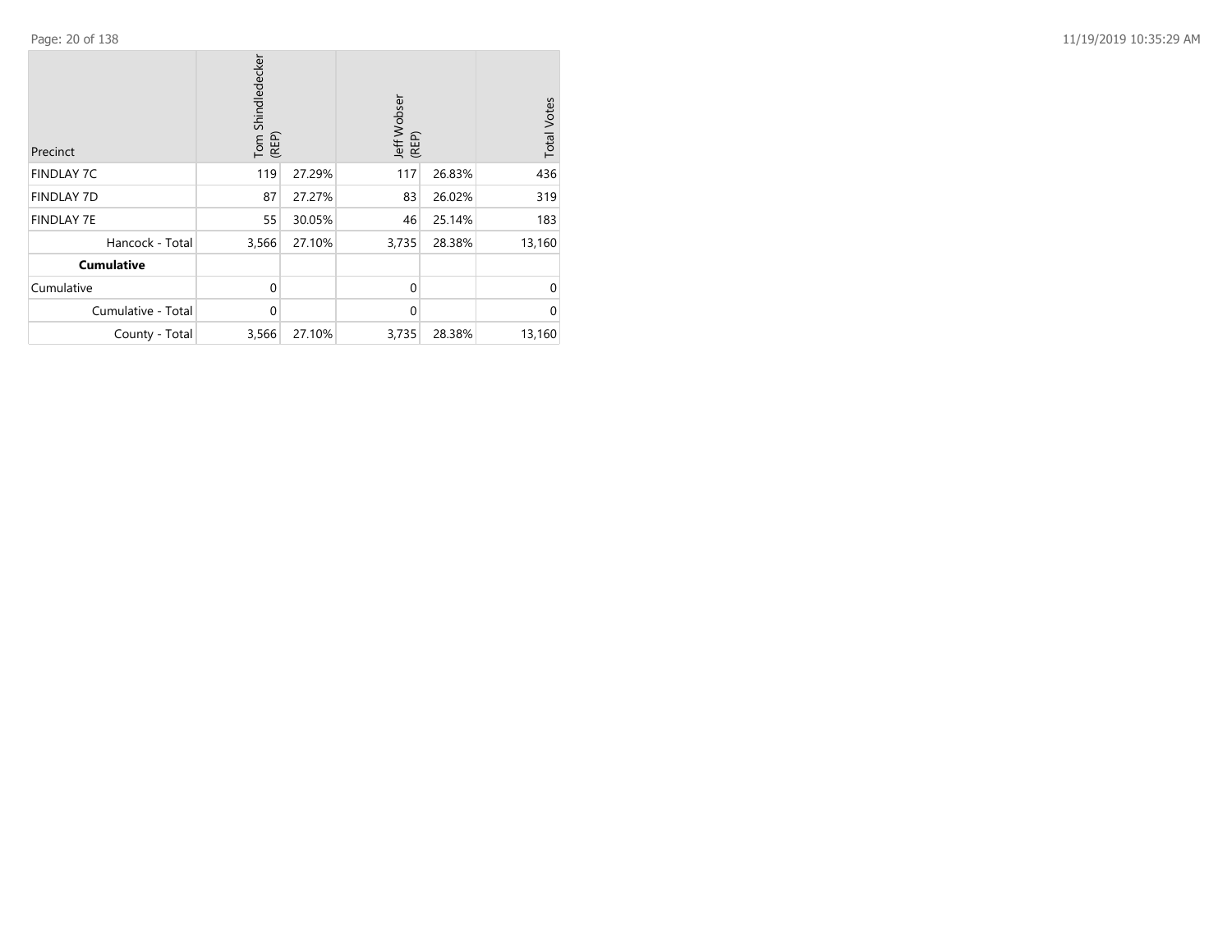| Precinct | Tom Shindledecker (REP) | | Jeff Wobser (REP) | | Total Votes |
|---|---|---|---|---|---|
| FINDLAY 7C | 119 | 27.29% | 117 | 26.83% | 436 |
| FINDLAY 7D | 87 | 27.27% | 83 | 26.02% | 319 |
| FINDLAY 7E | 55 | 30.05% | 46 | 25.14% | 183 |
| Hancock - Total | 3,566 | 27.10% | 3,735 | 28.38% | 13,160 |
| **Cumulative** | | | | | |
| Cumulative | 0 | | 0 | | 0 |
| Cumulative - Total | 0 | | 0 | | 0 |
| County - Total | 3,566 | 27.10% | 3,735 | 28.38% | 13,160 |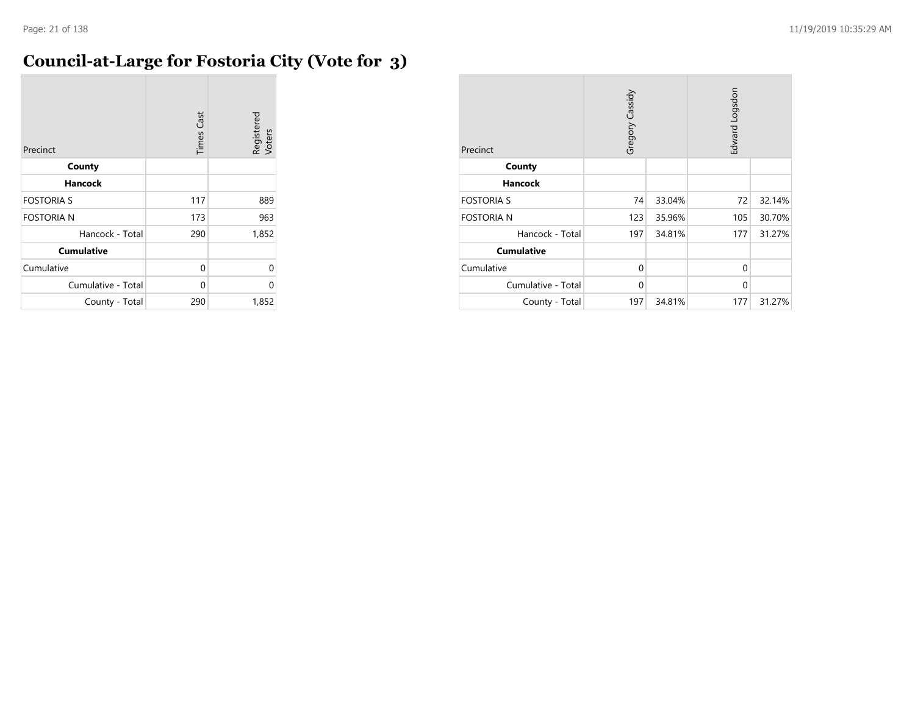# Council-at-Large for Fostoria City (Vote for 3)

| Precinct | Times Cast | Registered Voters |
|---|---|---|
| **County** | | |
| **Hancock** | | |
| FOSTORIA S | 117 | 889 |
| FOSTORIA N | 173 | 963 |
| Hancock - Total | 290 | 1,852 |
| **Cumulative** | | |
| Cumulative | 0 | 0 |
| Cumulative - Total | 0 | 0 |
| County - Total | 290 | 1,852 |

| Precinct | Gregory Cassidy | | Edward Logsdon | |
|---|---|---|---|---|
| **County** | | | | |
| **Hancock** | | | | |
| FOSTORIA S | 74 | 33.04% | 72 | 32.14% |
| FOSTORIA N | 123 | 35.96% | 105 | 30.70% |
| Hancock - Total | 197 | 34.81% | 177 | 31.27% |
| **Cumulative** | | | | |
| Cumulative | 0 | | 0 | |
| Cumulative - Total | 0 | | 0 | |
| County - Total | 197 | 34.81% | 177 | 31.27% |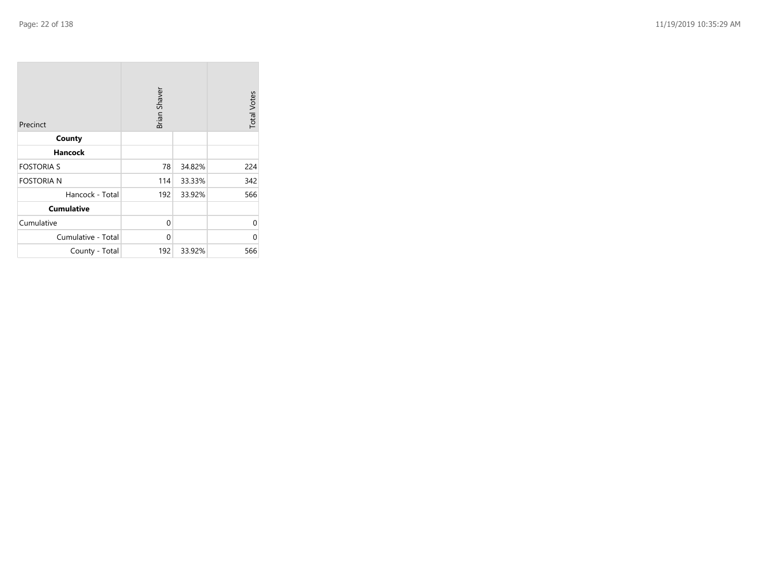| Precinct | Brian Shaver | | Total Votes |
|---|---|---|---|
| **County** | | | |
| **Hancock** | | | |
| FOSTORIA S | 78 | 34.82% | 224 |
| FOSTORIA N | 114 | 33.33% | 342 |
| Hancock - Total | 192 | 33.92% | 566 |
| **Cumulative** | | | |
| Cumulative | 0 | | 0 |
| Cumulative - Total | 0 | | 0 |
| County - Total | 192 | 33.92% | 566 |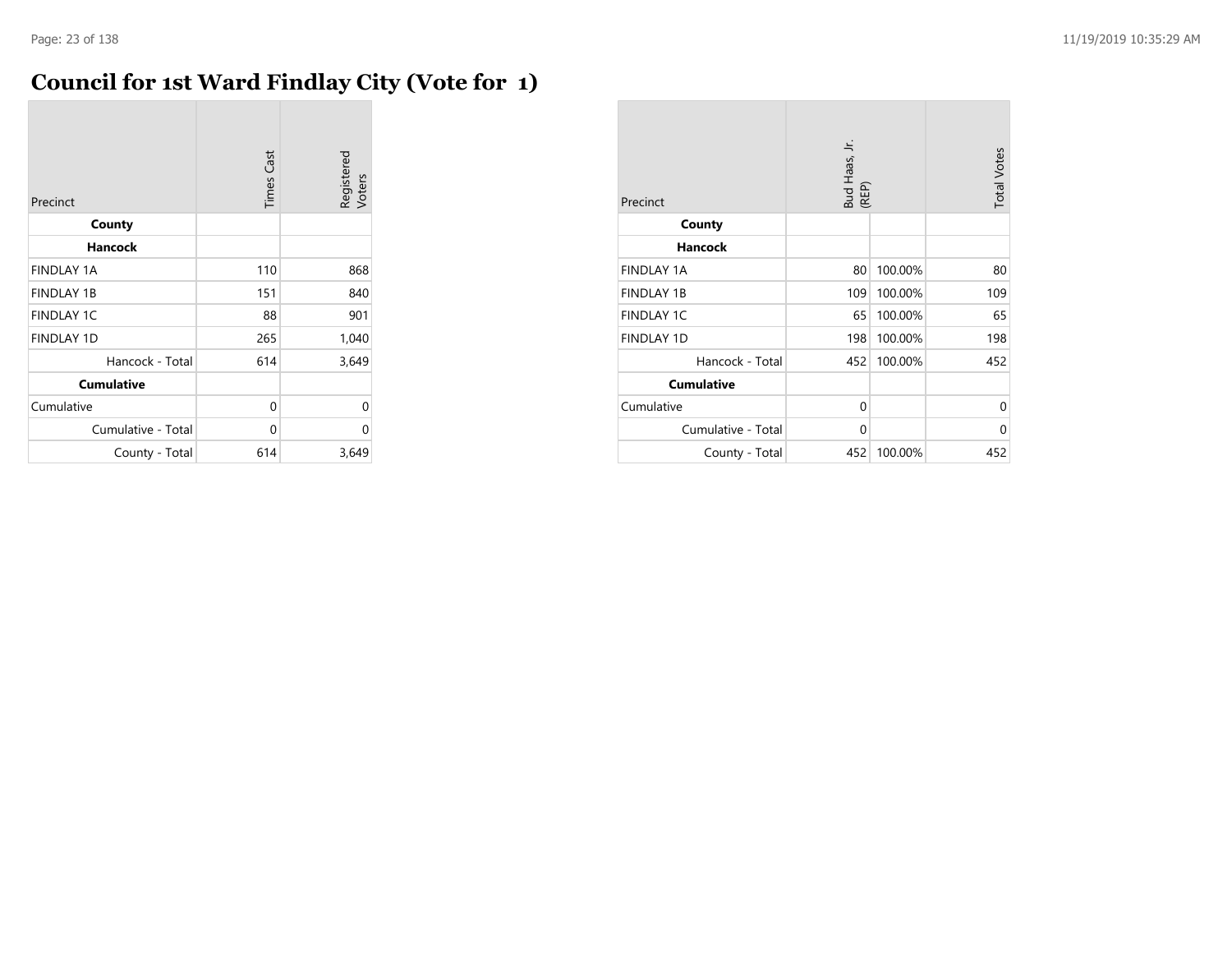# Council for 1st Ward Findlay City (Vote for 1)

| Precinct | Times Cast | Registered Voters |
|---|---|---|
| **County** | | |
| **Hancock** | | |
| FINDLAY 1A | 110 | 868 |
| FINDLAY 1B | 151 | 840 |
| FINDLAY 1C | 88 | 901 |
| FINDLAY 1D | 265 | 1,040 |
| Hancock - Total | 614 | 3,649 |
| **Cumulative** | | |
| Cumulative | 0 | 0 |
| Cumulative - Total | 0 | 0 |
| County - Total | 614 | 3,649 |

| Precinct | Bud Haas, Jr. (REP) | | Total Votes |
|---|---|---|---|
| **County** | | | |
| **Hancock** | | | |
| FINDLAY 1A | 80 | 100.00% | 80 |
| FINDLAY 1B | 109 | 100.00% | 109 |
| FINDLAY 1C | 65 | 100.00% | 65 |
| FINDLAY 1D | 198 | 100.00% | 198 |
| Hancock - Total | 452 | 100.00% | 452 |
| **Cumulative** | | | |
| Cumulative | 0 | | 0 |
| Cumulative - Total | 0 | | 0 |
| County - Total | 452 | 100.00% | 452 |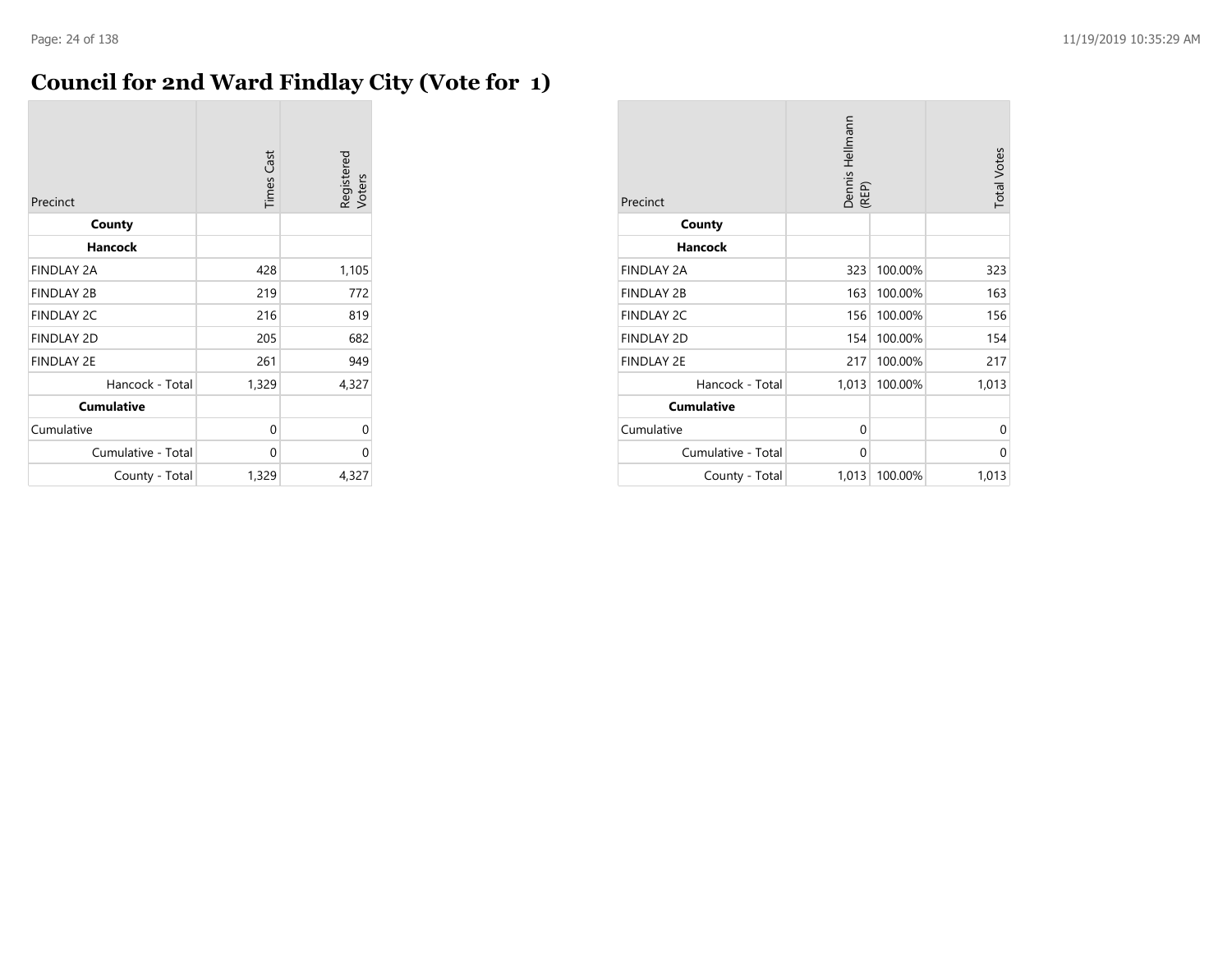# Council for 2nd Ward Findlay City (Vote for 1)

| Precinct | Times Cast | Registered Voters |
|---|---|---|
| **County** | | |
| **Hancock** | | |
| FINDLAY 2A | 428 | 1,105 |
| FINDLAY 2B | 219 | 772 |
| FINDLAY 2C | 216 | 819 |
| FINDLAY 2D | 205 | 682 |
| FINDLAY 2E | 261 | 949 |
| Hancock - Total | 1,329 | 4,327 |
| **Cumulative** | | |
| Cumulative | 0 | 0 |
| Cumulative - Total | 0 | 0 |
| County - Total | 1,329 | 4,327 |

| Precinct | Dennis Hellmann (REP) | | Total Votes |
|---|---|---|---|
| **County** | | | |
| **Hancock** | | | |
| FINDLAY 2A | 323 | 100.00% | 323 |
| FINDLAY 2B | 163 | 100.00% | 163 |
| FINDLAY 2C | 156 | 100.00% | 156 |
| FINDLAY 2D | 154 | 100.00% | 154 |
| FINDLAY 2E | 217 | 100.00% | 217 |
| Hancock - Total | 1,013 | 100.00% | 1,013 |
| **Cumulative** | | | |
| Cumulative | 0 | | 0 |
| Cumulative - Total | 0 | | 0 |
| County - Total | 1,013 | 100.00% | 1,013 |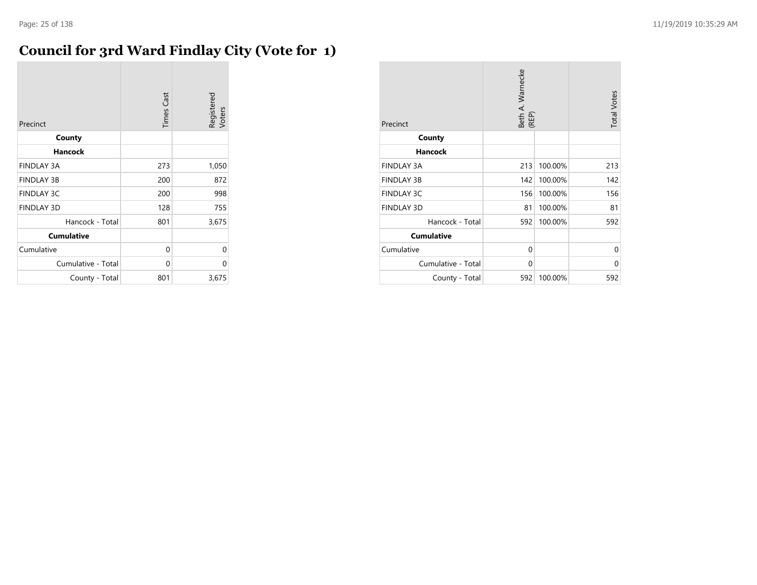# Council for 3rd Ward Findlay City (Vote for 1)

| Precinct | Times Cast | Registered Voters |
|---|---|---|
| **County** | | |
| **Hancock** | | |
| FINDLAY 3A | 273 | 1,050 |
| FINDLAY 3B | 200 | 872 |
| FINDLAY 3C | 200 | 998 |
| FINDLAY 3D | 128 | 755 |
| Hancock - Total | 801 | 3,675 |
| **Cumulative** | | |
| Cumulative | 0 | 0 |
| Cumulative - Total | 0 | 0 |
| County - Total | 801 | 3,675 |

| Precinct | Beth A. Warnecke (REP) | | Total Votes |
|---|---|---|---|
| **County** | | | |
| **Hancock** | | | |
| FINDLAY 3A | 213 | 100.00% | 213 |
| FINDLAY 3B | 142 | 100.00% | 142 |
| FINDLAY 3C | 156 | 100.00% | 156 |
| FINDLAY 3D | 81 | 100.00% | 81 |
| Hancock - Total | 592 | 100.00% | 592 |
| **Cumulative** | | | |
| Cumulative | 0 | | 0 |
| Cumulative - Total | 0 | | 0 |
| County - Total | 592 | 100.00% | 592 |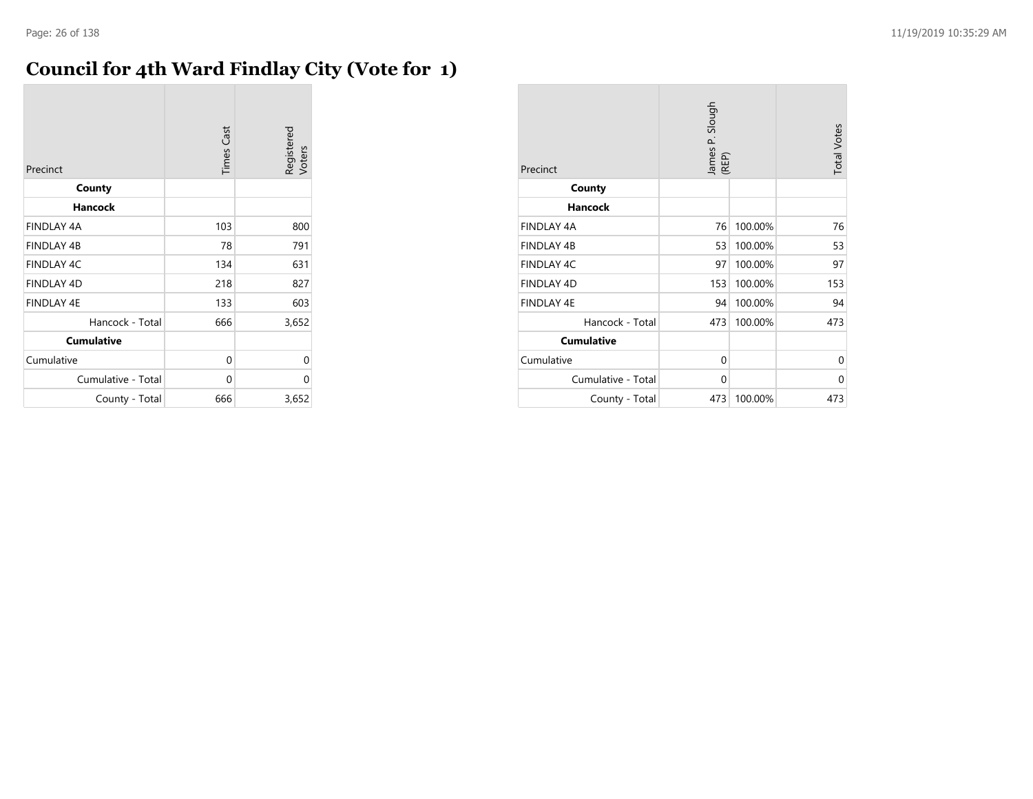# Council for 4th Ward Findlay City (Vote for 1)

| Precinct | Times Cast | Registered Voters |
|---|---|---|
| **County** | | |
| **Hancock** | | |
| FINDLAY 4A | 103 | 800 |
| FINDLAY 4B | 78 | 791 |
| FINDLAY 4C | 134 | 631 |
| FINDLAY 4D | 218 | 827 |
| FINDLAY 4E | 133 | 603 |
| Hancock - Total | 666 | 3,652 |
| **Cumulative** | | |
| Cumulative | 0 | 0 |
| Cumulative - Total | 0 | 0 |
| County - Total | 666 | 3,652 |

| Precinct | James P. Slough (REP) | | Total Votes |
|---|---|---|---|
| **County** | | | |
| **Hancock** | | | |
| FINDLAY 4A | 76 | 100.00% | 76 |
| FINDLAY 4B | 53 | 100.00% | 53 |
| FINDLAY 4C | 97 | 100.00% | 97 |
| FINDLAY 4D | 153 | 100.00% | 153 |
| FINDLAY 4E | 94 | 100.00% | 94 |
| Hancock - Total | 473 | 100.00% | 473 |
| **Cumulative** | | | |
| Cumulative | 0 | | 0 |
| Cumulative - Total | 0 | | 0 |
| County - Total | 473 | 100.00% | 473 |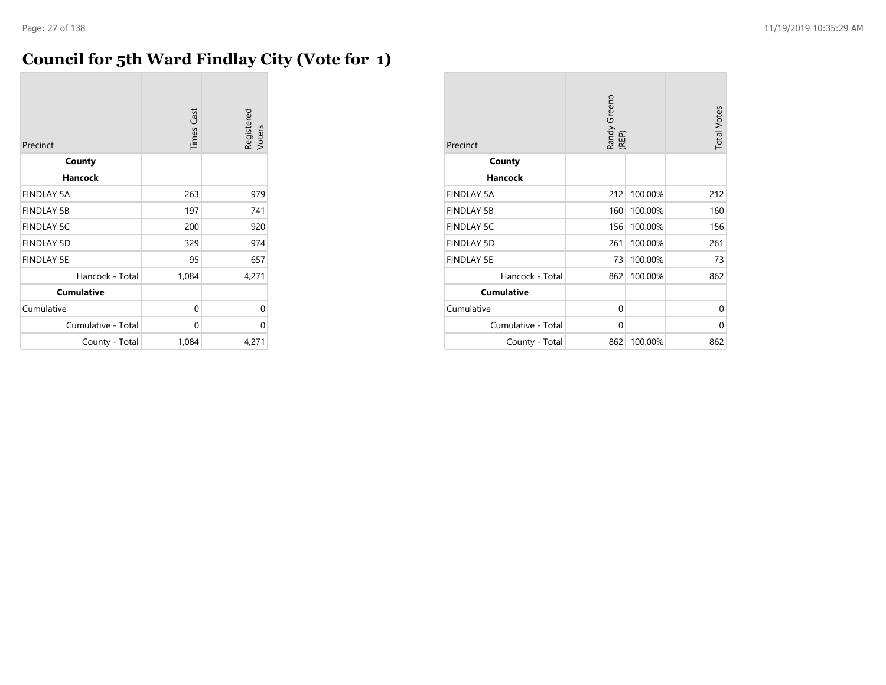# Council for 5th Ward Findlay City (Vote for 1)

| Precinct | Times Cast | Registered Voters |
|---|---|---|
| **County** | | |
| **Hancock** | | |
| FINDLAY 5A | 263 | 979 |
| FINDLAY 5B | 197 | 741 |
| FINDLAY 5C | 200 | 920 |
| FINDLAY 5D | 329 | 974 |
| FINDLAY 5E | 95 | 657 |
| Hancock - Total | 1,084 | 4,271 |
| **Cumulative** | | |
| Cumulative | 0 | 0 |
| Cumulative - Total | 0 | 0 |
| County - Total | 1,084 | 4,271 |

| Precinct | Randy Greeno (REP) | | Total Votes |
|---|---|---|---|
| **County** | | | |
| **Hancock** | | | |
| FINDLAY 5A | 212 | 100.00% | 212 |
| FINDLAY 5B | 160 | 100.00% | 160 |
| FINDLAY 5C | 156 | 100.00% | 156 |
| FINDLAY 5D | 261 | 100.00% | 261 |
| FINDLAY 5E | 73 | 100.00% | 73 |
| Hancock - Total | 862 | 100.00% | 862 |
| **Cumulative** | | | |
| Cumulative | 0 | | 0 |
| Cumulative - Total | 0 | | 0 |
| County - Total | 862 | 100.00% | 862 |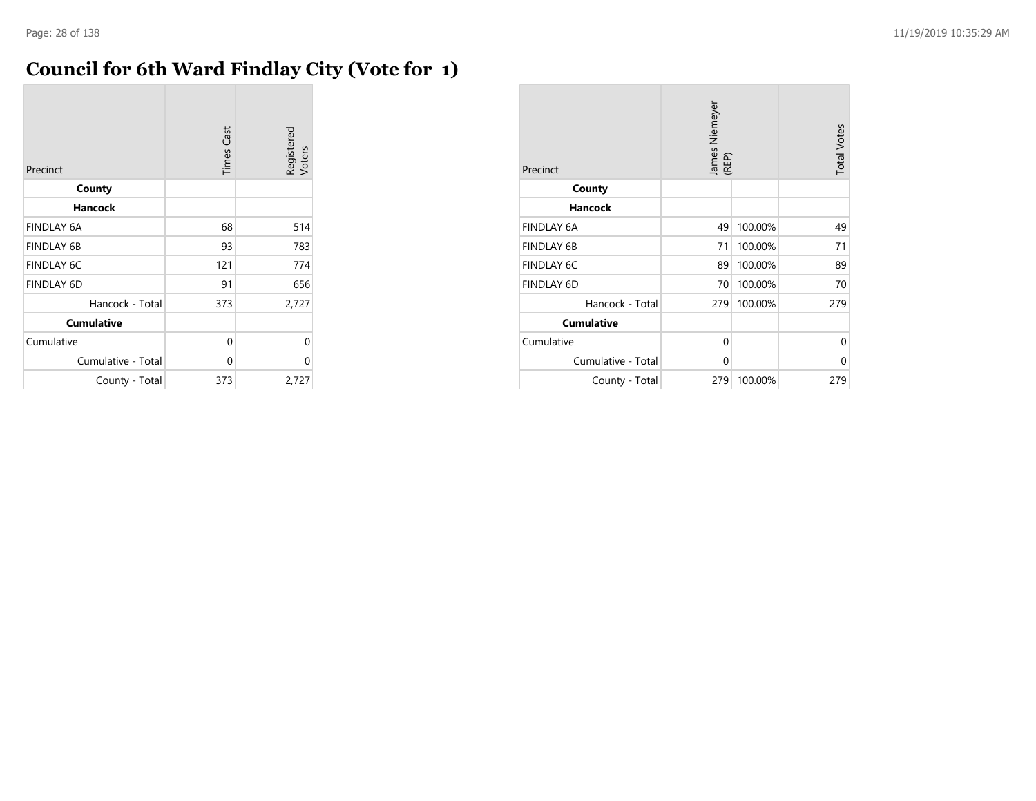# Council for 6th Ward Findlay City (Vote for 1)

| Precinct | Times Cast | Registered Voters |
|---|---|---|
| **County** | | |
| **Hancock** | | |
| FINDLAY 6A | 68 | 514 |
| FINDLAY 6B | 93 | 783 |
| FINDLAY 6C | 121 | 774 |
| FINDLAY 6D | 91 | 656 |
| Hancock - Total | 373 | 2,727 |
| **Cumulative** | | |
| Cumulative | 0 | 0 |
| Cumulative - Total | 0 | 0 |
| County - Total | 373 | 2,727 |

| Precinct | James Niemeyer (REP) | | Total Votes |
|---|---|---|---|
| **County** | | | |
| **Hancock** | | | |
| FINDLAY 6A | 49 | 100.00% | 49 |
| FINDLAY 6B | 71 | 100.00% | 71 |
| FINDLAY 6C | 89 | 100.00% | 89 |
| FINDLAY 6D | 70 | 100.00% | 70 |
| Hancock - Total | 279 | 100.00% | 279 |
| **Cumulative** | | | |
| Cumulative | 0 | | 0 |
| Cumulative - Total | 0 | | 0 |
| County - Total | 279 | 100.00% | 279 |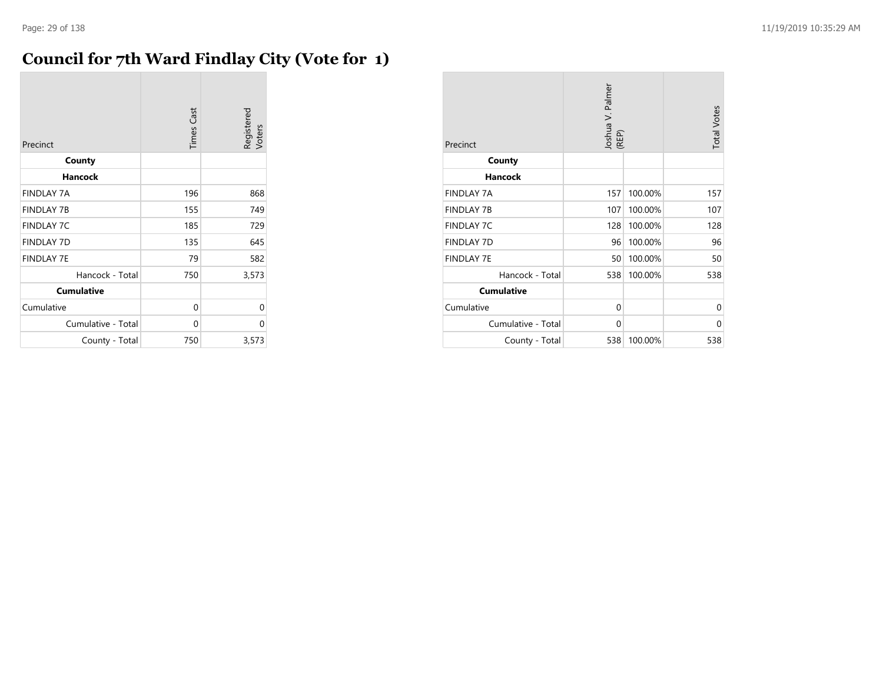# Council for 7th Ward Findlay City (Vote for 1)

| Precinct | Times Cast | Registered Voters |
|---|---|---|
| **County** | | |
| **Hancock** | | |
| FINDLAY 7A | 196 | 868 |
| FINDLAY 7B | 155 | 749 |
| FINDLAY 7C | 185 | 729 |
| FINDLAY 7D | 135 | 645 |
| FINDLAY 7E | 79 | 582 |
| Hancock - Total | 750 | 3,573 |
| **Cumulative** | | |
| Cumulative | 0 | 0 |
| Cumulative - Total | 0 | 0 |
| County - Total | 750 | 3,573 |

| Precinct | Joshua V. Palmer (REP) | | Total Votes |
|---|---|---|---|
| **County** | | | |
| **Hancock** | | | |
| FINDLAY 7A | 157 | 100.00% | 157 |
| FINDLAY 7B | 107 | 100.00% | 107 |
| FINDLAY 7C | 128 | 100.00% | 128 |
| FINDLAY 7D | 96 | 100.00% | 96 |
| FINDLAY 7E | 50 | 100.00% | 50 |
| Hancock - Total | 538 | 100.00% | 538 |
| **Cumulative** | | | |
| Cumulative | 0 | | 0 |
| Cumulative - Total | 0 | | 0 |
| County - Total | 538 | 100.00% | 538 |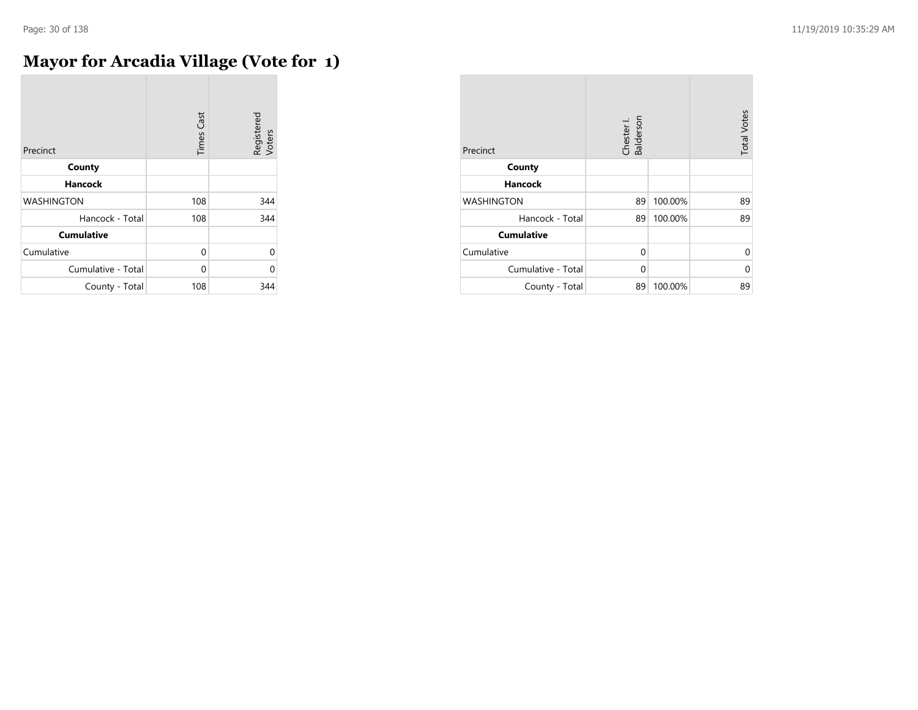# Mayor for Arcadia Village (Vote for 1)

| Precinct | Times Cast | Registered Voters |
|---|---|---|
| **County** | | |
| **Hancock** | | |
| WASHINGTON | 108 | 344 |
| Hancock - Total | 108 | 344 |
| **Cumulative** | | |
| Cumulative | 0 | 0 |
| Cumulative - Total | 0 | 0 |
| County - Total | 108 | 344 |

| Precinct | Chester I. Balderson | | Total Votes |
|---|---|---|---|
| **County** | | | |
| **Hancock** | | | |
| WASHINGTON | 89 | 100.00% | 89 |
| Hancock - Total | 89 | 100.00% | 89 |
| **Cumulative** | | | |
| Cumulative | 0 | | 0 |
| Cumulative - Total | 0 | | 0 |
| County - Total | 89 | 100.00% | 89 |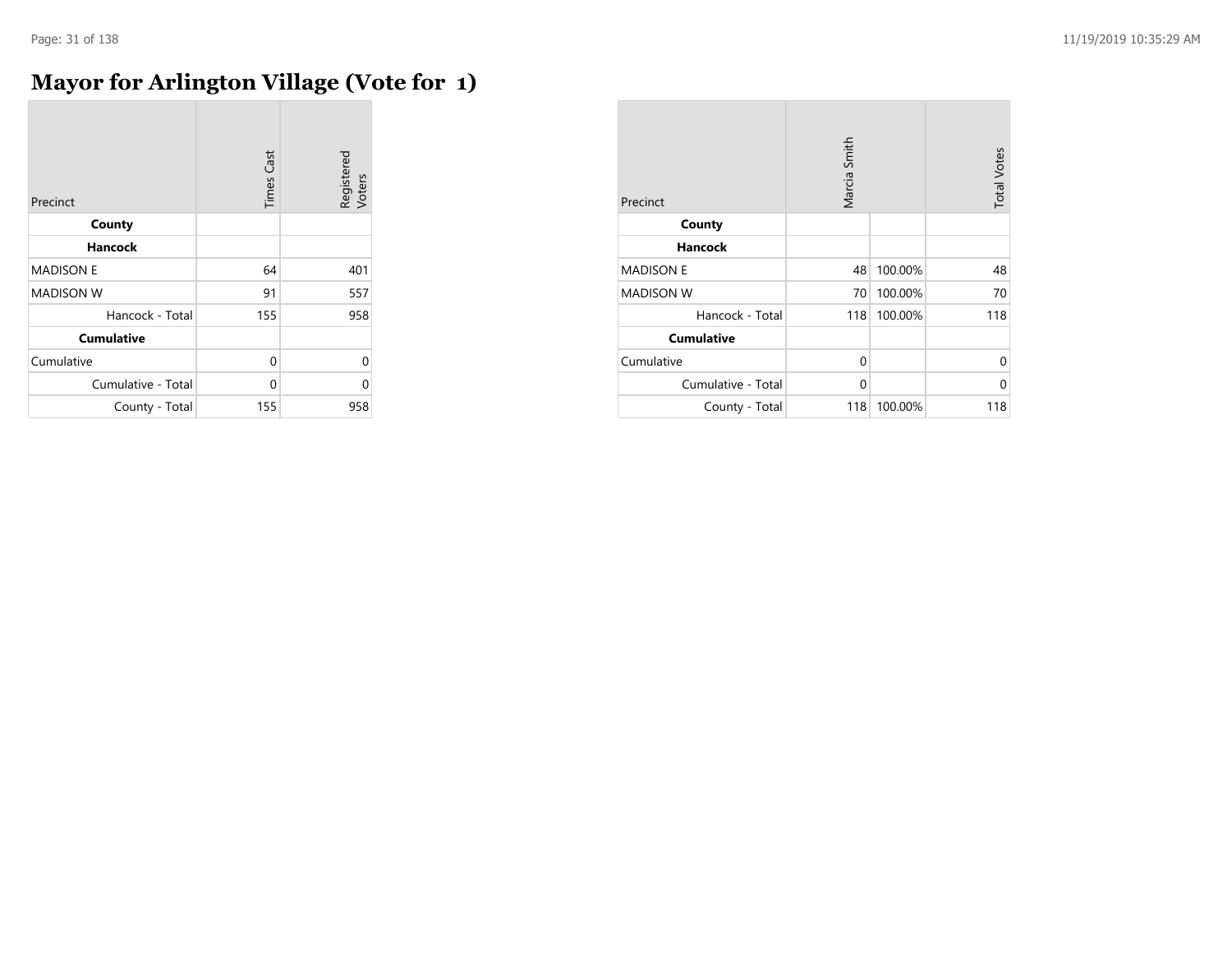# Mayor for Arlington Village (Vote for 1)

| Precinct | Times Cast | Registered Voters |
|---|---|---|
| **County** | | |
| **Hancock** | | |
| MADISON E | 64 | 401 |
| MADISON W | 91 | 557 |
| Hancock - Total | 155 | 958 |
| **Cumulative** | | |
| Cumulative | 0 | 0 |
| Cumulative - Total | 0 | 0 |
| County - Total | 155 | 958 |

| Precinct | Marcia Smith | | Total Votes |
|---|---|---|---|
| **County** | | | |
| **Hancock** | | | |
| MADISON E | 48 | 100.00% | 48 |
| MADISON W | 70 | 100.00% | 70 |
| Hancock - Total | 118 | 100.00% | 118 |
| **Cumulative** | | | |
| Cumulative | 0 | | 0 |
| Cumulative - Total | 0 | | 0 |
| County - Total | 118 | 100.00% | 118 |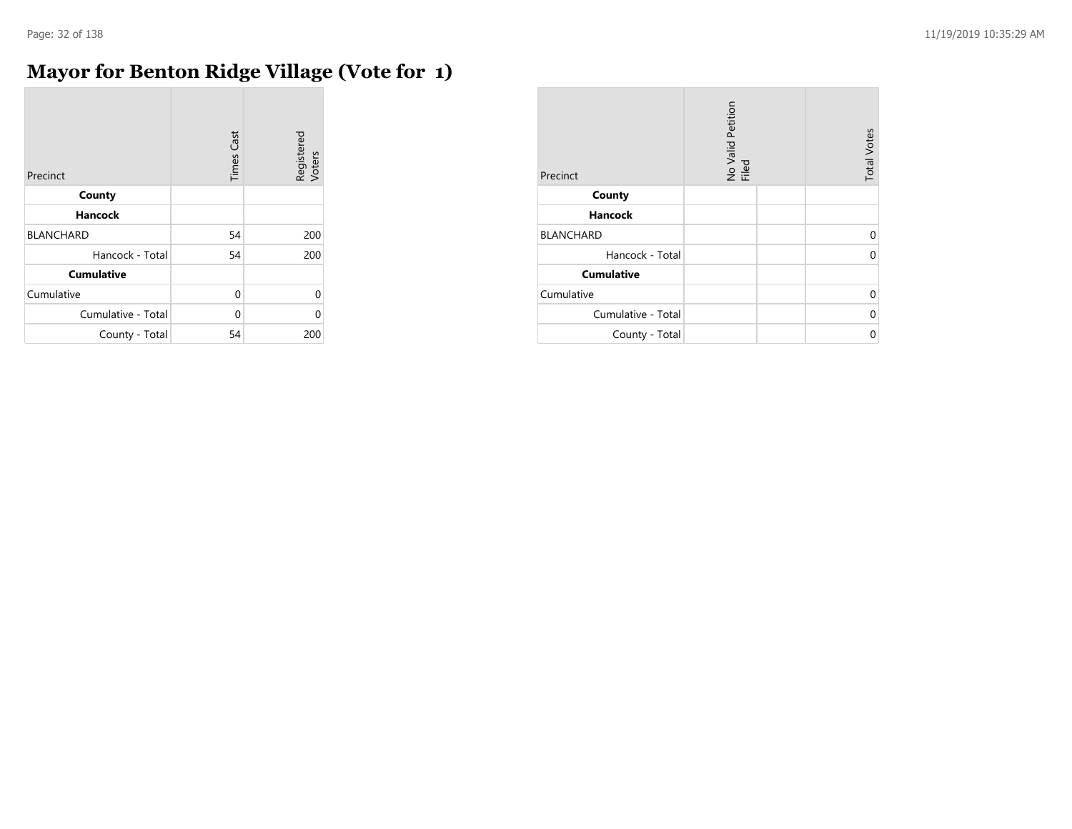# Mayor for Benton Ridge Village (Vote for 1)

| Precinct | Times Cast | Registered Voters |
|---|---|---|
| **County** | | |
| **Hancock** | | |
| BLANCHARD | 54 | 200 |
| Hancock - Total | 54 | 200 |
| **Cumulative** | | |
| Cumulative | 0 | 0 |
| Cumulative - Total | 0 | 0 |
| County - Total | 54 | 200 |

| Precinct | No Valid Petition Filed | | Total Votes |
|---|---|---|---|
| **County** | | | |
| **Hancock** | | | |
| BLANCHARD | | | 0 |
| Hancock - Total | | | 0 |
| **Cumulative** | | | |
| Cumulative | | | 0 |
| Cumulative - Total | | | 0 |
| County - Total | | | 0 |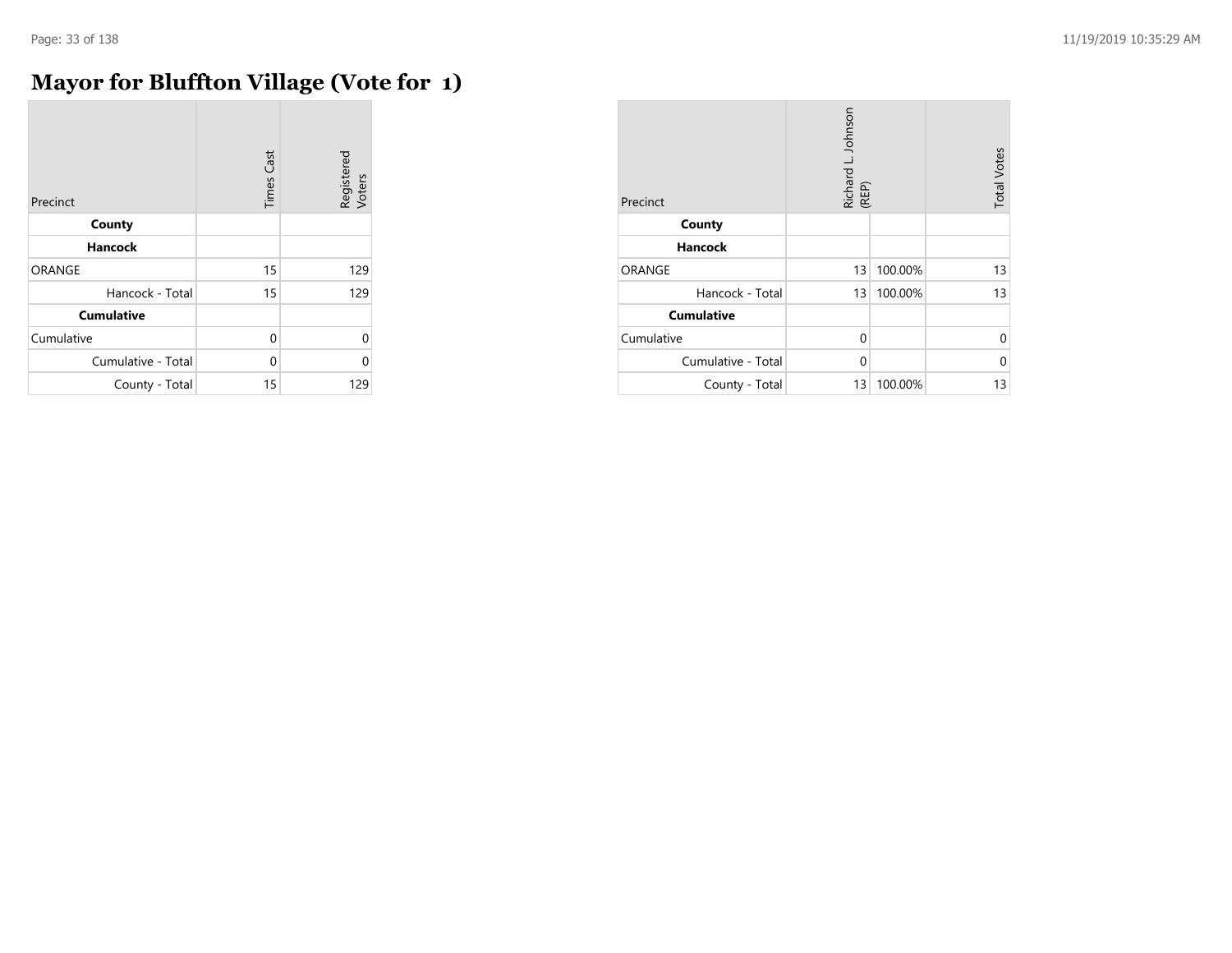# Mayor for Bluffton Village (Vote for 1)

| Precinct | Times Cast | Registered Voters |
|---|---|---|
| **County** | | |
| **Hancock** | | |
| ORANGE | 15 | 129 |
| Hancock - Total | 15 | 129 |
| **Cumulative** | | |
| Cumulative | 0 | 0 |
| Cumulative - Total | 0 | 0 |
| County - Total | 15 | 129 |

| Precinct | Richard L. Johnson (REP) | | Total Votes |
|---|---|---|---|
| **County** | | | |
| **Hancock** | | | |
| ORANGE | 13 | 100.00% | 13 |
| Hancock - Total | 13 | 100.00% | 13 |
| **Cumulative** | | | |
| Cumulative | 0 | | 0 |
| Cumulative - Total | 0 | | 0 |
| County - Total | 13 | 100.00% | 13 |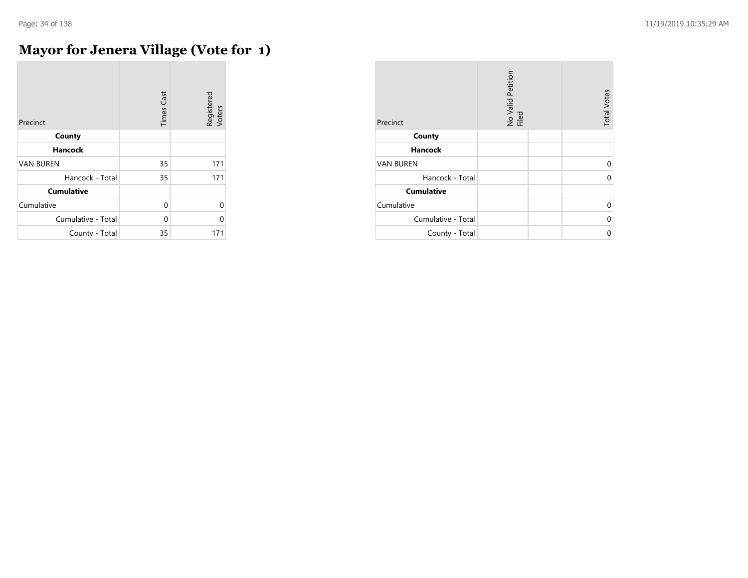# Mayor for Jenera Village (Vote for 1)

| Precinct | Times Cast | Registered Voters |
|---|---|---|
| **County** | | |
| **Hancock** | | |
| VAN BUREN | 35 | 171 |
| Hancock - Total | 35 | 171 |
| **Cumulative** | | |
| Cumulative | 0 | 0 |
| Cumulative - Total | 0 | 0 |
| County - Total | 35 | 171 |

| Precinct | No Valid Petition Filed | | Total Votes |
|---|---|---|---|
| **County** | | | |
| **Hancock** | | | |
| VAN BUREN | | | 0 |
| Hancock - Total | | | 0 |
| **Cumulative** | | | |
| Cumulative | | | 0 |
| Cumulative - Total | | | 0 |
| County - Total | | | 0 |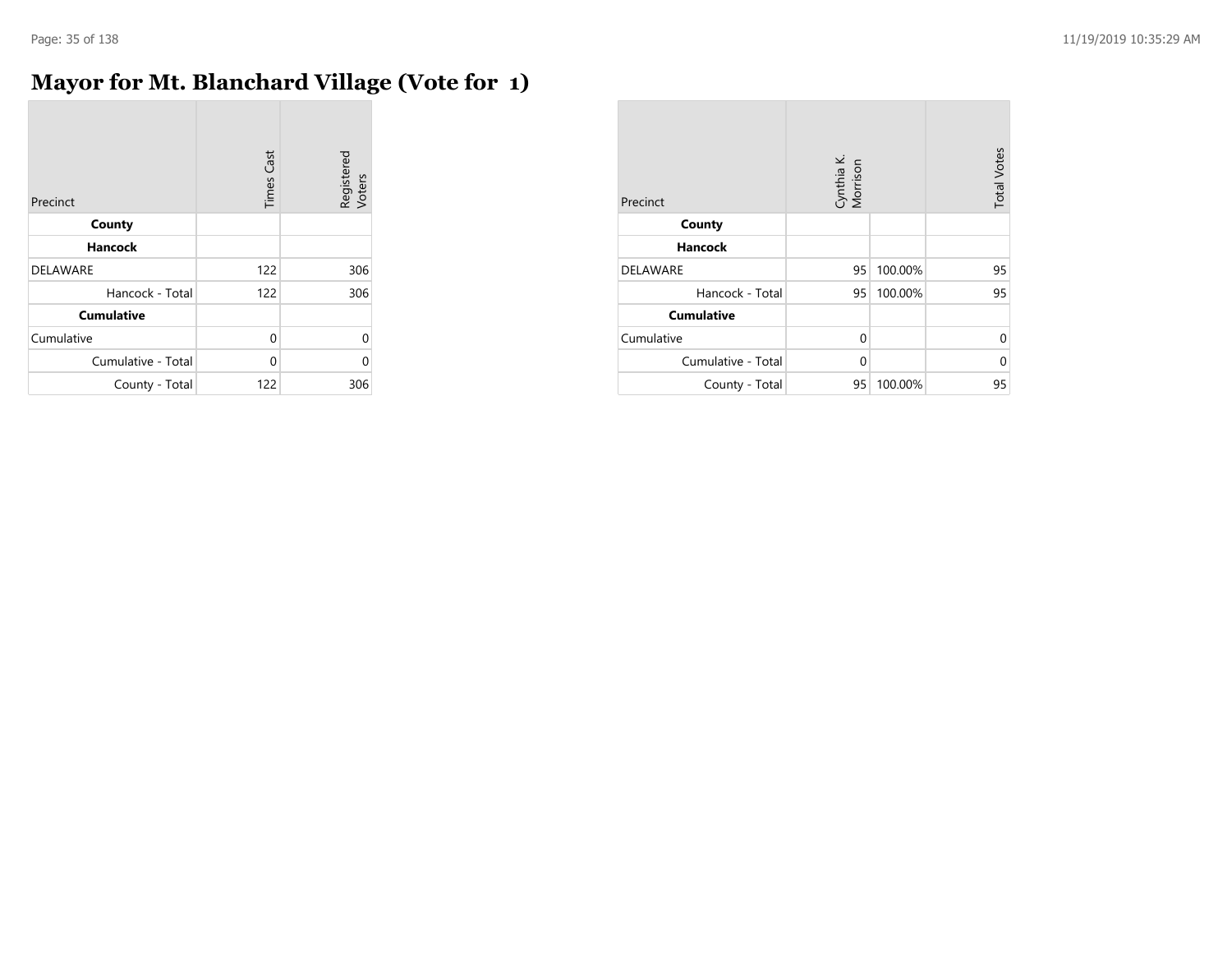# Mayor for Mt. Blanchard Village (Vote for 1)

| Precinct | Times Cast | Registered Voters |
|---|---|---|
| **County** | | |
| **Hancock** | | |
| DELAWARE | 122 | 306 |
| Hancock - Total | 122 | 306 |
| **Cumulative** | | |
| Cumulative | 0 | 0 |
| Cumulative - Total | 0 | 0 |
| County - Total | 122 | 306 |

| Precinct | Cynthia K. Morrison | | Total Votes |
|---|---|---|---|
| **County** | | | |
| **Hancock** | | | |
| DELAWARE | 95 | 100.00% | 95 |
| Hancock - Total | 95 | 100.00% | 95 |
| **Cumulative** | | | |
| Cumulative | 0 | | 0 |
| Cumulative - Total | 0 | | 0 |
| County - Total | 95 | 100.00% | 95 |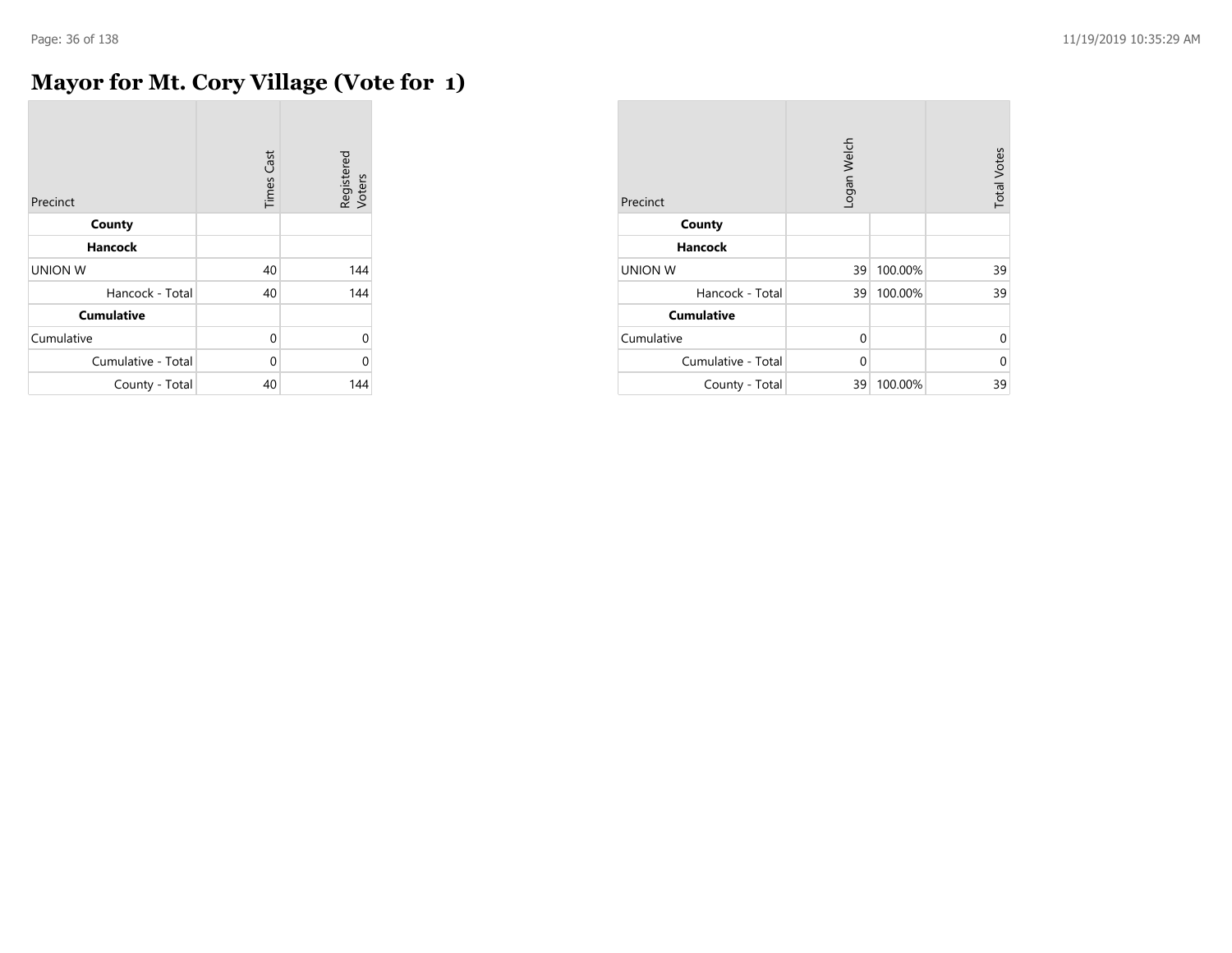# Mayor for Mt. Cory Village (Vote for 1)

| Precinct | Times Cast | Registered Voters |
|---|---|---|
| **County** | | |
| **Hancock** | | |
| UNION W | 40 | 144 |
| Hancock - Total | 40 | 144 |
| **Cumulative** | | |
| Cumulative | 0 | 0 |
| Cumulative - Total | 0 | 0 |
| County - Total | 40 | 144 |

| Precinct | Logan Welch | | Total Votes |
|---|---|---|---|
| **County** | | | |
| **Hancock** | | | |
| UNION W | 39 | 100.00% | 39 |
| Hancock - Total | 39 | 100.00% | 39 |
| **Cumulative** | | | |
| Cumulative | 0 | | 0 |
| Cumulative - Total | 0 | | 0 |
| County - Total | 39 | 100.00% | 39 |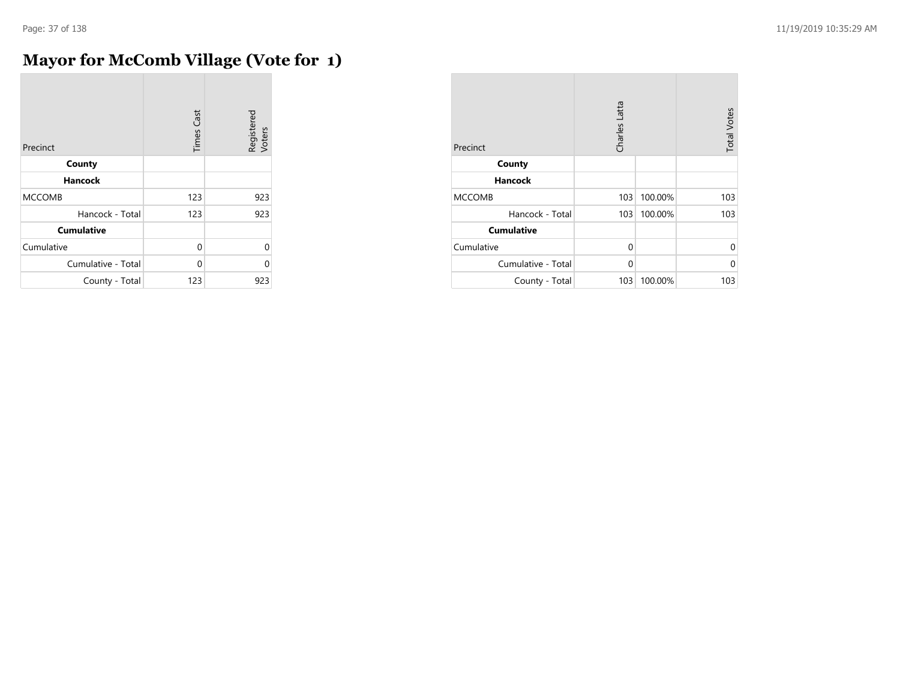# Mayor for McComb Village (Vote for 1)

| Precinct | Times Cast | Registered Voters |
|---|---|---|
| **County** | | |
| **Hancock** | | |
| MCCOMB | 123 | 923 |
| Hancock - Total | 123 | 923 |
| **Cumulative** | | |
| Cumulative | 0 | 0 |
| Cumulative - Total | 0 | 0 |
| County - Total | 123 | 923 |

| Precinct | Charles Latta | | Total Votes |
|---|---|---|---|
| **County** | | | |
| **Hancock** | | | |
| MCCOMB | 103 | 100.00% | 103 |
| Hancock - Total | 103 | 100.00% | 103 |
| **Cumulative** | | | |
| Cumulative | 0 | | 0 |
| Cumulative - Total | 0 | | 0 |
| County - Total | 103 | 100.00% | 103 |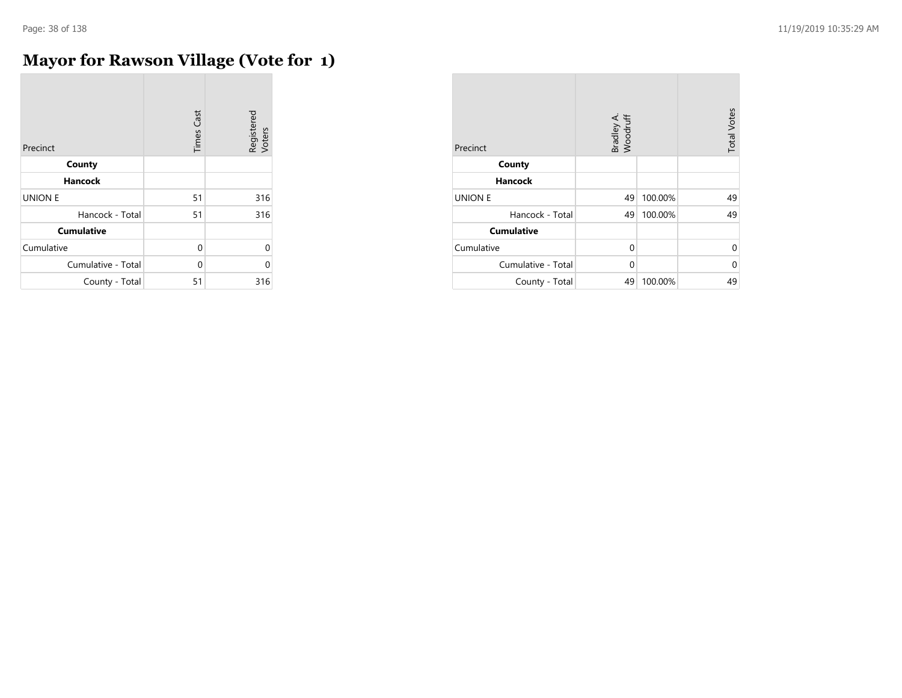# Mayor for Rawson Village (Vote for 1)

| Precinct | Times Cast | Registered Voters |
| --- | --- | --- |
| **County** | | |
| **Hancock** | | |
| UNION E | 51 | 316 |
| Hancock - Total | 51 | 316 |
| **Cumulative** | | |
| Cumulative | 0 | 0 |
| Cumulative - Total | 0 | 0 |
| County - Total | 51 | 316 |

| Precinct | Bradley A. Woodruff | | Total Votes |
| --- | --- | --- | --- |
| **County** | | | |
| **Hancock** | | | |
| UNION E | 49 | 100.00% | 49 |
| Hancock - Total | 49 | 100.00% | 49 |
| **Cumulative** | | | |
| Cumulative | 0 | | 0 |
| Cumulative - Total | 0 | | 0 |
| County - Total | 49 | 100.00% | 49 |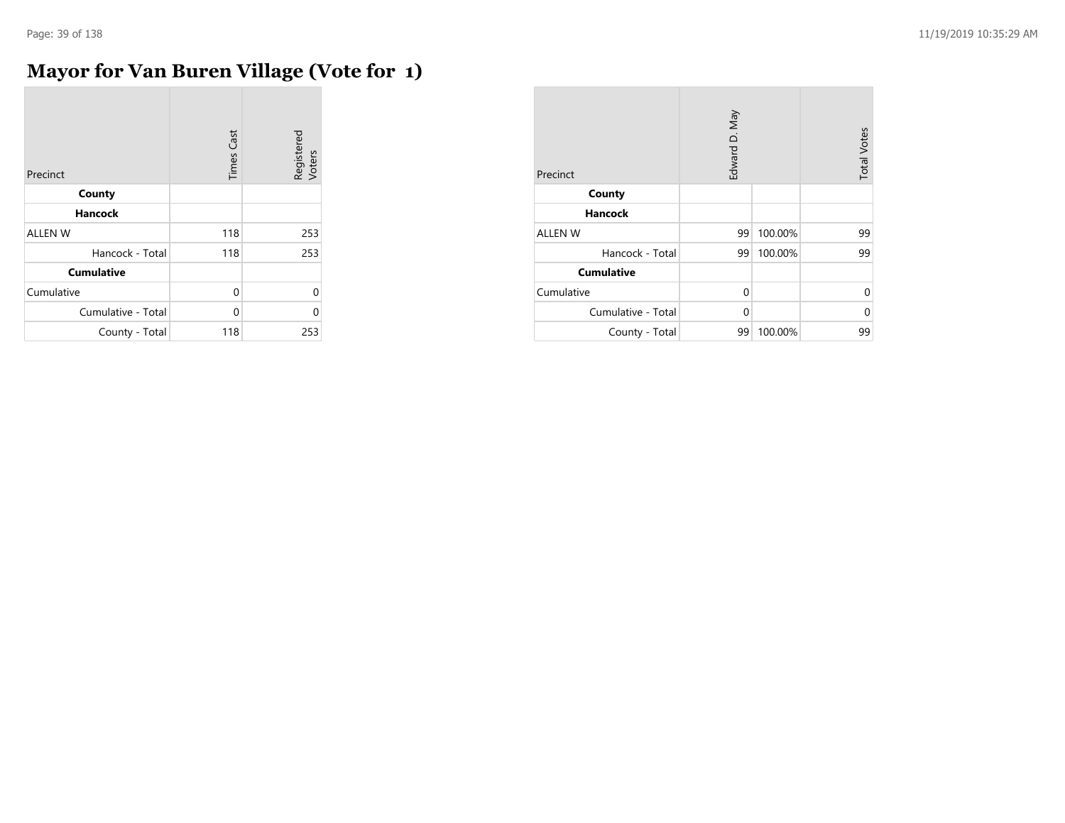# Mayor for Van Buren Village (Vote for 1)

| Precinct | Times Cast | Registered Voters |
|---|---|---|
| **County** | | |
| **Hancock** | | |
| ALLEN W | 118 | 253 |
| Hancock - Total | 118 | 253 |
| **Cumulative** | | |
| Cumulative | 0 | 0 |
| Cumulative - Total | 0 | 0 |
| County - Total | 118 | 253 |

| Precinct | Edward D. May | | Total Votes |
|---|---|---|---|
| **County** | | | |
| **Hancock** | | | |
| ALLEN W | 99 | 100.00% | 99 |
| Hancock - Total | 99 | 100.00% | 99 |
| **Cumulative** | | | |
| Cumulative | 0 | | 0 |
| Cumulative - Total | 0 | | 0 |
| County - Total | 99 | 100.00% | 99 |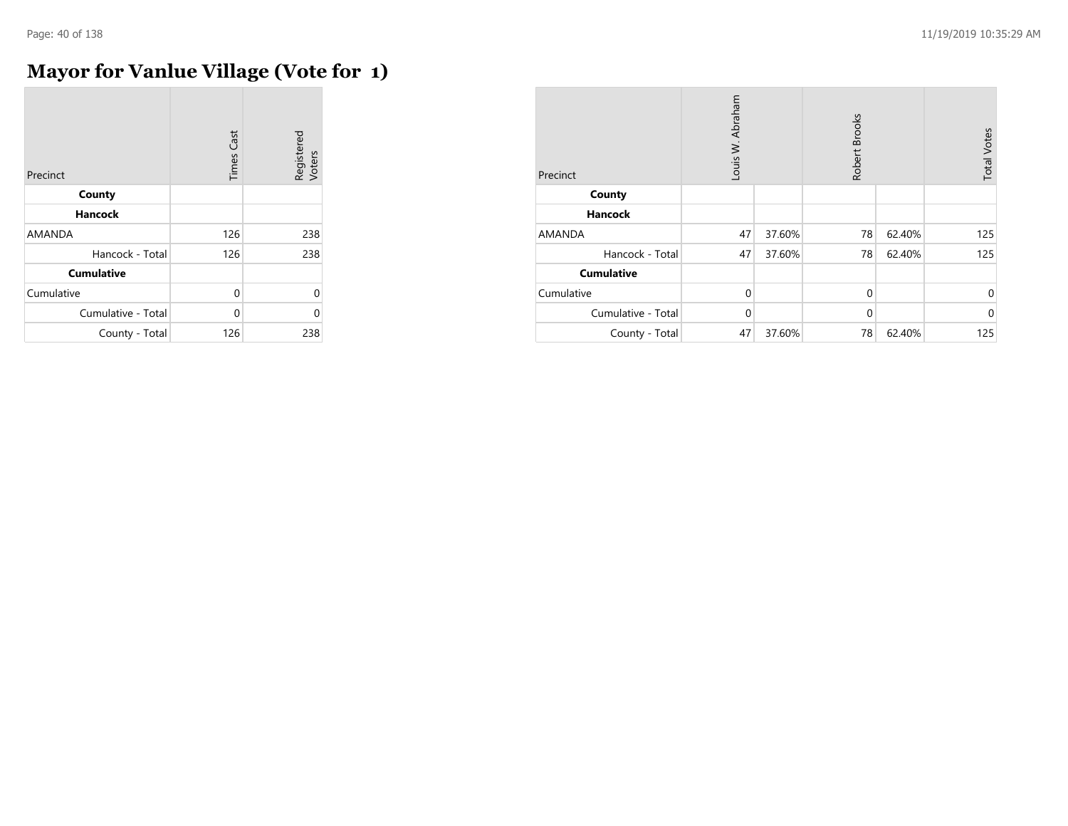# Mayor for Vanlue Village (Vote for 1)

| Precinct | Times Cast | Registered Voters |
|---|---|---|
| **County** | | |
| **Hancock** | | |
| AMANDA | 126 | 238 |
| Hancock - Total | 126 | 238 |
| **Cumulative** | | |
| Cumulative | 0 | 0 |
| Cumulative - Total | 0 | 0 |
| County - Total | 126 | 238 |

| Precinct | Louis W. Abraham | | Robert Brooks | | Total Votes |
|---|---|---|---|---|---|
| **County** | | | | | |
| **Hancock** | | | | | |
| AMANDA | 47 | 37.60% | 78 | 62.40% | 125 |
| Hancock - Total | 47 | 37.60% | 78 | 62.40% | 125 |
| **Cumulative** | | | | | |
| Cumulative | 0 | | 0 | | 0 |
| Cumulative - Total | 0 | | 0 | | 0 |
| County - Total | 47 | 37.60% | 78 | 62.40% | 125 |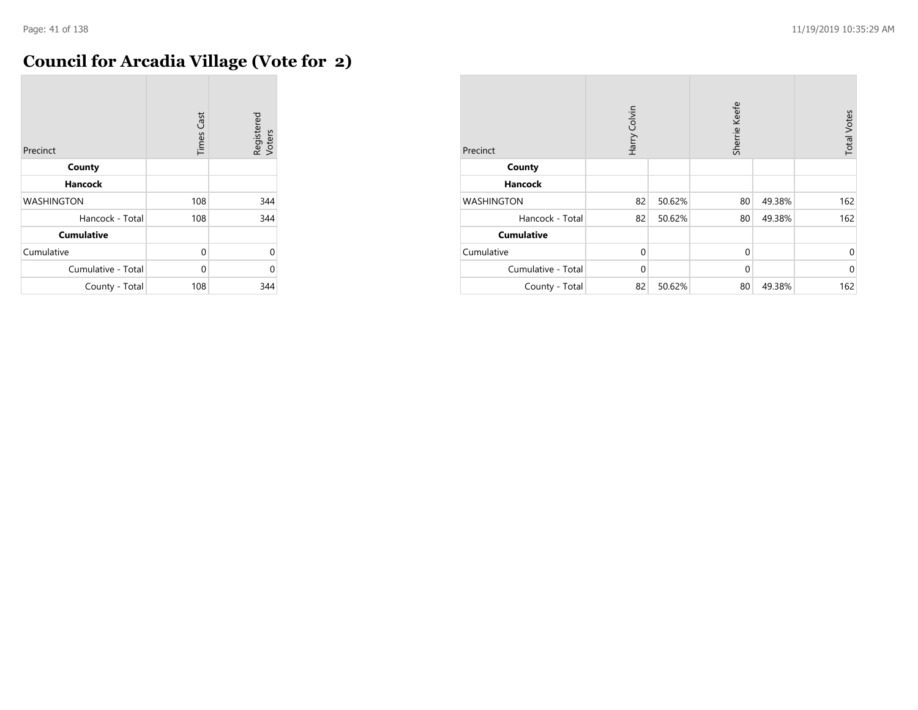# Council for Arcadia Village (Vote for 2)

| Precinct | Times Cast | Registered Voters |
|---|---|---|
| **County** | | |
| **Hancock** | | |
| WASHINGTON | 108 | 344 |
| Hancock - Total | 108 | 344 |
| **Cumulative** | | |
| Cumulative | 0 | 0 |
| Cumulative - Total | 0 | 0 |
| County - Total | 108 | 344 |

| Precinct | Harry Colvin | | Sherrie Keefe | | Total Votes |
|---|---|---|---|---|---|
| **County** | | | | | |
| **Hancock** | | | | | |
| WASHINGTON | 82 | 50.62% | 80 | 49.38% | 162 |
| Hancock - Total | 82 | 50.62% | 80 | 49.38% | 162 |
| **Cumulative** | | | | | |
| Cumulative | 0 | | 0 | | 0 |
| Cumulative - Total | 0 | | 0 | | 0 |
| County - Total | 82 | 50.62% | 80 | 49.38% | 162 |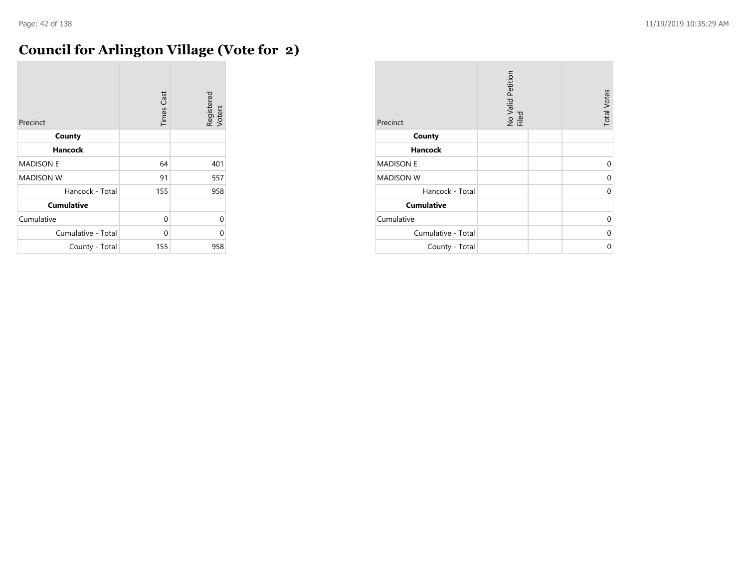# Council for Arlington Village (Vote for 2)

| Precinct | Times Cast | Registered Voters |
|---|---|---|
| **County** | | |
| **Hancock** | | |
| MADISON E | 64 | 401 |
| MADISON W | 91 | 557 |
| Hancock - Total | 155 | 958 |
| **Cumulative** | | |
| Cumulative | 0 | 0 |
| Cumulative - Total | 0 | 0 |
| County - Total | 155 | 958 |

| Precinct | No Valid Petition Filed | | Total Votes |
|---|---|---|---|
| **County** | | | |
| **Hancock** | | | |
| MADISON E | | | 0 |
| MADISON W | | | 0 |
| Hancock - Total | | | 0 |
| **Cumulative** | | | |
| Cumulative | | | 0 |
| Cumulative - Total | | | 0 |
| County - Total | | | 0 |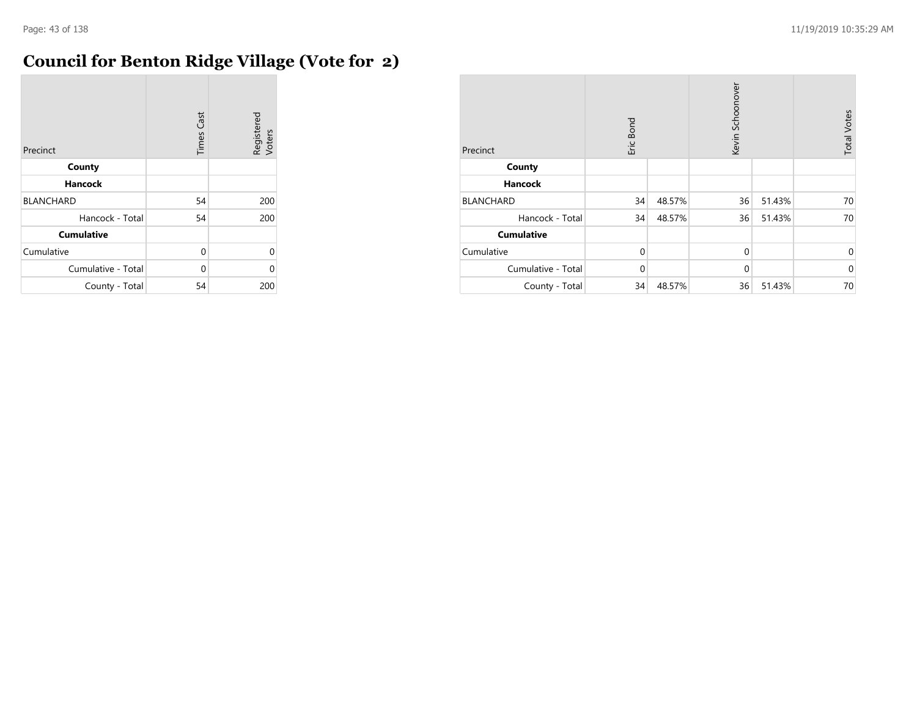# Council for Benton Ridge Village (Vote for 2)

| Precinct | Times Cast | Registered Voters |
|---|---|---|
| **County** | | |
| **Hancock** | | |
| BLANCHARD | 54 | 200 |
| Hancock - Total | 54 | 200 |
| **Cumulative** | | |
| Cumulative | 0 | 0 |
| Cumulative - Total | 0 | 0 |
| County - Total | 54 | 200 |

| Precinct | Eric Bond | | Kevin Schoonover | | Total Votes |
|---|---|---|---|---|---|
| **County** | | | | | |
| **Hancock** | | | | | |
| BLANCHARD | 34 | 48.57% | 36 | 51.43% | 70 |
| Hancock - Total | 34 | 48.57% | 36 | 51.43% | 70 |
| **Cumulative** | | | | | |
| Cumulative | 0 | | 0 | | 0 |
| Cumulative - Total | 0 | | 0 | | 0 |
| County - Total | 34 | 48.57% | 36 | 51.43% | 70 |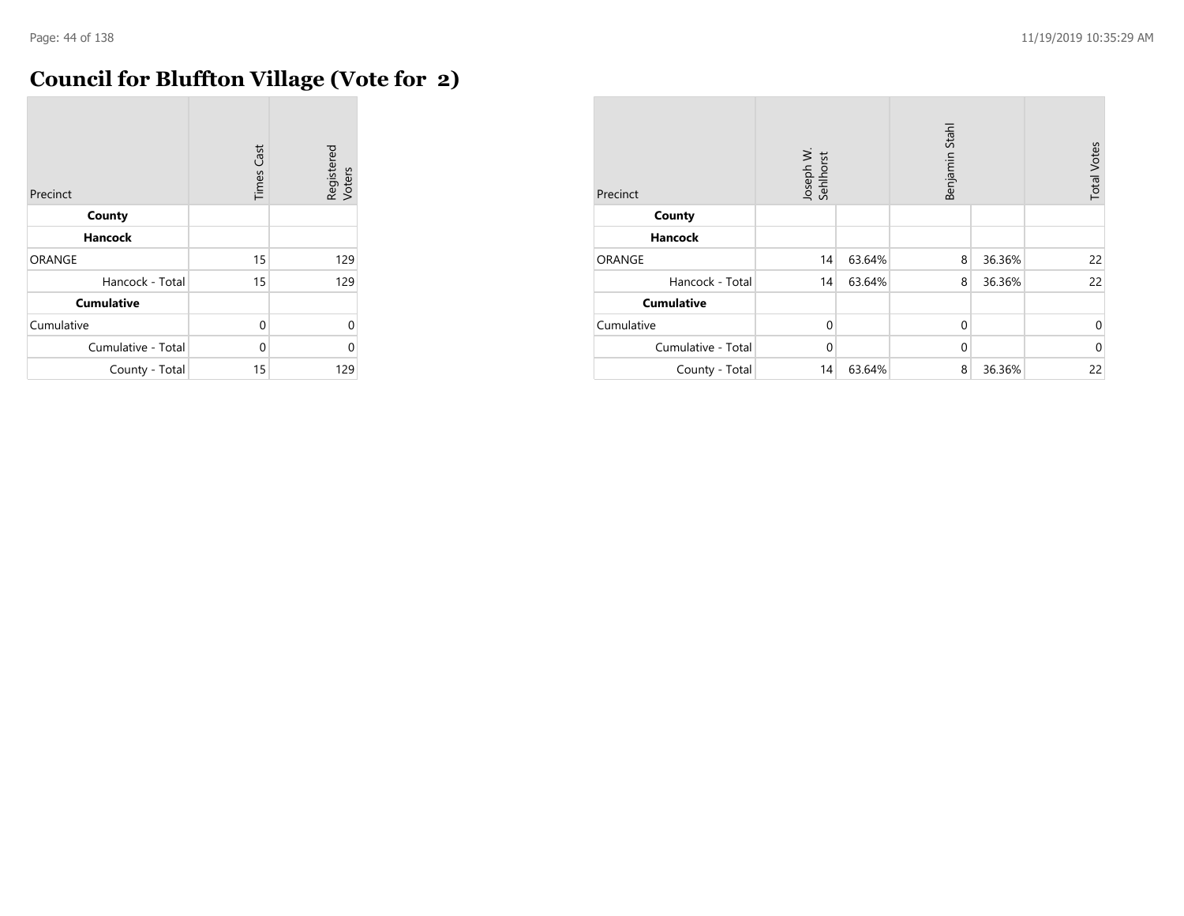# Council for Bluffton Village (Vote for 2)

| Precinct | Times Cast | Registered Voters |
|---|---|---|
| **County** | | |
| **Hancock** | | |
| ORANGE | 15 | 129 |
| Hancock - Total | 15 | 129 |
| **Cumulative** | | |
| Cumulative | 0 | 0 |
| Cumulative - Total | 0 | 0 |
| County - Total | 15 | 129 |

| Precinct | Joseph W. Sehlhorst | | Benjamin Stahl | | Total Votes |
|---|---|---|---|---|---|
| **County** | | | | | |
| **Hancock** | | | | | |
| ORANGE | 14 | 63.64% | 8 | 36.36% | 22 |
| Hancock - Total | 14 | 63.64% | 8 | 36.36% | 22 |
| **Cumulative** | | | | | |
| Cumulative | 0 | | 0 | | 0 |
| Cumulative - Total | 0 | | 0 | | 0 |
| County - Total | 14 | 63.64% | 8 | 36.36% | 22 |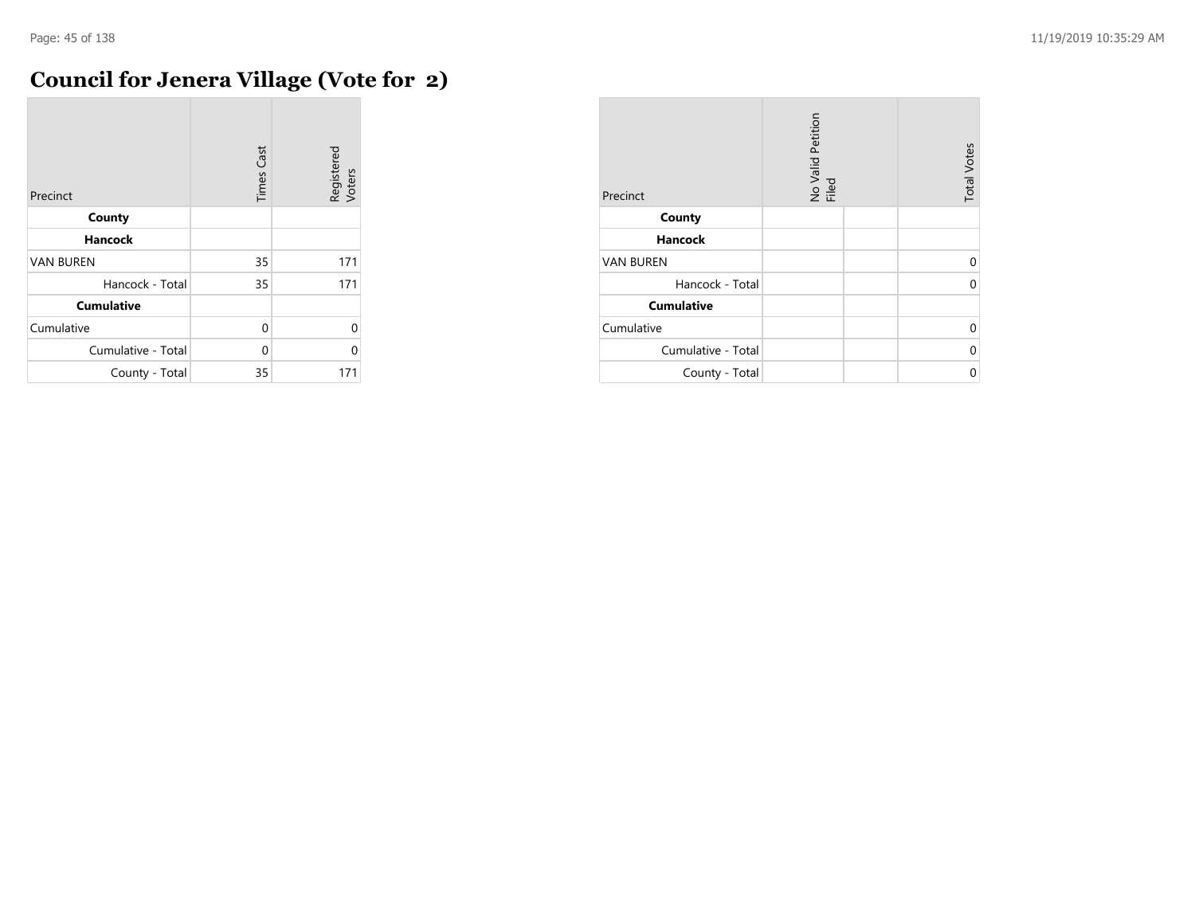# Council for Jenera Village (Vote for 2)

| Precinct | Times Cast | Registered Voters |
|---|---|---|
| **County** | | |
| **Hancock** | | |
| VAN BUREN | 35 | 171 |
| Hancock - Total | 35 | 171 |
| **Cumulative** | | |
| Cumulative | 0 | 0 |
| Cumulative - Total | 0 | 0 |
| County - Total | 35 | 171 |

| Precinct | No Valid Petition Filed | | Total Votes |
|---|---|---|---|
| **County** | | | |
| **Hancock** | | | |
| VAN BUREN | | | 0 |
| Hancock - Total | | | 0 |
| **Cumulative** | | | |
| Cumulative | | | 0 |
| Cumulative - Total | | | 0 |
| County - Total | | | 0 |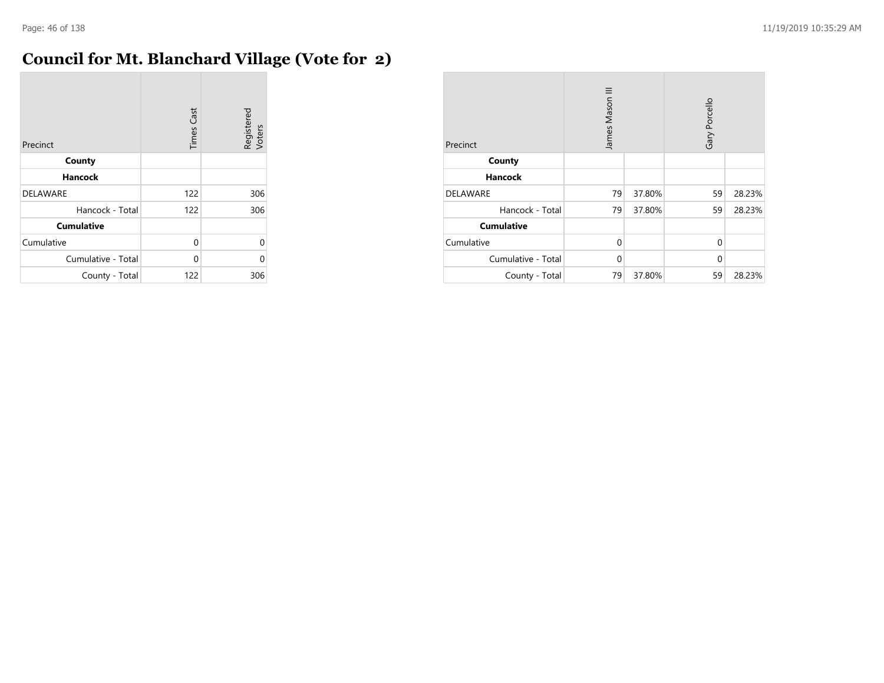# Council for Mt. Blanchard Village (Vote for 2)

| Precinct | Times Cast | Registered Voters |
|---|---|---|
| **County** | | |
| **Hancock** | | |
| DELAWARE | 122 | 306 |
| Hancock - Total | 122 | 306 |
| **Cumulative** | | |
| Cumulative | 0 | 0 |
| Cumulative - Total | 0 | 0 |
| County - Total | 122 | 306 |

| Precinct | James Mason III | | Gary Porcello | |
|---|---|---|---|---|
| **County** | | | | |
| **Hancock** | | | | |
| DELAWARE | 79 | 37.80% | 59 | 28.23% |
| Hancock - Total | 79 | 37.80% | 59 | 28.23% |
| **Cumulative** | | | | |
| Cumulative | 0 | | 0 | |
| Cumulative - Total | 0 | | 0 | |
| County - Total | 79 | 37.80% | 59 | 28.23% |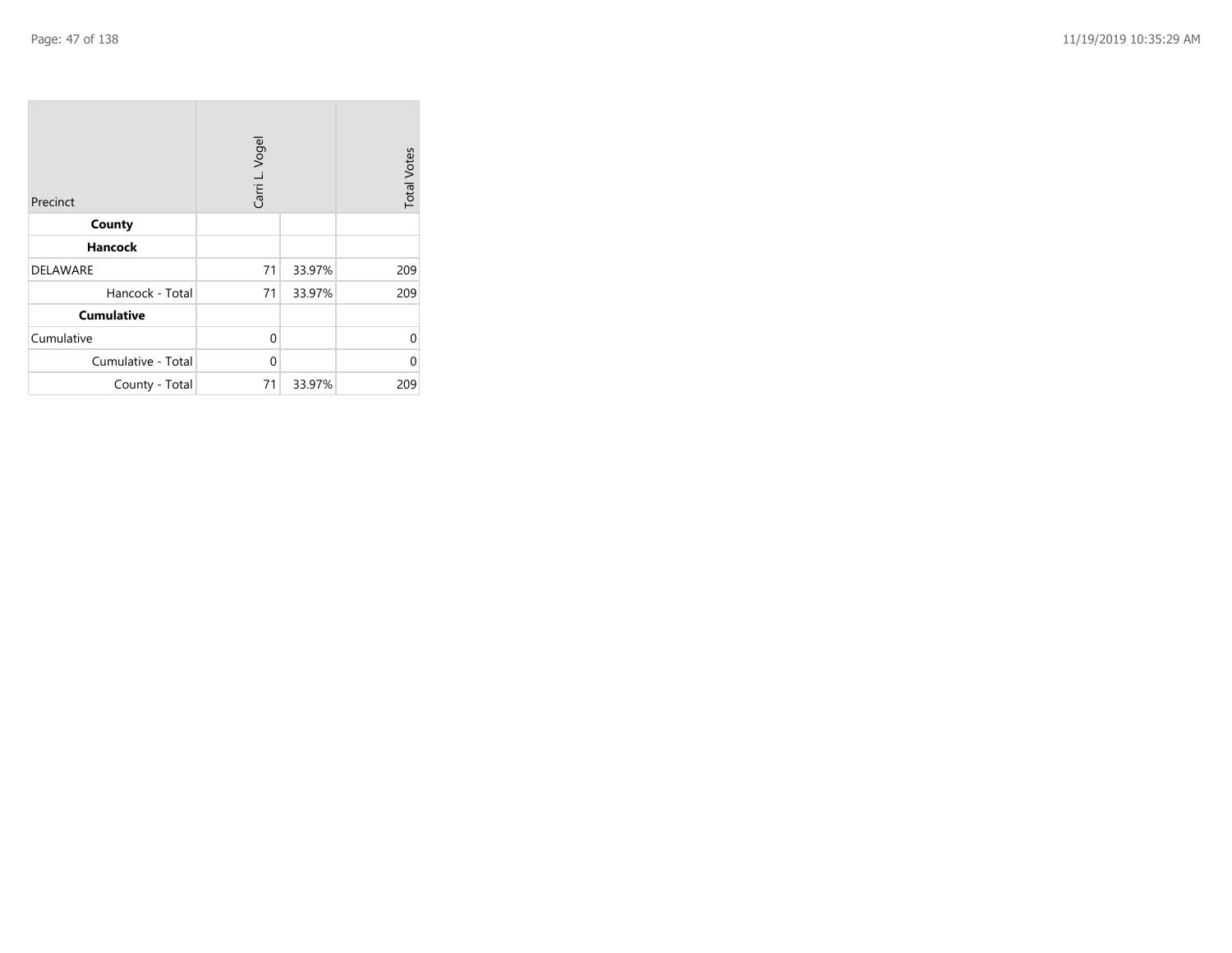| Precinct | Carri L. Vogel | | Total Votes |
| --- | --- | --- | --- |
| **County** | | | |
| **Hancock** | | | |
| DELAWARE | 71 | 33.97% | 209 |
| Hancock - Total | 71 | 33.97% | 209 |
| **Cumulative** | | | |
| Cumulative | 0 | | 0 |
| Cumulative - Total | 0 | | 0 |
| County - Total | 71 | 33.97% | 209 |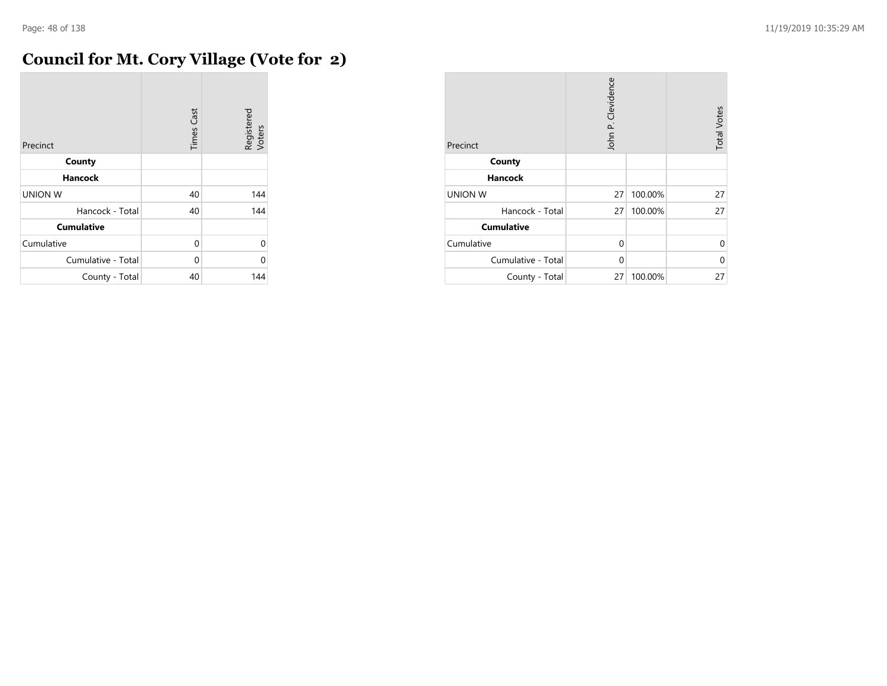# Council for Mt. Cory Village (Vote for 2)

| Precinct | Times Cast | Registered Voters |
|---|---|---|
| **County** | | |
| **Hancock** | | |
| UNION W | 40 | 144 |
| Hancock - Total | 40 | 144 |
| **Cumulative** | | |
| Cumulative | 0 | 0 |
| Cumulative - Total | 0 | 0 |
| County - Total | 40 | 144 |

| Precinct | John P. Clevidence | | Total Votes |
|---|---|---|---|
| **County** | | | |
| **Hancock** | | | |
| UNION W | 27 | 100.00% | 27 |
| Hancock - Total | 27 | 100.00% | 27 |
| **Cumulative** | | | |
| Cumulative | 0 | | 0 |
| Cumulative - Total | 0 | | 0 |
| County - Total | 27 | 100.00% | 27 |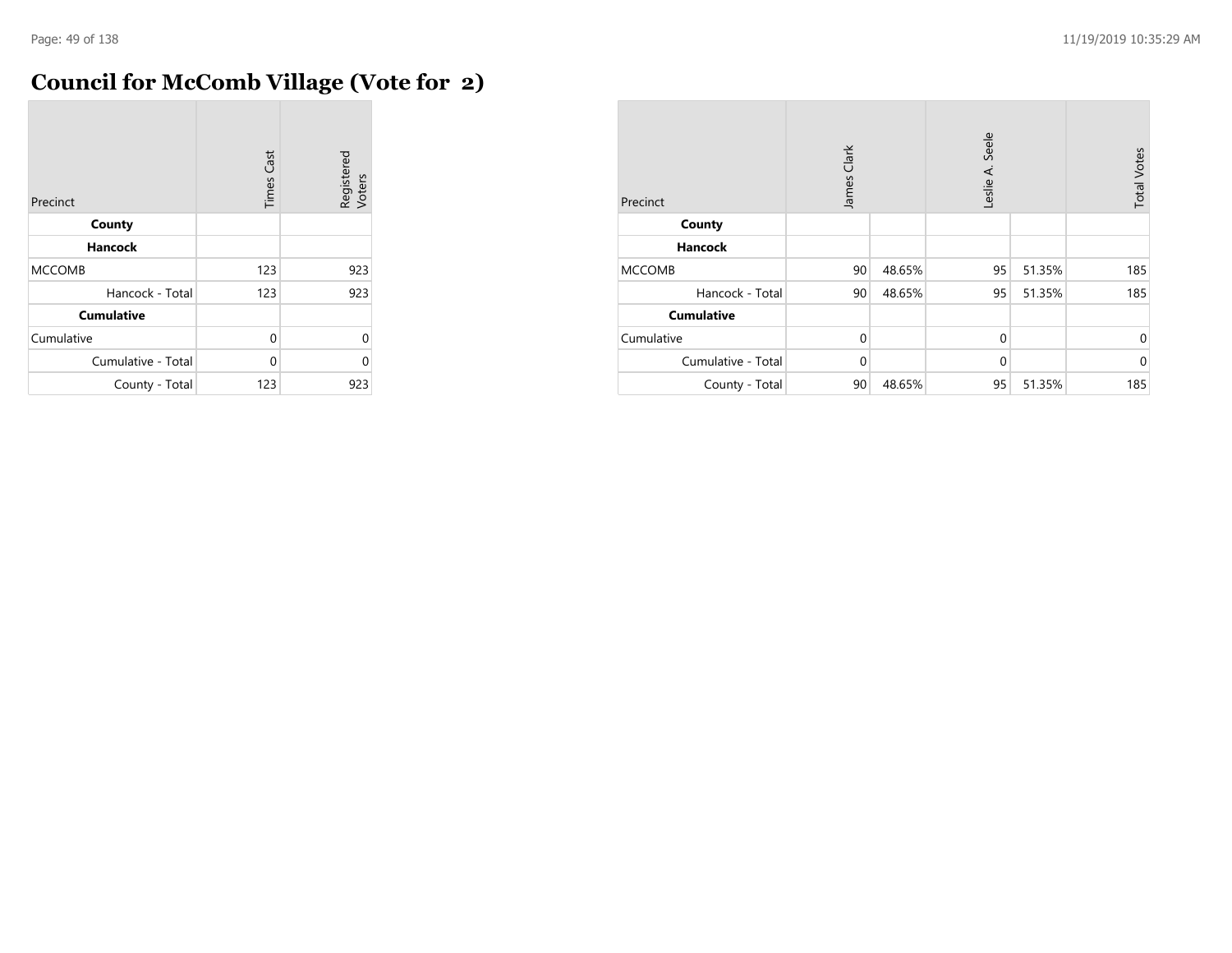# Council for McComb Village (Vote for 2)

| Precinct | Times Cast | Registered Voters |
|---|---|---|
| **County** | | |
| **Hancock** | | |
| MCCOMB | 123 | 923 |
| Hancock - Total | 123 | 923 |
| **Cumulative** | | |
| Cumulative | 0 | 0 |
| Cumulative - Total | 0 | 0 |
| County - Total | 123 | 923 |

| Precinct | James Clark | | Leslie A. Seele | | Total Votes |
|---|---|---|---|---|---|
| **County** | | | | | |
| **Hancock** | | | | | |
| MCCOMB | 90 | 48.65% | 95 | 51.35% | 185 |
| Hancock - Total | 90 | 48.65% | 95 | 51.35% | 185 |
| **Cumulative** | | | | | |
| Cumulative | 0 | | 0 | | 0 |
| Cumulative - Total | 0 | | 0 | | 0 |
| County - Total | 90 | 48.65% | 95 | 51.35% | 185 |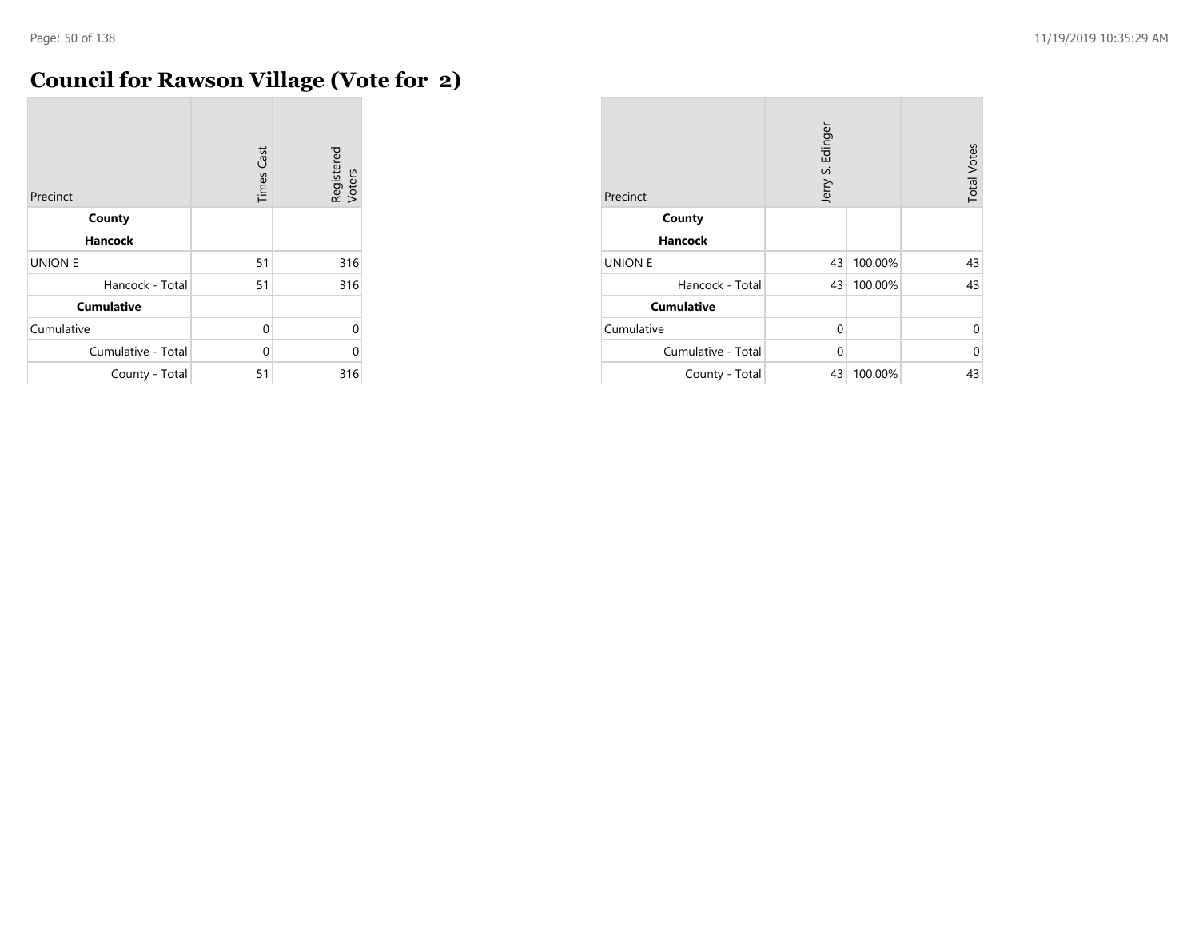# Council for Rawson Village (Vote for 2)

| Precinct | Times Cast | Registered Voters |
|---|---|---|
| **County** | | |
| **Hancock** | | |
| UNION E | 51 | 316 |
| Hancock - Total | 51 | 316 |
| **Cumulative** | | |
| Cumulative | 0 | 0 |
| Cumulative - Total | 0 | 0 |
| County - Total | 51 | 316 |

| Precinct | Jerry S. Edinger | | Total Votes |
|---|---|---|---|
| **County** | | | |
| **Hancock** | | | |
| UNION E | 43 | 100.00% | 43 |
| Hancock - Total | 43 | 100.00% | 43 |
| **Cumulative** | | | |
| Cumulative | 0 | | 0 |
| Cumulative - Total | 0 | | 0 |
| County - Total | 43 | 100.00% | 43 |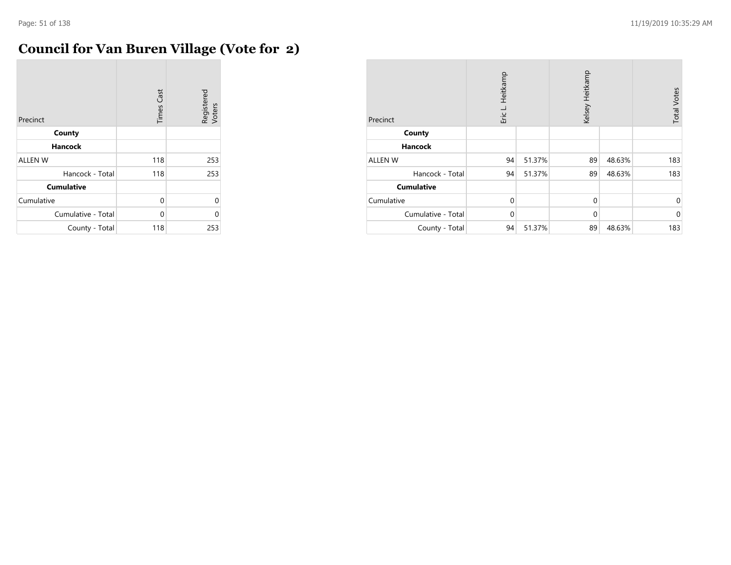# Council for Van Buren Village (Vote for 2)

| Precinct | Times Cast | Registered Voters |
|---|---|---|
| **County** | | |
| **Hancock** | | |
| ALLEN W | 118 | 253 |
| Hancock - Total | 118 | 253 |
| **Cumulative** | | |
| Cumulative | 0 | 0 |
| Cumulative - Total | 0 | 0 |
| County - Total | 118 | 253 |

| Precinct | Eric L. Heitkamp | | Kelsey Heitkamp | | Total Votes |
|---|---|---|---|---|---|
| **County** | | | | | |
| **Hancock** | | | | | |
| ALLEN W | 94 | 51.37% | 89 | 48.63% | 183 |
| Hancock - Total | 94 | 51.37% | 89 | 48.63% | 183 |
| **Cumulative** | | | | | |
| Cumulative | 0 | | 0 | | 0 |
| Cumulative - Total | 0 | | 0 | | 0 |
| County - Total | 94 | 51.37% | 89 | 48.63% | 183 |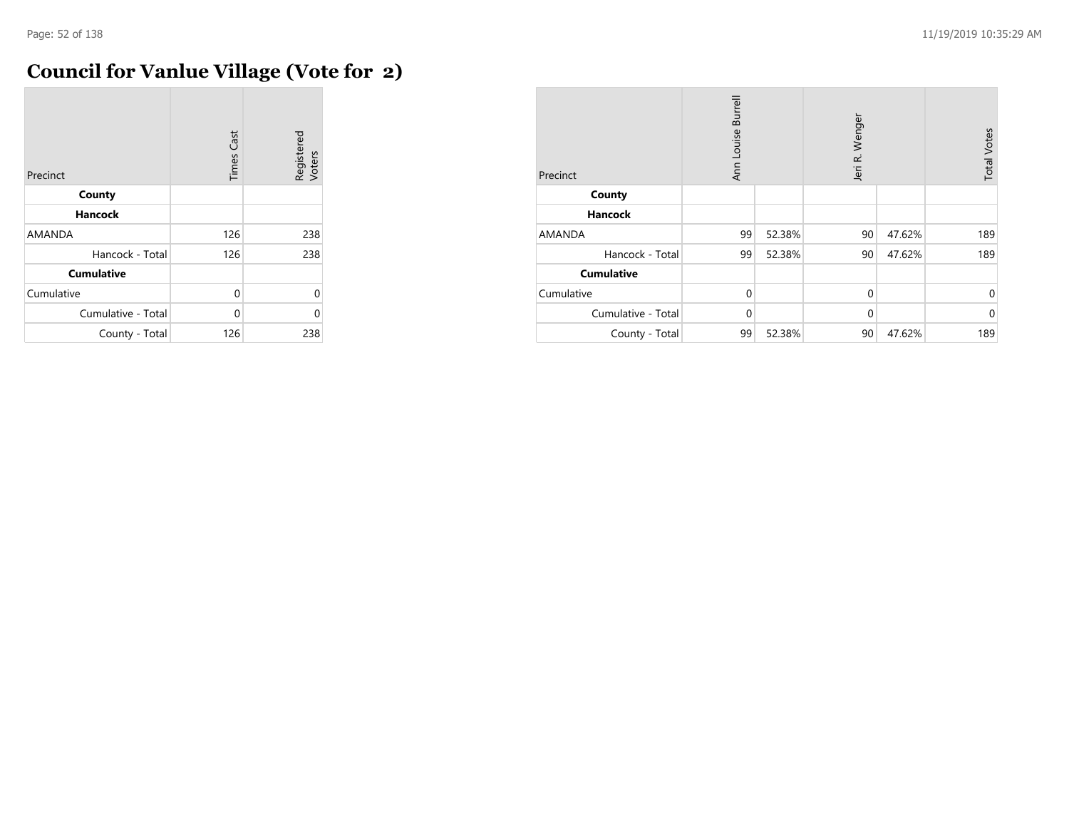# Council for Vanlue Village (Vote for 2)

| Precinct | Times Cast | Registered Voters |
|---|---|---|
| **County** | | |
| **Hancock** | | |
| AMANDA | 126 | 238 |
| Hancock - Total | 126 | 238 |
| **Cumulative** | | |
| Cumulative | 0 | 0 |
| Cumulative - Total | 0 | 0 |
| County - Total | 126 | 238 |

| Precinct | Ann Louise Burrell | | Jeri R. Wenger | | Total Votes |
|---|---|---|---|---|---|
| **County** | | | | | |
| **Hancock** | | | | | |
| AMANDA | 99 | 52.38% | 90 | 47.62% | 189 |
| Hancock - Total | 99 | 52.38% | 90 | 47.62% | 189 |
| **Cumulative** | | | | | |
| Cumulative | 0 | | 0 | | 0 |
| Cumulative - Total | 0 | | 0 | | 0 |
| County - Total | 99 | 52.38% | 90 | 47.62% | 189 |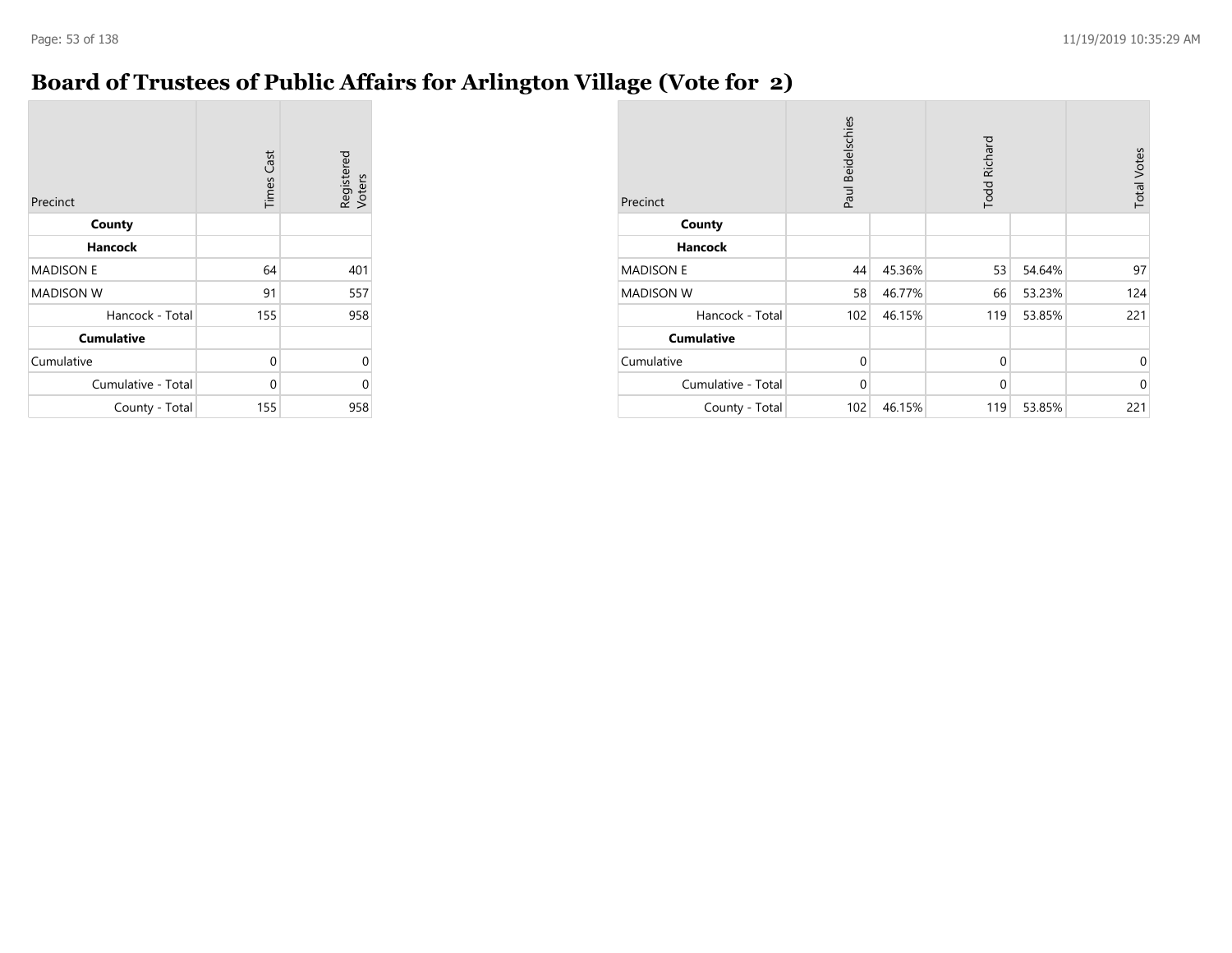# Board of Trustees of Public Affairs for Arlington Village (Vote for 2)

| Precinct | Times Cast | Registered Voters |
|---|---|---|
| **County** | | |
| **Hancock** | | |
| MADISON E | 64 | 401 |
| MADISON W | 91 | 557 |
| Hancock - Total | 155 | 958 |
| **Cumulative** | | |
| Cumulative | 0 | 0 |
| Cumulative - Total | 0 | 0 |
| County - Total | 155 | 958 |

| Precinct | Paul Beidelschies | | Todd Richard | | Total Votes |
|---|---|---|---|---|---|
| **County** | | | | | |
| **Hancock** | | | | | |
| MADISON E | 44 | 45.36% | 53 | 54.64% | 97 |
| MADISON W | 58 | 46.77% | 66 | 53.23% | 124 |
| Hancock - Total | 102 | 46.15% | 119 | 53.85% | 221 |
| **Cumulative** | | | | | |
| Cumulative | 0 | | 0 | | 0 |
| Cumulative - Total | 0 | | 0 | | 0 |
| County - Total | 102 | 46.15% | 119 | 53.85% | 221 |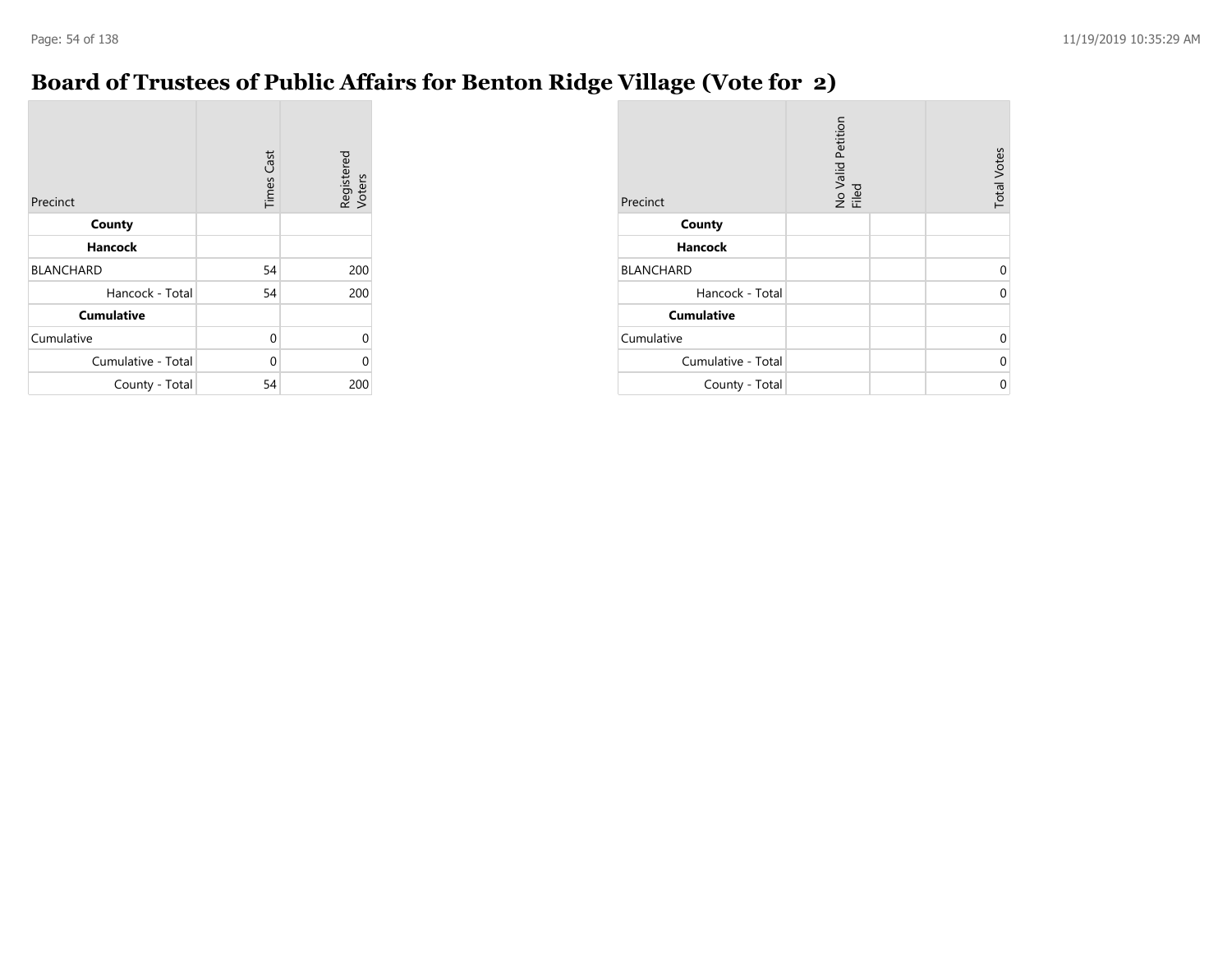# Board of Trustees of Public Affairs for Benton Ridge Village (Vote for 2)

| Precinct | Times Cast | Registered Voters |
|---|---|---|
| **County** | | |
| **Hancock** | | |
| BLANCHARD | 54 | 200 |
| Hancock - Total | 54 | 200 |
| **Cumulative** | | |
| Cumulative | 0 | 0 |
| Cumulative - Total | 0 | 0 |
| County - Total | 54 | 200 |

| Precinct | No Valid Petition Filed | | Total Votes |
|---|---|---|---|
| **County** | | | |
| **Hancock** | | | |
| BLANCHARD | | | 0 |
| Hancock - Total | | | 0 |
| **Cumulative** | | | |
| Cumulative | | | 0 |
| Cumulative - Total | | | 0 |
| County - Total | | | 0 |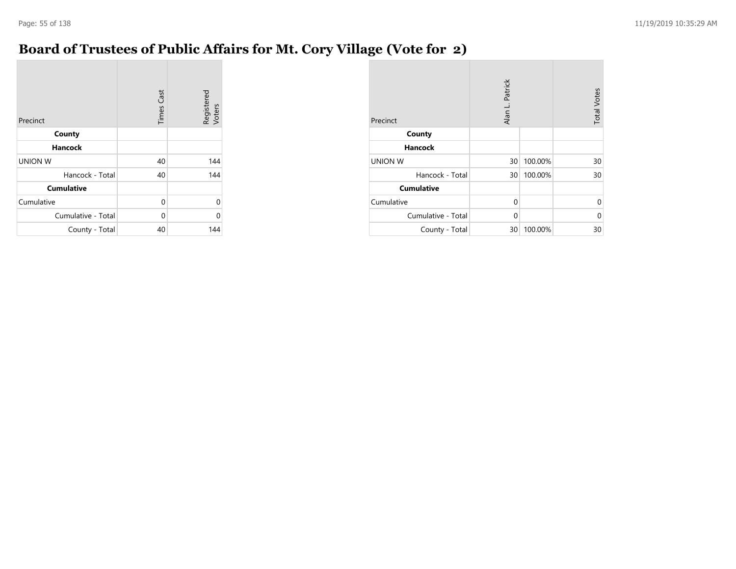# Board of Trustees of Public Affairs for Mt. Cory Village (Vote for 2)

| Precinct | Times Cast | Registered Voters |
|---|---|---|
| **County** | | |
| **Hancock** | | |
| UNION W | 40 | 144 |
| Hancock - Total | 40 | 144 |
| **Cumulative** | | |
| Cumulative | 0 | 0 |
| Cumulative - Total | 0 | 0 |
| County - Total | 40 | 144 |

| Precinct | Alan L. Patrick | | Total Votes |
|---|---|---|---|
| **County** | | | |
| **Hancock** | | | |
| UNION W | 30 | 100.00% | 30 |
| Hancock - Total | 30 | 100.00% | 30 |
| **Cumulative** | | | |
| Cumulative | 0 | | 0 |
| Cumulative - Total | 0 | | 0 |
| County - Total | 30 | 100.00% | 30 |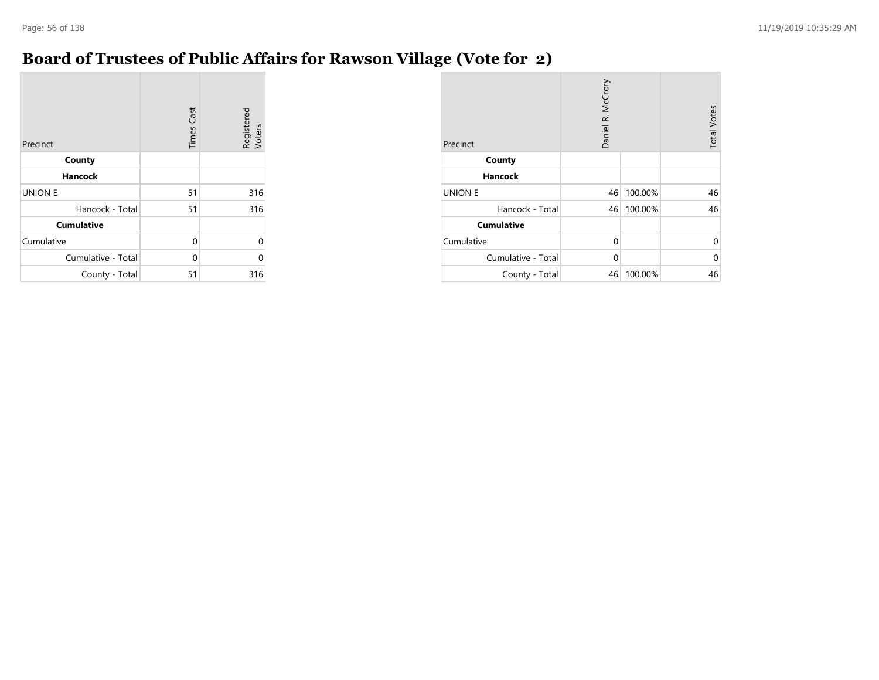# Board of Trustees of Public Affairs for Rawson Village (Vote for 2)

| Precinct | Times Cast | Registered Voters |
|---|---|---|
| **County** | | |
| **Hancock** | | |
| UNION E | 51 | 316 |
| Hancock - Total | 51 | 316 |
| **Cumulative** | | |
| Cumulative | 0 | 0 |
| Cumulative - Total | 0 | 0 |
| County - Total | 51 | 316 |

| Precinct | Daniel R. McCrory | | Total Votes |
|---|---|---|---|
| **County** | | | |
| **Hancock** | | | |
| UNION E | 46 | 100.00% | 46 |
| Hancock - Total | 46 | 100.00% | 46 |
| **Cumulative** | | | |
| Cumulative | 0 | | 0 |
| Cumulative - Total | 0 | | 0 |
| County - Total | 46 | 100.00% | 46 |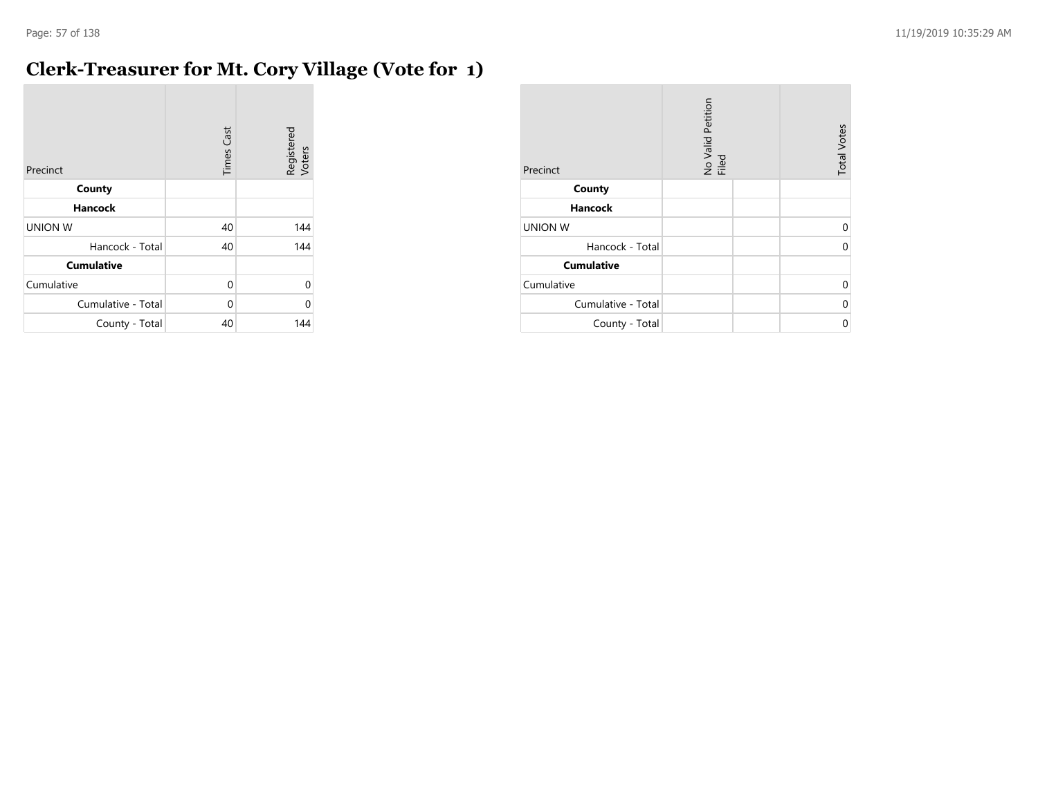# Clerk-Treasurer for Mt. Cory Village (Vote for 1)

| Precinct | Times Cast | Registered Voters |
|---|---|---|
| **County** | | |
| **Hancock** | | |
| UNION W | 40 | 144 |
| Hancock - Total | 40 | 144 |
| **Cumulative** | | |
| Cumulative | 0 | 0 |
| Cumulative - Total | 0 | 0 |
| County - Total | 40 | 144 |

| Precinct | No Valid Petition Filed | | Total Votes |
|---|---|---|---|
| **County** | | | |
| **Hancock** | | | |
| UNION W | | | 0 |
| Hancock - Total | | | 0 |
| **Cumulative** | | | |
| Cumulative | | | 0 |
| Cumulative - Total | | | 0 |
| County - Total | | | 0 |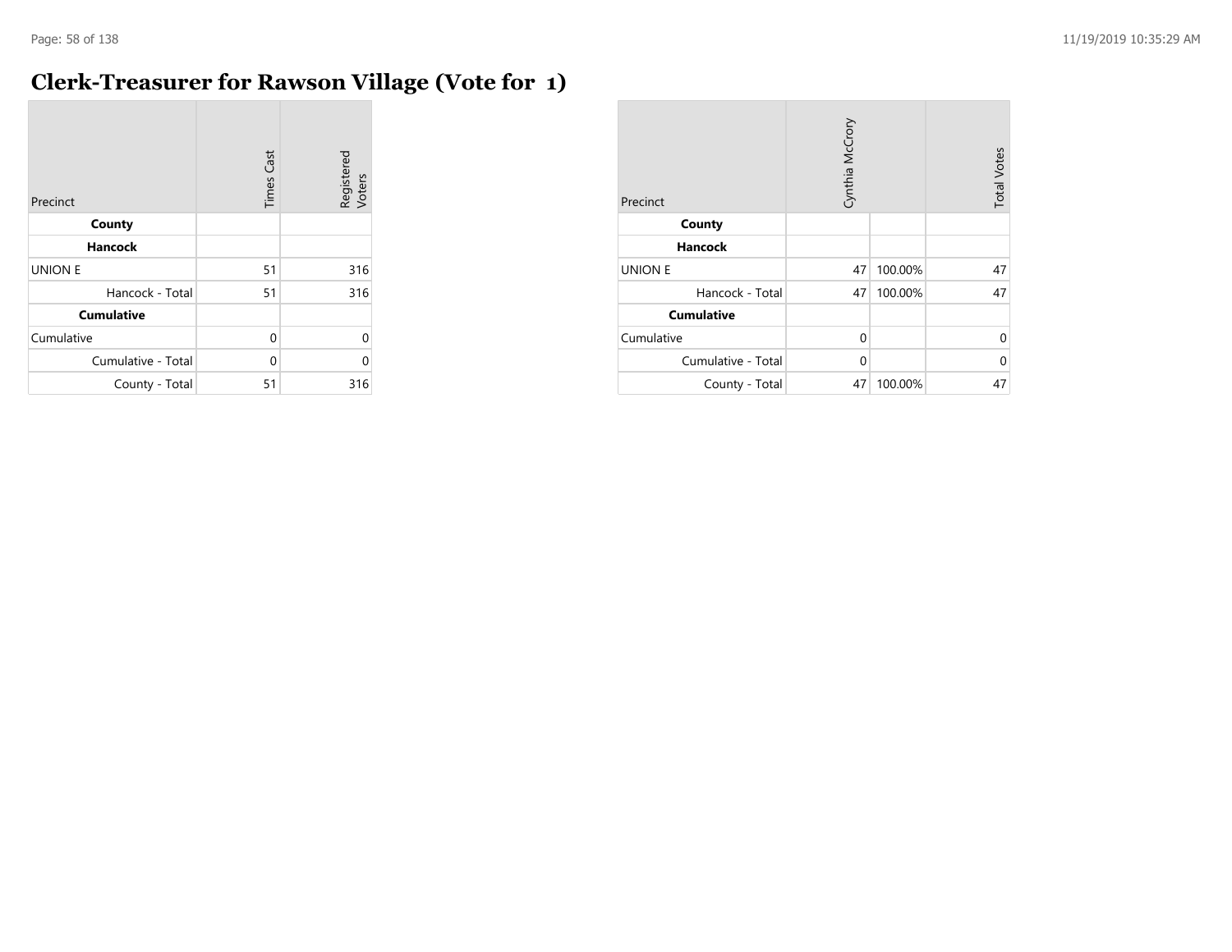# Clerk-Treasurer for Rawson Village (Vote for 1)

| Precinct | Times Cast | Registered Voters |
|---|---|---|
| **County** | | |
| **Hancock** | | |
| UNION E | 51 | 316 |
| Hancock - Total | 51 | 316 |
| **Cumulative** | | |
| Cumulative | 0 | 0 |
| Cumulative - Total | 0 | 0 |
| County - Total | 51 | 316 |

| Precinct | Cynthia McCrory | | Total Votes |
|---|---|---|---|
| **County** | | | |
| **Hancock** | | | |
| UNION E | 47 | 100.00% | 47 |
| Hancock - Total | 47 | 100.00% | 47 |
| **Cumulative** | | | |
| Cumulative | 0 | | 0 |
| Cumulative - Total | 0 | | 0 |
| County - Total | 47 | 100.00% | 47 |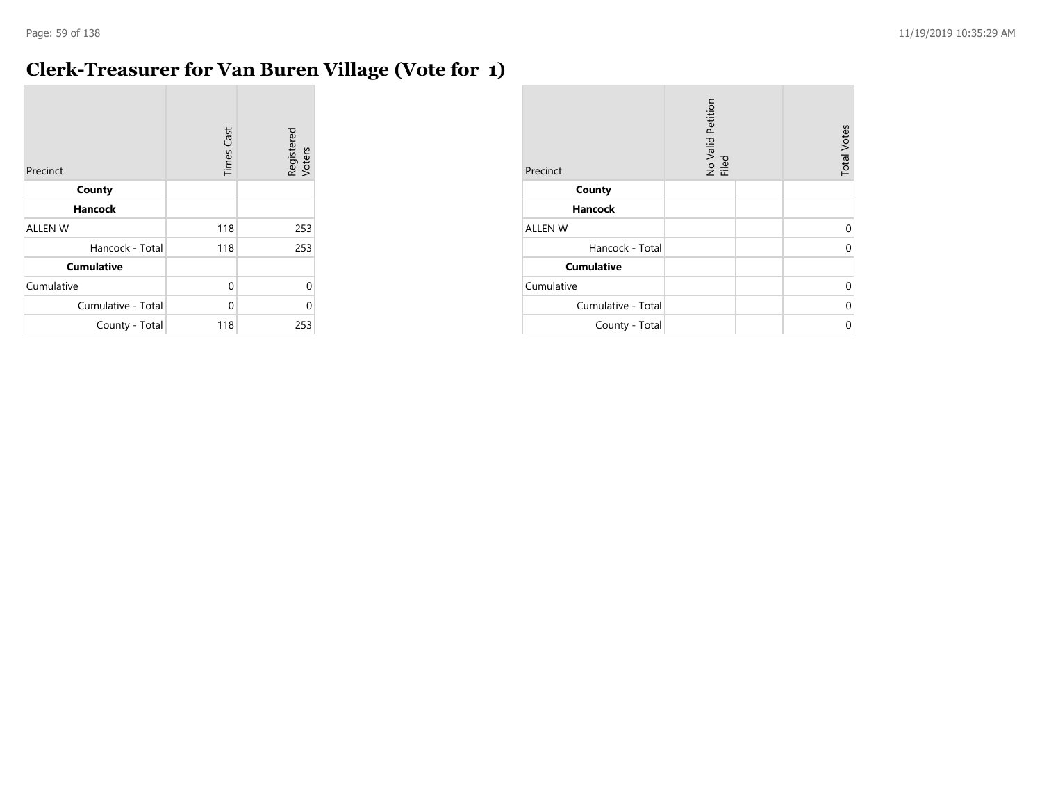# Clerk-Treasurer for Van Buren Village (Vote for 1)

| Precinct | Times Cast | Registered Voters |
|---|---|---|
| **County** | | |
| **Hancock** | | |
| ALLEN W | 118 | 253 |
| Hancock - Total | 118 | 253 |
| **Cumulative** | | |
| Cumulative | 0 | 0 |
| Cumulative - Total | 0 | 0 |
| County - Total | 118 | 253 |

| Precinct | No Valid Petition Filed | | Total Votes |
|---|---|---|---|
| **County** | | | |
| **Hancock** | | | |
| ALLEN W | | | 0 |
| Hancock - Total | | | 0 |
| **Cumulative** | | | |
| Cumulative | | | 0 |
| Cumulative - Total | | | 0 |
| County - Total | | | 0 |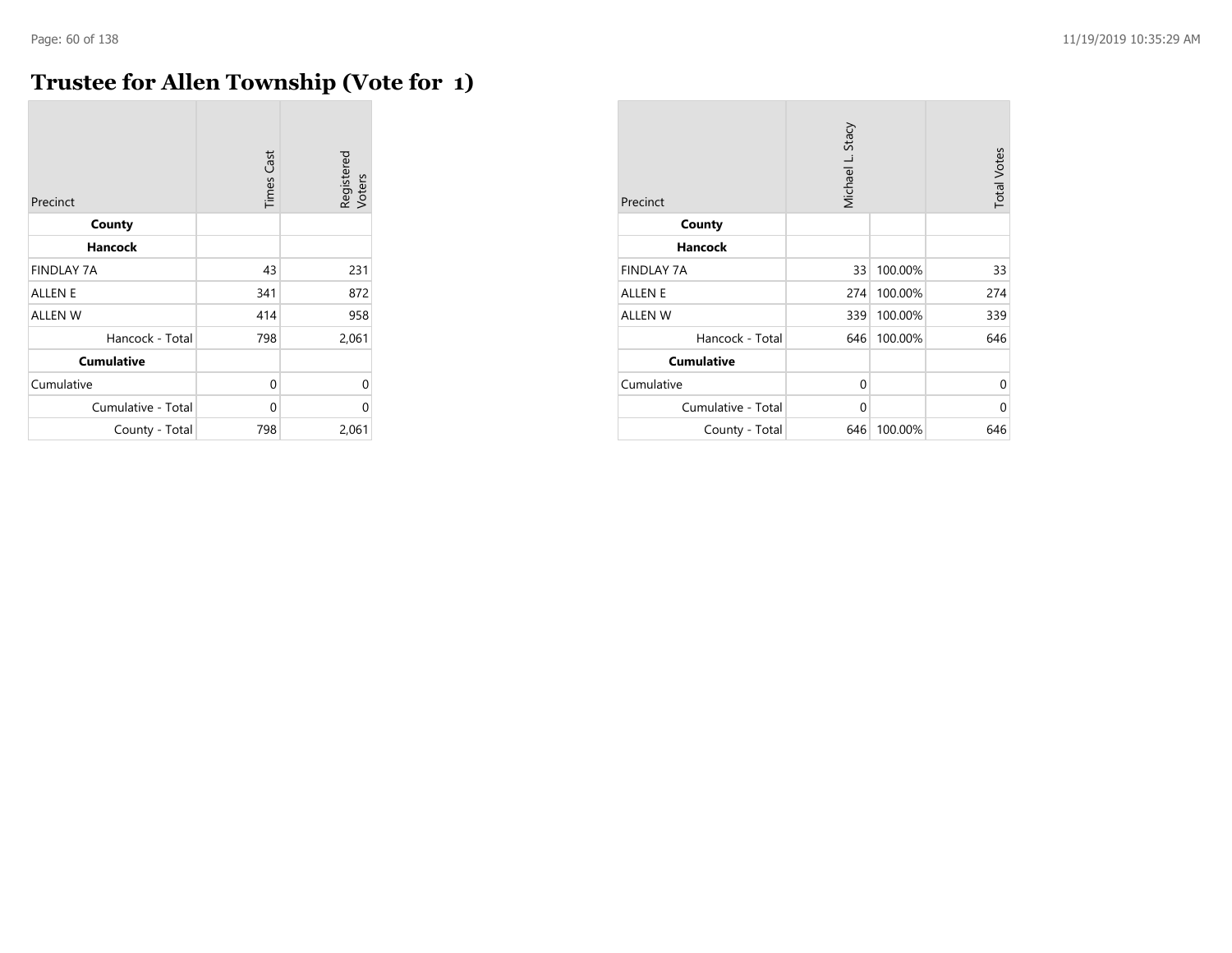# Trustee for Allen Township (Vote for 1)

| Precinct | Times Cast | Registered Voters |
|---|---|---|
| **County** | | |
| **Hancock** | | |
| FINDLAY 7A | 43 | 231 |
| ALLEN E | 341 | 872 |
| ALLEN W | 414 | 958 |
| Hancock - Total | 798 | 2,061 |
| **Cumulative** | | |
| Cumulative | 0 | 0 |
| Cumulative - Total | 0 | 0 |
| County - Total | 798 | 2,061 |

| Precinct | Michael L. Stacy | | Total Votes |
|---|---|---|---|
| **County** | | | |
| **Hancock** | | | |
| FINDLAY 7A | 33 | 100.00% | 33 |
| ALLEN E | 274 | 100.00% | 274 |
| ALLEN W | 339 | 100.00% | 339 |
| Hancock - Total | 646 | 100.00% | 646 |
| **Cumulative** | | | |
| Cumulative | 0 | | 0 |
| Cumulative - Total | 0 | | 0 |
| County - Total | 646 | 100.00% | 646 |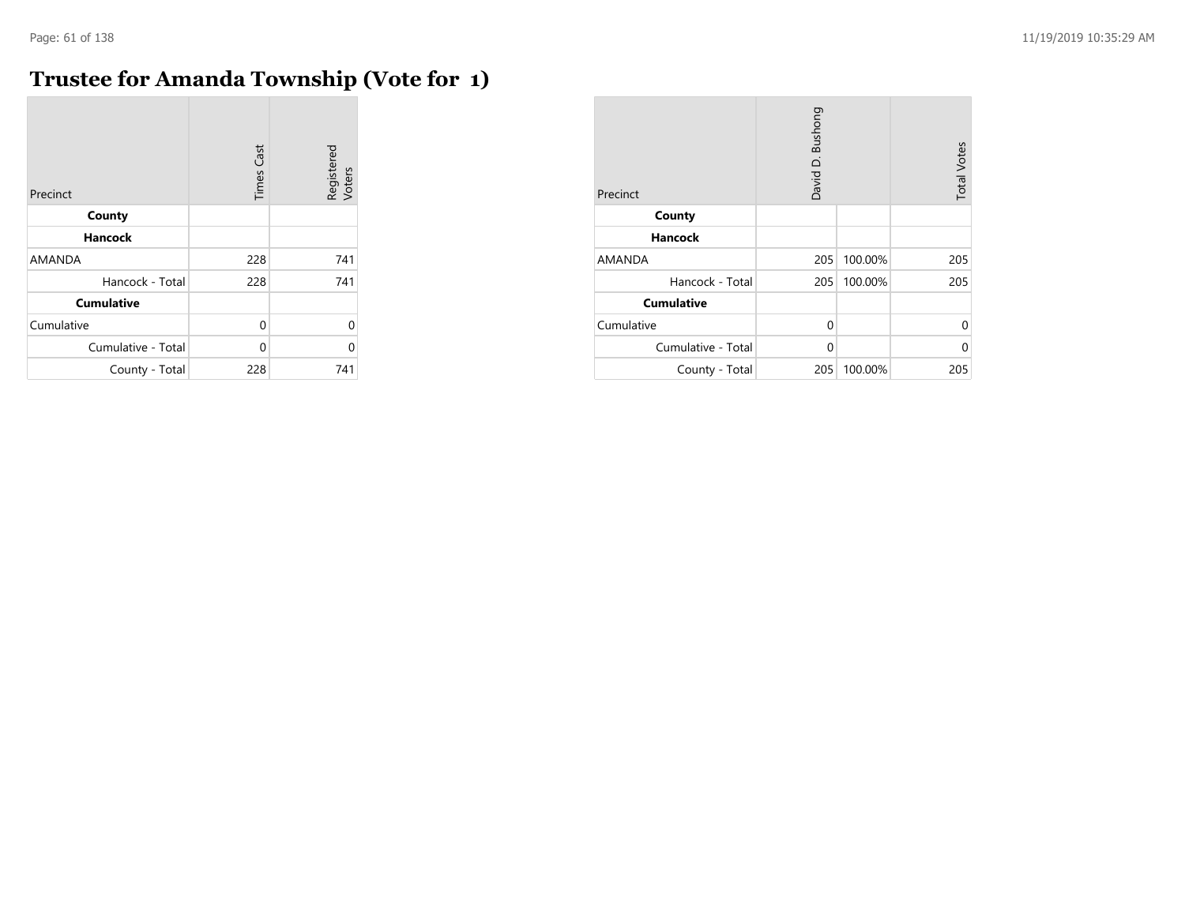# Trustee for Amanda Township (Vote for 1)

| Precinct | Times Cast | Registered Voters |
|---|---|---|
| **County** | | |
| **Hancock** | | |
| AMANDA | 228 | 741 |
| Hancock - Total | 228 | 741 |
| **Cumulative** | | |
| Cumulative | 0 | 0 |
| Cumulative - Total | 0 | 0 |
| County - Total | 228 | 741 |

| Precinct | David D. Bushong | | Total Votes |
|---|---|---|---|
| **County** | | | |
| **Hancock** | | | |
| AMANDA | 205 | 100.00% | 205 |
| Hancock - Total | 205 | 100.00% | 205 |
| **Cumulative** | | | |
| Cumulative | 0 | | 0 |
| Cumulative - Total | 0 | | 0 |
| County - Total | 205 | 100.00% | 205 |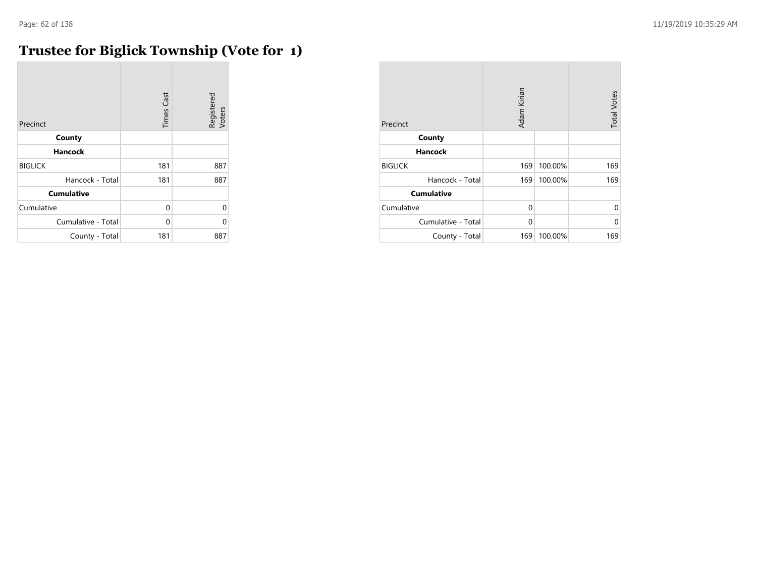# Trustee for Biglick Township (Vote for 1)

| Precinct | Times Cast | Registered Voters |
|---|---|---|
| **County** | | |
| **Hancock** | | |
| BIGLICK | 181 | 887 |
| Hancock - Total | 181 | 887 |
| **Cumulative** | | |
| Cumulative | 0 | 0 |
| Cumulative - Total | 0 | 0 |
| County - Total | 181 | 887 |

| Precinct | Adam Kirian | | Total Votes |
|---|---|---|---|
| **County** | | | |
| **Hancock** | | | |
| BIGLICK | 169 | 100.00% | 169 |
| Hancock - Total | 169 | 100.00% | 169 |
| **Cumulative** | | | |
| Cumulative | 0 | | 0 |
| Cumulative - Total | 0 | | 0 |
| County - Total | 169 | 100.00% | 169 |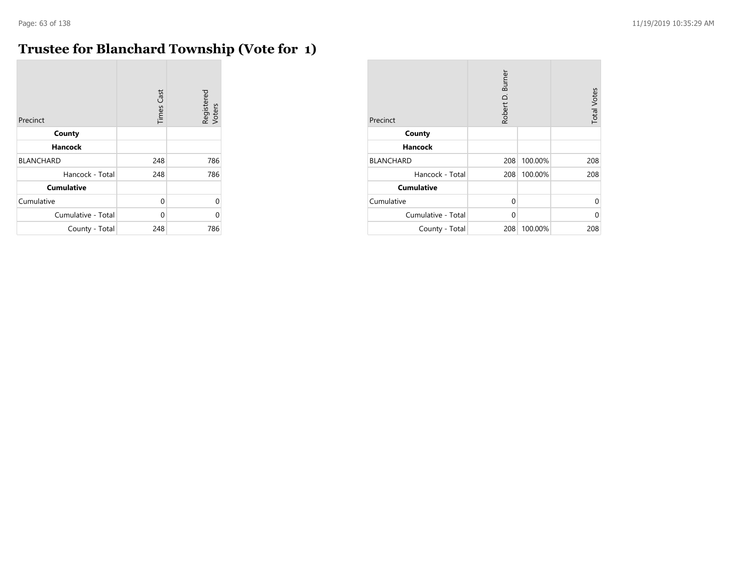# Trustee for Blanchard Township (Vote for 1)

| Precinct | Times Cast | Registered Voters |
|---|---|---|
| **County** | | |
| **Hancock** | | |
| BLANCHARD | 248 | 786 |
| Hancock - Total | 248 | 786 |
| **Cumulative** | | |
| Cumulative | 0 | 0 |
| Cumulative - Total | 0 | 0 |
| County - Total | 248 | 786 |

| Precinct | Robert D. Burner | | Total Votes |
|---|---|---|---|
| **County** | | | |
| **Hancock** | | | |
| BLANCHARD | 208 | 100.00% | 208 |
| Hancock - Total | 208 | 100.00% | 208 |
| **Cumulative** | | | |
| Cumulative | 0 | | 0 |
| Cumulative - Total | 0 | | 0 |
| County - Total | 208 | 100.00% | 208 |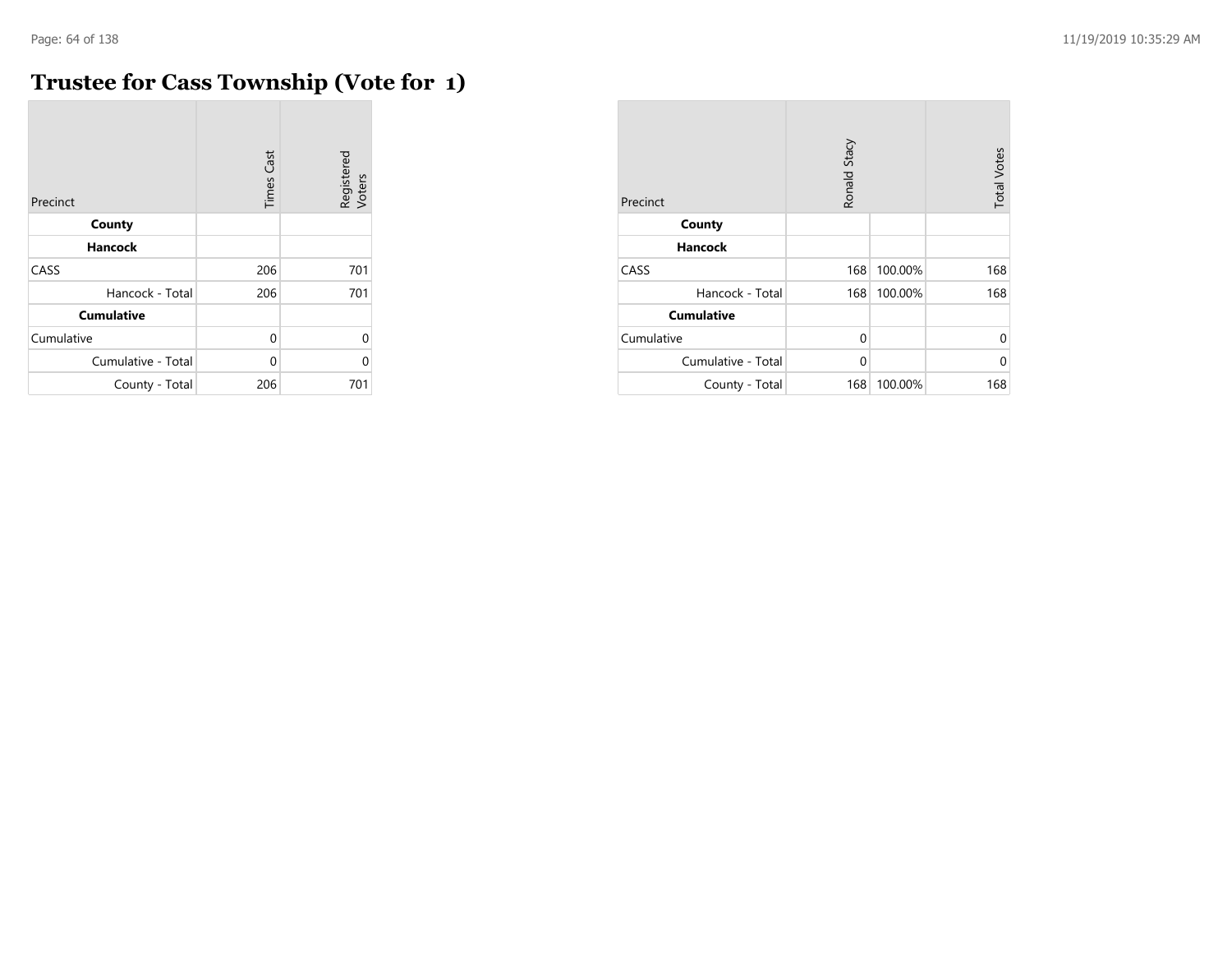# Trustee for Cass Township (Vote for 1)

| Precinct | Times Cast | Registered Voters |
|---|---|---|
| **County** | | |
| **Hancock** | | |
| CASS | 206 | 701 |
| Hancock - Total | 206 | 701 |
| **Cumulative** | | |
| Cumulative | 0 | 0 |
| Cumulative - Total | 0 | 0 |
| County - Total | 206 | 701 |

| Precinct | Ronald Stacy | | Total Votes |
|---|---|---|---|
| **County** | | | |
| **Hancock** | | | |
| CASS | 168 | 100.00% | 168 |
| Hancock - Total | 168 | 100.00% | 168 |
| **Cumulative** | | | |
| Cumulative | 0 | | 0 |
| Cumulative - Total | 0 | | 0 |
| County - Total | 168 | 100.00% | 168 |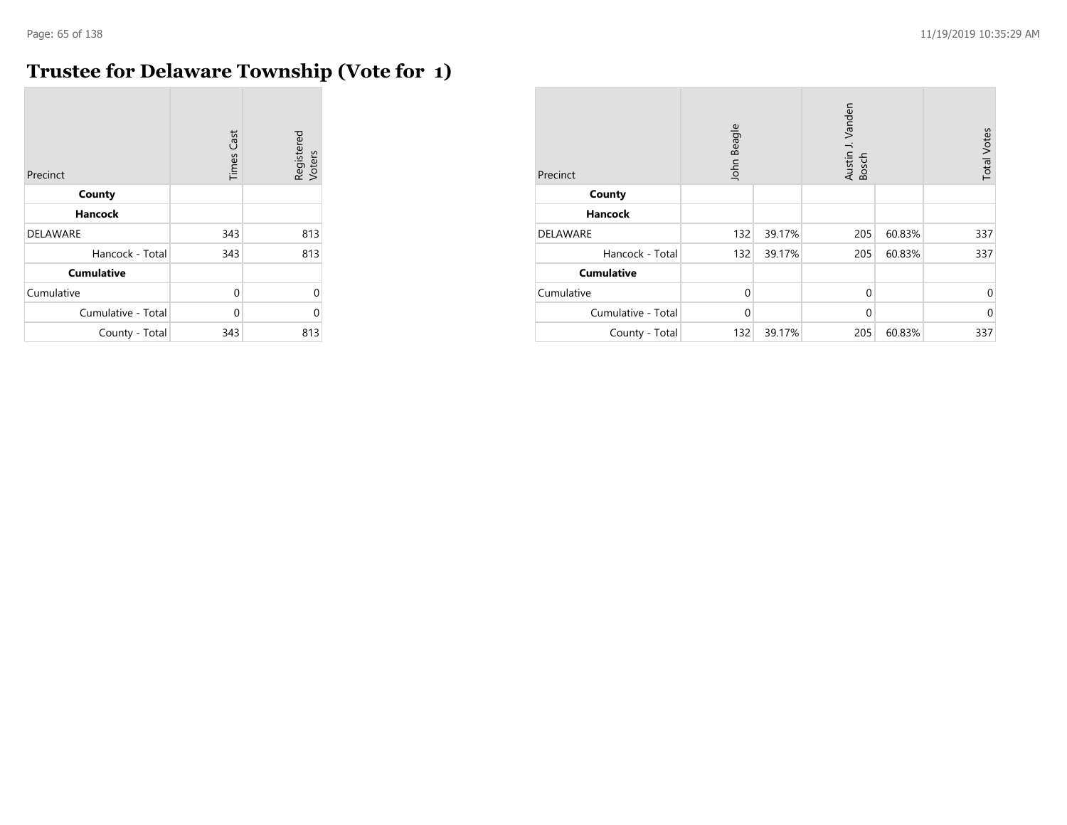# Trustee for Delaware Township (Vote for 1)

| Precinct | Times Cast | Registered Voters |
|---|---|---|
| **County** | | |
| **Hancock** | | |
| DELAWARE | 343 | 813 |
| Hancock - Total | 343 | 813 |
| **Cumulative** | | |
| Cumulative | 0 | 0 |
| Cumulative - Total | 0 | 0 |
| County - Total | 343 | 813 |

| Precinct | John Beagle | | Austin J. Vanden Bosch | | Total Votes |
|---|---|---|---|---|---|
| **County** | | | | | |
| **Hancock** | | | | | |
| DELAWARE | 132 | 39.17% | 205 | 60.83% | 337 |
| Hancock - Total | 132 | 39.17% | 205 | 60.83% | 337 |
| **Cumulative** | | | | | |
| Cumulative | 0 | | 0 | | 0 |
| Cumulative - Total | 0 | | 0 | | 0 |
| County - Total | 132 | 39.17% | 205 | 60.83% | 337 |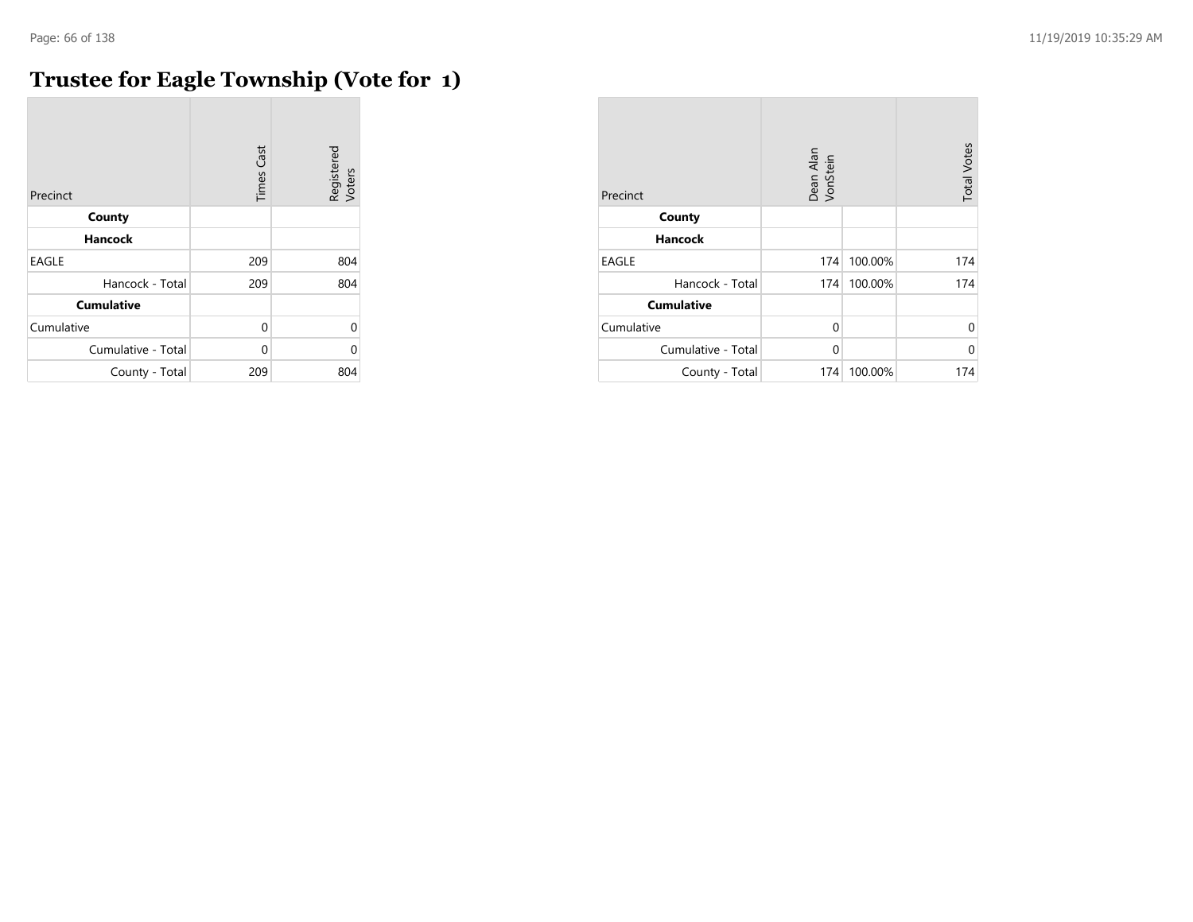# Trustee for Eagle Township (Vote for 1)

| Precinct | Times Cast | Registered Voters |
|---|---|---|
| **County** | | |
| **Hancock** | | |
| EAGLE | 209 | 804 |
| Hancock - Total | 209 | 804 |
| **Cumulative** | | |
| Cumulative | 0 | 0 |
| Cumulative - Total | 0 | 0 |
| County - Total | 209 | 804 |

| Precinct | Dean Alan VonStein | | Total Votes |
|---|---|---|---|
| **County** | | | |
| **Hancock** | | | |
| EAGLE | 174 | 100.00% | 174 |
| Hancock - Total | 174 | 100.00% | 174 |
| **Cumulative** | | | |
| Cumulative | 0 | | 0 |
| Cumulative - Total | 0 | | 0 |
| County - Total | 174 | 100.00% | 174 |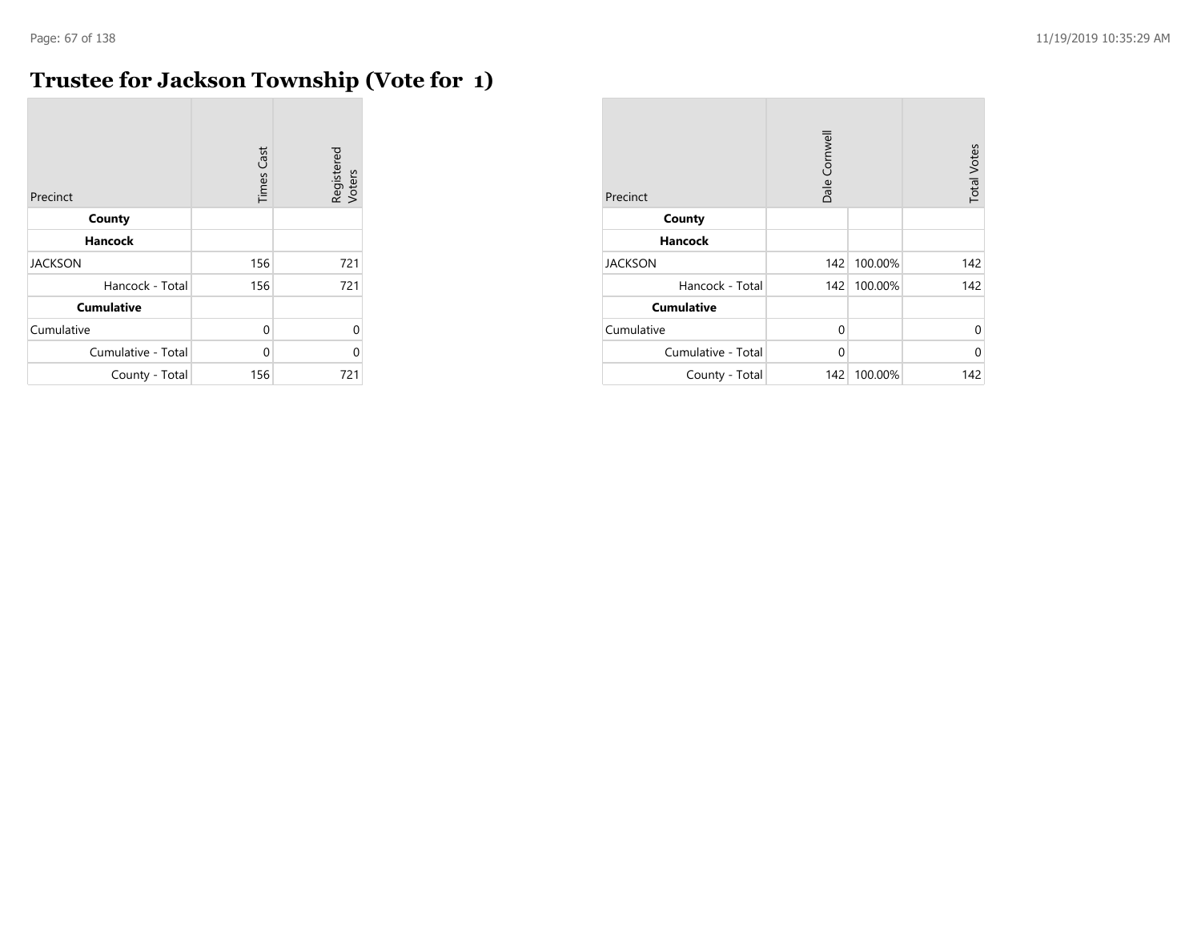# Trustee for Jackson Township (Vote for 1)

| Precinct | Times Cast | Registered Voters |
|---|---|---|
| **County** | | |
| **Hancock** | | |
| JACKSON | 156 | 721 |
| Hancock - Total | 156 | 721 |
| **Cumulative** | | |
| Cumulative | 0 | 0 |
| Cumulative - Total | 0 | 0 |
| County - Total | 156 | 721 |

| Precinct | Dale Cornwell | | Total Votes |
|---|---|---|---|
| **County** | | | |
| **Hancock** | | | |
| JACKSON | 142 | 100.00% | 142 |
| Hancock - Total | 142 | 100.00% | 142 |
| **Cumulative** | | | |
| Cumulative | 0 | | 0 |
| Cumulative - Total | 0 | | 0 |
| County - Total | 142 | 100.00% | 142 |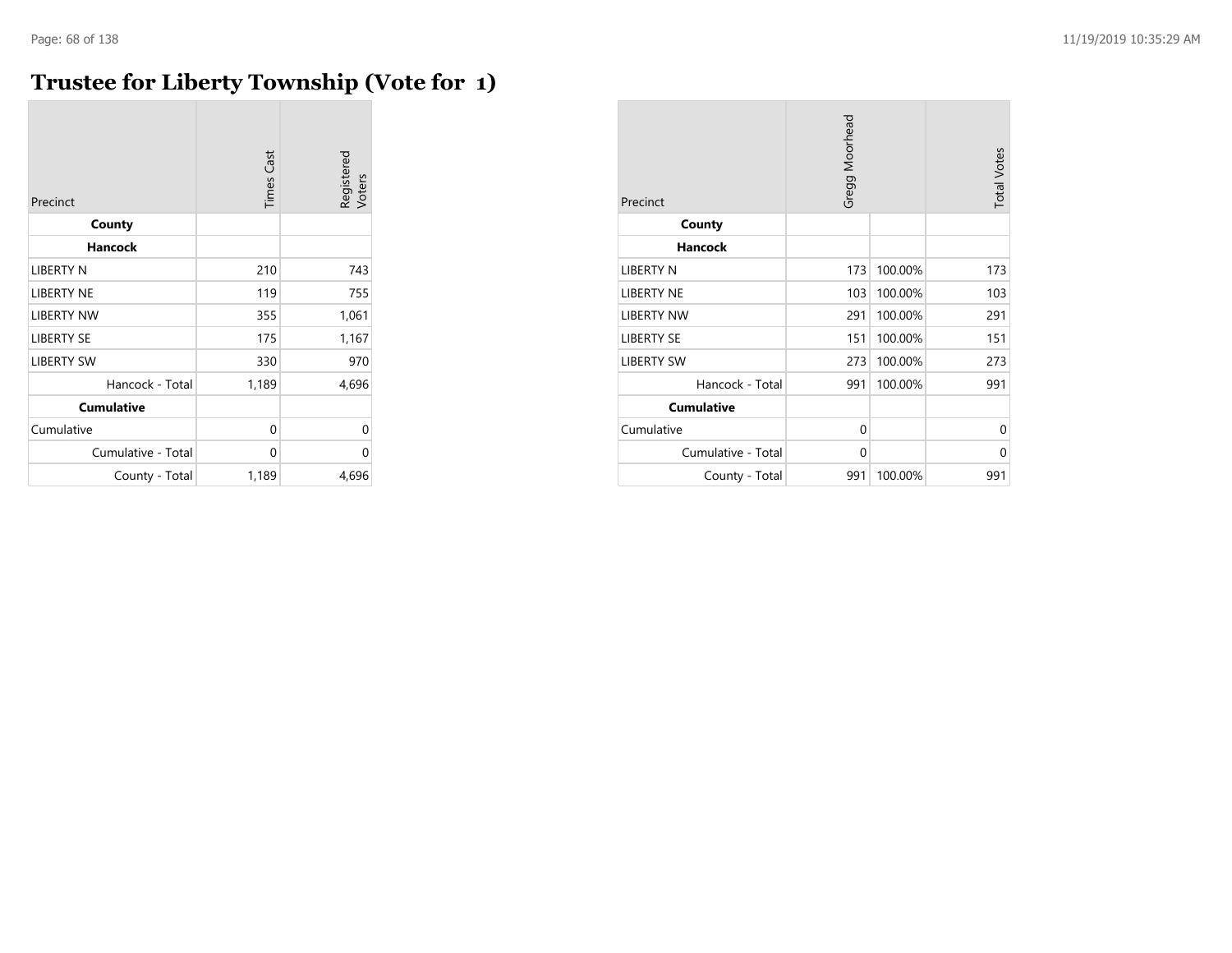# Trustee for Liberty Township (Vote for 1)

| Precinct | Times Cast | Registered Voters |
|---|---|---|
| **County** | | |
| **Hancock** | | |
| LIBERTY N | 210 | 743 |
| LIBERTY NE | 119 | 755 |
| LIBERTY NW | 355 | 1,061 |
| LIBERTY SE | 175 | 1,167 |
| LIBERTY SW | 330 | 970 |
| Hancock - Total | 1,189 | 4,696 |
| **Cumulative** | | |
| Cumulative | 0 | 0 |
| Cumulative - Total | 0 | 0 |
| County - Total | 1,189 | 4,696 |

| Precinct | Gregg Moorhead | | Total Votes |
|---|---|---|---|
| **County** | | | |
| **Hancock** | | | |
| LIBERTY N | 173 | 100.00% | 173 |
| LIBERTY NE | 103 | 100.00% | 103 |
| LIBERTY NW | 291 | 100.00% | 291 |
| LIBERTY SE | 151 | 100.00% | 151 |
| LIBERTY SW | 273 | 100.00% | 273 |
| Hancock - Total | 991 | 100.00% | 991 |
| **Cumulative** | | | |
| Cumulative | 0 | | 0 |
| Cumulative - Total | 0 | | 0 |
| County - Total | 991 | 100.00% | 991 |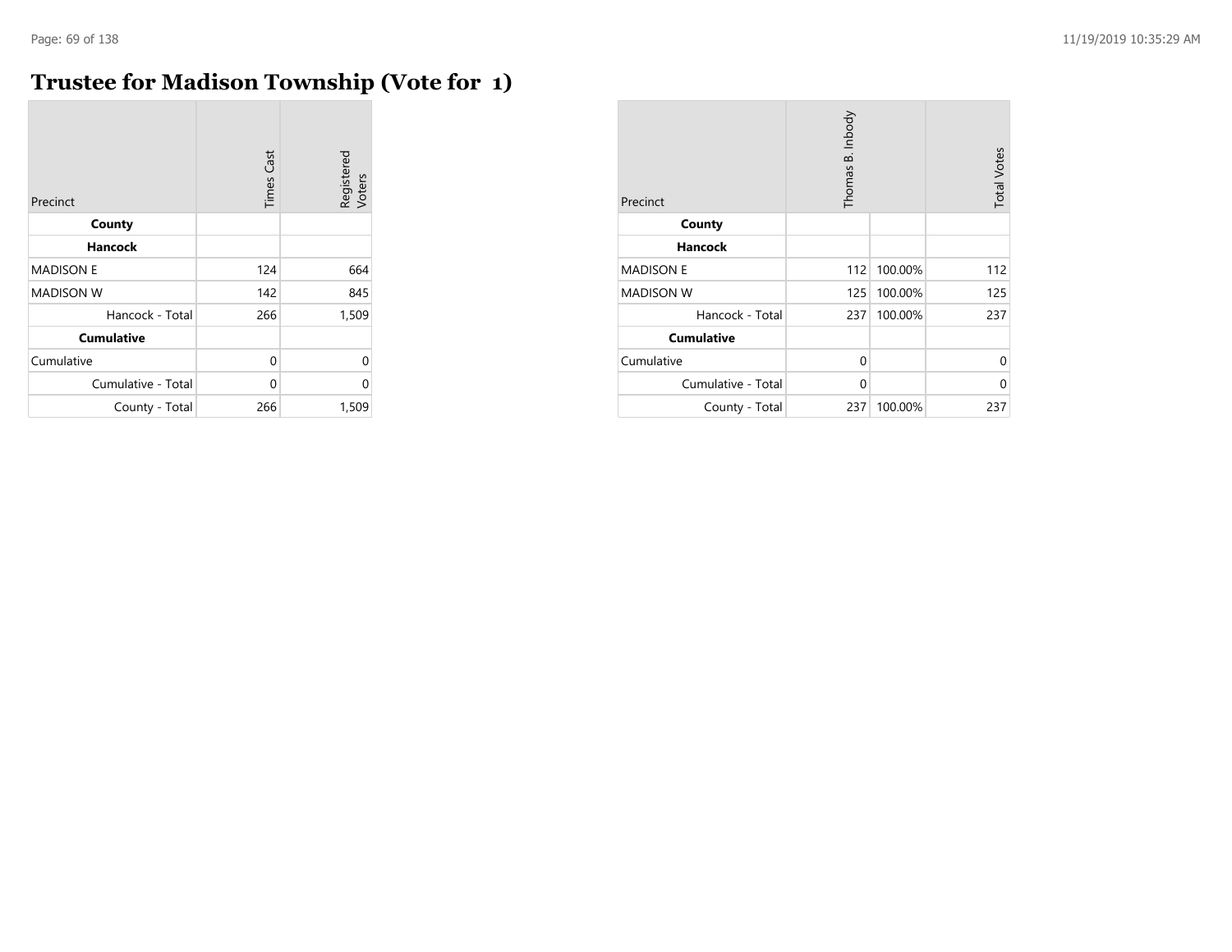# Trustee for Madison Township (Vote for 1)

| Precinct | Times Cast | Registered Voters |
|---|---|---|
| **County** | | |
| **Hancock** | | |
| MADISON E | 124 | 664 |
| MADISON W | 142 | 845 |
| Hancock - Total | 266 | 1,509 |
| **Cumulative** | | |
| Cumulative | 0 | 0 |
| Cumulative - Total | 0 | 0 |
| County - Total | 266 | 1,509 |

| Precinct | Thomas B. Inbody | | Total Votes |
|---|---|---|---|
| **County** | | | |
| **Hancock** | | | |
| MADISON E | 112 | 100.00% | 112 |
| MADISON W | 125 | 100.00% | 125 |
| Hancock - Total | 237 | 100.00% | 237 |
| **Cumulative** | | | |
| Cumulative | 0 | | 0 |
| Cumulative - Total | 0 | | 0 |
| County - Total | 237 | 100.00% | 237 |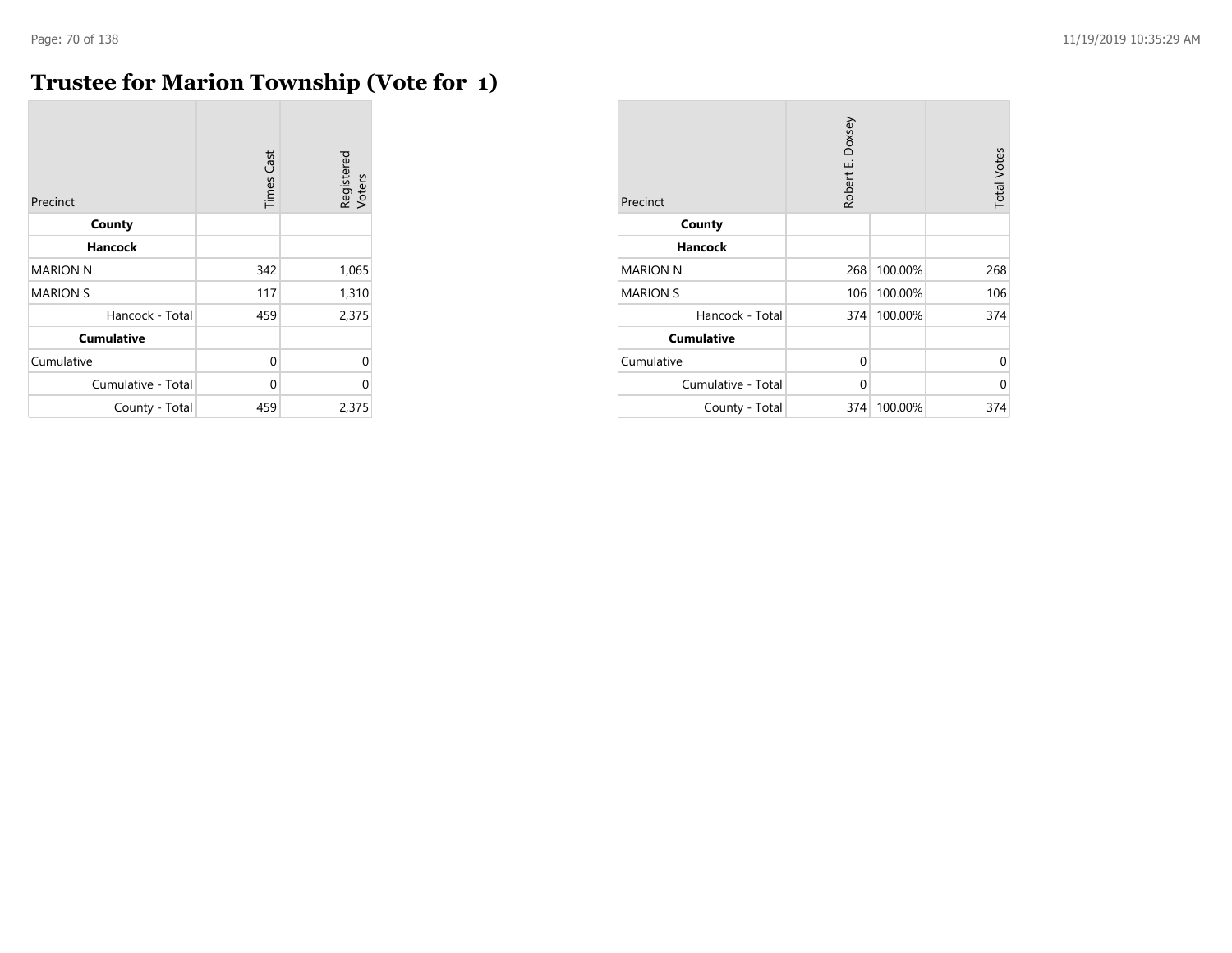# Trustee for Marion Township (Vote for 1)

| Precinct | Times Cast | Registered Voters |
|---|---|---|
| **County** | | |
| **Hancock** | | |
| MARION N | 342 | 1,065 |
| MARION S | 117 | 1,310 |
| Hancock - Total | 459 | 2,375 |
| **Cumulative** | | |
| Cumulative | 0 | 0 |
| Cumulative - Total | 0 | 0 |
| County - Total | 459 | 2,375 |

| Precinct | Robert E. Doxsey | | Total Votes |
|---|---|---|---|
| **County** | | | |
| **Hancock** | | | |
| MARION N | 268 | 100.00% | 268 |
| MARION S | 106 | 100.00% | 106 |
| Hancock - Total | 374 | 100.00% | 374 |
| **Cumulative** | | | |
| Cumulative | 0 | | 0 |
| Cumulative - Total | 0 | | 0 |
| County - Total | 374 | 100.00% | 374 |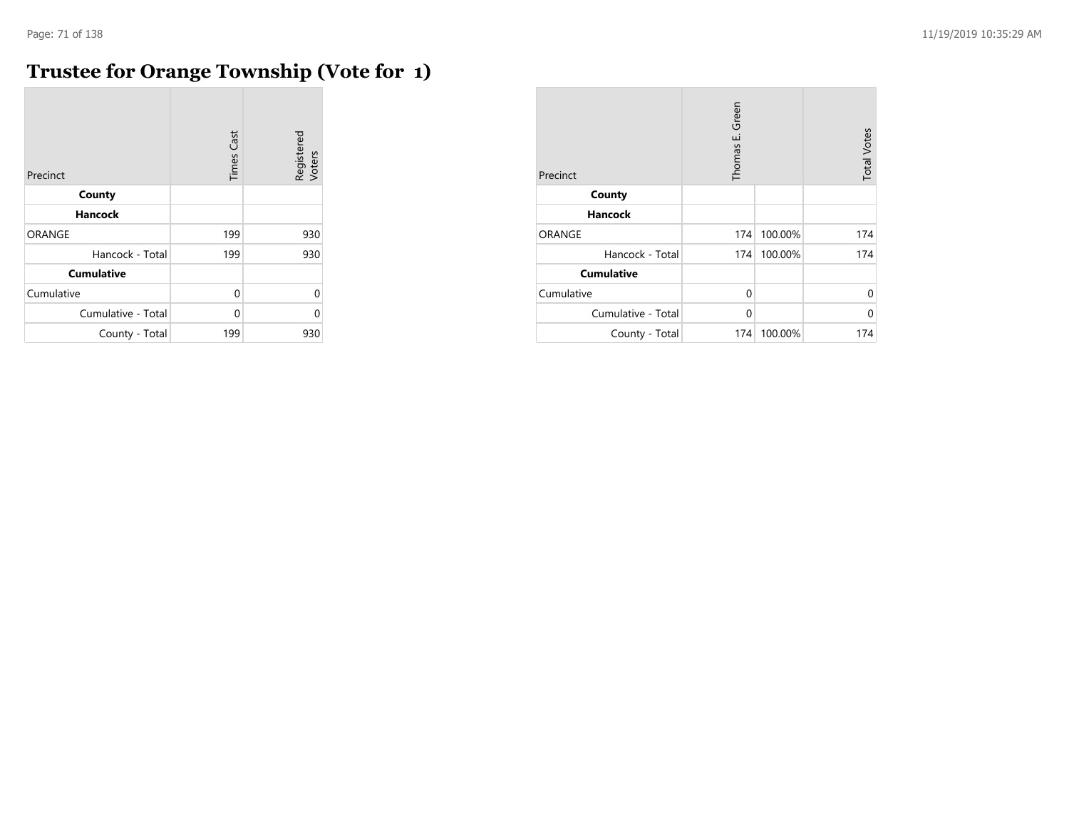# Trustee for Orange Township (Vote for 1)

| Precinct | Times Cast | Registered Voters |
|---|---|---|
| **County** | | |
| **Hancock** | | |
| ORANGE | 199 | 930 |
| Hancock - Total | 199 | 930 |
| **Cumulative** | | |
| Cumulative | 0 | 0 |
| Cumulative - Total | 0 | 0 |
| County - Total | 199 | 930 |

| Precinct | Thomas E. Green | | Total Votes |
|---|---|---|---|
| **County** | | | |
| **Hancock** | | | |
| ORANGE | 174 | 100.00% | 174 |
| Hancock - Total | 174 | 100.00% | 174 |
| **Cumulative** | | | |
| Cumulative | 0 | | 0 |
| Cumulative - Total | 0 | | 0 |
| County - Total | 174 | 100.00% | 174 |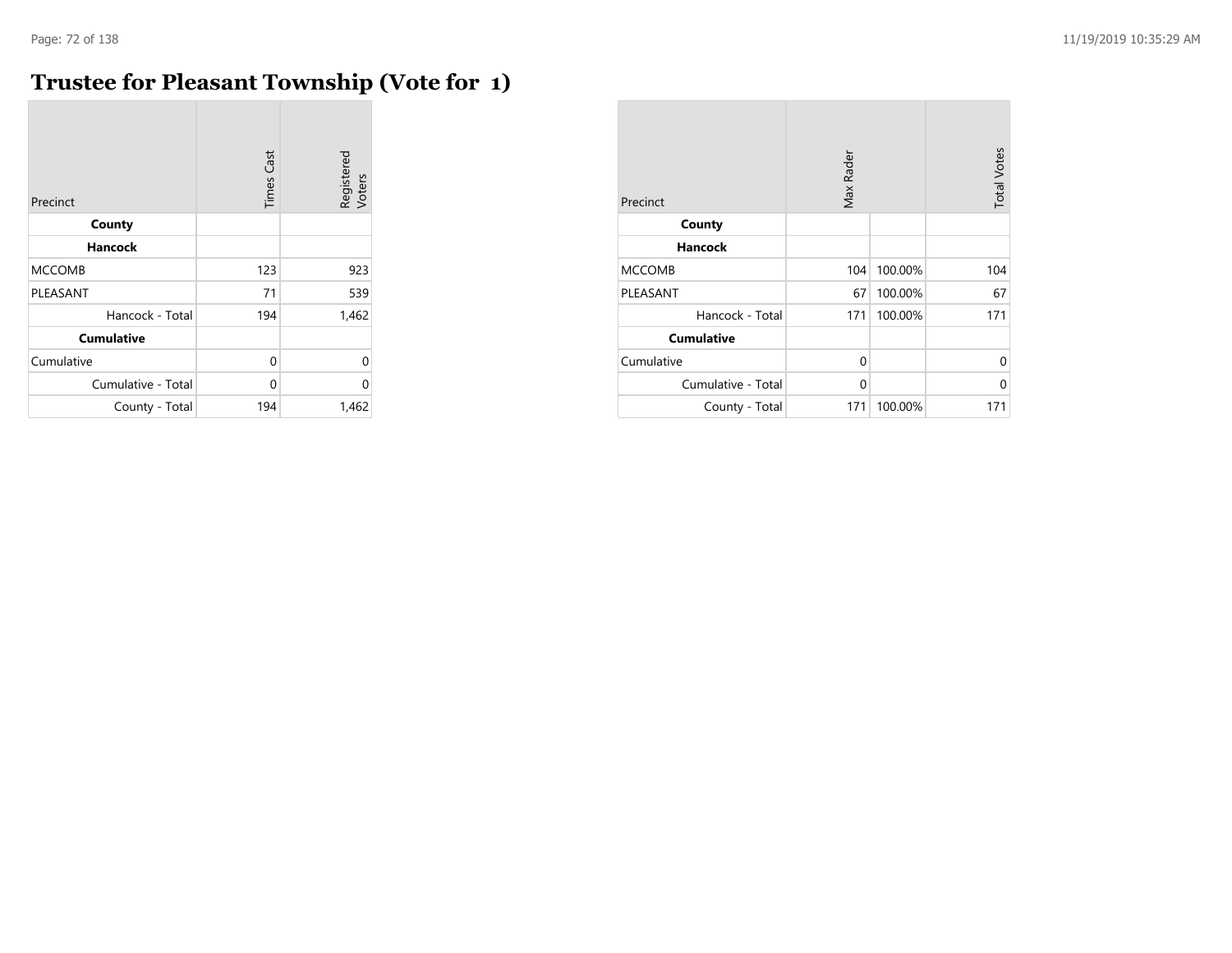# Trustee for Pleasant Township (Vote for 1)

| Precinct | Times Cast | Registered Voters |
|---|---|---|
| **County** | | |
| **Hancock** | | |
| MCCOMB | 123 | 923 |
| PLEASANT | 71 | 539 |
| Hancock - Total | 194 | 1,462 |
| **Cumulative** | | |
| Cumulative | 0 | 0 |
| Cumulative - Total | 0 | 0 |
| County - Total | 194 | 1,462 |

| Precinct | Max Rader | | Total Votes |
|---|---|---|---|
| **County** | | | |
| **Hancock** | | | |
| MCCOMB | 104 | 100.00% | 104 |
| PLEASANT | 67 | 100.00% | 67 |
| Hancock - Total | 171 | 100.00% | 171 |
| **Cumulative** | | | |
| Cumulative | 0 | | 0 |
| Cumulative - Total | 0 | | 0 |
| County - Total | 171 | 100.00% | 171 |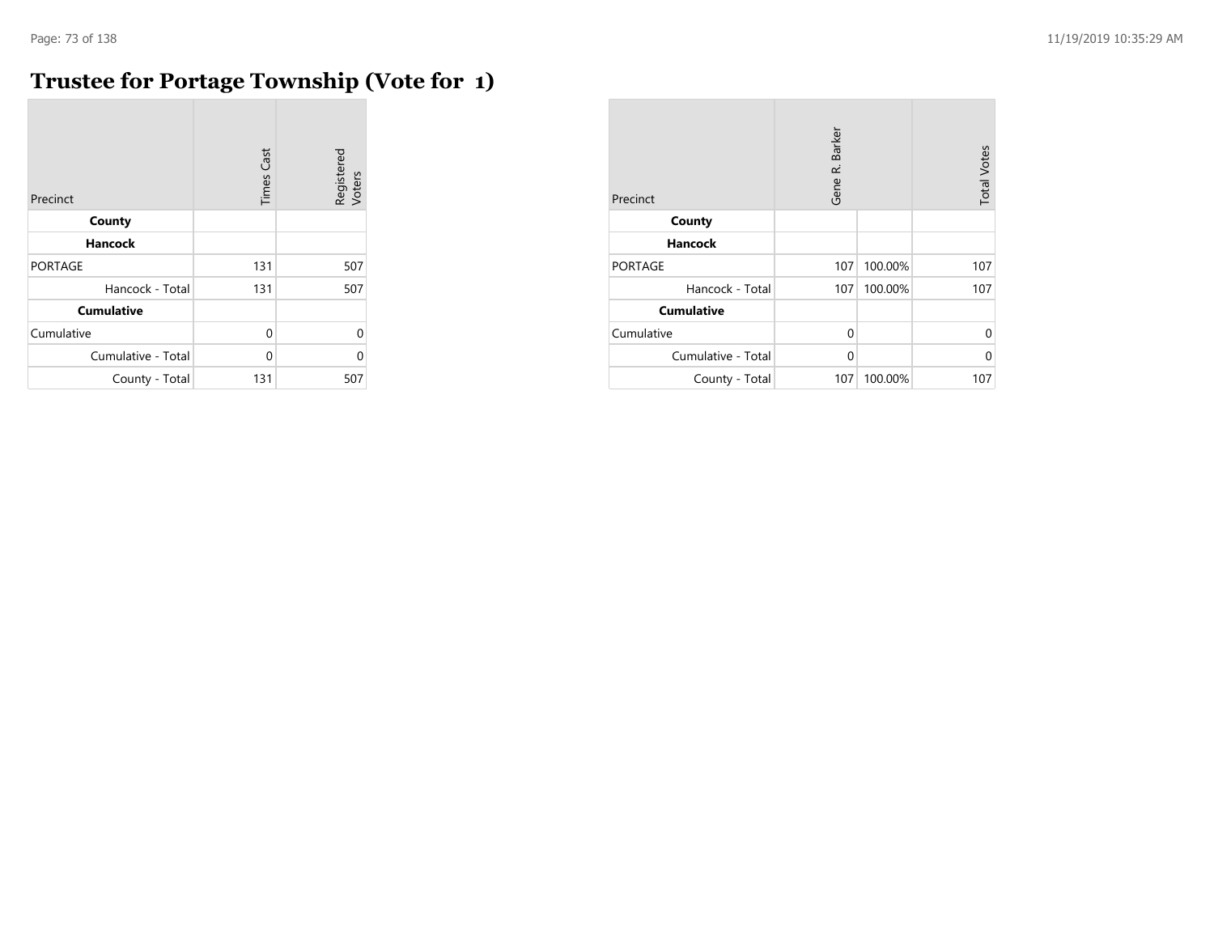# Trustee for Portage Township (Vote for 1)

| Precinct | Times Cast | Registered Voters |
|---|---|---|
| **County** | | |
| **Hancock** | | |
| PORTAGE | 131 | 507 |
| Hancock - Total | 131 | 507 |
| **Cumulative** | | |
| Cumulative | 0 | 0 |
| Cumulative - Total | 0 | 0 |
| County - Total | 131 | 507 |

| Precinct | Gene R. Barker | | Total Votes |
|---|---|---|---|
| **County** | | | |
| **Hancock** | | | |
| PORTAGE | 107 | 100.00% | 107 |
| Hancock - Total | 107 | 100.00% | 107 |
| **Cumulative** | | | |
| Cumulative | 0 | | 0 |
| Cumulative - Total | 0 | | 0 |
| County - Total | 107 | 100.00% | 107 |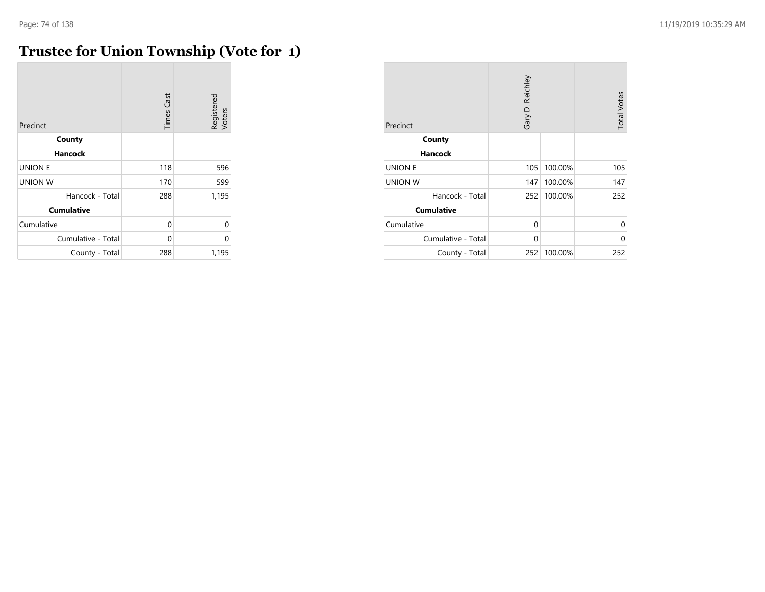# Trustee for Union Township (Vote for 1)

| Precinct | Times Cast | Registered Voters |
|---|---|---|
| **County** | | |
| **Hancock** | | |
| UNION E | 118 | 596 |
| UNION W | 170 | 599 |
| Hancock - Total | 288 | 1,195 |
| **Cumulative** | | |
| Cumulative | 0 | 0 |
| Cumulative - Total | 0 | 0 |
| County - Total | 288 | 1,195 |

| Precinct | Gary D. Reichley | | Total Votes |
|---|---|---|---|
| **County** | | | |
| **Hancock** | | | |
| UNION E | 105 | 100.00% | 105 |
| UNION W | 147 | 100.00% | 147 |
| Hancock - Total | 252 | 100.00% | 252 |
| **Cumulative** | | | |
| Cumulative | 0 | | 0 |
| Cumulative - Total | 0 | | 0 |
| County - Total | 252 | 100.00% | 252 |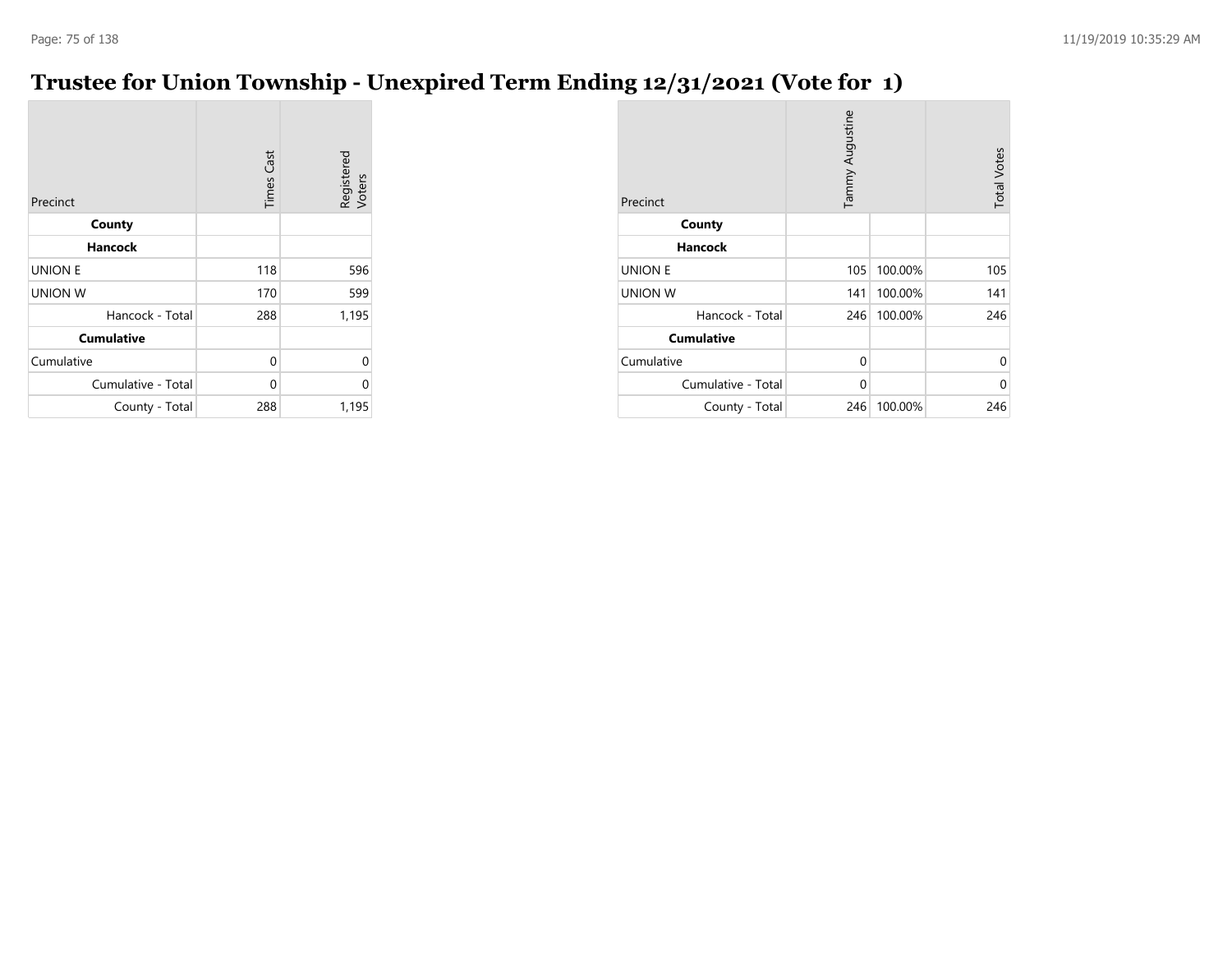# Trustee for Union Township - Unexpired Term Ending 12/31/2021 (Vote for 1)

| Precinct | Times Cast | Registered Voters |
|---|---|---|
| **County** | | |
| **Hancock** | | |
| UNION E | 118 | 596 |
| UNION W | 170 | 599 |
| Hancock - Total | 288 | 1,195 |
| **Cumulative** | | |
| Cumulative | 0 | 0 |
| Cumulative - Total | 0 | 0 |
| County - Total | 288 | 1,195 |

| Precinct | Tammy Augustine | | Total Votes |
|---|---|---|---|
| **County** | | | |
| **Hancock** | | | |
| UNION E | 105 | 100.00% | 105 |
| UNION W | 141 | 100.00% | 141 |
| Hancock - Total | 246 | 100.00% | 246 |
| **Cumulative** | | | |
| Cumulative | 0 | | 0 |
| Cumulative - Total | 0 | | 0 |
| County - Total | 246 | 100.00% | 246 |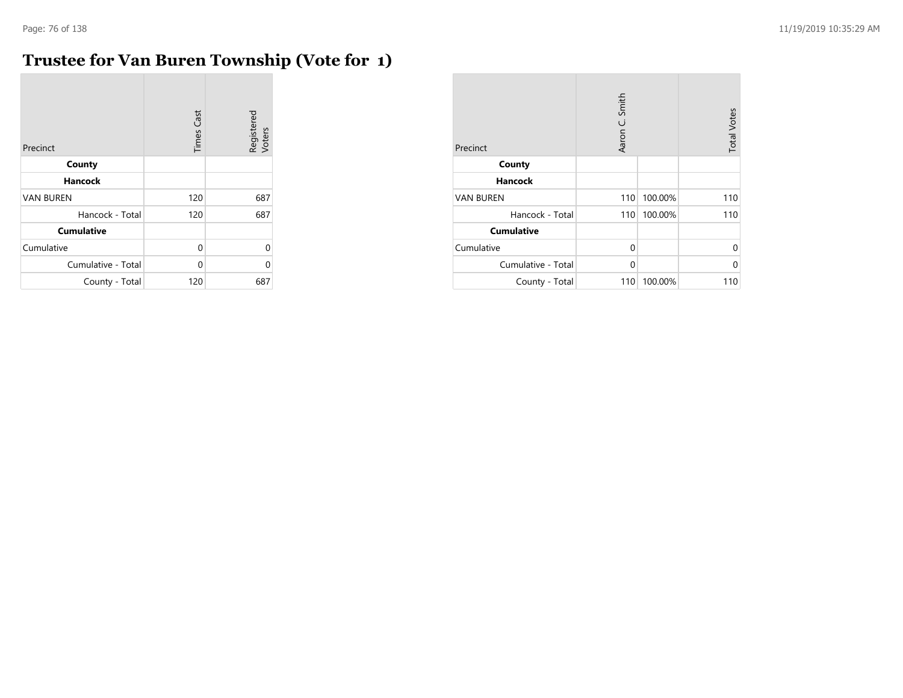# Trustee for Van Buren Township (Vote for 1)

| Precinct | Times Cast | Registered Voters |
|---|---|---|
| **County** | | |
| **Hancock** | | |
| VAN BUREN | 120 | 687 |
| Hancock - Total | 120 | 687 |
| **Cumulative** | | |
| Cumulative | 0 | 0 |
| Cumulative - Total | 0 | 0 |
| County - Total | 120 | 687 |

| Precinct | Aaron C. Smith | | Total Votes |
|---|---|---|---|
| **County** | | | |
| **Hancock** | | | |
| VAN BUREN | 110 | 100.00% | 110 |
| Hancock - Total | 110 | 100.00% | 110 |
| **Cumulative** | | | |
| Cumulative | 0 | | 0 |
| Cumulative - Total | 0 | | 0 |
| County - Total | 110 | 100.00% | 110 |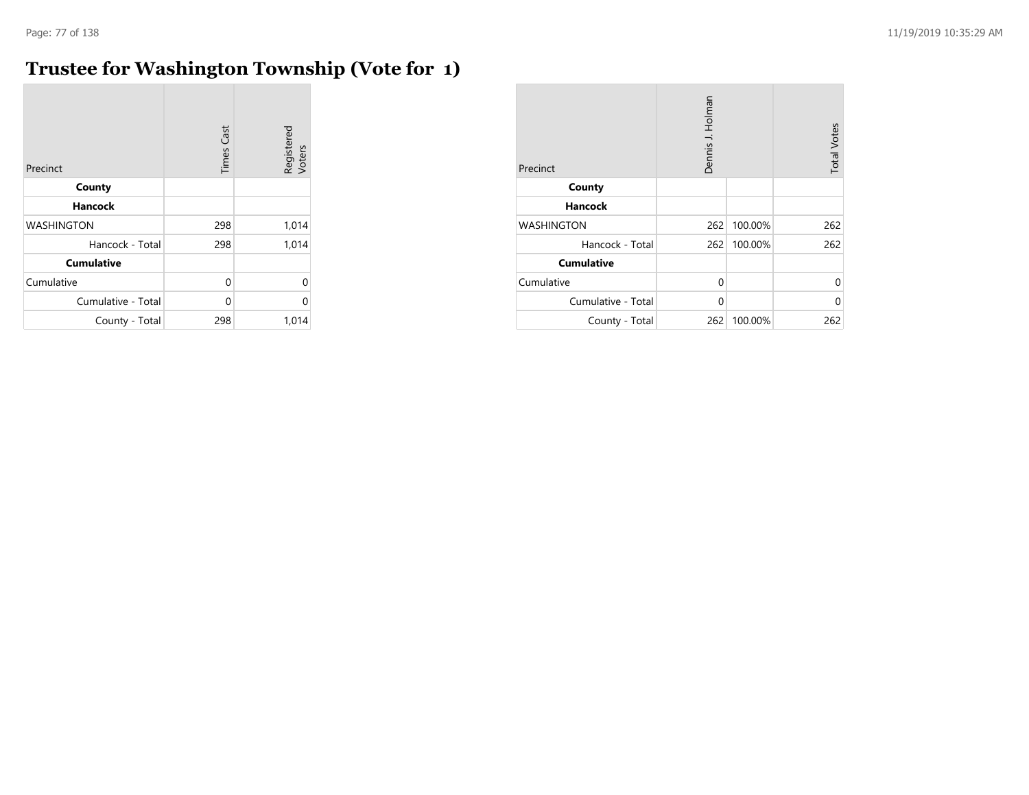# Trustee for Washington Township (Vote for 1)

| Precinct | Times Cast | Registered Voters |
|---|---|---|
| **County** | | |
| **Hancock** | | |
| WASHINGTON | 298 | 1,014 |
| Hancock - Total | 298 | 1,014 |
| **Cumulative** | | |
| Cumulative | 0 | 0 |
| Cumulative - Total | 0 | 0 |
| County - Total | 298 | 1,014 |

| Precinct | Dennis J. Holman | | Total Votes |
|---|---|---|---|
| **County** | | | |
| **Hancock** | | | |
| WASHINGTON | 262 | 100.00% | 262 |
| Hancock - Total | 262 | 100.00% | 262 |
| **Cumulative** | | | |
| Cumulative | 0 | | 0 |
| Cumulative - Total | 0 | | 0 |
| County - Total | 262 | 100.00% | 262 |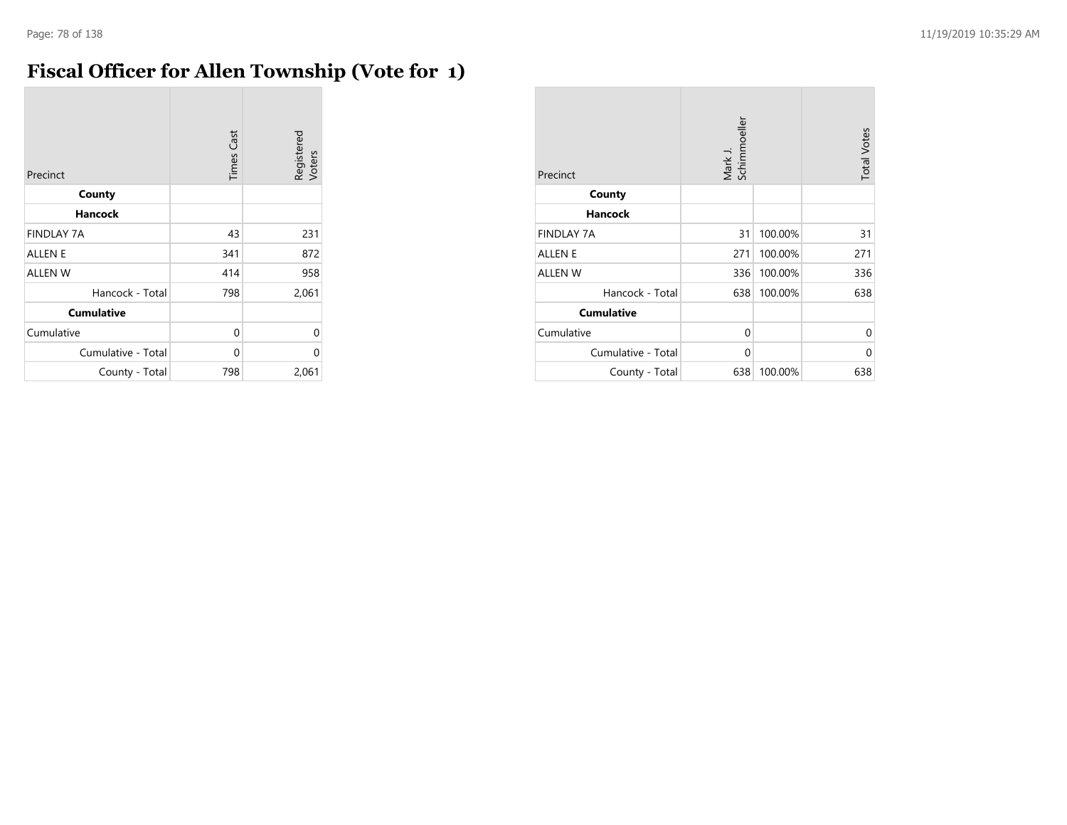# Fiscal Officer for Allen Township (Vote for 1)

| Precinct | Times Cast | Registered Voters |
|---|---|---|
| **County** | | |
| **Hancock** | | |
| FINDLAY 7A | 43 | 231 |
| ALLEN E | 341 | 872 |
| ALLEN W | 414 | 958 |
| Hancock - Total | 798 | 2,061 |
| **Cumulative** | | |
| Cumulative | 0 | 0 |
| Cumulative - Total | 0 | 0 |
| County - Total | 798 | 2,061 |

| Precinct | Mark J. Schimmoeller | | Total Votes |
|---|---|---|---|
| **County** | | | |
| **Hancock** | | | |
| FINDLAY 7A | 31 | 100.00% | 31 |
| ALLEN E | 271 | 100.00% | 271 |
| ALLEN W | 336 | 100.00% | 336 |
| Hancock - Total | 638 | 100.00% | 638 |
| **Cumulative** | | | |
| Cumulative | 0 | | 0 |
| Cumulative - Total | 0 | | 0 |
| County - Total | 638 | 100.00% | 638 |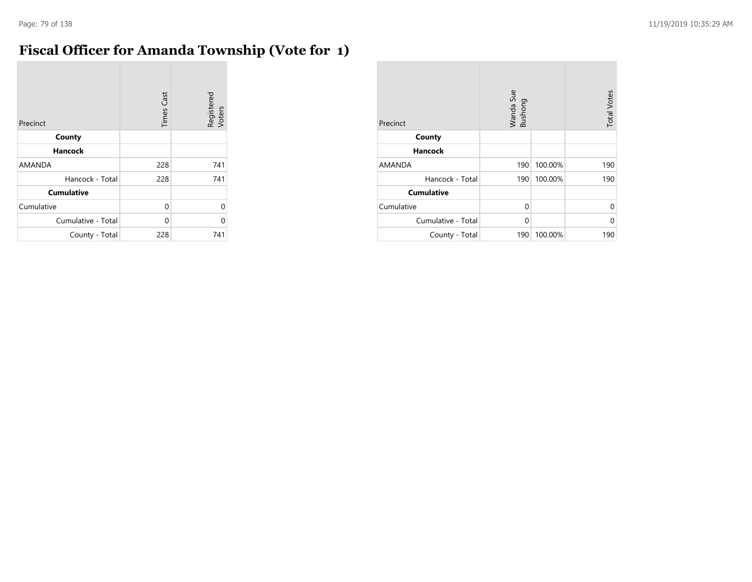# Fiscal Officer for Amanda Township (Vote for 1)

| Precinct | Times Cast | Registered Voters |
|---|---|---|
| **County** | | |
| **Hancock** | | |
| AMANDA | 228 | 741 |
| Hancock - Total | 228 | 741 |
| **Cumulative** | | |
| Cumulative | 0 | 0 |
| Cumulative - Total | 0 | 0 |
| County - Total | 228 | 741 |

| Precinct | Wanda Sue Bushong | | Total Votes |
|---|---|---|---|
| **County** | | | |
| **Hancock** | | | |
| AMANDA | 190 | 100.00% | 190 |
| Hancock - Total | 190 | 100.00% | 190 |
| **Cumulative** | | | |
| Cumulative | 0 | | 0 |
| Cumulative - Total | 0 | | 0 |
| County - Total | 190 | 100.00% | 190 |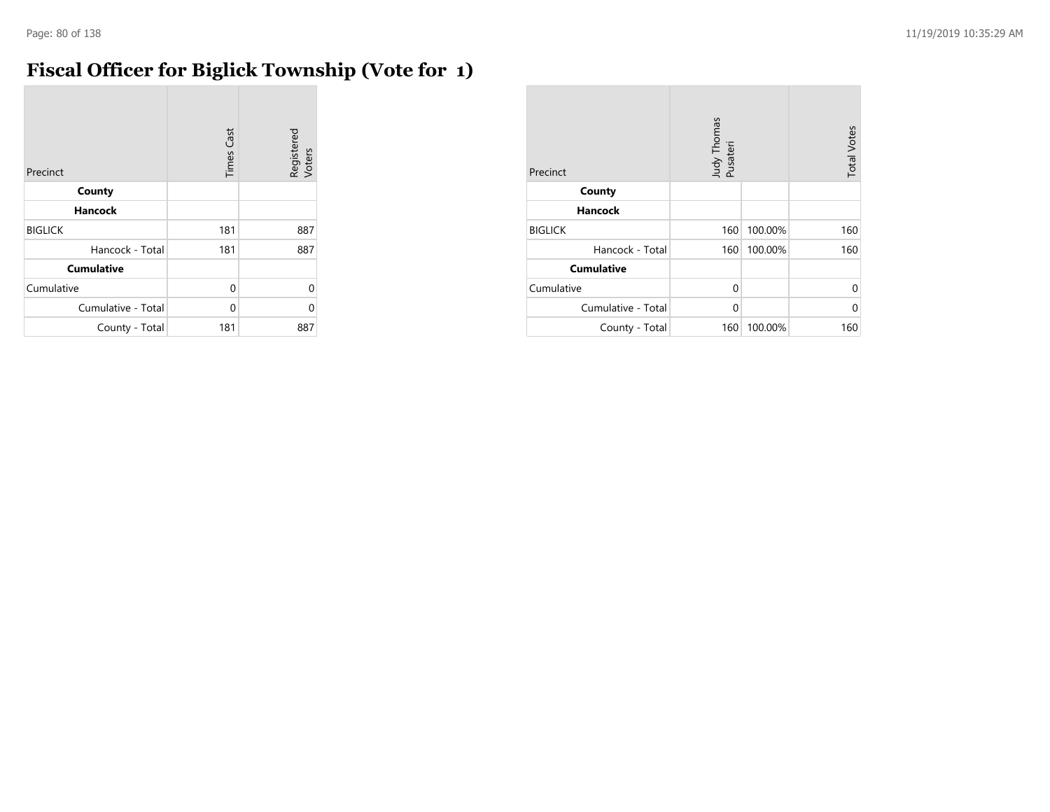# Fiscal Officer for Biglick Township (Vote for 1)

| Precinct | Times Cast | Registered Voters |
|---|---|---|
| **County** | | |
| **Hancock** | | |
| BIGLICK | 181 | 887 |
| Hancock - Total | 181 | 887 |
| **Cumulative** | | |
| Cumulative | 0 | 0 |
| Cumulative - Total | 0 | 0 |
| County - Total | 181 | 887 |

| Precinct | Judy Thomas Pusateri | | Total Votes |
|---|---|---|---|
| **County** | | | |
| **Hancock** | | | |
| BIGLICK | 160 | 100.00% | 160 |
| Hancock - Total | 160 | 100.00% | 160 |
| **Cumulative** | | | |
| Cumulative | 0 | | 0 |
| Cumulative - Total | 0 | | 0 |
| County - Total | 160 | 100.00% | 160 |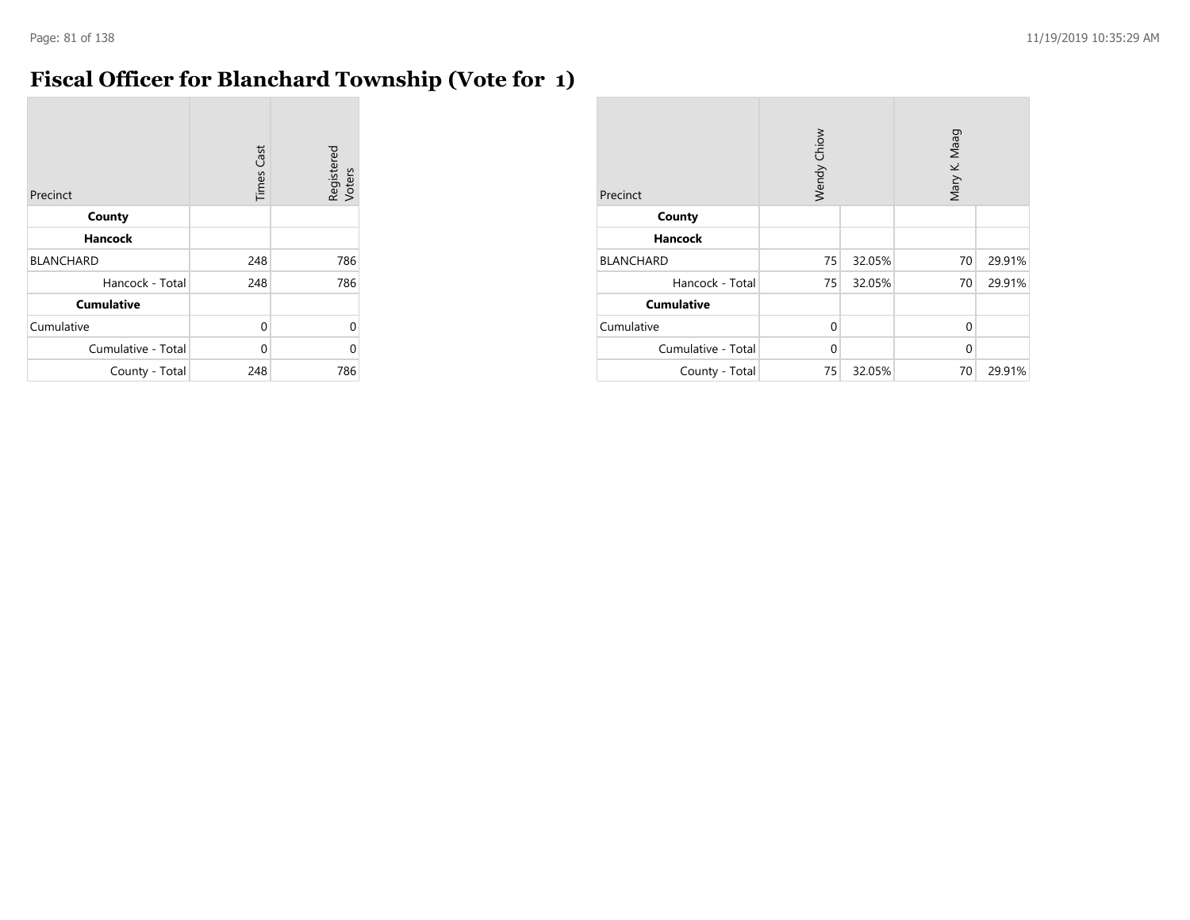# Fiscal Officer for Blanchard Township (Vote for 1)

| Precinct | Times Cast | Registered Voters |
|---|---|---|
| **County** | | |
| **Hancock** | | |
| BLANCHARD | 248 | 786 |
| Hancock - Total | 248 | 786 |
| **Cumulative** | | |
| Cumulative | 0 | 0 |
| Cumulative - Total | 0 | 0 |
| County - Total | 248 | 786 |

| Precinct | Wendy Chiow | | Mary K. Maag | |
|---|---|---|---|---|
| **County** | | | | |
| **Hancock** | | | | |
| BLANCHARD | 75 | 32.05% | 70 | 29.91% |
| Hancock - Total | 75 | 32.05% | 70 | 29.91% |
| **Cumulative** | | | | |
| Cumulative | 0 | | 0 | |
| Cumulative - Total | 0 | | 0 | |
| County - Total | 75 | 32.05% | 70 | 29.91% |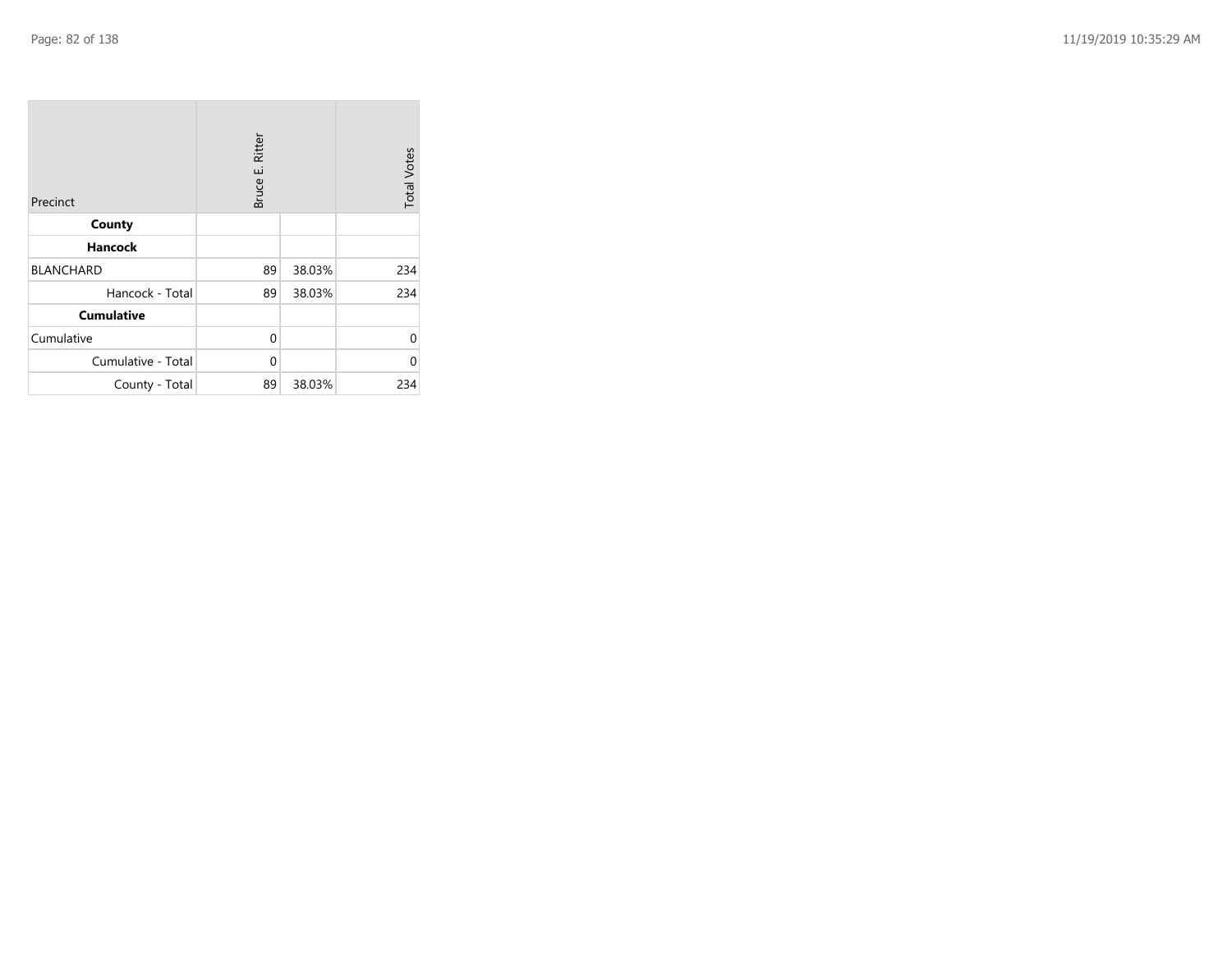| Precinct | Bruce E. Ritter | | Total Votes |
|---|---|---|---|
| **County** | | | |
| **Hancock** | | | |
| BLANCHARD | 89 | 38.03% | 234 |
| Hancock - Total | 89 | 38.03% | 234 |
| **Cumulative** | | | |
| Cumulative | 0 | | 0 |
| Cumulative - Total | 0 | | 0 |
| County - Total | 89 | 38.03% | 234 |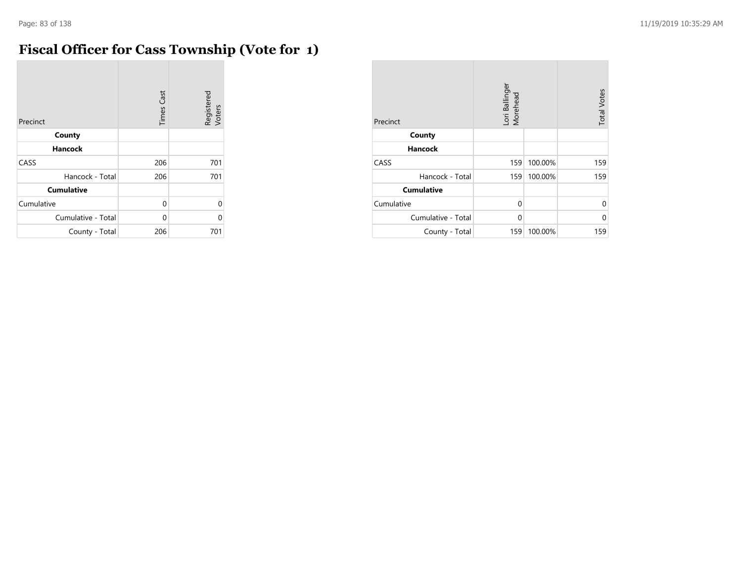# Fiscal Officer for Cass Township (Vote for 1)

| Precinct | Times Cast | Registered Voters |
|---|---|---|
| **County** | | |
| **Hancock** | | |
| CASS | 206 | 701 |
| Hancock - Total | 206 | 701 |
| **Cumulative** | | |
| Cumulative | 0 | 0 |
| Cumulative - Total | 0 | 0 |
| County - Total | 206 | 701 |

| Precinct | Lori Ballinger Morehead | | Total Votes |
|---|---|---|---|
| **County** | | | |
| **Hancock** | | | |
| CASS | 159 | 100.00% | 159 |
| Hancock - Total | 159 | 100.00% | 159 |
| **Cumulative** | | | |
| Cumulative | 0 | | 0 |
| Cumulative - Total | 0 | | 0 |
| County - Total | 159 | 100.00% | 159 |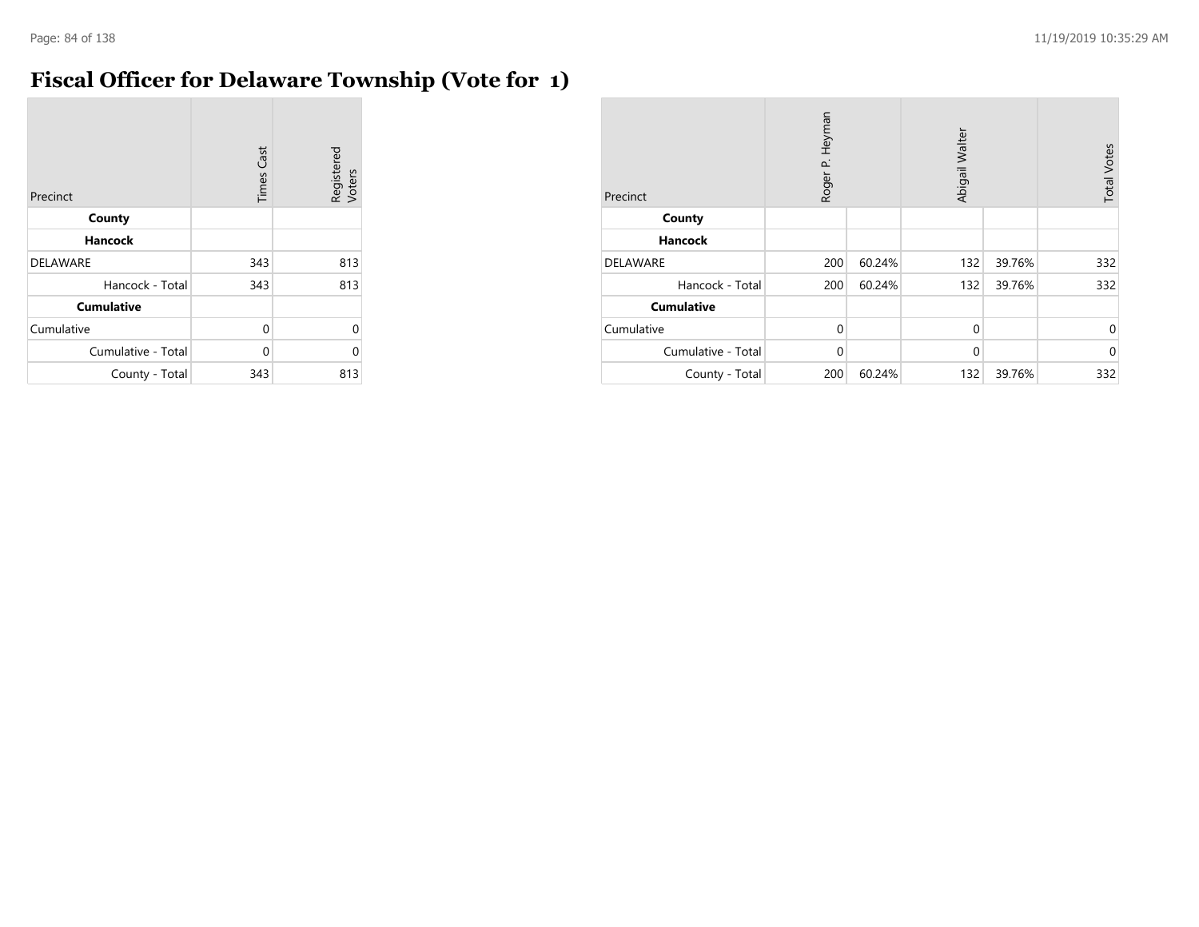# Fiscal Officer for Delaware Township (Vote for 1)

| Precinct | Times Cast | Registered Voters |
|---|---|---|
| **County** | | |
| **Hancock** | | |
| DELAWARE | 343 | 813 |
| Hancock - Total | 343 | 813 |
| **Cumulative** | | |
| Cumulative | 0 | 0 |
| Cumulative - Total | 0 | 0 |
| County - Total | 343 | 813 |

| Precinct | Roger P. Heyman | | Abigail Walter | | Total Votes |
|---|---|---|---|---|---|
| **County** | | | | | |
| **Hancock** | | | | | |
| DELAWARE | 200 | 60.24% | 132 | 39.76% | 332 |
| Hancock - Total | 200 | 60.24% | 132 | 39.76% | 332 |
| **Cumulative** | | | | | |
| Cumulative | 0 | | 0 | | 0 |
| Cumulative - Total | 0 | | 0 | | 0 |
| County - Total | 200 | 60.24% | 132 | 39.76% | 332 |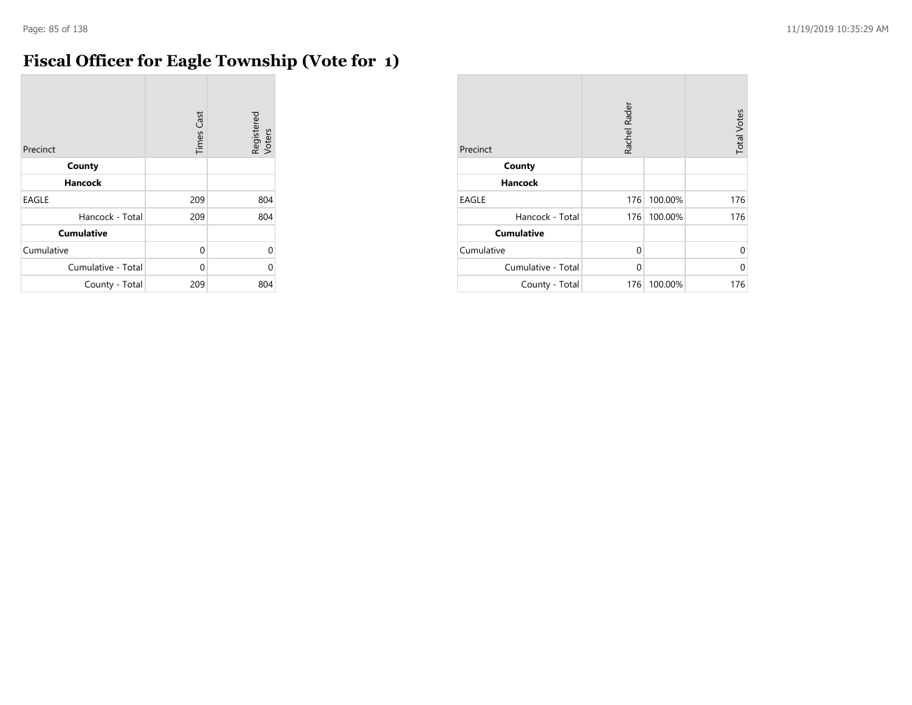# Fiscal Officer for Eagle Township (Vote for 1)

| Precinct | Times Cast | Registered Voters |
|---|---|---|
| **County** | | |
| **Hancock** | | |
| EAGLE | 209 | 804 |
| Hancock - Total | 209 | 804 |
| **Cumulative** | | |
| Cumulative | 0 | 0 |
| Cumulative - Total | 0 | 0 |
| County - Total | 209 | 804 |

| Precinct | Rachel Rader | | Total Votes |
|---|---|---|---|
| **County** | | | |
| **Hancock** | | | |
| EAGLE | 176 | 100.00% | 176 |
| Hancock - Total | 176 | 100.00% | 176 |
| **Cumulative** | | | |
| Cumulative | 0 | | 0 |
| Cumulative - Total | 0 | | 0 |
| County - Total | 176 | 100.00% | 176 |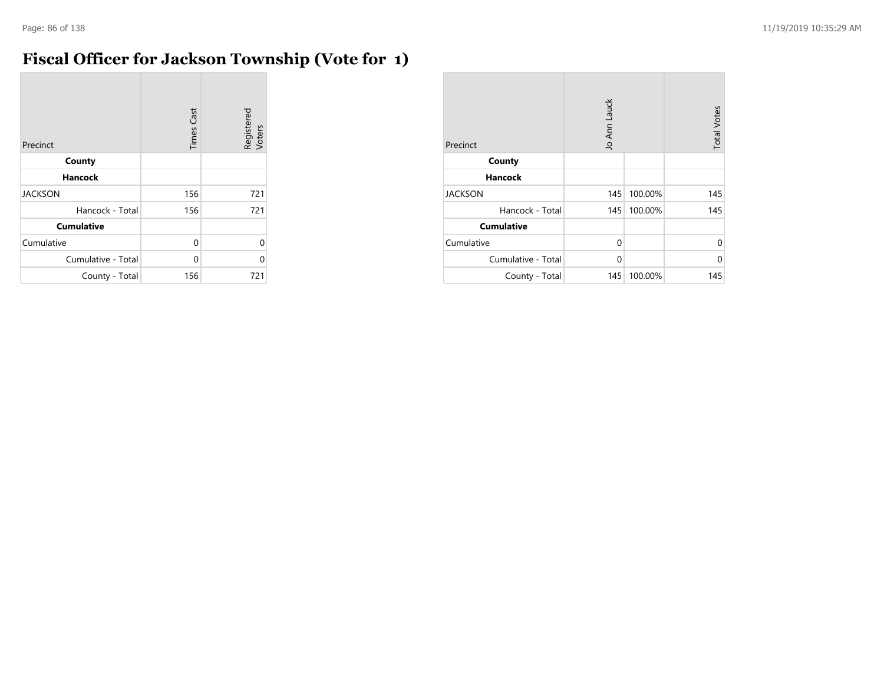# Fiscal Officer for Jackson Township (Vote for 1)

| Precinct | Times Cast | Registered Voters |
|---|---|---|
| **County** | | |
| **Hancock** | | |
| JACKSON | 156 | 721 |
| Hancock - Total | 156 | 721 |
| **Cumulative** | | |
| Cumulative | 0 | 0 |
| Cumulative - Total | 0 | 0 |
| County - Total | 156 | 721 |

| Precinct | Jo Ann Lauck | | Total Votes |
|---|---|---|---|
| **County** | | | |
| **Hancock** | | | |
| JACKSON | 145 | 100.00% | 145 |
| Hancock - Total | 145 | 100.00% | 145 |
| **Cumulative** | | | |
| Cumulative | 0 | | 0 |
| Cumulative - Total | 0 | | 0 |
| County - Total | 145 | 100.00% | 145 |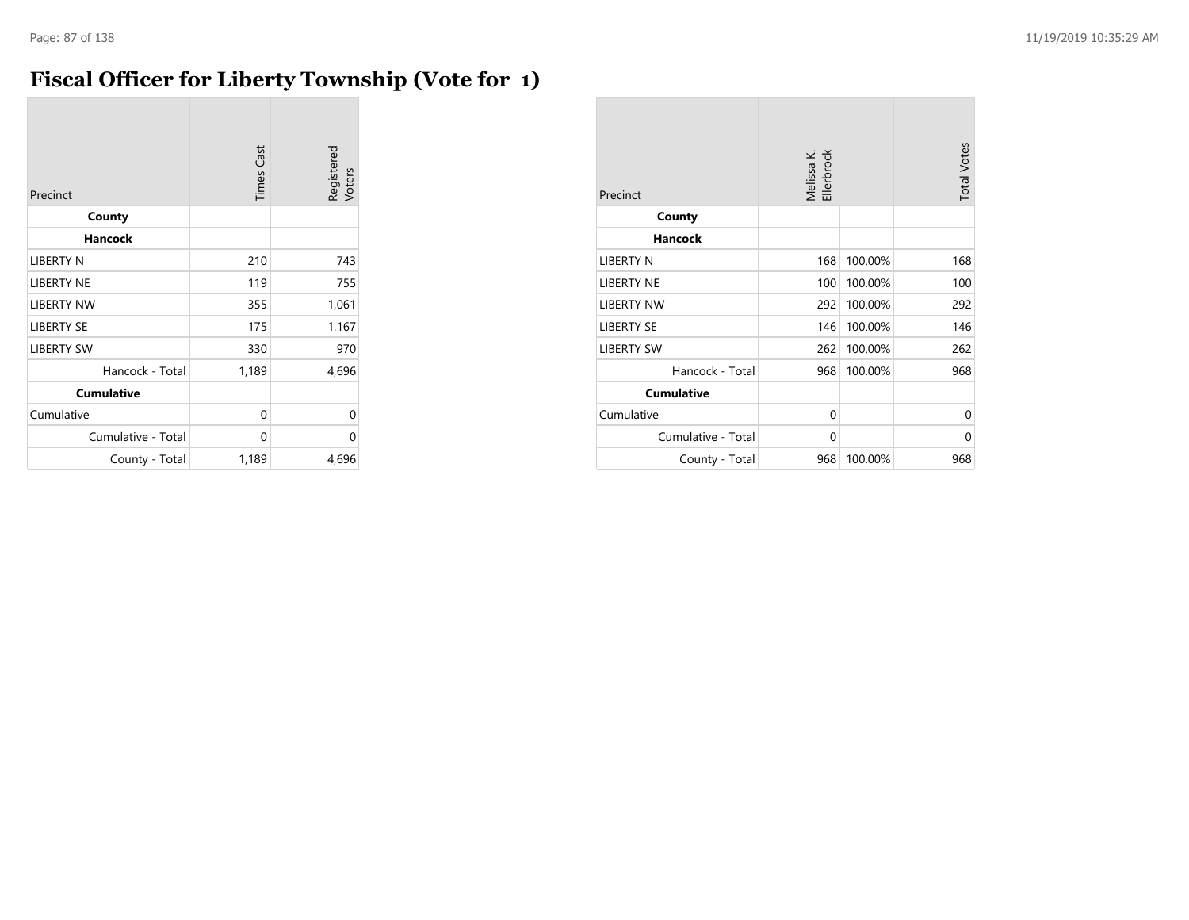# Fiscal Officer for Liberty Township (Vote for 1)

| Precinct | Times Cast | Registered Voters |
|---|---|---|
| **County** | | |
| **Hancock** | | |
| LIBERTY N | 210 | 743 |
| LIBERTY NE | 119 | 755 |
| LIBERTY NW | 355 | 1,061 |
| LIBERTY SE | 175 | 1,167 |
| LIBERTY SW | 330 | 970 |
| Hancock - Total | 1,189 | 4,696 |
| **Cumulative** | | |
| Cumulative | 0 | 0 |
| Cumulative - Total | 0 | 0 |
| County - Total | 1,189 | 4,696 |

| Precinct | Melissa K. Ellerbrock | | Total Votes |
|---|---|---|---|
| **County** | | | |
| **Hancock** | | | |
| LIBERTY N | 168 | 100.00% | 168 |
| LIBERTY NE | 100 | 100.00% | 100 |
| LIBERTY NW | 292 | 100.00% | 292 |
| LIBERTY SE | 146 | 100.00% | 146 |
| LIBERTY SW | 262 | 100.00% | 262 |
| Hancock - Total | 968 | 100.00% | 968 |
| **Cumulative** | | | |
| Cumulative | 0 | | 0 |
| Cumulative - Total | 0 | | 0 |
| County - Total | 968 | 100.00% | 968 |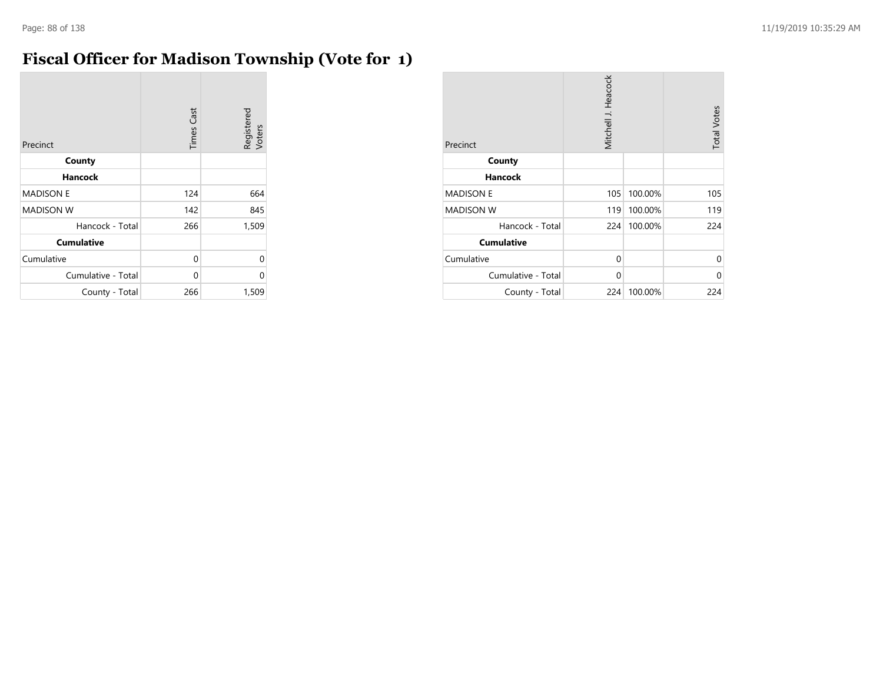# Fiscal Officer for Madison Township (Vote for 1)

| Precinct | Times Cast | Registered Voters |
|---|---|---|
| **County** | | |
| **Hancock** | | |
| MADISON E | 124 | 664 |
| MADISON W | 142 | 845 |
| Hancock - Total | 266 | 1,509 |
| **Cumulative** | | |
| Cumulative | 0 | 0 |
| Cumulative - Total | 0 | 0 |
| County - Total | 266 | 1,509 |

| Precinct | Mitchell J. Heacock | | Total Votes |
|---|---|---|---|
| **County** | | | |
| **Hancock** | | | |
| MADISON E | 105 | 100.00% | 105 |
| MADISON W | 119 | 100.00% | 119 |
| Hancock - Total | 224 | 100.00% | 224 |
| **Cumulative** | | | |
| Cumulative | 0 | | 0 |
| Cumulative - Total | 0 | | 0 |
| County - Total | 224 | 100.00% | 224 |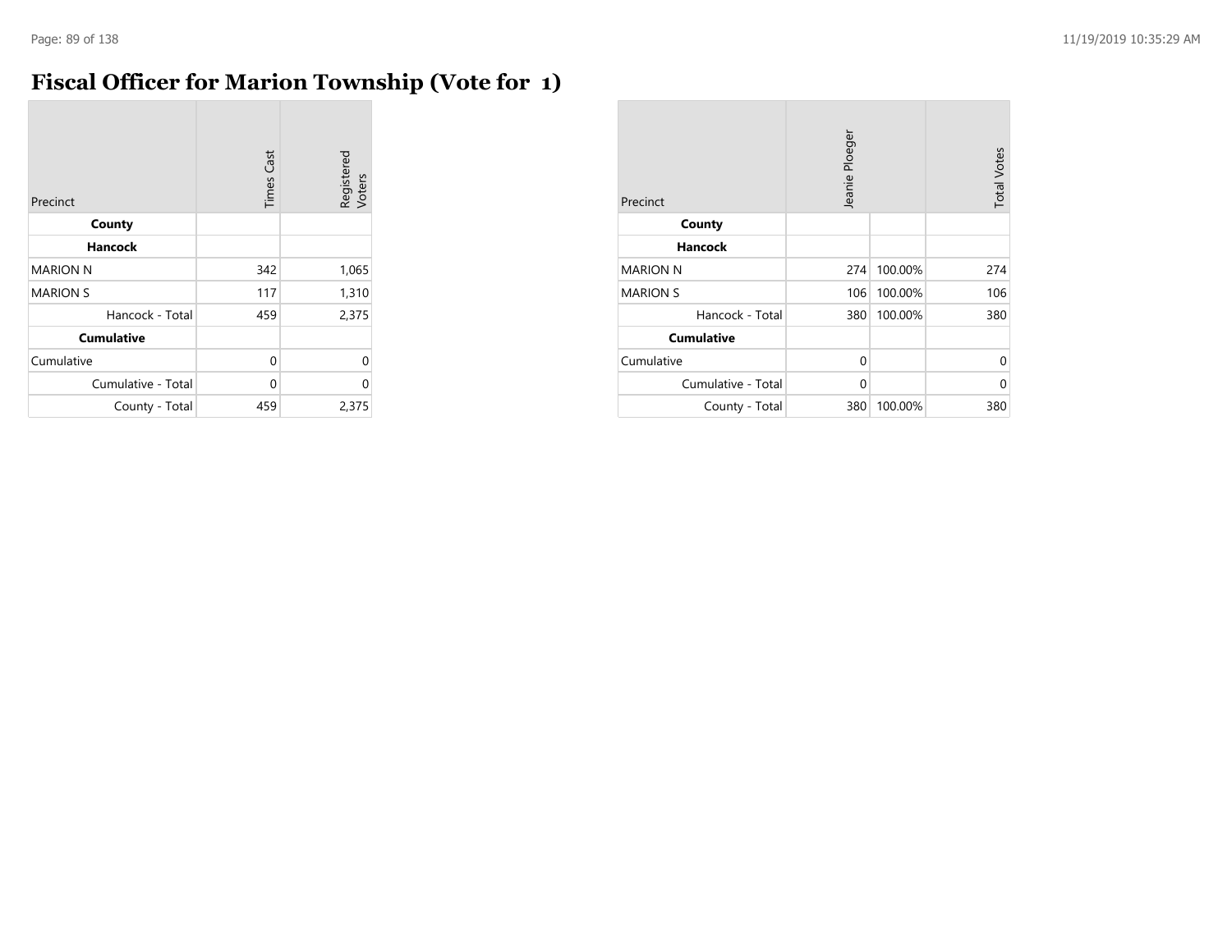# Fiscal Officer for Marion Township (Vote for 1)

| Precinct | Times Cast | Registered Voters |
|---|---|---|
| **County** | | |
| **Hancock** | | |
| MARION N | 342 | 1,065 |
| MARION S | 117 | 1,310 |
| Hancock - Total | 459 | 2,375 |
| **Cumulative** | | |
| Cumulative | 0 | 0 |
| Cumulative - Total | 0 | 0 |
| County - Total | 459 | 2,375 |

| Precinct | Jeanie Ploeger | | Total Votes |
|---|---|---|---|
| **County** | | | |
| **Hancock** | | | |
| MARION N | 274 | 100.00% | 274 |
| MARION S | 106 | 100.00% | 106 |
| Hancock - Total | 380 | 100.00% | 380 |
| **Cumulative** | | | |
| Cumulative | 0 | | 0 |
| Cumulative - Total | 0 | | 0 |
| County - Total | 380 | 100.00% | 380 |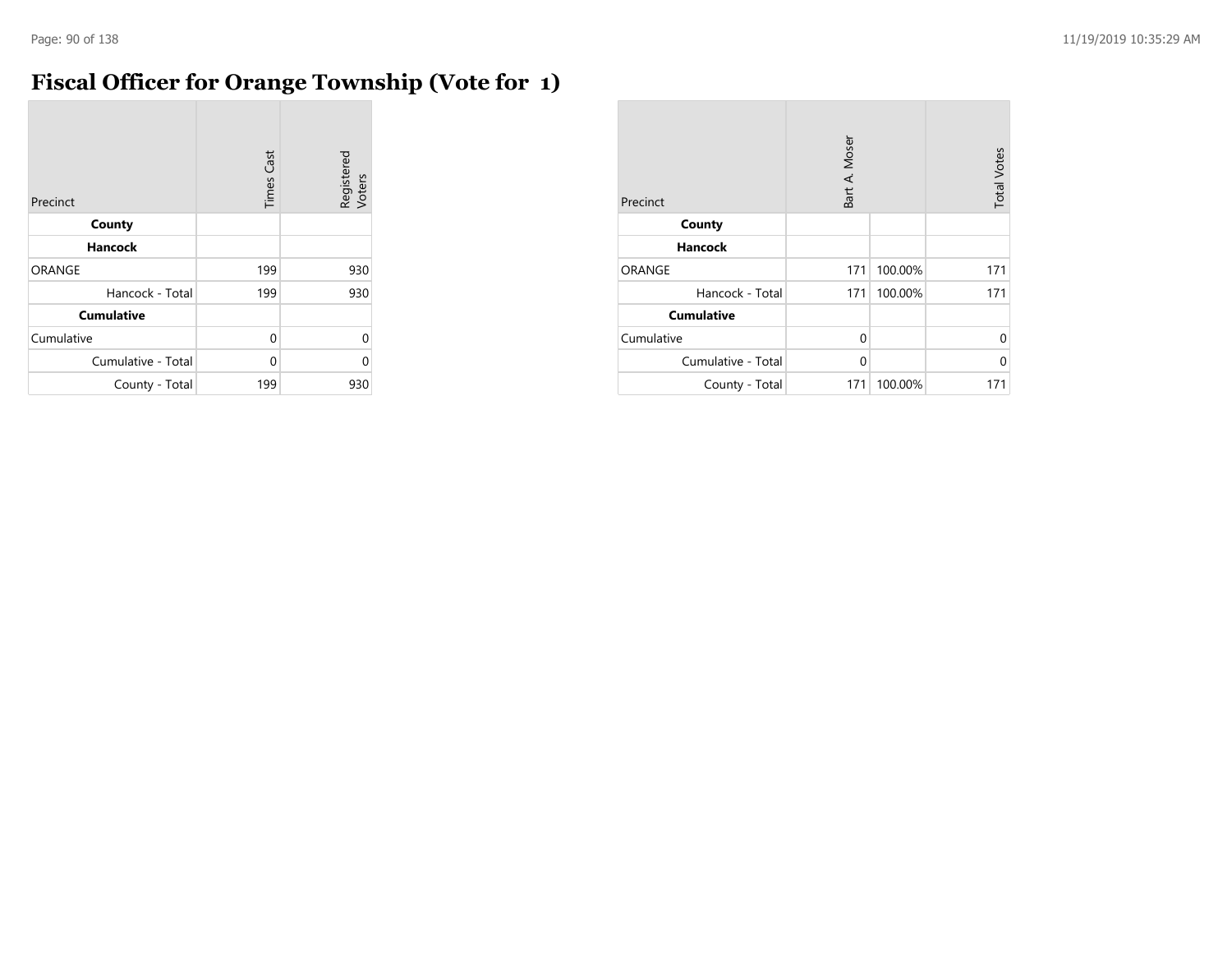# Fiscal Officer for Orange Township (Vote for 1)

| Precinct | Times Cast | Registered Voters |
|---|---|---|
| **County** | | |
| **Hancock** | | |
| ORANGE | 199 | 930 |
| Hancock - Total | 199 | 930 |
| **Cumulative** | | |
| Cumulative | 0 | 0 |
| Cumulative - Total | 0 | 0 |
| County - Total | 199 | 930 |

| Precinct | Bart A. Moser | | Total Votes |
|---|---|---|---|
| **County** | | | |
| **Hancock** | | | |
| ORANGE | 171 | 100.00% | 171 |
| Hancock - Total | 171 | 100.00% | 171 |
| **Cumulative** | | | |
| Cumulative | 0 | | 0 |
| Cumulative - Total | 0 | | 0 |
| County - Total | 171 | 100.00% | 171 |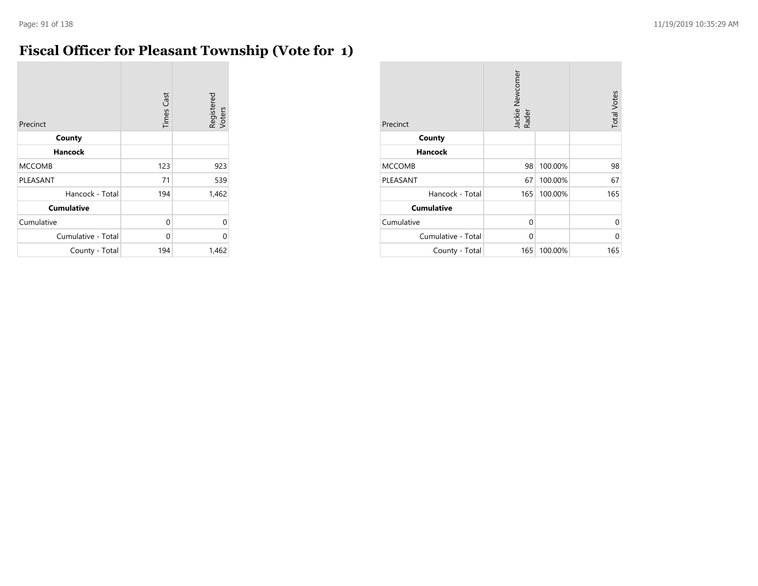# Fiscal Officer for Pleasant Township (Vote for 1)

| Precinct | Times Cast | Registered Voters |
|---|---|---|
| **County** | | |
| **Hancock** | | |
| MCCOMB | 123 | 923 |
| PLEASANT | 71 | 539 |
| Hancock - Total | 194 | 1,462 |
| **Cumulative** | | |
| Cumulative | 0 | 0 |
| Cumulative - Total | 0 | 0 |
| County - Total | 194 | 1,462 |

| Precinct | Jackie Newcomer Rader | | Total Votes |
|---|---|---|---|
| **County** | | | |
| **Hancock** | | | |
| MCCOMB | 98 | 100.00% | 98 |
| PLEASANT | 67 | 100.00% | 67 |
| Hancock - Total | 165 | 100.00% | 165 |
| **Cumulative** | | | |
| Cumulative | 0 | | 0 |
| Cumulative - Total | 0 | | 0 |
| County - Total | 165 | 100.00% | 165 |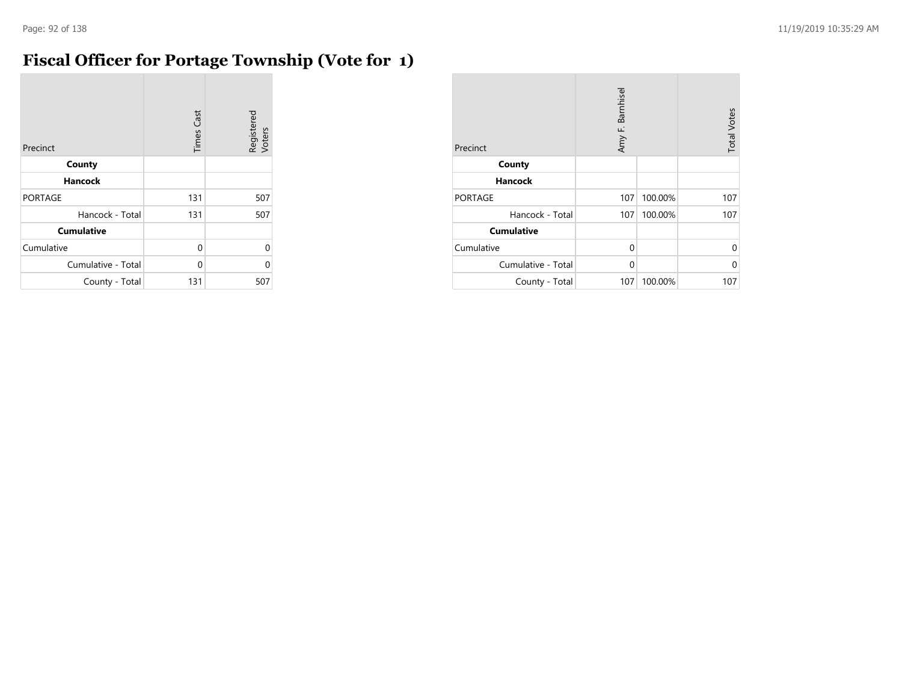# Fiscal Officer for Portage Township (Vote for 1)

| Precinct | Times Cast | Registered Voters |
|---|---|---|
| **County** | | |
| **Hancock** | | |
| PORTAGE | 131 | 507 |
| Hancock - Total | 131 | 507 |
| **Cumulative** | | |
| Cumulative | 0 | 0 |
| Cumulative - Total | 0 | 0 |
| County - Total | 131 | 507 |

| Precinct | Amy F. Barnhisel | | Total Votes |
|---|---|---|---|
| **County** | | | |
| **Hancock** | | | |
| PORTAGE | 107 | 100.00% | 107 |
| Hancock - Total | 107 | 100.00% | 107 |
| **Cumulative** | | | |
| Cumulative | 0 | | 0 |
| Cumulative - Total | 0 | | 0 |
| County - Total | 107 | 100.00% | 107 |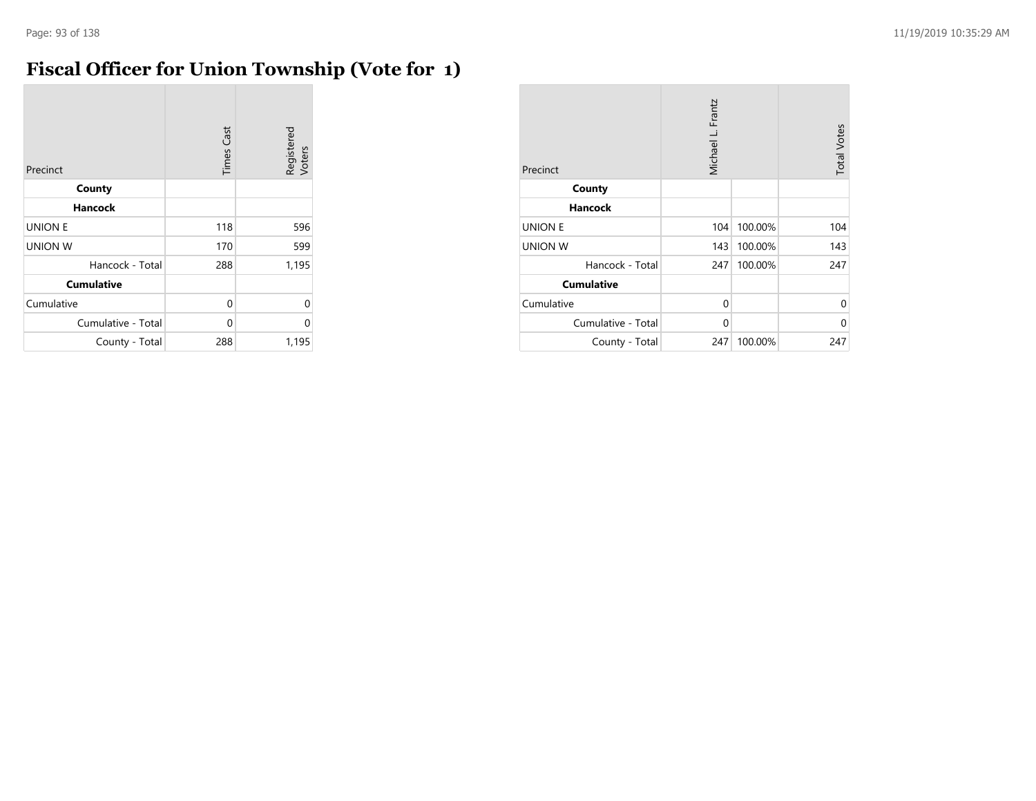# Fiscal Officer for Union Township (Vote for 1)

| Precinct | Times Cast | Registered Voters |
|---|---|---|
| **County** | | |
| **Hancock** | | |
| UNION E | 118 | 596 |
| UNION W | 170 | 599 |
| Hancock - Total | 288 | 1,195 |
| **Cumulative** | | |
| Cumulative | 0 | 0 |
| Cumulative - Total | 0 | 0 |
| County - Total | 288 | 1,195 |

| Precinct | Michael L. Frantz | | Total Votes |
|---|---|---|---|
| **County** | | | |
| **Hancock** | | | |
| UNION E | 104 | 100.00% | 104 |
| UNION W | 143 | 100.00% | 143 |
| Hancock - Total | 247 | 100.00% | 247 |
| **Cumulative** | | | |
| Cumulative | 0 | | 0 |
| Cumulative - Total | 0 | | 0 |
| County - Total | 247 | 100.00% | 247 |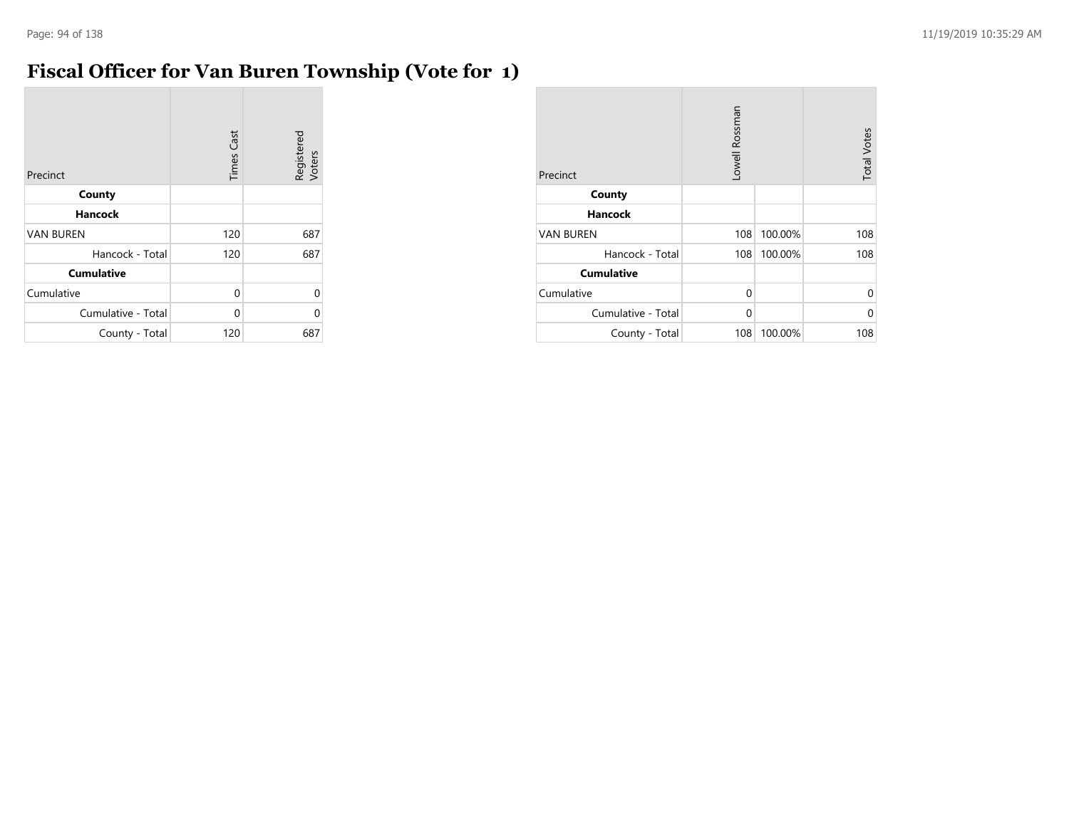# Fiscal Officer for Van Buren Township (Vote for 1)

| Precinct | Times Cast | Registered Voters |
|---|---|---|
| **County** | | |
| **Hancock** | | |
| VAN BUREN | 120 | 687 |
| Hancock - Total | 120 | 687 |
| **Cumulative** | | |
| Cumulative | 0 | 0 |
| Cumulative - Total | 0 | 0 |
| County - Total | 120 | 687 |

| Precinct | Lowell Rossman | | Total Votes |
|---|---|---|---|
| **County** | | | |
| **Hancock** | | | |
| VAN BUREN | 108 | 100.00% | 108 |
| Hancock - Total | 108 | 100.00% | 108 |
| **Cumulative** | | | |
| Cumulative | 0 | | 0 |
| Cumulative - Total | 0 | | 0 |
| County - Total | 108 | 100.00% | 108 |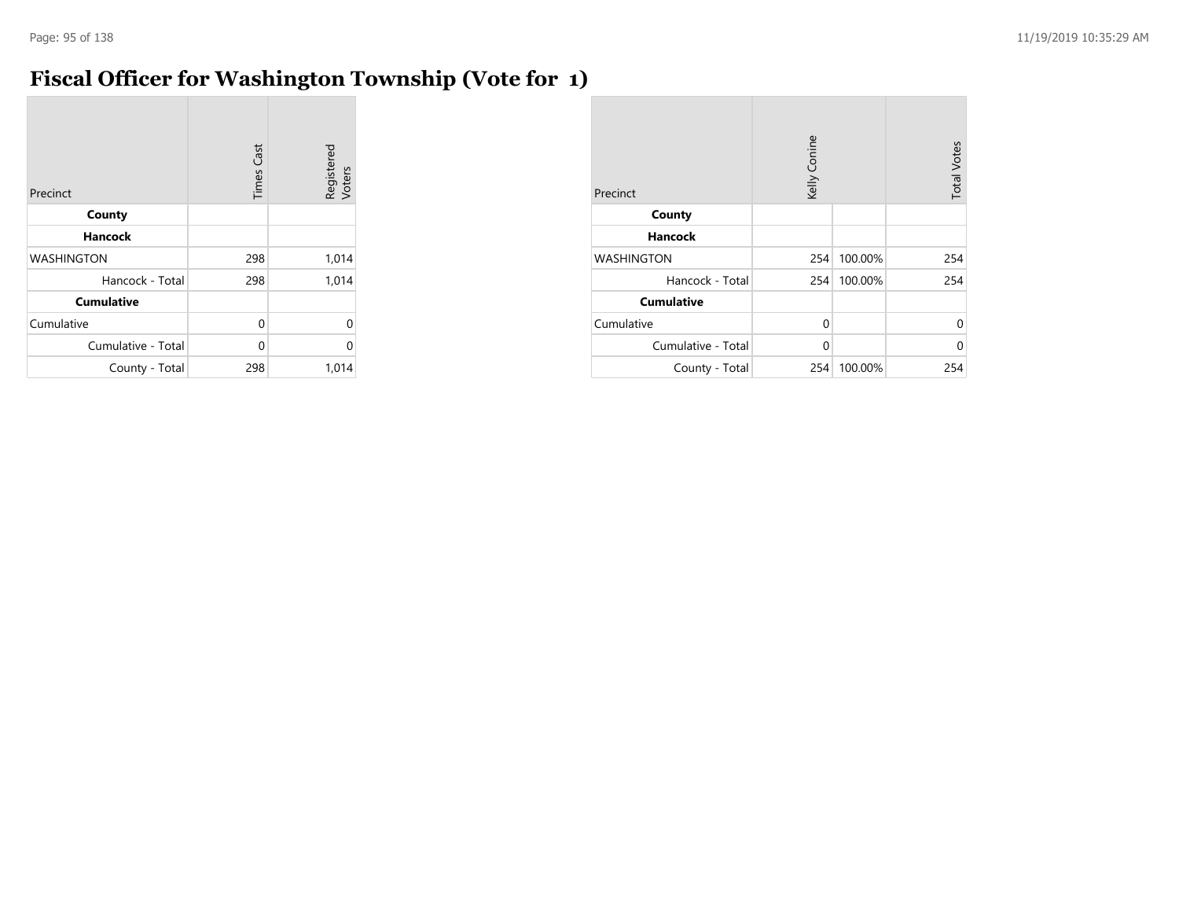# Fiscal Officer for Washington Township (Vote for 1)

| Precinct | Times Cast | Registered Voters |
|---|---|---|
| **County** | | |
| **Hancock** | | |
| WASHINGTON | 298 | 1,014 |
| Hancock - Total | 298 | 1,014 |
| **Cumulative** | | |
| Cumulative | 0 | 0 |
| Cumulative - Total | 0 | 0 |
| County - Total | 298 | 1,014 |

| Precinct | Kelly Conine | | Total Votes |
|---|---|---|---|
| **County** | | | |
| **Hancock** | | | |
| WASHINGTON | 254 | 100.00% | 254 |
| Hancock - Total | 254 | 100.00% | 254 |
| **Cumulative** | | | |
| Cumulative | 0 | | 0 |
| Cumulative - Total | 0 | | 0 |
| County - Total | 254 | 100.00% | 254 |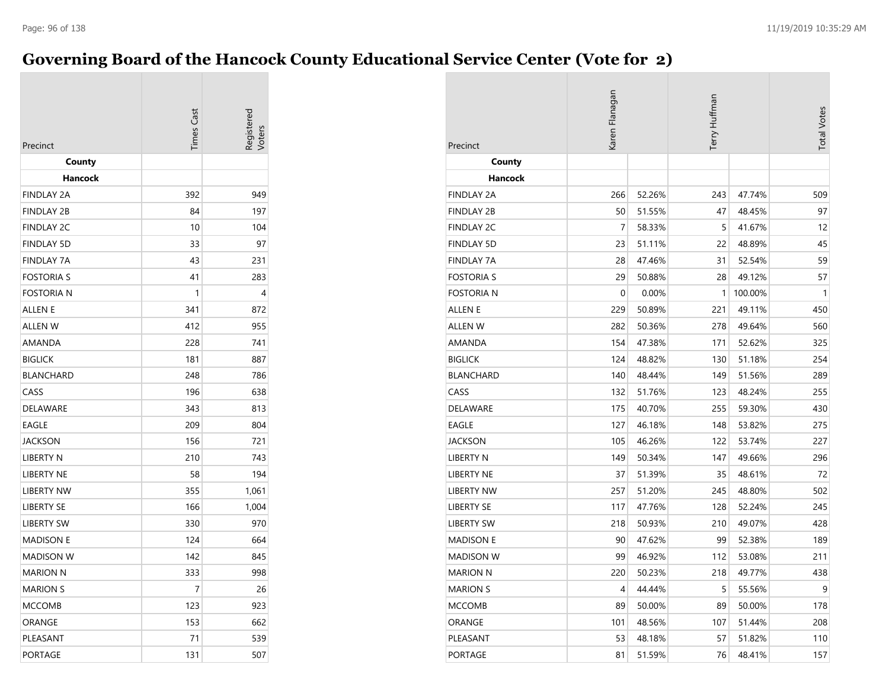# Governing Board of the Hancock County Educational Service Center (Vote for 2)

| Precinct | Times Cast | Registered Voters |
|---|---|---|
| **County** | | |
| **Hancock** | | |
| FINDLAY 2A | 392 | 949 |
| FINDLAY 2B | 84 | 197 |
| FINDLAY 2C | 10 | 104 |
| FINDLAY 5D | 33 | 97 |
| FINDLAY 7A | 43 | 231 |
| FOSTORIA S | 41 | 283 |
| FOSTORIA N | 1 | 4 |
| ALLEN E | 341 | 872 |
| ALLEN W | 412 | 955 |
| AMANDA | 228 | 741 |
| BIGLICK | 181 | 887 |
| BLANCHARD | 248 | 786 |
| CASS | 196 | 638 |
| DELAWARE | 343 | 813 |
| EAGLE | 209 | 804 |
| JACKSON | 156 | 721 |
| LIBERTY N | 210 | 743 |
| LIBERTY NE | 58 | 194 |
| LIBERTY NW | 355 | 1,061 |
| LIBERTY SE | 166 | 1,004 |
| LIBERTY SW | 330 | 970 |
| MADISON E | 124 | 664 |
| MADISON W | 142 | 845 |
| MARION N | 333 | 998 |
| MARION S | 7 | 26 |
| MCCOMB | 123 | 923 |
| ORANGE | 153 | 662 |
| PLEASANT | 71 | 539 |
| PORTAGE | 131 | 507 |

| Precinct | Karen Flanagan | | Terry Huffman | | Total Votes |
|---|---|---|---|---|---|
| **County** | | | | | |
| **Hancock** | | | | | |
| FINDLAY 2A | 266 | 52.26% | 243 | 47.74% | 509 |
| FINDLAY 2B | 50 | 51.55% | 47 | 48.45% | 97 |
| FINDLAY 2C | 7 | 58.33% | 5 | 41.67% | 12 |
| FINDLAY 5D | 23 | 51.11% | 22 | 48.89% | 45 |
| FINDLAY 7A | 28 | 47.46% | 31 | 52.54% | 59 |
| FOSTORIA S | 29 | 50.88% | 28 | 49.12% | 57 |
| FOSTORIA N | 0 | 0.00% | 1 | 100.00% | 1 |
| ALLEN E | 229 | 50.89% | 221 | 49.11% | 450 |
| ALLEN W | 282 | 50.36% | 278 | 49.64% | 560 |
| AMANDA | 154 | 47.38% | 171 | 52.62% | 325 |
| BIGLICK | 124 | 48.82% | 130 | 51.18% | 254 |
| BLANCHARD | 140 | 48.44% | 149 | 51.56% | 289 |
| CASS | 132 | 51.76% | 123 | 48.24% | 255 |
| DELAWARE | 175 | 40.70% | 255 | 59.30% | 430 |
| EAGLE | 127 | 46.18% | 148 | 53.82% | 275 |
| JACKSON | 105 | 46.26% | 122 | 53.74% | 227 |
| LIBERTY N | 149 | 50.34% | 147 | 49.66% | 296 |
| LIBERTY NE | 37 | 51.39% | 35 | 48.61% | 72 |
| LIBERTY NW | 257 | 51.20% | 245 | 48.80% | 502 |
| LIBERTY SE | 117 | 47.76% | 128 | 52.24% | 245 |
| LIBERTY SW | 218 | 50.93% | 210 | 49.07% | 428 |
| MADISON E | 90 | 47.62% | 99 | 52.38% | 189 |
| MADISON W | 99 | 46.92% | 112 | 53.08% | 211 |
| MARION N | 220 | 50.23% | 218 | 49.77% | 438 |
| MARION S | 4 | 44.44% | 5 | 55.56% | 9 |
| MCCOMB | 89 | 50.00% | 89 | 50.00% | 178 |
| ORANGE | 101 | 48.56% | 107 | 51.44% | 208 |
| PLEASANT | 53 | 48.18% | 57 | 51.82% | 110 |
| PORTAGE | 81 | 51.59% | 76 | 48.41% | 157 |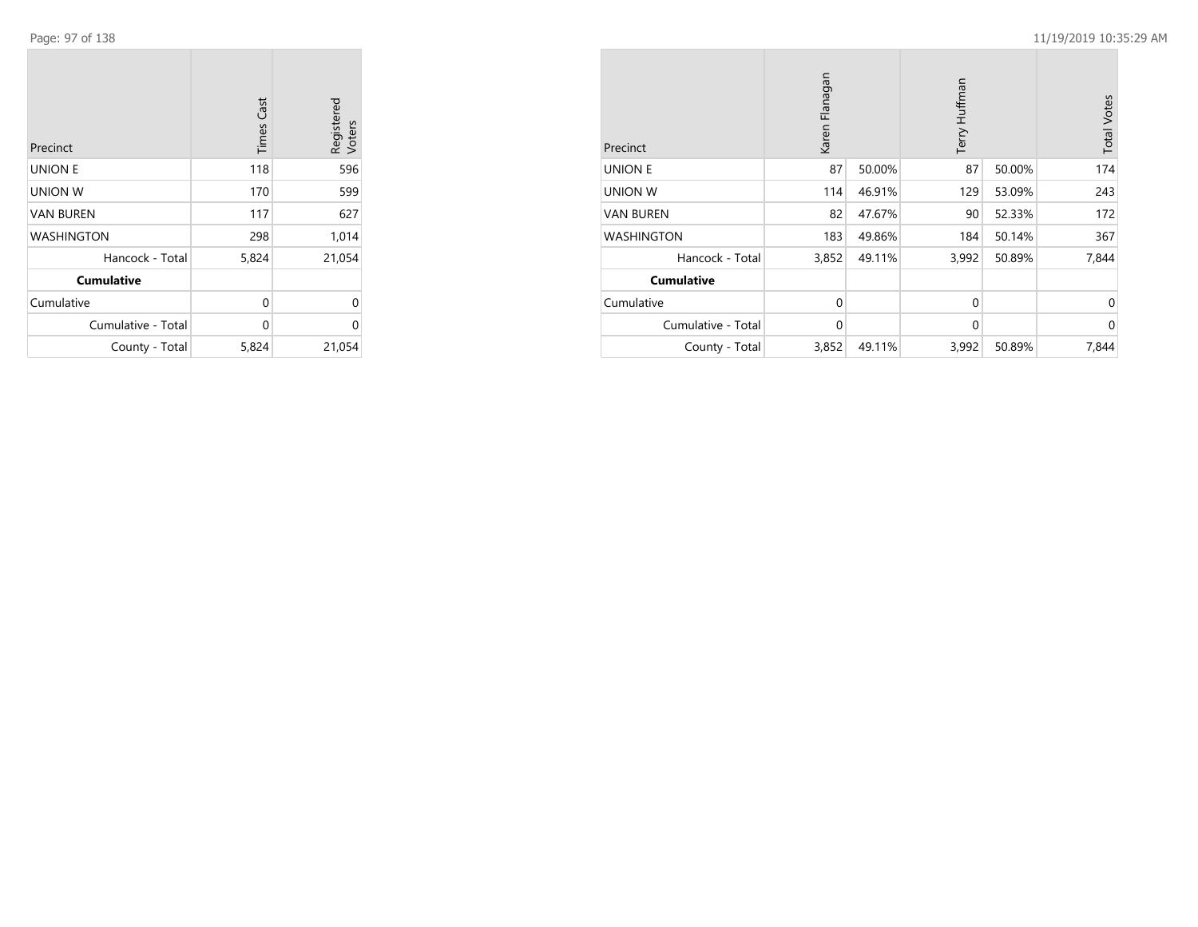| Precinct | Times Cast | Registered Voters |
|---|---|---|
| UNION E | 118 | 596 |
| UNION W | 170 | 599 |
| VAN BUREN | 117 | 627 |
| WASHINGTON | 298 | 1,014 |
| Hancock - Total | 5,824 | 21,054 |
| **Cumulative** | | |
| Cumulative | 0 | 0 |
| Cumulative - Total | 0 | 0 |
| County - Total | 5,824 | 21,054 |

| Precinct | Karen Flanagan | | Terry Huffman | | Total Votes |
|---|---|---|---|---|---|
| UNION E | 87 | 50.00% | 87 | 50.00% | 174 |
| UNION W | 114 | 46.91% | 129 | 53.09% | 243 |
| VAN BUREN | 82 | 47.67% | 90 | 52.33% | 172 |
| WASHINGTON | 183 | 49.86% | 184 | 50.14% | 367 |
| Hancock - Total | 3,852 | 49.11% | 3,992 | 50.89% | 7,844 |
| **Cumulative** | | | | | |
| Cumulative | 0 | | 0 | | 0 |
| Cumulative - Total | 0 | | 0 | | 0 |
| County - Total | 3,852 | 49.11% | 3,992 | 50.89% | 7,844 |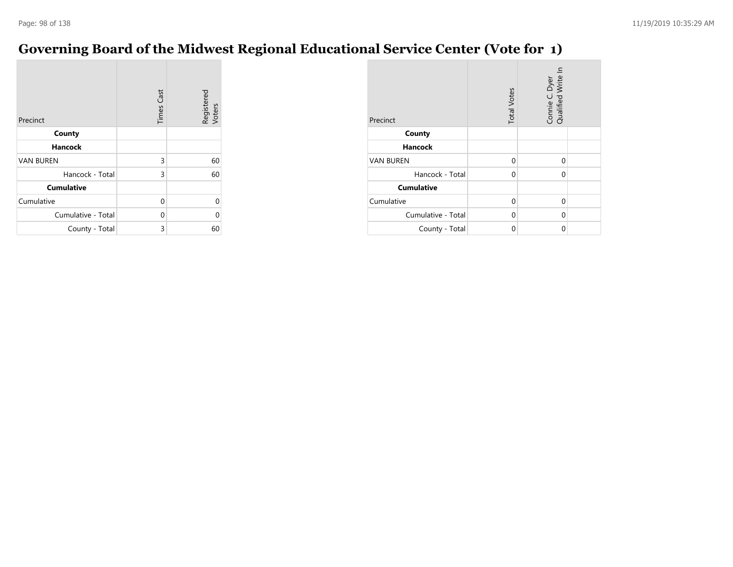# Governing Board of the Midwest Regional Educational Service Center (Vote for 1)

| Precinct | Times Cast | Registered Voters |
|---|---|---|
| **County** | | |
| **Hancock** | | |
| VAN BUREN | 3 | 60 |
| Hancock - Total | 3 | 60 |
| **Cumulative** | | |
| Cumulative | 0 | 0 |
| Cumulative - Total | 0 | 0 |
| County - Total | 3 | 60 |

| Precinct | Total Votes | Connie C. Dyer Qualified Write In | |
|---|---|---|---|
| **County** | | | |
| **Hancock** | | | |
| VAN BUREN | 0 | 0 | |
| Hancock - Total | 0 | 0 | |
| **Cumulative** | | | |
| Cumulative | 0 | 0 | |
| Cumulative - Total | 0 | 0 | |
| County - Total | 0 | 0 | |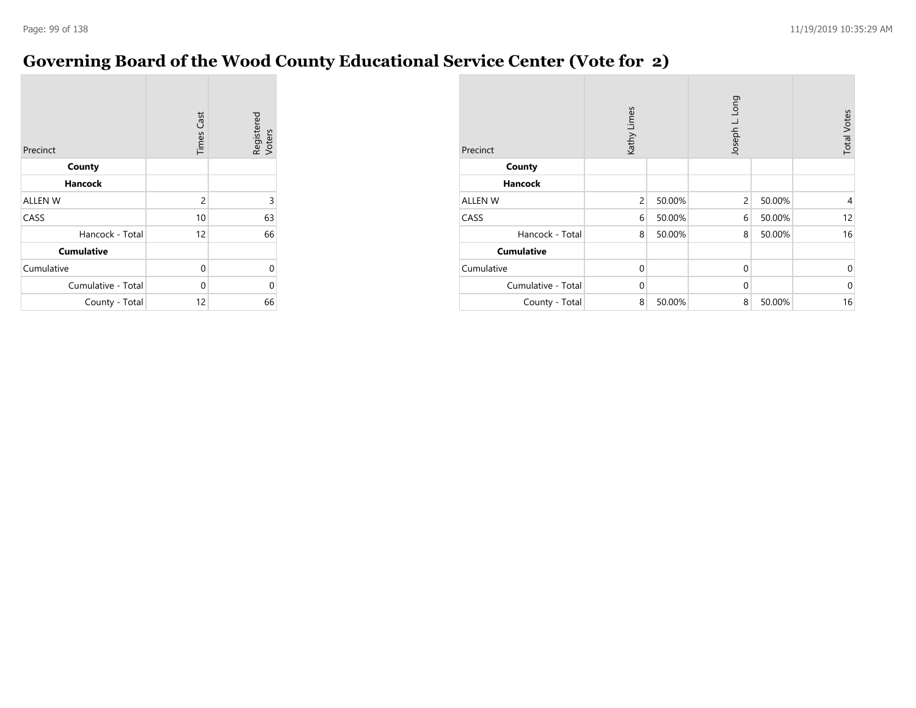# Governing Board of the Wood County Educational Service Center (Vote for 2)

| Precinct | Times Cast | Registered Voters |
| --- | --- | --- |
| **County** | | |
| **Hancock** | | |
| ALLEN W | 2 | 3 |
| CASS | 10 | 63 |
| Hancock - Total | 12 | 66 |
| **Cumulative** | | |
| Cumulative | 0 | 0 |
| Cumulative - Total | 0 | 0 |
| County - Total | 12 | 66 |

| Precinct | Kathy Limes | | Joseph L. Long | | Total Votes |
| --- | --- | --- | --- | --- | --- |
| **County** | | | | | |
| **Hancock** | | | | | |
| ALLEN W | 2 | 50.00% | 2 | 50.00% | 4 |
| CASS | 6 | 50.00% | 6 | 50.00% | 12 |
| Hancock - Total | 8 | 50.00% | 8 | 50.00% | 16 |
| **Cumulative** | | | | | |
| Cumulative | 0 | | 0 | | 0 |
| Cumulative - Total | 0 | | 0 | | 0 |
| County - Total | 8 | 50.00% | 8 | 50.00% | 16 |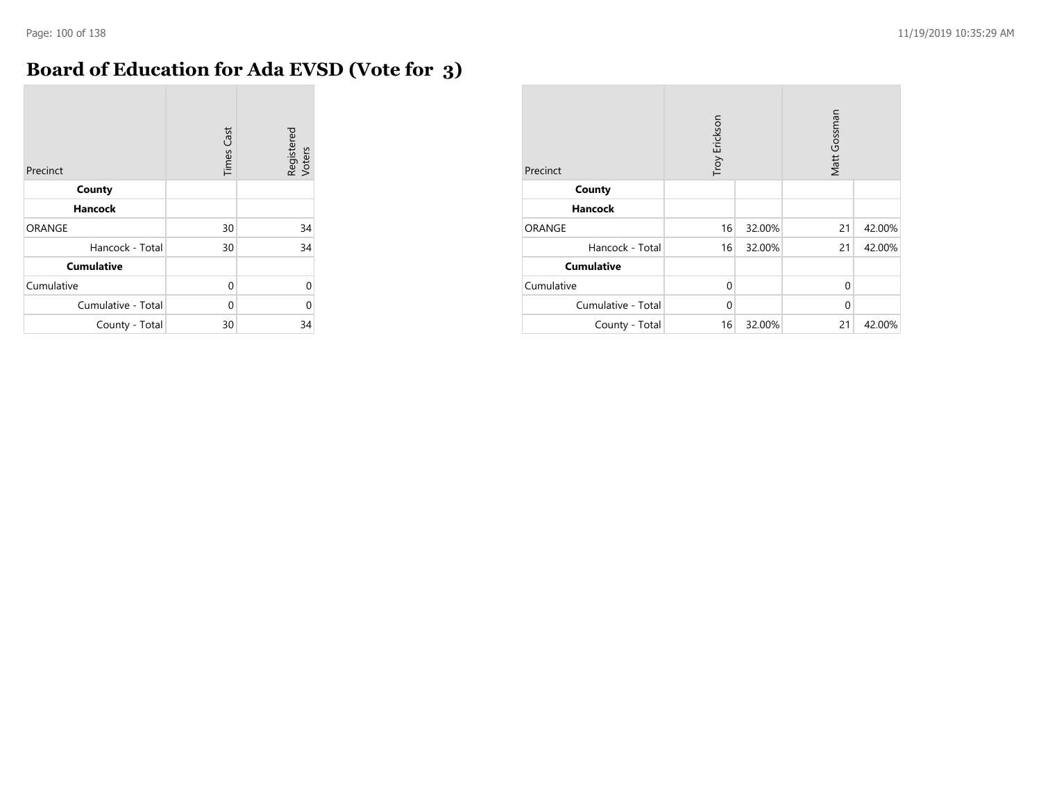# Board of Education for Ada EVSD (Vote for 3)

| Precinct | Times Cast | Registered Voters |
|---|---|---|
| **County** | | |
| **Hancock** | | |
| ORANGE | 30 | 34 |
| Hancock - Total | 30 | 34 |
| **Cumulative** | | |
| Cumulative | 0 | 0 |
| Cumulative - Total | 0 | 0 |
| County - Total | 30 | 34 |

| Precinct | Troy Erickson | | Matt Gossman | |
|---|---|---|---|---|
| **County** | | | | |
| **Hancock** | | | | |
| ORANGE | 16 | 32.00% | 21 | 42.00% |
| Hancock - Total | 16 | 32.00% | 21 | 42.00% |
| **Cumulative** | | | | |
| Cumulative | 0 | | 0 | |
| Cumulative - Total | 0 | | 0 | |
| County - Total | 16 | 32.00% | 21 | 42.00% |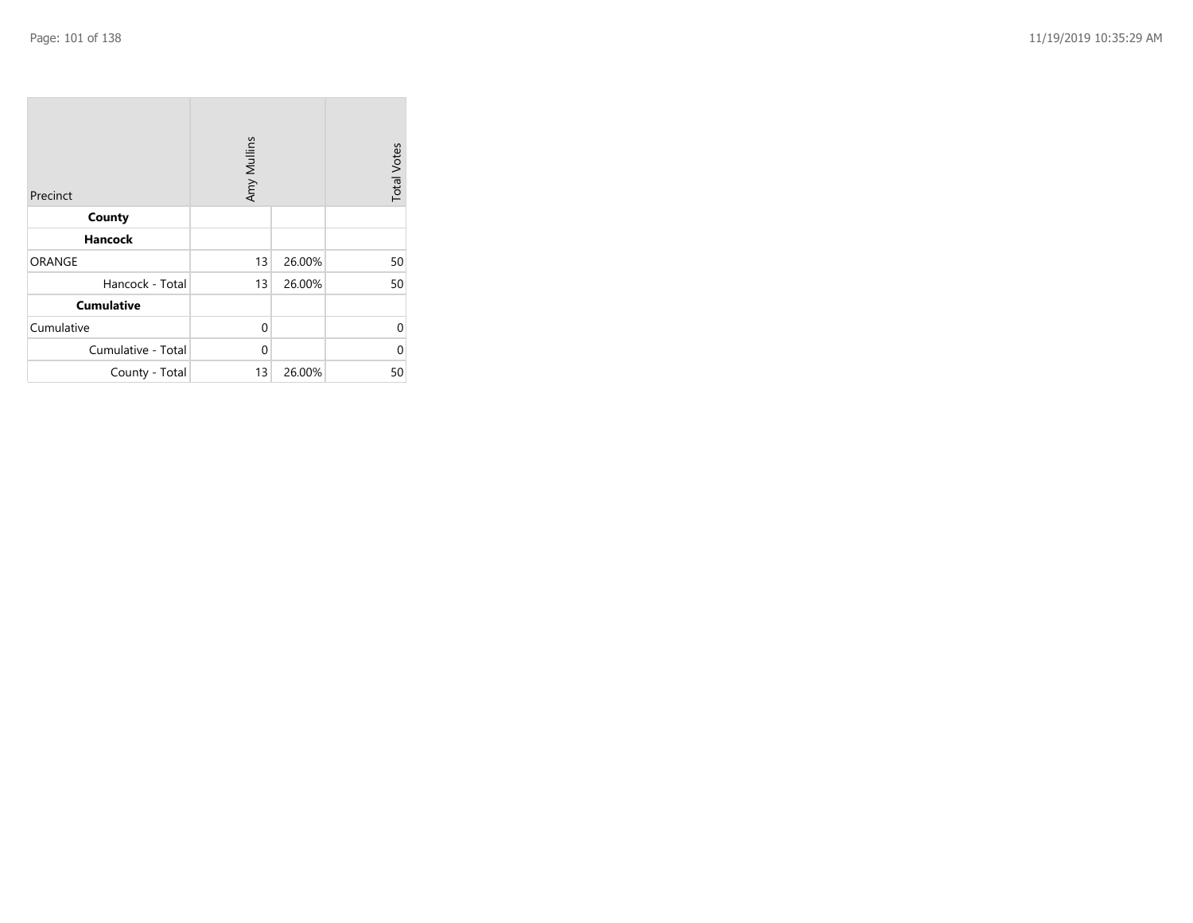| Precinct | Amy Mullins | | Total Votes |
|---|---|---|---|
| **County** | | | |
| **Hancock** | | | |
| ORANGE | 13 | 26.00% | 50 |
| Hancock - Total | 13 | 26.00% | 50 |
| **Cumulative** | | | |
| Cumulative | 0 | | 0 |
| Cumulative - Total | 0 | | 0 |
| County - Total | 13 | 26.00% | 50 |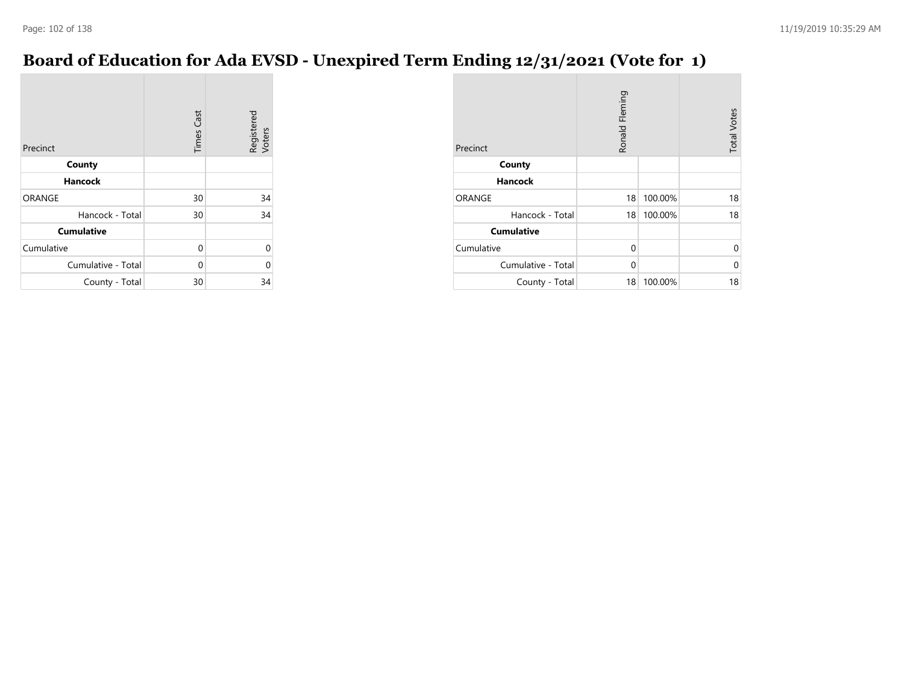# Board of Education for Ada EVSD - Unexpired Term Ending 12/31/2021 (Vote for 1)

| Precinct | Times Cast | Registered Voters |
|---|---|---|
| **County** | | |
| **Hancock** | | |
| ORANGE | 30 | 34 |
| Hancock - Total | 30 | 34 |
| **Cumulative** | | |
| Cumulative | 0 | 0 |
| Cumulative - Total | 0 | 0 |
| County - Total | 30 | 34 |

| Precinct | Ronald Fleming | | Total Votes |
|---|---|---|---|
| **County** | | | |
| **Hancock** | | | |
| ORANGE | 18 | 100.00% | 18 |
| Hancock - Total | 18 | 100.00% | 18 |
| **Cumulative** | | | |
| Cumulative | 0 | | 0 |
| Cumulative - Total | 0 | | 0 |
| County - Total | 18 | 100.00% | 18 |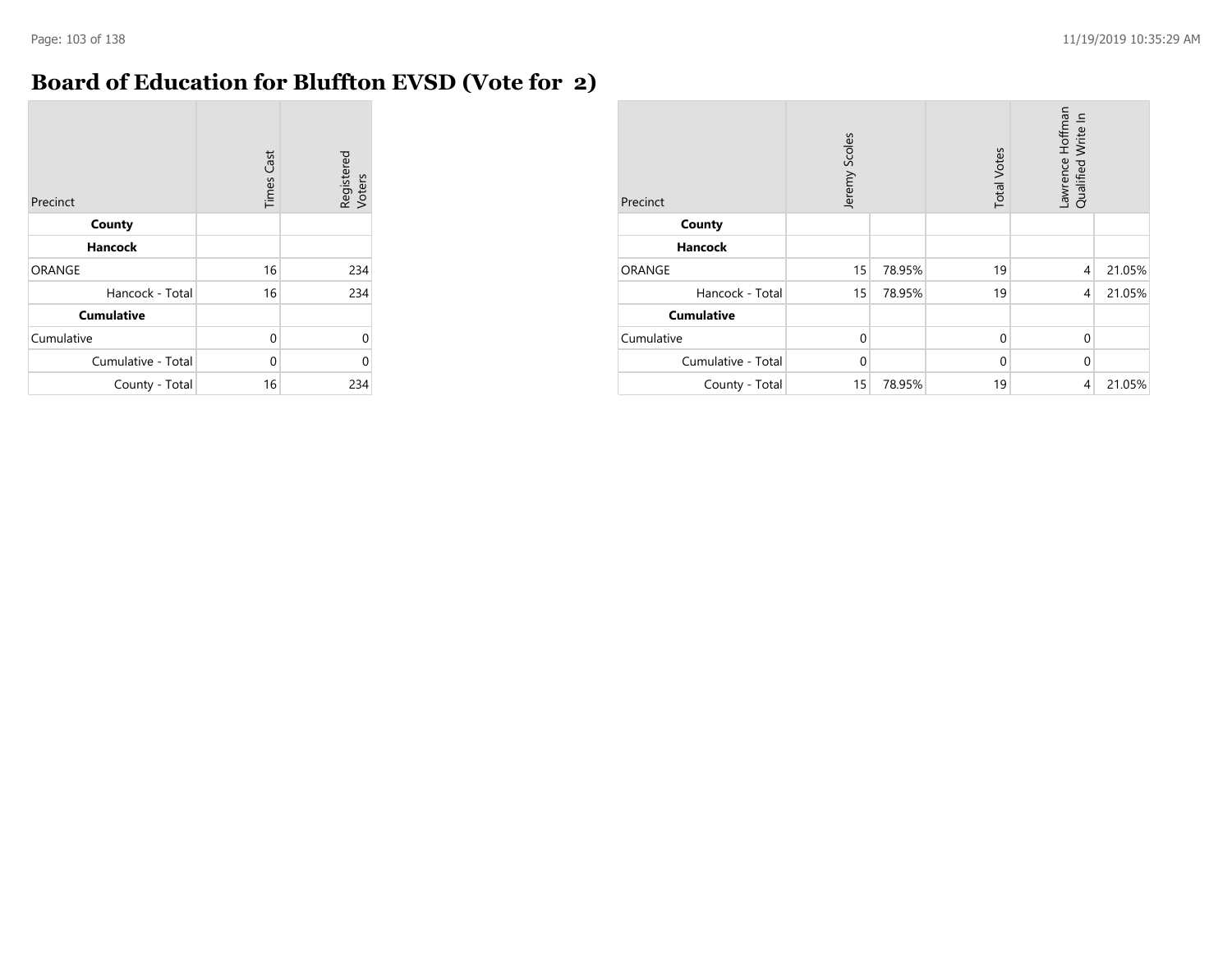# Board of Education for Bluffton EVSD (Vote for 2)

| Precinct | Times Cast | Registered Voters |
|---|---|---|
| **County** | | |
| **Hancock** | | |
| ORANGE | 16 | 234 |
| Hancock - Total | 16 | 234 |
| **Cumulative** | | |
| Cumulative | 0 | 0 |
| Cumulative - Total | 0 | 0 |
| County - Total | 16 | 234 |

| Precinct | Jeremy Scoles | | Total Votes | Lawrence Hoffman Qualified Write In | |
|---|---|---|---|---|---|
| **County** | | | | | |
| **Hancock** | | | | | |
| ORANGE | 15 | 78.95% | 19 | 4 | 21.05% |
| Hancock - Total | 15 | 78.95% | 19 | 4 | 21.05% |
| **Cumulative** | | | | | |
| Cumulative | 0 | | 0 | 0 | |
| Cumulative - Total | 0 | | 0 | 0 | |
| County - Total | 15 | 78.95% | 19 | 4 | 21.05% |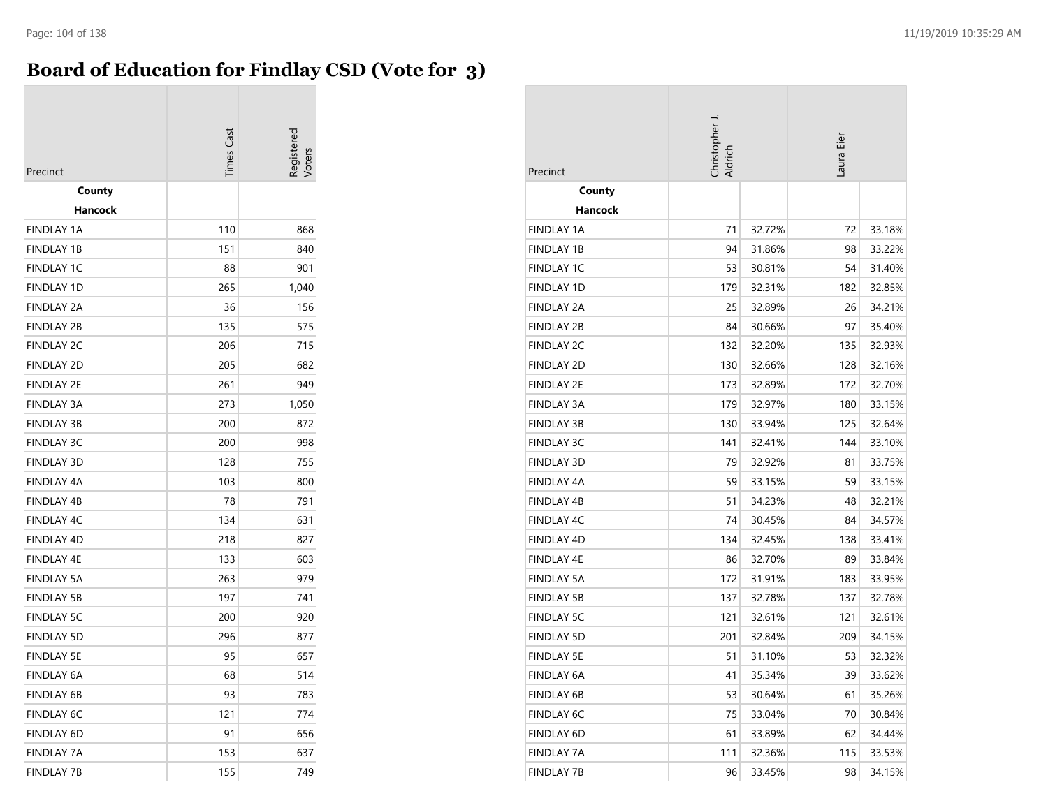# Board of Education for Findlay CSD (Vote for 3)

| Precinct | Times Cast | Registered Voters |
|---|---|---|
| **County** | | |
| **Hancock** | | |
| FINDLAY 1A | 110 | 868 |
| FINDLAY 1B | 151 | 840 |
| FINDLAY 1C | 88 | 901 |
| FINDLAY 1D | 265 | 1,040 |
| FINDLAY 2A | 36 | 156 |
| FINDLAY 2B | 135 | 575 |
| FINDLAY 2C | 206 | 715 |
| FINDLAY 2D | 205 | 682 |
| FINDLAY 2E | 261 | 949 |
| FINDLAY 3A | 273 | 1,050 |
| FINDLAY 3B | 200 | 872 |
| FINDLAY 3C | 200 | 998 |
| FINDLAY 3D | 128 | 755 |
| FINDLAY 4A | 103 | 800 |
| FINDLAY 4B | 78 | 791 |
| FINDLAY 4C | 134 | 631 |
| FINDLAY 4D | 218 | 827 |
| FINDLAY 4E | 133 | 603 |
| FINDLAY 5A | 263 | 979 |
| FINDLAY 5B | 197 | 741 |
| FINDLAY 5C | 200 | 920 |
| FINDLAY 5D | 296 | 877 |
| FINDLAY 5E | 95 | 657 |
| FINDLAY 6A | 68 | 514 |
| FINDLAY 6B | 93 | 783 |
| FINDLAY 6C | 121 | 774 |
| FINDLAY 6D | 91 | 656 |
| FINDLAY 7A | 153 | 637 |
| FINDLAY 7B | 155 | 749 |

| Precinct | Christopher J. Aldrich | | Laura Eier | |
|---|---|---|---|---|
| **County** | | | | |
| **Hancock** | | | | |
| FINDLAY 1A | 71 | 32.72% | 72 | 33.18% |
| FINDLAY 1B | 94 | 31.86% | 98 | 33.22% |
| FINDLAY 1C | 53 | 30.81% | 54 | 31.40% |
| FINDLAY 1D | 179 | 32.31% | 182 | 32.85% |
| FINDLAY 2A | 25 | 32.89% | 26 | 34.21% |
| FINDLAY 2B | 84 | 30.66% | 97 | 35.40% |
| FINDLAY 2C | 132 | 32.20% | 135 | 32.93% |
| FINDLAY 2D | 130 | 32.66% | 128 | 32.16% |
| FINDLAY 2E | 173 | 32.89% | 172 | 32.70% |
| FINDLAY 3A | 179 | 32.97% | 180 | 33.15% |
| FINDLAY 3B | 130 | 33.94% | 125 | 32.64% |
| FINDLAY 3C | 141 | 32.41% | 144 | 33.10% |
| FINDLAY 3D | 79 | 32.92% | 81 | 33.75% |
| FINDLAY 4A | 59 | 33.15% | 59 | 33.15% |
| FINDLAY 4B | 51 | 34.23% | 48 | 32.21% |
| FINDLAY 4C | 74 | 30.45% | 84 | 34.57% |
| FINDLAY 4D | 134 | 32.45% | 138 | 33.41% |
| FINDLAY 4E | 86 | 32.70% | 89 | 33.84% |
| FINDLAY 5A | 172 | 31.91% | 183 | 33.95% |
| FINDLAY 5B | 137 | 32.78% | 137 | 32.78% |
| FINDLAY 5C | 121 | 32.61% | 121 | 32.61% |
| FINDLAY 5D | 201 | 32.84% | 209 | 34.15% |
| FINDLAY 5E | 51 | 31.10% | 53 | 32.32% |
| FINDLAY 6A | 41 | 35.34% | 39 | 33.62% |
| FINDLAY 6B | 53 | 30.64% | 61 | 35.26% |
| FINDLAY 6C | 75 | 33.04% | 70 | 30.84% |
| FINDLAY 6D | 61 | 33.89% | 62 | 34.44% |
| FINDLAY 7A | 111 | 32.36% | 115 | 33.53% |
| FINDLAY 7B | 96 | 33.45% | 98 | 34.15% |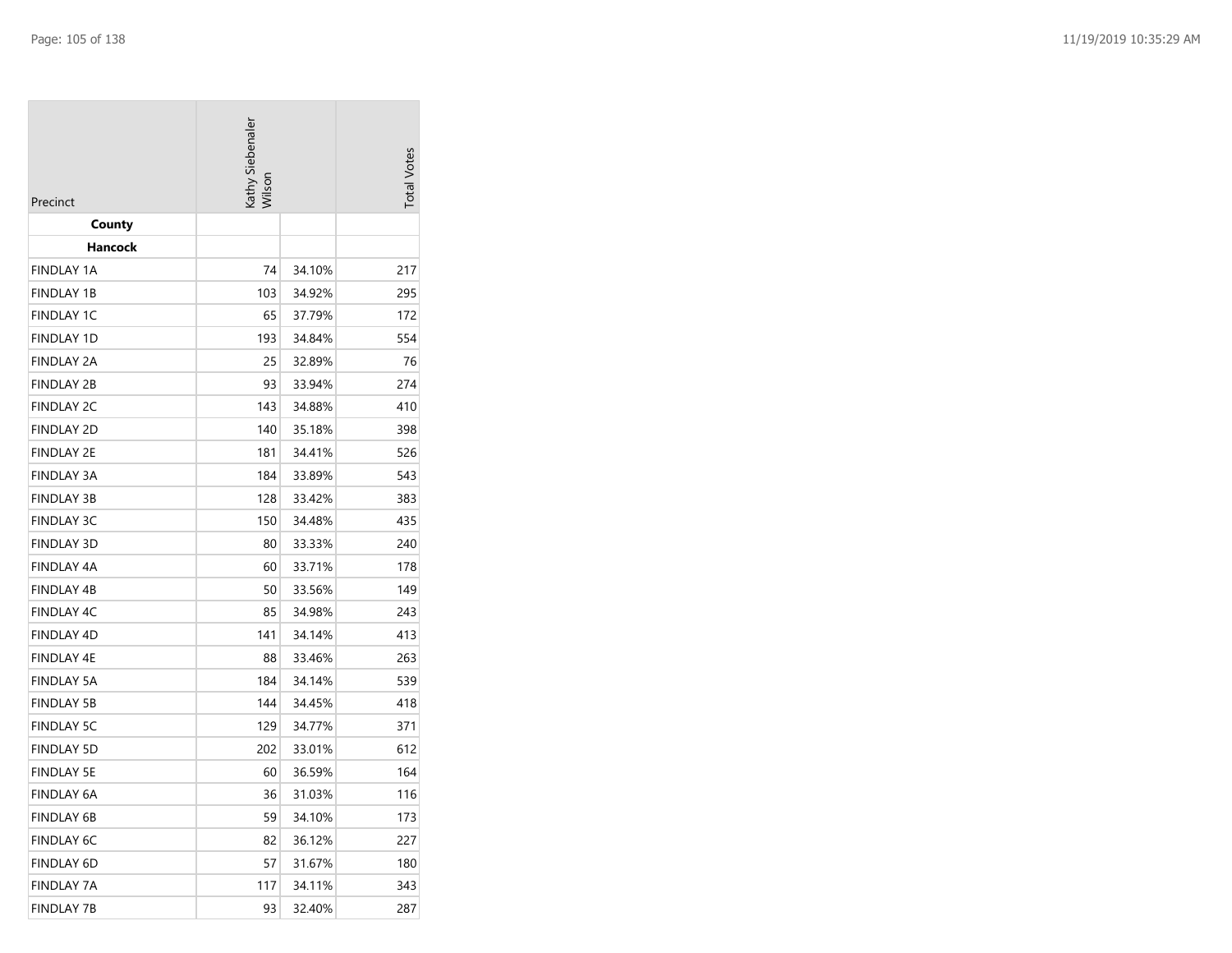| Precinct | Kathy Siebenaler Wilson | | Total Votes |
|---|---|---|---|
| **County** | | | |
| **Hancock** | | | |
| FINDLAY 1A | 74 | 34.10% | 217 |
| FINDLAY 1B | 103 | 34.92% | 295 |
| FINDLAY 1C | 65 | 37.79% | 172 |
| FINDLAY 1D | 193 | 34.84% | 554 |
| FINDLAY 2A | 25 | 32.89% | 76 |
| FINDLAY 2B | 93 | 33.94% | 274 |
| FINDLAY 2C | 143 | 34.88% | 410 |
| FINDLAY 2D | 140 | 35.18% | 398 |
| FINDLAY 2E | 181 | 34.41% | 526 |
| FINDLAY 3A | 184 | 33.89% | 543 |
| FINDLAY 3B | 128 | 33.42% | 383 |
| FINDLAY 3C | 150 | 34.48% | 435 |
| FINDLAY 3D | 80 | 33.33% | 240 |
| FINDLAY 4A | 60 | 33.71% | 178 |
| FINDLAY 4B | 50 | 33.56% | 149 |
| FINDLAY 4C | 85 | 34.98% | 243 |
| FINDLAY 4D | 141 | 34.14% | 413 |
| FINDLAY 4E | 88 | 33.46% | 263 |
| FINDLAY 5A | 184 | 34.14% | 539 |
| FINDLAY 5B | 144 | 34.45% | 418 |
| FINDLAY 5C | 129 | 34.77% | 371 |
| FINDLAY 5D | 202 | 33.01% | 612 |
| FINDLAY 5E | 60 | 36.59% | 164 |
| FINDLAY 6A | 36 | 31.03% | 116 |
| FINDLAY 6B | 59 | 34.10% | 173 |
| FINDLAY 6C | 82 | 36.12% | 227 |
| FINDLAY 6D | 57 | 31.67% | 180 |
| FINDLAY 7A | 117 | 34.11% | 343 |
| FINDLAY 7B | 93 | 32.40% | 287 |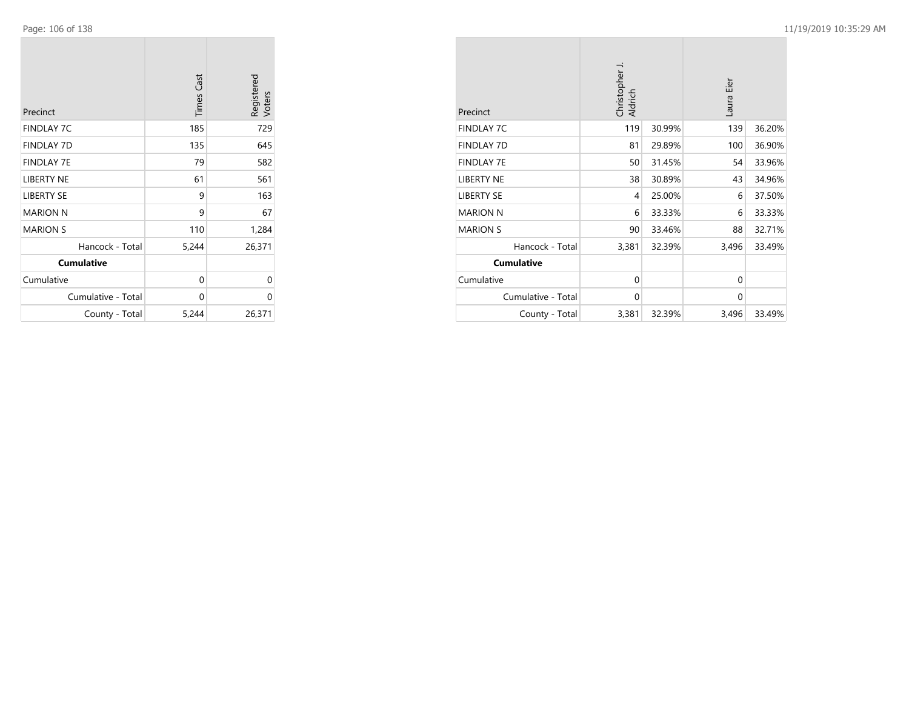| Precinct | Times Cast | Registered Voters |
|---|---|---|
| FINDLAY 7C | 185 | 729 |
| FINDLAY 7D | 135 | 645 |
| FINDLAY 7E | 79 | 582 |
| LIBERTY NE | 61 | 561 |
| LIBERTY SE | 9 | 163 |
| MARION N | 9 | 67 |
| MARION S | 110 | 1,284 |
| Hancock - Total | 5,244 | 26,371 |
| **Cumulative** | | |
| Cumulative | 0 | 0 |
| Cumulative - Total | 0 | 0 |
| County - Total | 5,244 | 26,371 |

| Precinct | Christopher J. Aldrich | | Laura Eier | |
|---|---|---|---|---|
| FINDLAY 7C | 119 | 30.99% | 139 | 36.20% |
| FINDLAY 7D | 81 | 29.89% | 100 | 36.90% |
| FINDLAY 7E | 50 | 31.45% | 54 | 33.96% |
| LIBERTY NE | 38 | 30.89% | 43 | 34.96% |
| LIBERTY SE | 4 | 25.00% | 6 | 37.50% |
| MARION N | 6 | 33.33% | 6 | 33.33% |
| MARION S | 90 | 33.46% | 88 | 32.71% |
| Hancock - Total | 3,381 | 32.39% | 3,496 | 33.49% |
| **Cumulative** | | | | |
| Cumulative | 0 | | 0 | |
| Cumulative - Total | 0 | | 0 | |
| County - Total | 3,381 | 32.39% | 3,496 | 33.49% |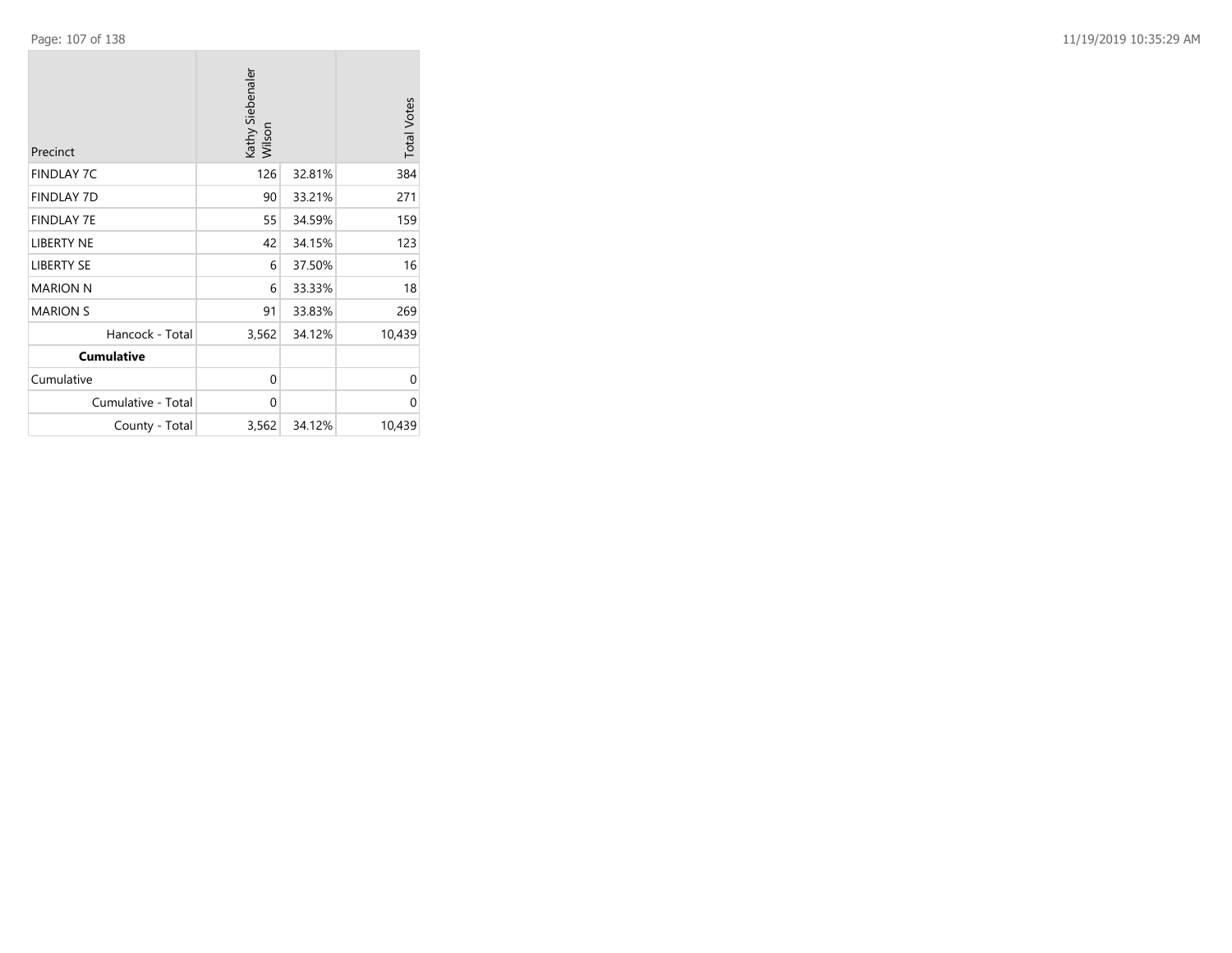| Precinct | Kathy Siebenaler Wilson | | Total Votes |
|---|---|---|---|
| FINDLAY 7C | 126 | 32.81% | 384 |
| FINDLAY 7D | 90 | 33.21% | 271 |
| FINDLAY 7E | 55 | 34.59% | 159 |
| LIBERTY NE | 42 | 34.15% | 123 |
| LIBERTY SE | 6 | 37.50% | 16 |
| MARION N | 6 | 33.33% | 18 |
| MARION S | 91 | 33.83% | 269 |
| Hancock - Total | 3,562 | 34.12% | 10,439 |
| **Cumulative** | | | |
| Cumulative | 0 | | 0 |
| Cumulative - Total | 0 | | 0 |
| County - Total | 3,562 | 34.12% | 10,439 |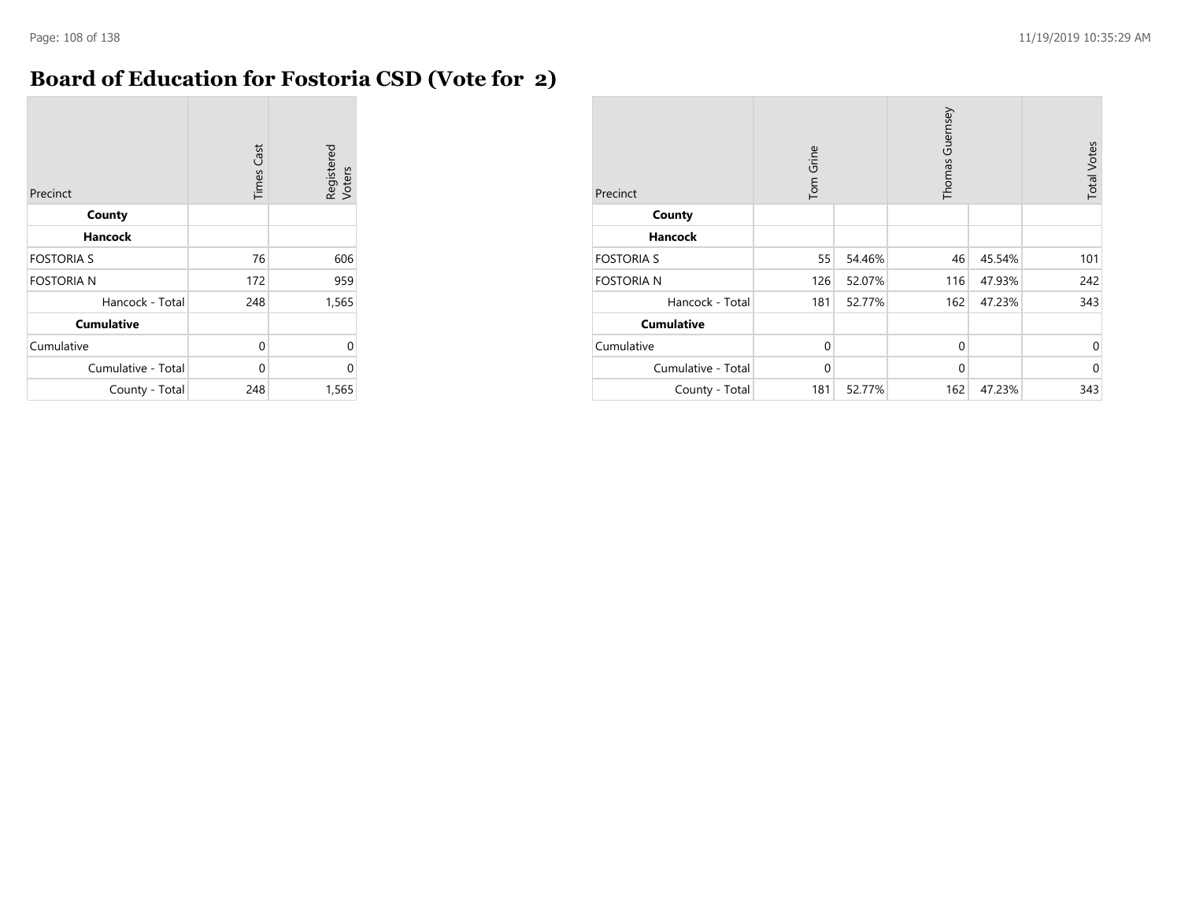# Board of Education for Fostoria CSD (Vote for 2)

| Precinct | Times Cast | Registered Voters |
|---|---|---|
| **County** | | |
| **Hancock** | | |
| FOSTORIA S | 76 | 606 |
| FOSTORIA N | 172 | 959 |
| Hancock - Total | 248 | 1,565 |
| **Cumulative** | | |
| Cumulative | 0 | 0 |
| Cumulative - Total | 0 | 0 |
| County - Total | 248 | 1,565 |

| Precinct | Tom Grine | | Thomas Guernsey | | Total Votes |
|---|---|---|---|---|---|
| **County** | | | | | |
| **Hancock** | | | | | |
| FOSTORIA S | 55 | 54.46% | 46 | 45.54% | 101 |
| FOSTORIA N | 126 | 52.07% | 116 | 47.93% | 242 |
| Hancock - Total | 181 | 52.77% | 162 | 47.23% | 343 |
| **Cumulative** | | | | | |
| Cumulative | 0 | | 0 | | 0 |
| Cumulative - Total | 0 | | 0 | | 0 |
| County - Total | 181 | 52.77% | 162 | 47.23% | 343 |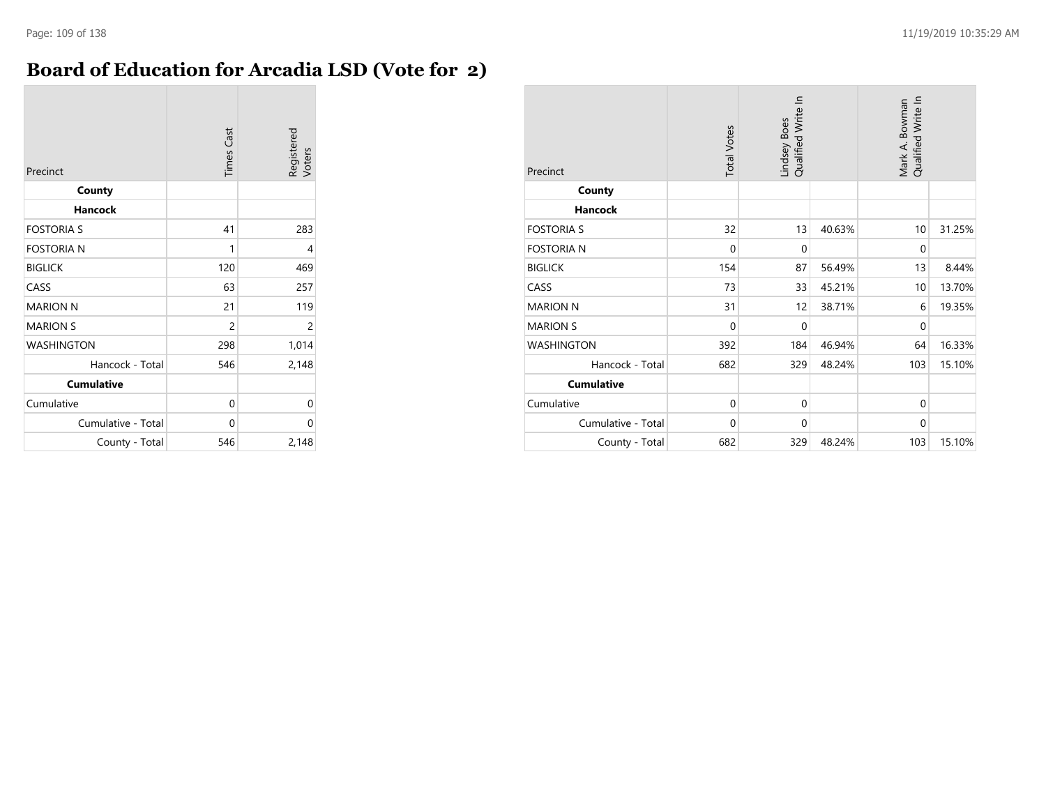# Board of Education for Arcadia LSD (Vote for 2)

| Precinct | Times Cast | Registered Voters |
|---|---|---|
| **County** | | |
| **Hancock** | | |
| FOSTORIA S | 41 | 283 |
| FOSTORIA N | 1 | 4 |
| BIGLICK | 120 | 469 |
| CASS | 63 | 257 |
| MARION N | 21 | 119 |
| MARION S | 2 | 2 |
| WASHINGTON | 298 | 1,014 |
| Hancock - Total | 546 | 2,148 |
| **Cumulative** | | |
| Cumulative | 0 | 0 |
| Cumulative - Total | 0 | 0 |
| County - Total | 546 | 2,148 |

| Precinct | Total Votes | Lindsey Boes Qualified Write In | | Mark A. Bowman Qualified Write In | |
|---|---|---|---|---|---|
| **County** | | | | | |
| **Hancock** | | | | | |
| FOSTORIA S | 32 | 13 | 40.63% | 10 | 31.25% |
| FOSTORIA N | 0 | 0 | | 0 | |
| BIGLICK | 154 | 87 | 56.49% | 13 | 8.44% |
| CASS | 73 | 33 | 45.21% | 10 | 13.70% |
| MARION N | 31 | 12 | 38.71% | 6 | 19.35% |
| MARION S | 0 | 0 | | 0 | |
| WASHINGTON | 392 | 184 | 46.94% | 64 | 16.33% |
| Hancock - Total | 682 | 329 | 48.24% | 103 | 15.10% |
| **Cumulative** | | | | | |
| Cumulative | 0 | 0 | | 0 | |
| Cumulative - Total | 0 | 0 | | 0 | |
| County - Total | 682 | 329 | 48.24% | 103 | 15.10% |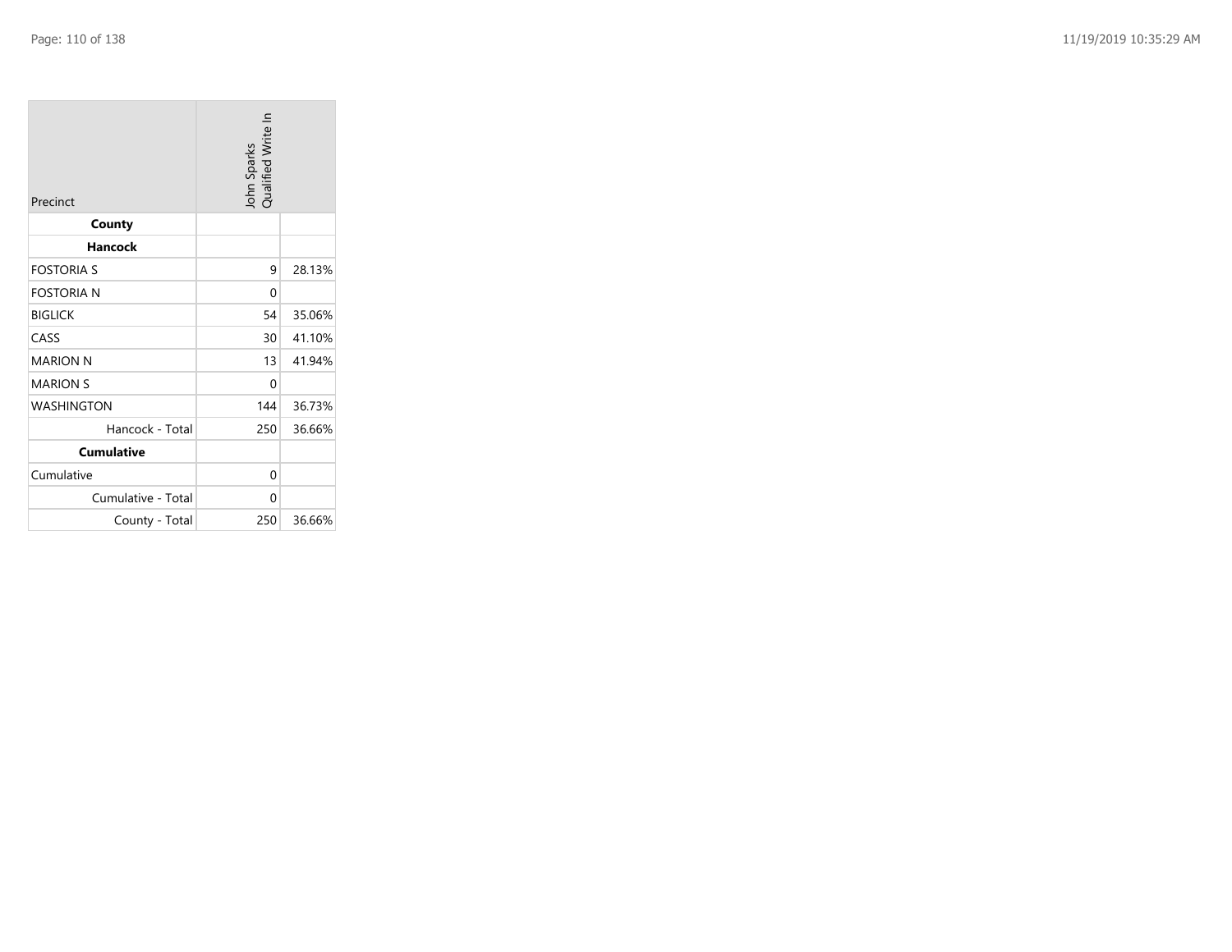| Precinct | John Sparks Qualified Write In | |
|---|---|---|
| **County** | | |
| **Hancock** | | |
| FOSTORIA S | 9 | 28.13% |
| FOSTORIA N | 0 | |
| BIGLICK | 54 | 35.06% |
| CASS | 30 | 41.10% |
| MARION N | 13 | 41.94% |
| MARION S | 0 | |
| WASHINGTON | 144 | 36.73% |
| Hancock - Total | 250 | 36.66% |
| **Cumulative** | | |
| Cumulative | 0 | |
| Cumulative - Total | 0 | |
| County - Total | 250 | 36.66% |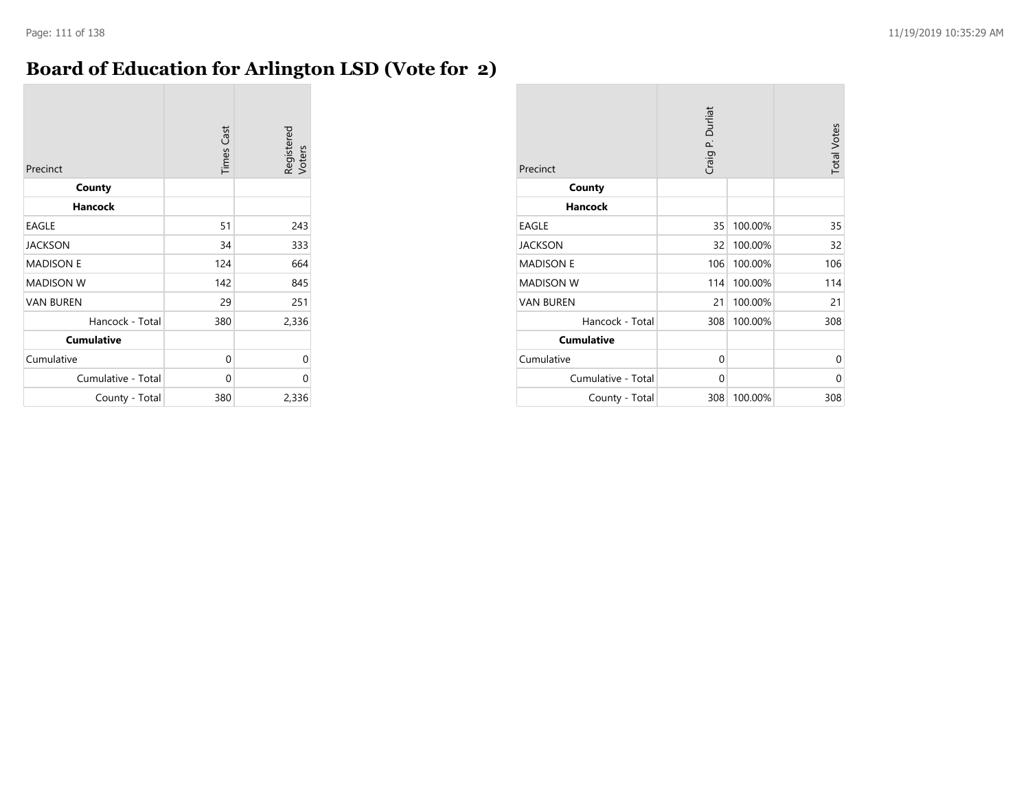# Board of Education for Arlington LSD (Vote for 2)

| Precinct | Times Cast | Registered Voters |
|---|---|---|
| **County** | | |
| **Hancock** | | |
| EAGLE | 51 | 243 |
| JACKSON | 34 | 333 |
| MADISON E | 124 | 664 |
| MADISON W | 142 | 845 |
| VAN BUREN | 29 | 251 |
| Hancock - Total | 380 | 2,336 |
| **Cumulative** | | |
| Cumulative | 0 | 0 |
| Cumulative - Total | 0 | 0 |
| County - Total | 380 | 2,336 |

| Precinct | Craig P. Durliat | | Total Votes |
|---|---|---|---|
| **County** | | | |
| **Hancock** | | | |
| EAGLE | 35 | 100.00% | 35 |
| JACKSON | 32 | 100.00% | 32 |
| MADISON E | 106 | 100.00% | 106 |
| MADISON W | 114 | 100.00% | 114 |
| VAN BUREN | 21 | 100.00% | 21 |
| Hancock - Total | 308 | 100.00% | 308 |
| **Cumulative** | | | |
| Cumulative | 0 | | 0 |
| Cumulative - Total | 0 | | 0 |
| County - Total | 308 | 100.00% | 308 |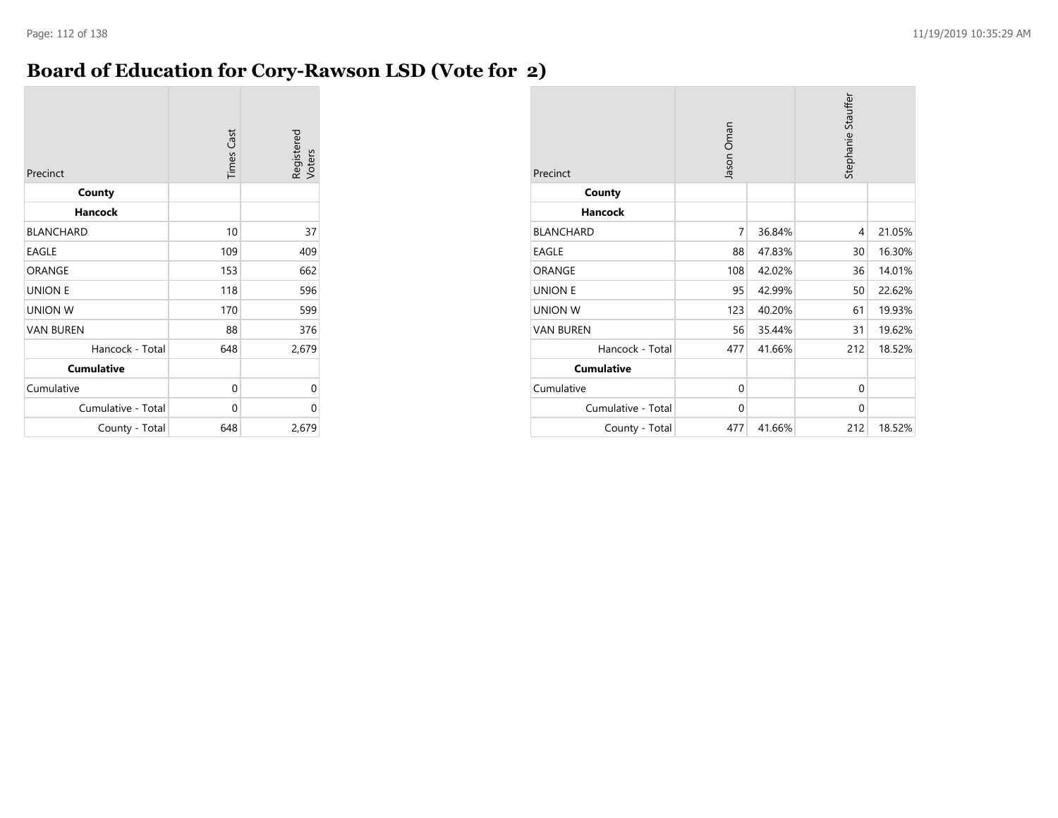# Board of Education for Cory-Rawson LSD (Vote for 2)

| Precinct | Times Cast | Registered Voters |
|---|---|---|
| **County** | | |
| **Hancock** | | |
| BLANCHARD | 10 | 37 |
| EAGLE | 109 | 409 |
| ORANGE | 153 | 662 |
| UNION E | 118 | 596 |
| UNION W | 170 | 599 |
| VAN BUREN | 88 | 376 |
| Hancock - Total | 648 | 2,679 |
| **Cumulative** | | |
| Cumulative | 0 | 0 |
| Cumulative - Total | 0 | 0 |
| County - Total | 648 | 2,679 |

| Precinct | Jason Oman | | Stephanie Stauffer | |
|---|---|---|---|---|
| **County** | | | | |
| **Hancock** | | | | |
| BLANCHARD | 7 | 36.84% | 4 | 21.05% |
| EAGLE | 88 | 47.83% | 30 | 16.30% |
| ORANGE | 108 | 42.02% | 36 | 14.01% |
| UNION E | 95 | 42.99% | 50 | 22.62% |
| UNION W | 123 | 40.20% | 61 | 19.93% |
| VAN BUREN | 56 | 35.44% | 31 | 19.62% |
| Hancock - Total | 477 | 41.66% | 212 | 18.52% |
| **Cumulative** | | | | |
| Cumulative | 0 | | 0 | |
| Cumulative - Total | 0 | | 0 | |
| County - Total | 477 | 41.66% | 212 | 18.52% |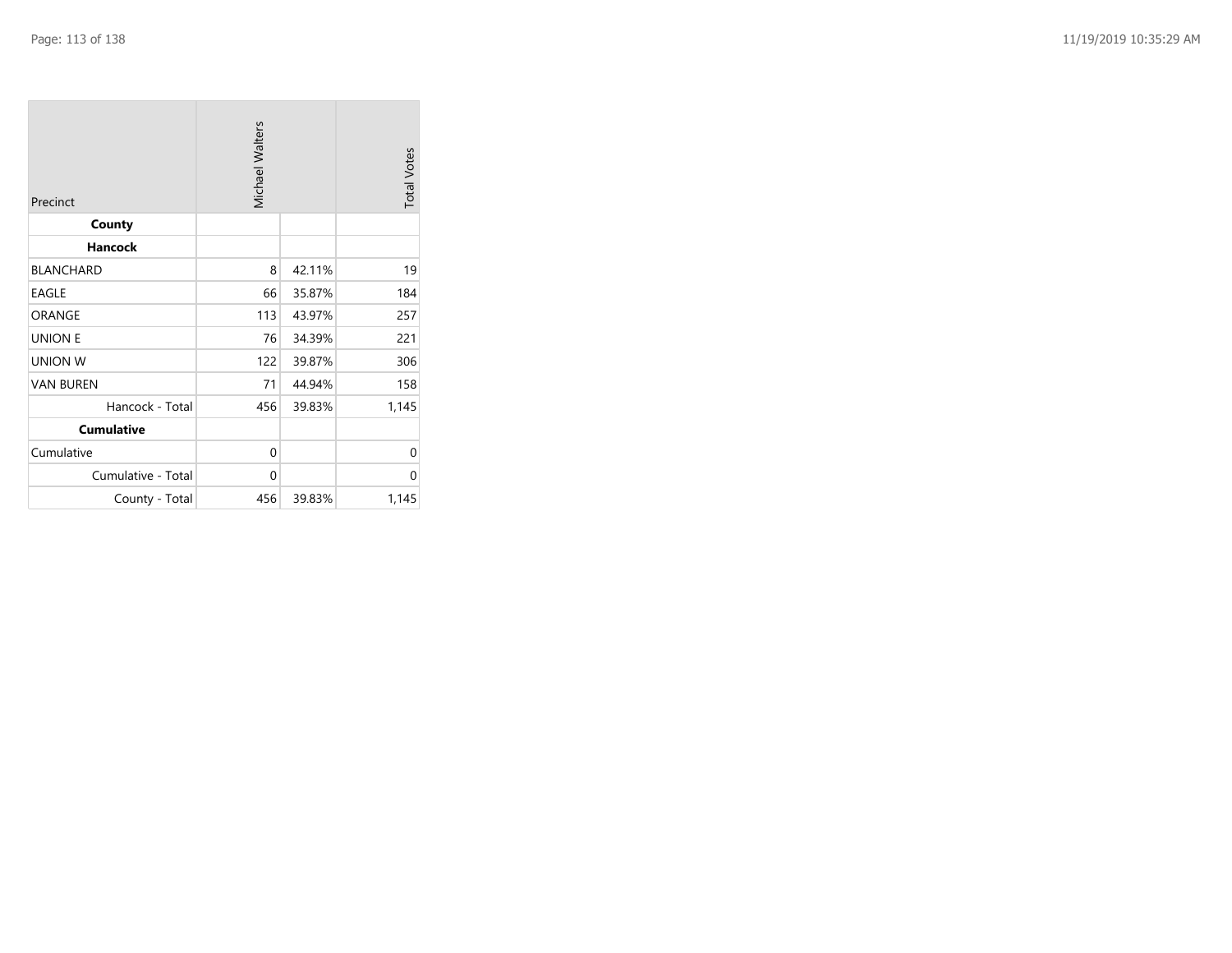| Precinct | Michael Walters | | Total Votes |
|---|---|---|---|
| **County** | | | |
| **Hancock** | | | |
| BLANCHARD | 8 | 42.11% | 19 |
| EAGLE | 66 | 35.87% | 184 |
| ORANGE | 113 | 43.97% | 257 |
| UNION E | 76 | 34.39% | 221 |
| UNION W | 122 | 39.87% | 306 |
| VAN BUREN | 71 | 44.94% | 158 |
| Hancock - Total | 456 | 39.83% | 1,145 |
| **Cumulative** | | | |
| Cumulative | 0 | | 0 |
| Cumulative - Total | 0 | | 0 |
| County - Total | 456 | 39.83% | 1,145 |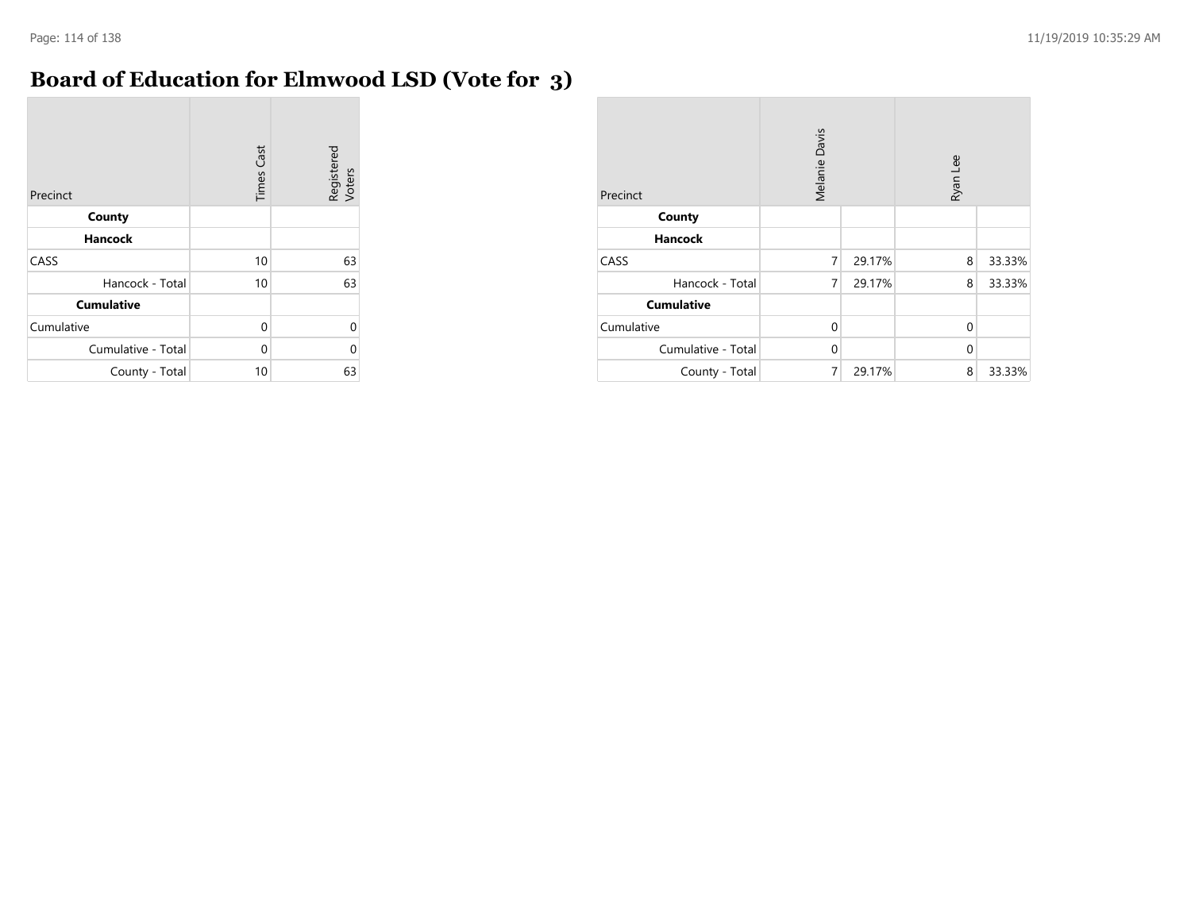# Board of Education for Elmwood LSD (Vote for 3)

| Precinct | Times Cast | Registered Voters |
|---|---|---|
| **County** | | |
| **Hancock** | | |
| CASS | 10 | 63 |
| Hancock - Total | 10 | 63 |
| **Cumulative** | | |
| Cumulative | 0 | 0 |
| Cumulative - Total | 0 | 0 |
| County - Total | 10 | 63 |

| Precinct | Melanie Davis | | Ryan Lee | |
|---|---|---|---|---|
| **County** | | | | |
| **Hancock** | | | | |
| CASS | 7 | 29.17% | 8 | 33.33% |
| Hancock - Total | 7 | 29.17% | 8 | 33.33% |
| **Cumulative** | | | | |
| Cumulative | 0 | | 0 | |
| Cumulative - Total | 0 | | 0 | |
| County - Total | 7 | 29.17% | 8 | 33.33% |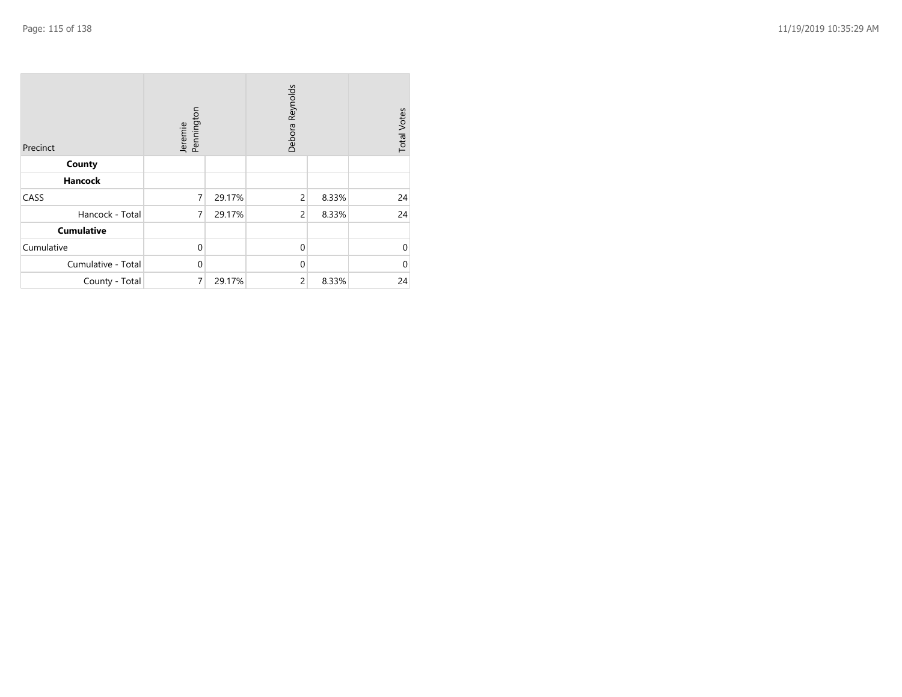| Precinct | Jeremie Pennington | | Debora Reynolds | | Total Votes |
|---|---|---|---|---|---|
| **County** | | | | | |
| **Hancock** | | | | | |
| CASS | 7 | 29.17% | 2 | 8.33% | 24 |
| Hancock - Total | 7 | 29.17% | 2 | 8.33% | 24 |
| **Cumulative** | | | | | |
| Cumulative | 0 | | 0 | | 0 |
| Cumulative - Total | 0 | | 0 | | 0 |
| County - Total | 7 | 29.17% | 2 | 8.33% | 24 |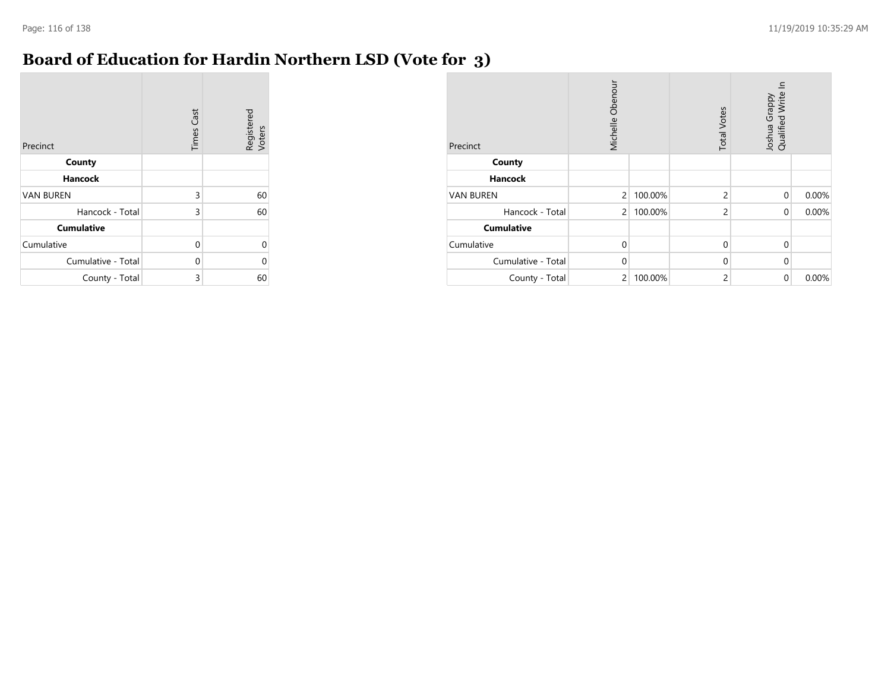# Board of Education for Hardin Northern LSD (Vote for 3)

| Precinct | Times Cast | Registered Voters |
|---|---|---|
| **County** | | |
| **Hancock** | | |
| VAN BUREN | 3 | 60 |
| Hancock - Total | 3 | 60 |
| **Cumulative** | | |
| Cumulative | 0 | 0 |
| Cumulative - Total | 0 | 0 |
| County - Total | 3 | 60 |

| Precinct | Michelle Obenour | | Total Votes | Joshua Grappy Qualified Write In | |
|---|---|---|---|---|---|
| **County** | | | | | |
| **Hancock** | | | | | |
| VAN BUREN | 2 | 100.00% | 2 | 0 | 0.00% |
| Hancock - Total | 2 | 100.00% | 2 | 0 | 0.00% |
| **Cumulative** | | | | | |
| Cumulative | 0 | | 0 | 0 | |
| Cumulative - Total | 0 | | 0 | 0 | |
| County - Total | 2 | 100.00% | 2 | 0 | 0.00% |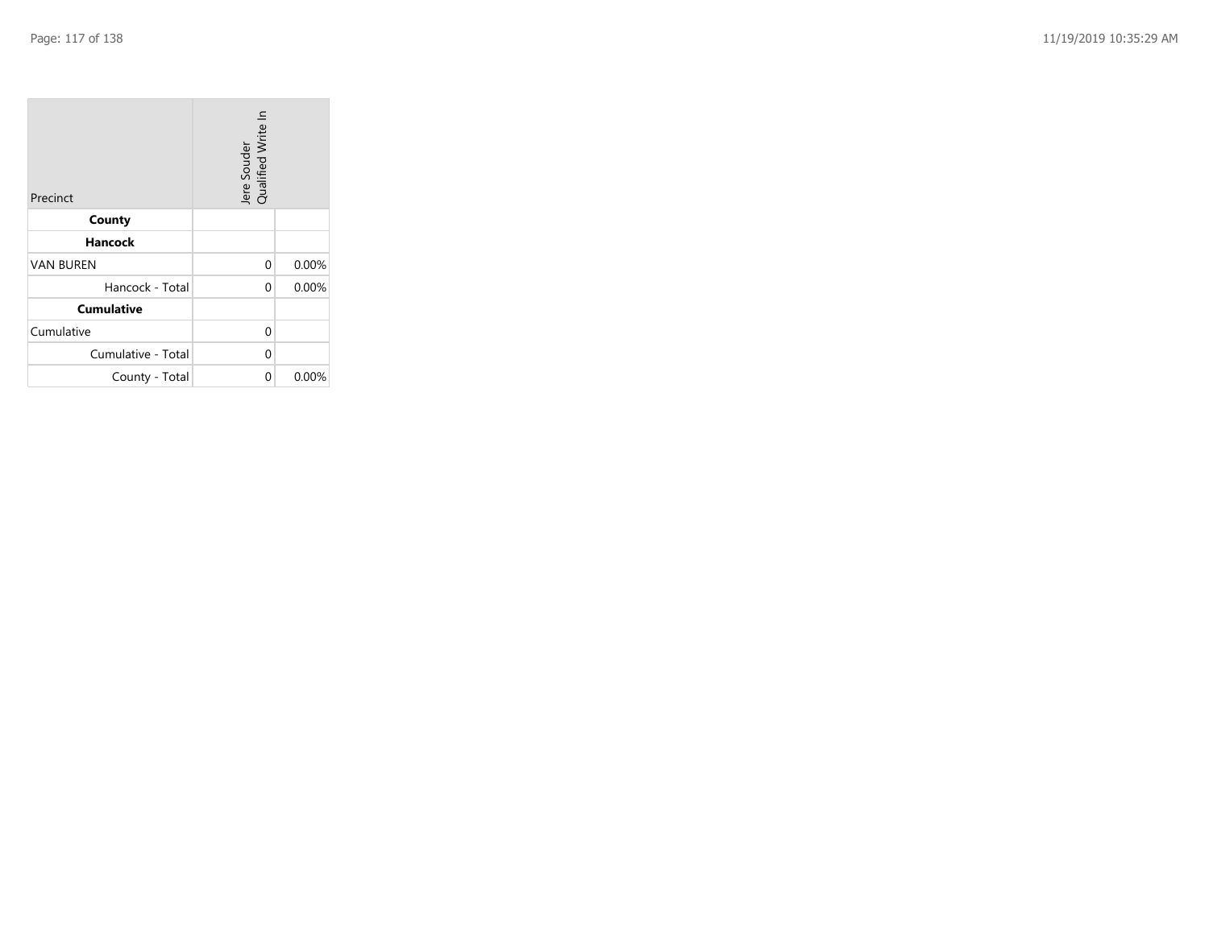| Precinct | Jere Souder Qualified Write In | |
|---|---|---|
| **County** | | |
| **Hancock** | | |
| VAN BUREN | 0 | 0.00% |
| Hancock - Total | 0 | 0.00% |
| **Cumulative** | | |
| Cumulative | 0 | |
| Cumulative - Total | 0 | |
| County - Total | 0 | 0.00% |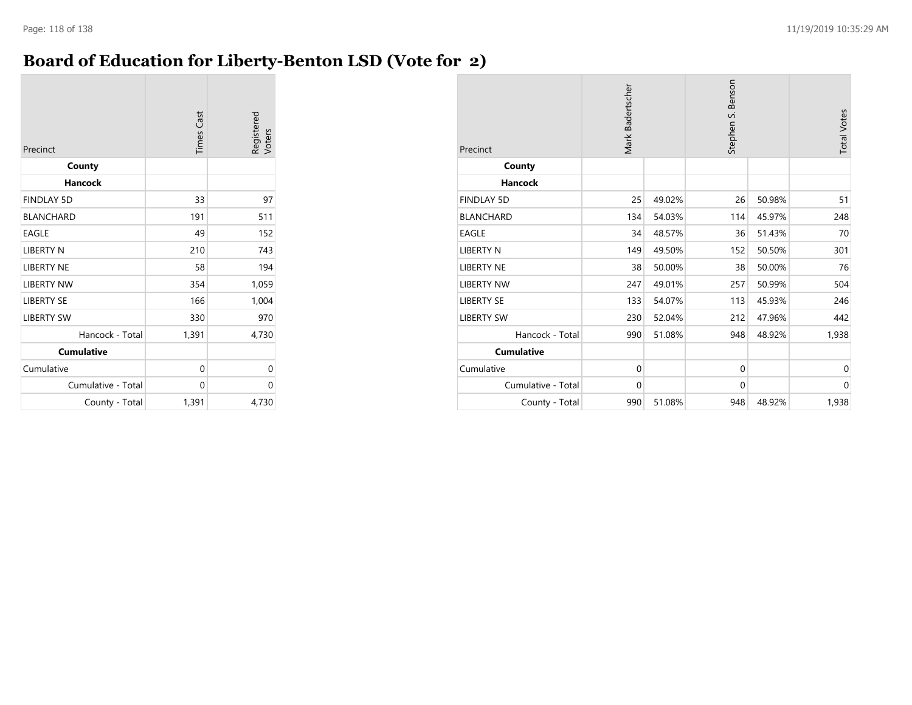# Board of Education for Liberty-Benton LSD (Vote for 2)

| Precinct | Times Cast | Registered Voters |
|---|---|---|
| **County** | | |
| **Hancock** | | |
| FINDLAY 5D | 33 | 97 |
| BLANCHARD | 191 | 511 |
| EAGLE | 49 | 152 |
| LIBERTY N | 210 | 743 |
| LIBERTY NE | 58 | 194 |
| LIBERTY NW | 354 | 1,059 |
| LIBERTY SE | 166 | 1,004 |
| LIBERTY SW | 330 | 970 |
| Hancock - Total | 1,391 | 4,730 |
| **Cumulative** | | |
| Cumulative | 0 | 0 |
| Cumulative - Total | 0 | 0 |
| County - Total | 1,391 | 4,730 |

| Precinct | Mark Badertscher | | Stephen S. Benson | | Total Votes |
|---|---|---|---|---|---|
| **County** | | | | | |
| **Hancock** | | | | | |
| FINDLAY 5D | 25 | 49.02% | 26 | 50.98% | 51 |
| BLANCHARD | 134 | 54.03% | 114 | 45.97% | 248 |
| EAGLE | 34 | 48.57% | 36 | 51.43% | 70 |
| LIBERTY N | 149 | 49.50% | 152 | 50.50% | 301 |
| LIBERTY NE | 38 | 50.00% | 38 | 50.00% | 76 |
| LIBERTY NW | 247 | 49.01% | 257 | 50.99% | 504 |
| LIBERTY SE | 133 | 54.07% | 113 | 45.93% | 246 |
| LIBERTY SW | 230 | 52.04% | 212 | 47.96% | 442 |
| Hancock - Total | 990 | 51.08% | 948 | 48.92% | 1,938 |
| **Cumulative** | | | | | |
| Cumulative | 0 | | 0 | | 0 |
| Cumulative - Total | 0 | | 0 | | 0 |
| County - Total | 990 | 51.08% | 948 | 48.92% | 1,938 |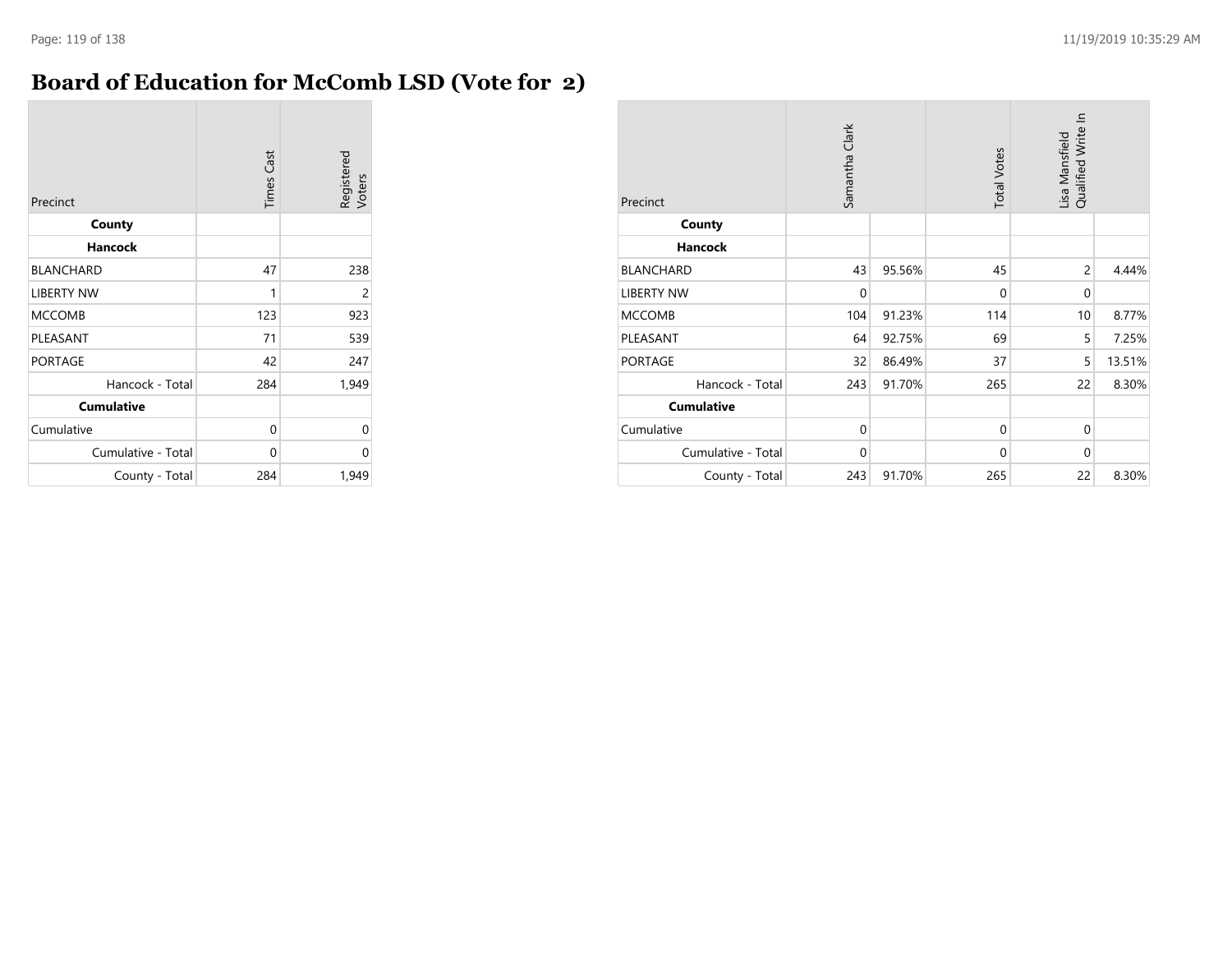# Board of Education for McComb LSD (Vote for 2)

| Precinct | Times Cast | Registered Voters |
|---|---|---|
| **County** | | |
| **Hancock** | | |
| BLANCHARD | 47 | 238 |
| LIBERTY NW | 1 | 2 |
| MCCOMB | 123 | 923 |
| PLEASANT | 71 | 539 |
| PORTAGE | 42 | 247 |
| Hancock - Total | 284 | 1,949 |
| **Cumulative** | | |
| Cumulative | 0 | 0 |
| Cumulative - Total | 0 | 0 |
| County - Total | 284 | 1,949 |

| Precinct | Samantha Clark | | Total Votes | Lisa Mansfield Qualified Write In | |
|---|---|---|---|---|---|
| **County** | | | | | |
| **Hancock** | | | | | |
| BLANCHARD | 43 | 95.56% | 45 | 2 | 4.44% |
| LIBERTY NW | 0 | | 0 | 0 | |
| MCCOMB | 104 | 91.23% | 114 | 10 | 8.77% |
| PLEASANT | 64 | 92.75% | 69 | 5 | 7.25% |
| PORTAGE | 32 | 86.49% | 37 | 5 | 13.51% |
| Hancock - Total | 243 | 91.70% | 265 | 22 | 8.30% |
| **Cumulative** | | | | | |
| Cumulative | 0 | | 0 | 0 | |
| Cumulative - Total | 0 | | 0 | 0 | |
| County - Total | 243 | 91.70% | 265 | 22 | 8.30% |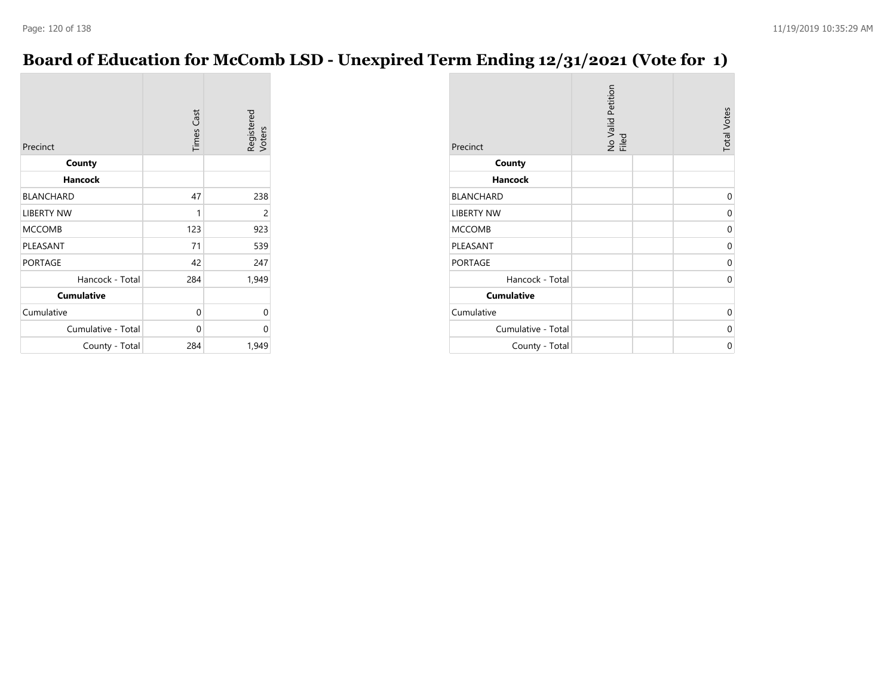# Board of Education for McComb LSD - Unexpired Term Ending 12/31/2021 (Vote for 1)

| Precinct | Times Cast | Registered Voters |
|---|---|---|
| **County** | | |
| **Hancock** | | |
| BLANCHARD | 47 | 238 |
| LIBERTY NW | 1 | 2 |
| MCCOMB | 123 | 923 |
| PLEASANT | 71 | 539 |
| PORTAGE | 42 | 247 |
| Hancock - Total | 284 | 1,949 |
| **Cumulative** | | |
| Cumulative | 0 | 0 |
| Cumulative - Total | 0 | 0 |
| County - Total | 284 | 1,949 |

| Precinct | No Valid Petition Filed | | Total Votes |
|---|---|---|---|
| **County** | | | |
| **Hancock** | | | |
| BLANCHARD | | | 0 |
| LIBERTY NW | | | 0 |
| MCCOMB | | | 0 |
| PLEASANT | | | 0 |
| PORTAGE | | | 0 |
| Hancock - Total | | | 0 |
| **Cumulative** | | | |
| Cumulative | | | 0 |
| Cumulative - Total | | | 0 |
| County - Total | | | 0 |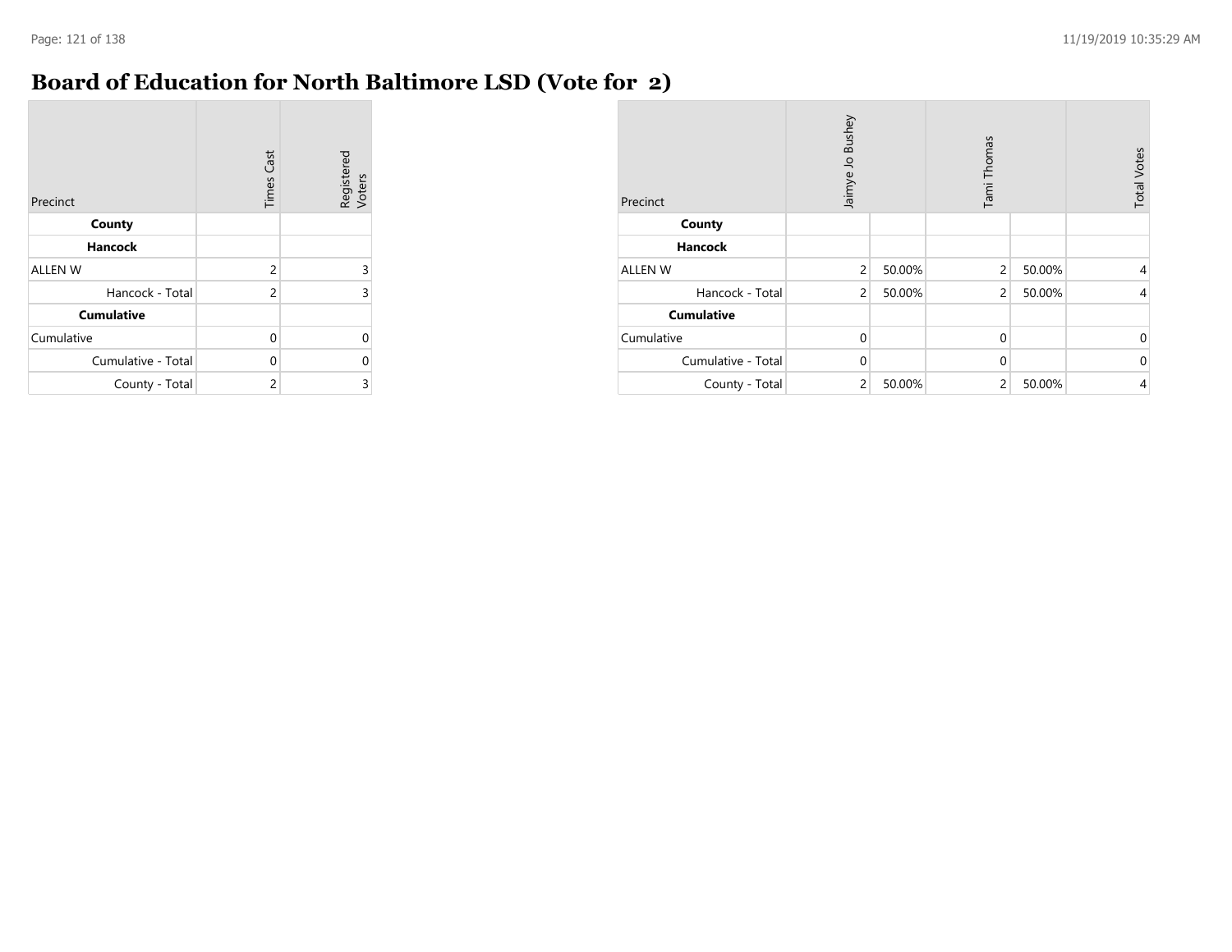# Board of Education for North Baltimore LSD (Vote for 2)

| Precinct | Times Cast | Registered Voters |
|---|---|---|
| **County** | | |
| **Hancock** | | |
| ALLEN W | 2 | 3 |
| Hancock - Total | 2 | 3 |
| **Cumulative** | | |
| Cumulative | 0 | 0 |
| Cumulative - Total | 0 | 0 |
| County - Total | 2 | 3 |

| Precinct | Jaimye Jo Bushey | | Tami Thomas | | Total Votes |
|---|---|---|---|---|---|
| **County** | | | | | |
| **Hancock** | | | | | |
| ALLEN W | 2 | 50.00% | 2 | 50.00% | 4 |
| Hancock - Total | 2 | 50.00% | 2 | 50.00% | 4 |
| **Cumulative** | | | | | |
| Cumulative | 0 | | 0 | | 0 |
| Cumulative - Total | 0 | | 0 | | 0 |
| County - Total | 2 | 50.00% | 2 | 50.00% | 4 |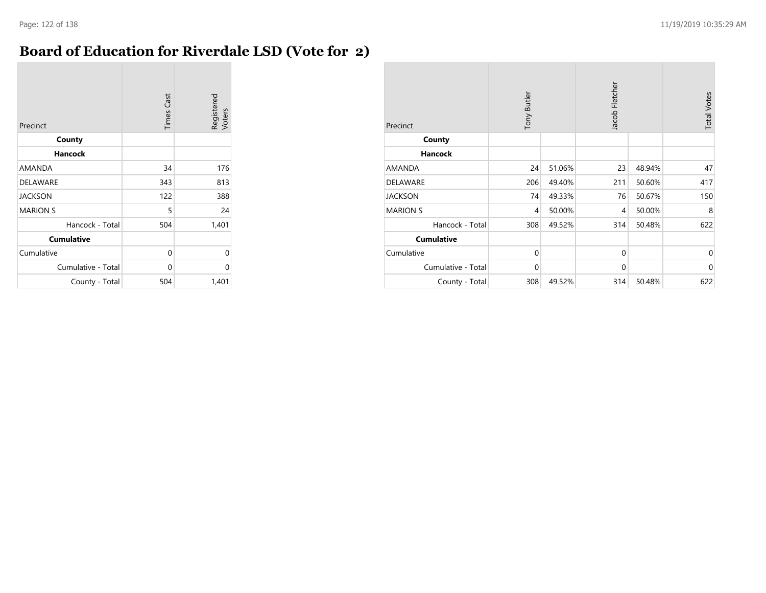# Board of Education for Riverdale LSD (Vote for 2)

| Precinct | Times Cast | Registered Voters |
|---|---|---|
| **County** | | |
| **Hancock** | | |
| AMANDA | 34 | 176 |
| DELAWARE | 343 | 813 |
| JACKSON | 122 | 388 |
| MARION S | 5 | 24 |
| Hancock - Total | 504 | 1,401 |
| **Cumulative** | | |
| Cumulative | 0 | 0 |
| Cumulative - Total | 0 | 0 |
| County - Total | 504 | 1,401 |

| Precinct | Tony Butler | | Jacob Fletcher | | Total Votes |
|---|---|---|---|---|---|
| **County** | | | | | |
| **Hancock** | | | | | |
| AMANDA | 24 | 51.06% | 23 | 48.94% | 47 |
| DELAWARE | 206 | 49.40% | 211 | 50.60% | 417 |
| JACKSON | 74 | 49.33% | 76 | 50.67% | 150 |
| MARION S | 4 | 50.00% | 4 | 50.00% | 8 |
| Hancock - Total | 308 | 49.52% | 314 | 50.48% | 622 |
| **Cumulative** | | | | | |
| Cumulative | 0 | | 0 | | 0 |
| Cumulative - Total | 0 | | 0 | | 0 |
| County - Total | 308 | 49.52% | 314 | 50.48% | 622 |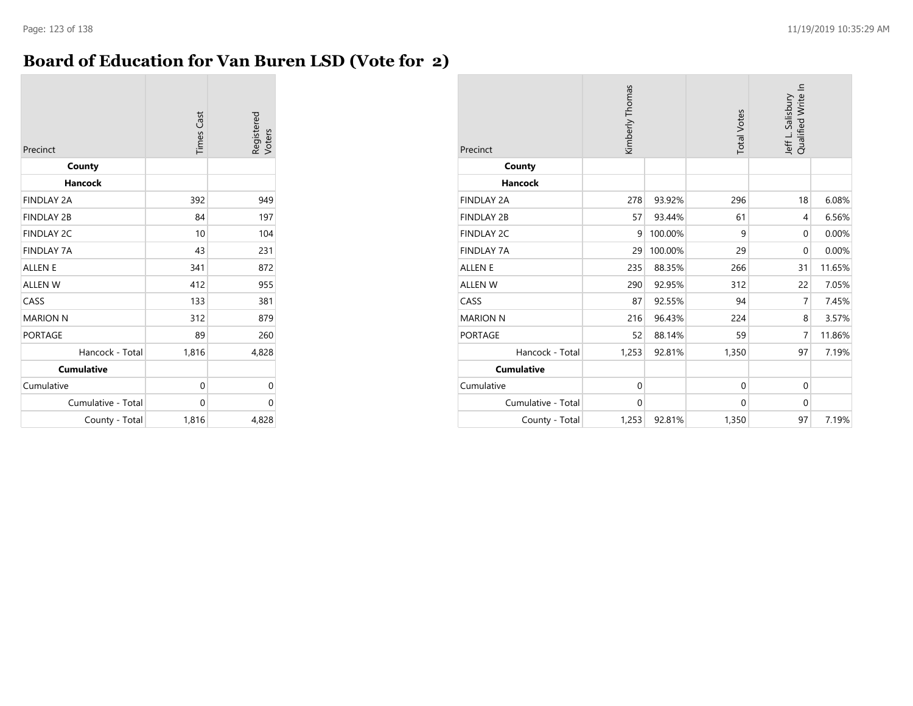# Board of Education for Van Buren LSD (Vote for 2)

| Precinct | Times Cast | Registered Voters |
|---|---|---|
| **County** | | |
| **Hancock** | | |
| FINDLAY 2A | 392 | 949 |
| FINDLAY 2B | 84 | 197 |
| FINDLAY 2C | 10 | 104 |
| FINDLAY 7A | 43 | 231 |
| ALLEN E | 341 | 872 |
| ALLEN W | 412 | 955 |
| CASS | 133 | 381 |
| MARION N | 312 | 879 |
| PORTAGE | 89 | 260 |
| Hancock - Total | 1,816 | 4,828 |
| **Cumulative** | | |
| Cumulative | 0 | 0 |
| Cumulative - Total | 0 | 0 |
| County - Total | 1,816 | 4,828 |

| Precinct | Kimberly Thomas | | Total Votes | Jeff L. Salisbury Qualified Write In | |
|---|---|---|---|---|---|
| **County** | | | | | |
| **Hancock** | | | | | |
| FINDLAY 2A | 278 | 93.92% | 296 | 18 | 6.08% |
| FINDLAY 2B | 57 | 93.44% | 61 | 4 | 6.56% |
| FINDLAY 2C | 9 | 100.00% | 9 | 0 | 0.00% |
| FINDLAY 7A | 29 | 100.00% | 29 | 0 | 0.00% |
| ALLEN E | 235 | 88.35% | 266 | 31 | 11.65% |
| ALLEN W | 290 | 92.95% | 312 | 22 | 7.05% |
| CASS | 87 | 92.55% | 94 | 7 | 7.45% |
| MARION N | 216 | 96.43% | 224 | 8 | 3.57% |
| PORTAGE | 52 | 88.14% | 59 | 7 | 11.86% |
| Hancock - Total | 1,253 | 92.81% | 1,350 | 97 | 7.19% |
| **Cumulative** | | | | | |
| Cumulative | 0 | | 0 | 0 | |
| Cumulative - Total | 0 | | 0 | 0 | |
| County - Total | 1,253 | 92.81% | 1,350 | 97 | 7.19% |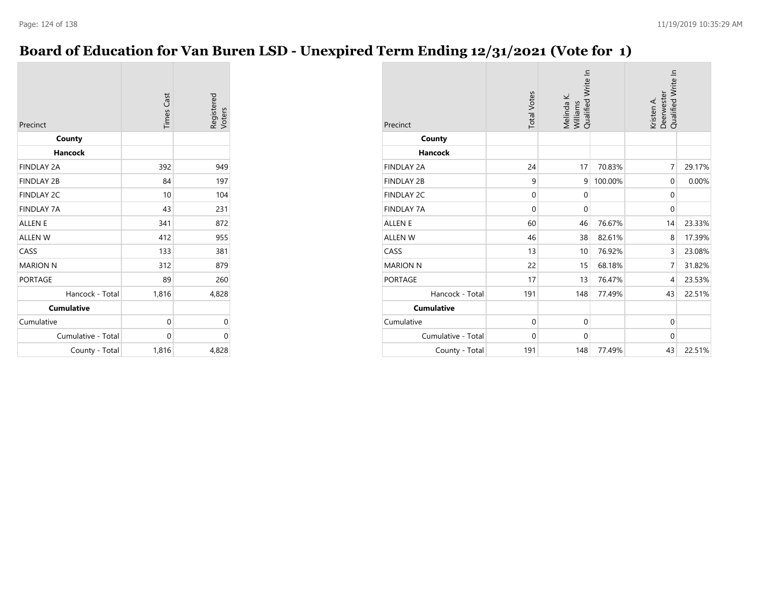# Board of Education for Van Buren LSD - Unexpired Term Ending 12/31/2021 (Vote for 1)

| Precinct | Times Cast | Registered Voters |
|---|---|---|
| **County** | | |
| **Hancock** | | |
| FINDLAY 2A | 392 | 949 |
| FINDLAY 2B | 84 | 197 |
| FINDLAY 2C | 10 | 104 |
| FINDLAY 7A | 43 | 231 |
| ALLEN E | 341 | 872 |
| ALLEN W | 412 | 955 |
| CASS | 133 | 381 |
| MARION N | 312 | 879 |
| PORTAGE | 89 | 260 |
| Hancock - Total | 1,816 | 4,828 |
| **Cumulative** | | |
| Cumulative | 0 | 0 |
| Cumulative - Total | 0 | 0 |
| County - Total | 1,816 | 4,828 |

| Precinct | Total Votes | Melinda K. Williams Qualified Write In | | Kristen A. Deerwester Qualified Write In | |
|---|---|---|---|---|---|
| **County** | | | | | |
| **Hancock** | | | | | |
| FINDLAY 2A | 24 | 17 | 70.83% | 7 | 29.17% |
| FINDLAY 2B | 9 | 9 | 100.00% | 0 | 0.00% |
| FINDLAY 2C | 0 | 0 | | 0 | |
| FINDLAY 7A | 0 | 0 | | 0 | |
| ALLEN E | 60 | 46 | 76.67% | 14 | 23.33% |
| ALLEN W | 46 | 38 | 82.61% | 8 | 17.39% |
| CASS | 13 | 10 | 76.92% | 3 | 23.08% |
| MARION N | 22 | 15 | 68.18% | 7 | 31.82% |
| PORTAGE | 17 | 13 | 76.47% | 4 | 23.53% |
| Hancock - Total | 191 | 148 | 77.49% | 43 | 22.51% |
| **Cumulative** | | | | | |
| Cumulative | 0 | 0 | | 0 | |
| Cumulative - Total | 0 | 0 | | 0 | |
| County - Total | 191 | 148 | 77.49% | 43 | 22.51% |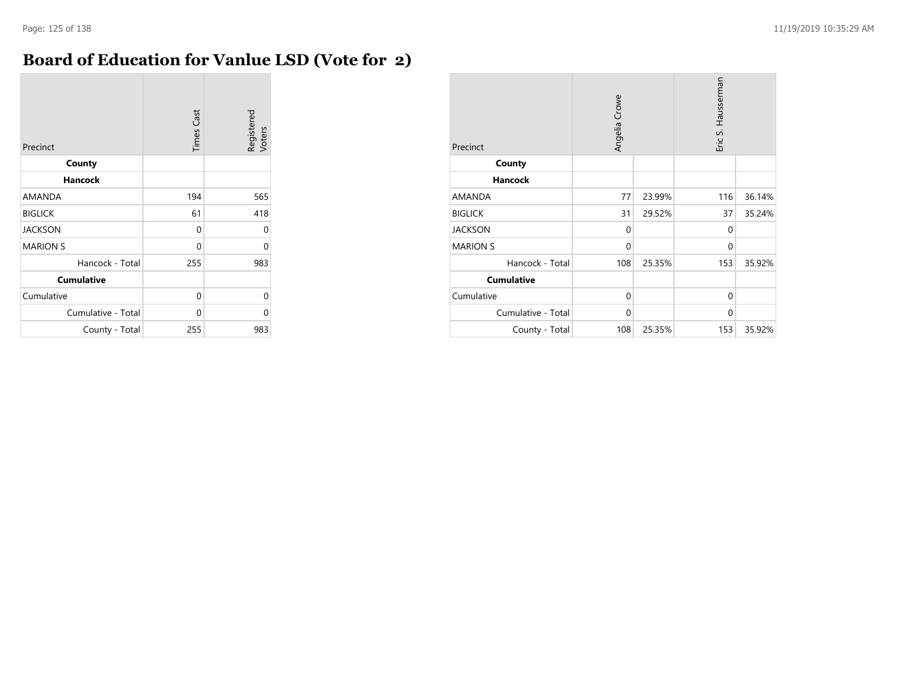# Board of Education for Vanlue LSD (Vote for 2)

| Precinct | Times Cast | Registered Voters |
|---|---|---|
| **County** | | |
| **Hancock** | | |
| AMANDA | 194 | 565 |
| BIGLICK | 61 | 418 |
| JACKSON | 0 | 0 |
| MARION S | 0 | 0 |
| Hancock - Total | 255 | 983 |
| **Cumulative** | | |
| Cumulative | 0 | 0 |
| Cumulative - Total | 0 | 0 |
| County - Total | 255 | 983 |

| Precinct | Angelia Crowe | | Eric S. Hausserman | |
|---|---|---|---|---|
| **County** | | | | |
| **Hancock** | | | | |
| AMANDA | 77 | 23.99% | 116 | 36.14% |
| BIGLICK | 31 | 29.52% | 37 | 35.24% |
| JACKSON | 0 | | 0 | |
| MARION S | 0 | | 0 | |
| Hancock - Total | 108 | 25.35% | 153 | 35.92% |
| **Cumulative** | | | | |
| Cumulative | 0 | | 0 | |
| Cumulative - Total | 0 | | 0 | |
| County - Total | 108 | 25.35% | 153 | 35.92% |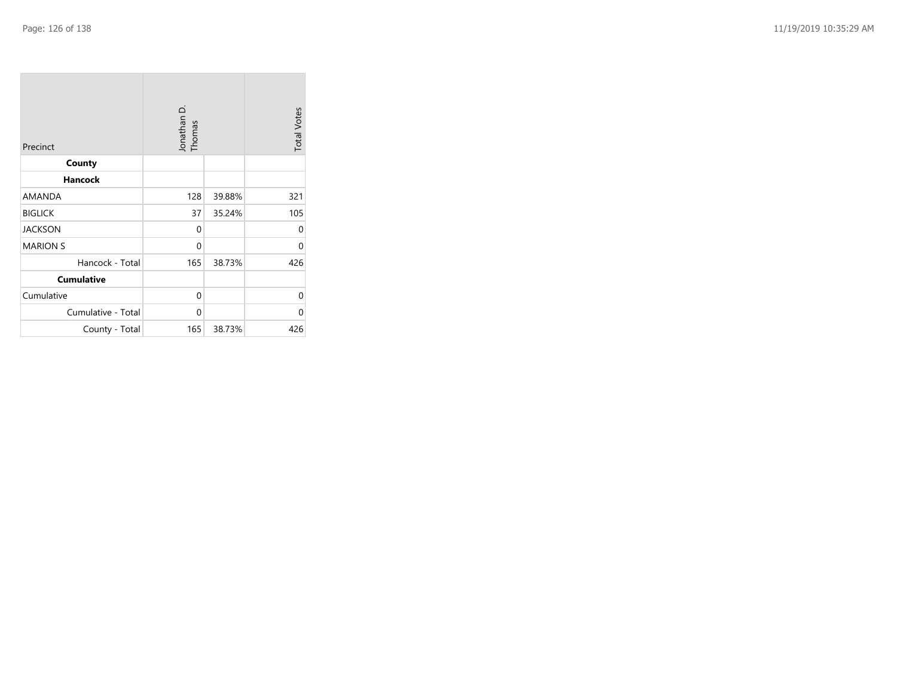| Precinct | Jonathan D. Thomas | | Total Votes |
|---|---|---|---|
| **County** | | | |
| **Hancock** | | | |
| AMANDA | 128 | 39.88% | 321 |
| BIGLICK | 37 | 35.24% | 105 |
| JACKSON | 0 | | 0 |
| MARION S | 0 | | 0 |
| Hancock - Total | 165 | 38.73% | 426 |
| **Cumulative** | | | |
| Cumulative | 0 | | 0 |
| Cumulative - Total | 0 | | 0 |
| County - Total | 165 | 38.73% | 426 |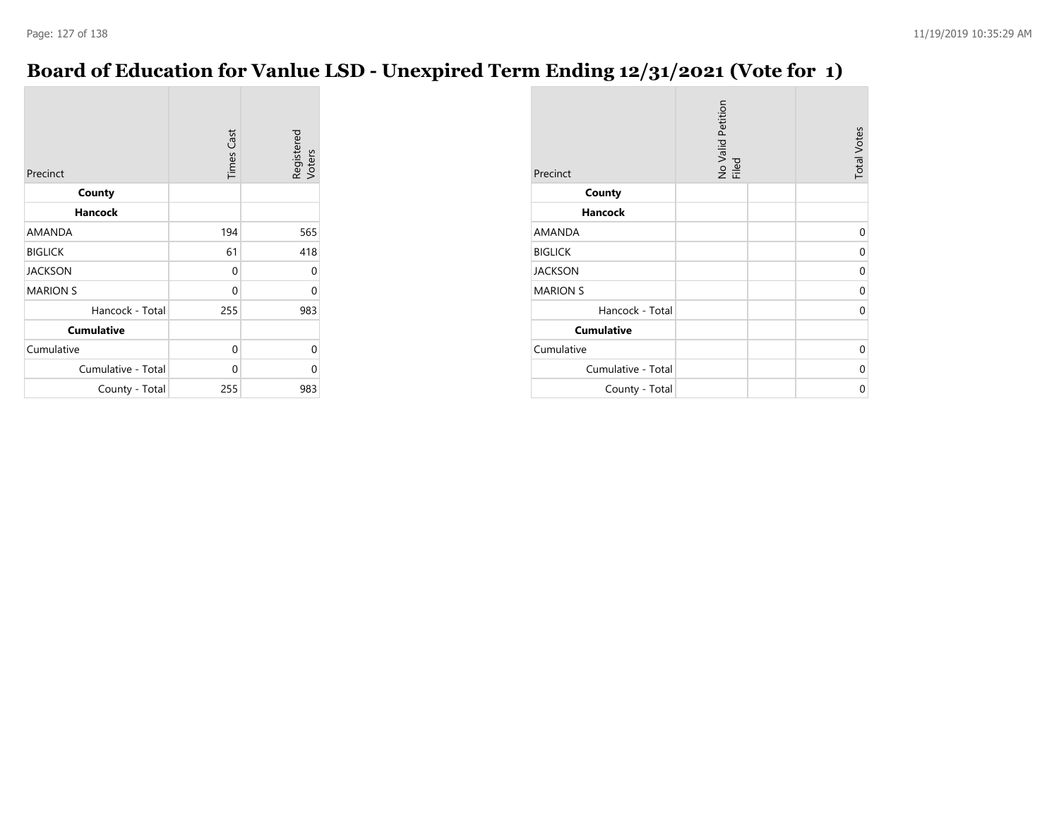# Board of Education for Vanlue LSD - Unexpired Term Ending 12/31/2021 (Vote for 1)

| Precinct | Times Cast | Registered Voters |
|---|---|---|
| **County** | | |
| **Hancock** | | |
| AMANDA | 194 | 565 |
| BIGLICK | 61 | 418 |
| JACKSON | 0 | 0 |
| MARION S | 0 | 0 |
| Hancock - Total | 255 | 983 |
| **Cumulative** | | |
| Cumulative | 0 | 0 |
| Cumulative - Total | 0 | 0 |
| County - Total | 255 | 983 |

| Precinct | No Valid Petition Filed | | Total Votes |
|---|---|---|---|
| **County** | | | |
| **Hancock** | | | |
| AMANDA | | | 0 |
| BIGLICK | | | 0 |
| JACKSON | | | 0 |
| MARION S | | | 0 |
| Hancock - Total | | | 0 |
| **Cumulative** | | | |
| Cumulative | | | 0 |
| Cumulative - Total | | | 0 |
| County - Total | | | 0 |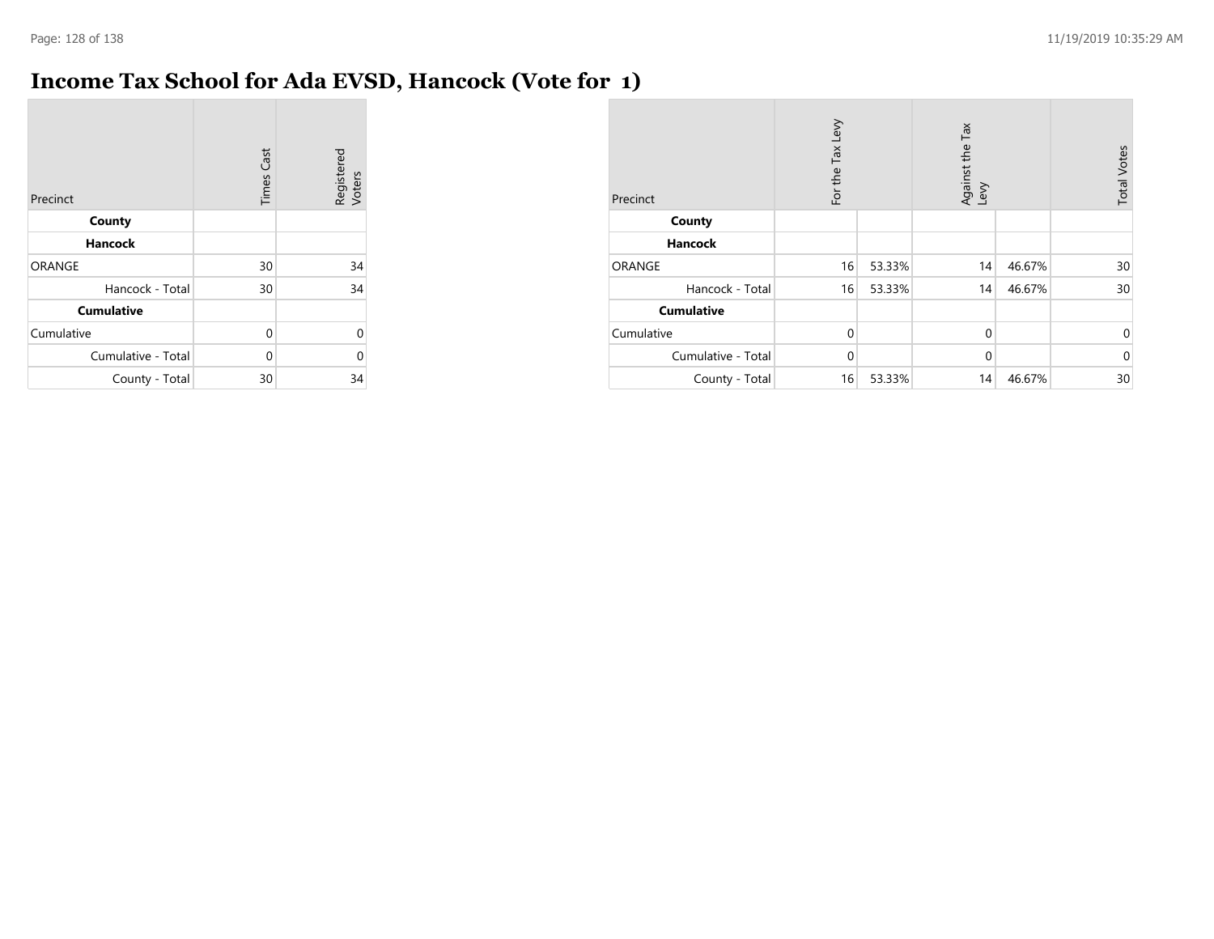# Income Tax School for Ada EVSD, Hancock (Vote for 1)

| Precinct | Times Cast | Registered Voters |
|---|---|---|
| **County** | | |
| **Hancock** | | |
| ORANGE | 30 | 34 |
| Hancock - Total | 30 | 34 |
| **Cumulative** | | |
| Cumulative | 0 | 0 |
| Cumulative - Total | 0 | 0 |
| County - Total | 30 | 34 |

| Precinct | For the Tax Levy | | Against the Tax Levy | | Total Votes |
|---|---|---|---|---|---|
| **County** | | | | | |
| **Hancock** | | | | | |
| ORANGE | 16 | 53.33% | 14 | 46.67% | 30 |
| Hancock - Total | 16 | 53.33% | 14 | 46.67% | 30 |
| **Cumulative** | | | | | |
| Cumulative | 0 | | 0 | | 0 |
| Cumulative - Total | 0 | | 0 | | 0 |
| County - Total | 16 | 53.33% | 14 | 46.67% | 30 |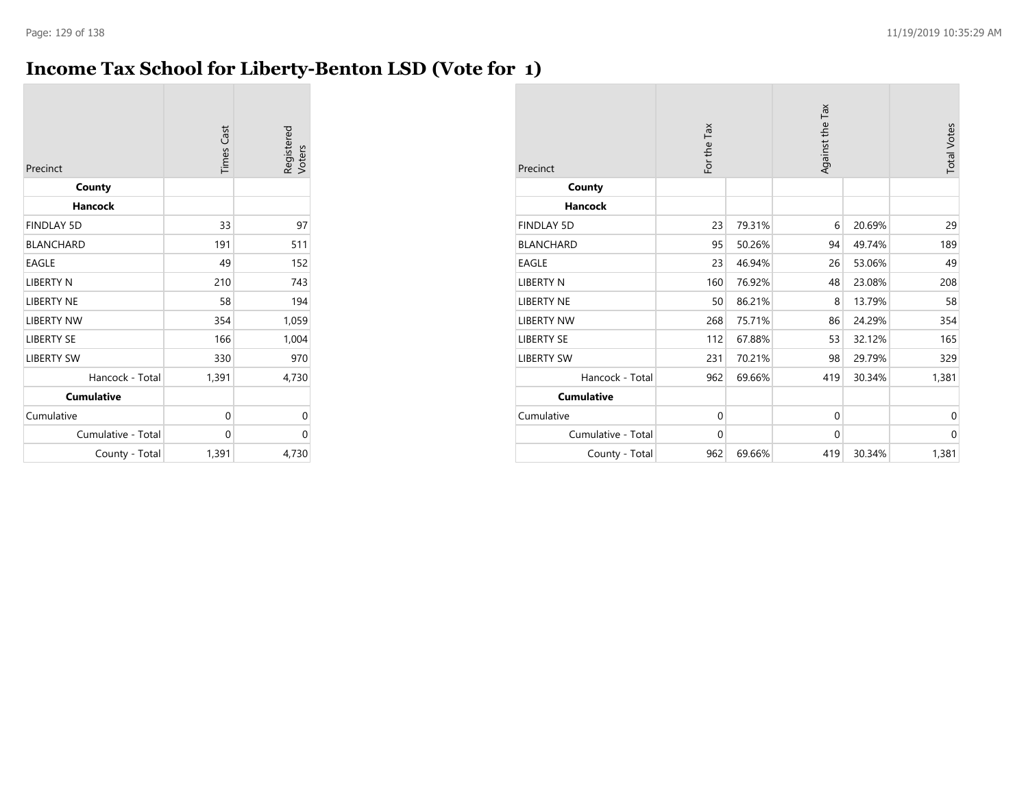# Income Tax School for Liberty-Benton LSD (Vote for 1)

| Precinct | Times Cast | Registered Voters |
|---|---|---|
| **County** | | |
| **Hancock** | | |
| FINDLAY 5D | 33 | 97 |
| BLANCHARD | 191 | 511 |
| EAGLE | 49 | 152 |
| LIBERTY N | 210 | 743 |
| LIBERTY NE | 58 | 194 |
| LIBERTY NW | 354 | 1,059 |
| LIBERTY SE | 166 | 1,004 |
| LIBERTY SW | 330 | 970 |
| Hancock - Total | 1,391 | 4,730 |
| **Cumulative** | | |
| Cumulative | 0 | 0 |
| Cumulative - Total | 0 | 0 |
| County - Total | 1,391 | 4,730 |

| Precinct | For the Tax | | Against the Tax | | Total Votes |
|---|---|---|---|---|---|
| **County** | | | | | |
| **Hancock** | | | | | |
| FINDLAY 5D | 23 | 79.31% | 6 | 20.69% | 29 |
| BLANCHARD | 95 | 50.26% | 94 | 49.74% | 189 |
| EAGLE | 23 | 46.94% | 26 | 53.06% | 49 |
| LIBERTY N | 160 | 76.92% | 48 | 23.08% | 208 |
| LIBERTY NE | 50 | 86.21% | 8 | 13.79% | 58 |
| LIBERTY NW | 268 | 75.71% | 86 | 24.29% | 354 |
| LIBERTY SE | 112 | 67.88% | 53 | 32.12% | 165 |
| LIBERTY SW | 231 | 70.21% | 98 | 29.79% | 329 |
| Hancock - Total | 962 | 69.66% | 419 | 30.34% | 1,381 |
| **Cumulative** | | | | | |
| Cumulative | 0 | | 0 | | 0 |
| Cumulative - Total | 0 | | 0 | | 0 |
| County - Total | 962 | 69.66% | 419 | 30.34% | 1,381 |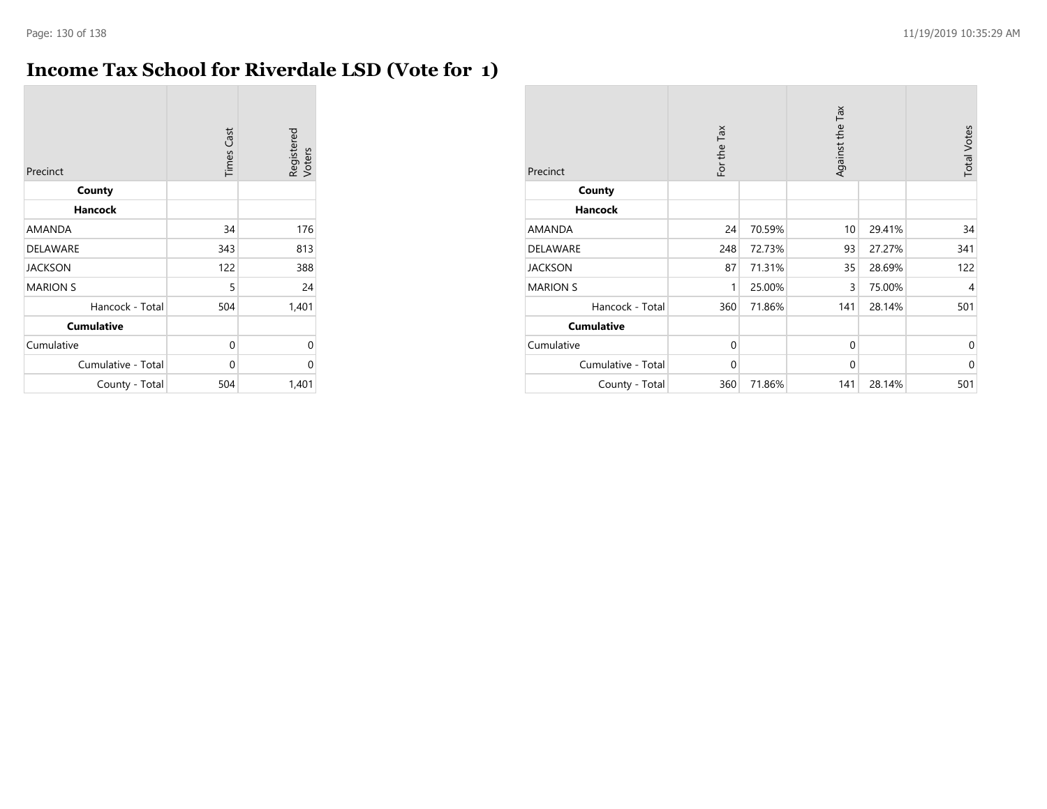# Income Tax School for Riverdale LSD (Vote for 1)

| Precinct | Times Cast | Registered Voters |
|---|---|---|
| **County** | | |
| **Hancock** | | |
| AMANDA | 34 | 176 |
| DELAWARE | 343 | 813 |
| JACKSON | 122 | 388 |
| MARION S | 5 | 24 |
| Hancock - Total | 504 | 1,401 |
| **Cumulative** | | |
| Cumulative | 0 | 0 |
| Cumulative - Total | 0 | 0 |
| County - Total | 504 | 1,401 |

| Precinct | For the Tax | | Against the Tax | | Total Votes |
|---|---|---|---|---|---|
| **County** | | | | | |
| **Hancock** | | | | | |
| AMANDA | 24 | 70.59% | 10 | 29.41% | 34 |
| DELAWARE | 248 | 72.73% | 93 | 27.27% | 341 |
| JACKSON | 87 | 71.31% | 35 | 28.69% | 122 |
| MARION S | 1 | 25.00% | 3 | 75.00% | 4 |
| Hancock - Total | 360 | 71.86% | 141 | 28.14% | 501 |
| **Cumulative** | | | | | |
| Cumulative | 0 | | 0 | | 0 |
| Cumulative - Total | 0 | | 0 | | 0 |
| County - Total | 360 | 71.86% | 141 | 28.14% | 501 |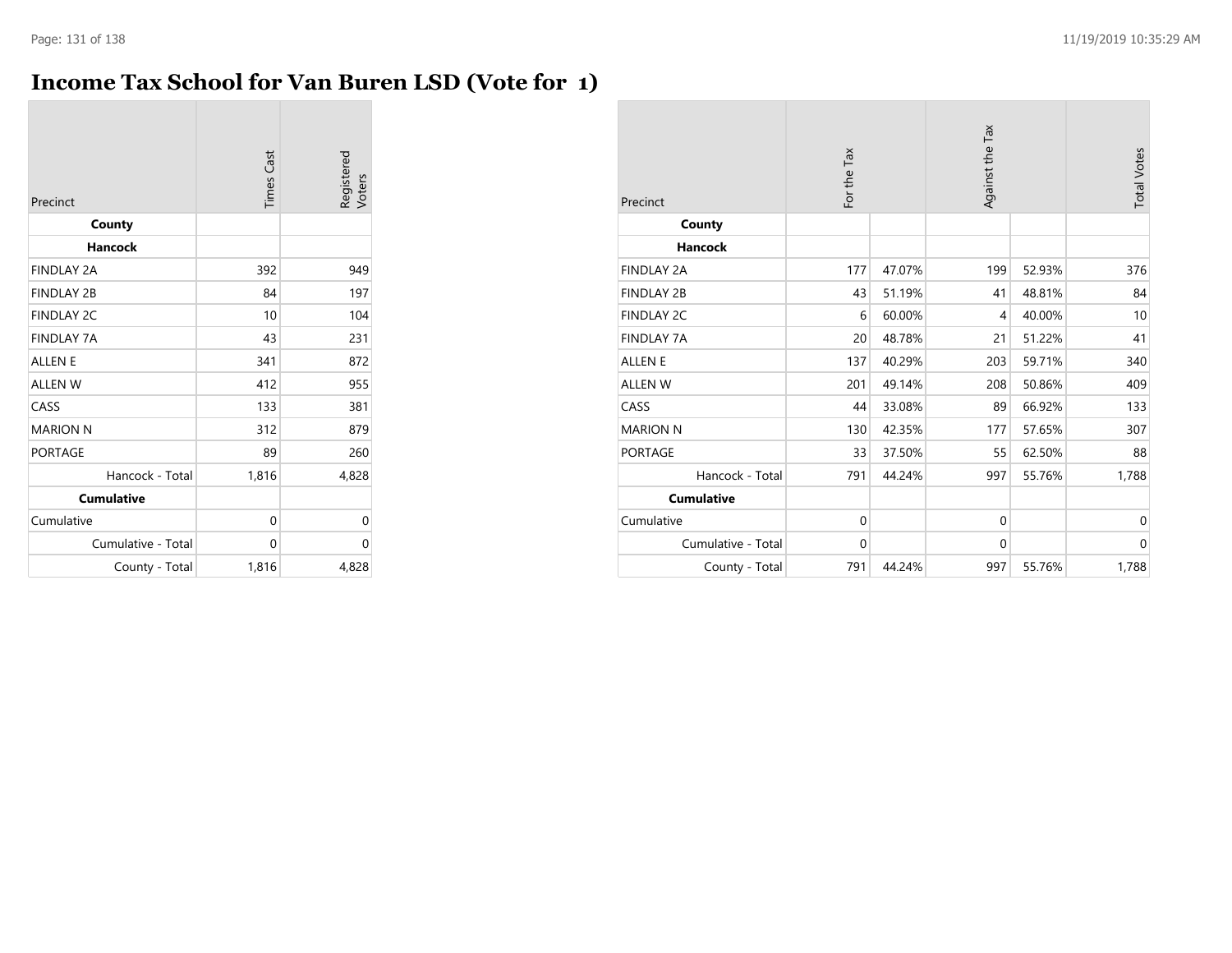# Income Tax School for Van Buren LSD (Vote for 1)

| Precinct | Times Cast | Registered Voters |
|---|---|---|
| **County** | | |
| **Hancock** | | |
| FINDLAY 2A | 392 | 949 |
| FINDLAY 2B | 84 | 197 |
| FINDLAY 2C | 10 | 104 |
| FINDLAY 7A | 43 | 231 |
| ALLEN E | 341 | 872 |
| ALLEN W | 412 | 955 |
| CASS | 133 | 381 |
| MARION N | 312 | 879 |
| PORTAGE | 89 | 260 |
| Hancock - Total | 1,816 | 4,828 |
| **Cumulative** | | |
| Cumulative | 0 | 0 |
| Cumulative - Total | 0 | 0 |
| County - Total | 1,816 | 4,828 |

| Precinct | For the Tax | | Against the Tax | | Total Votes |
|---|---|---|---|---|---|
| **County** | | | | | |
| **Hancock** | | | | | |
| FINDLAY 2A | 177 | 47.07% | 199 | 52.93% | 376 |
| FINDLAY 2B | 43 | 51.19% | 41 | 48.81% | 84 |
| FINDLAY 2C | 6 | 60.00% | 4 | 40.00% | 10 |
| FINDLAY 7A | 20 | 48.78% | 21 | 51.22% | 41 |
| ALLEN E | 137 | 40.29% | 203 | 59.71% | 340 |
| ALLEN W | 201 | 49.14% | 208 | 50.86% | 409 |
| CASS | 44 | 33.08% | 89 | 66.92% | 133 |
| MARION N | 130 | 42.35% | 177 | 57.65% | 307 |
| PORTAGE | 33 | 37.50% | 55 | 62.50% | 88 |
| Hancock - Total | 791 | 44.24% | 997 | 55.76% | 1,788 |
| **Cumulative** | | | | | |
| Cumulative | 0 | | 0 | | 0 |
| Cumulative - Total | 0 | | 0 | | 0 |
| County - Total | 791 | 44.24% | 997 | 55.76% | 1,788 |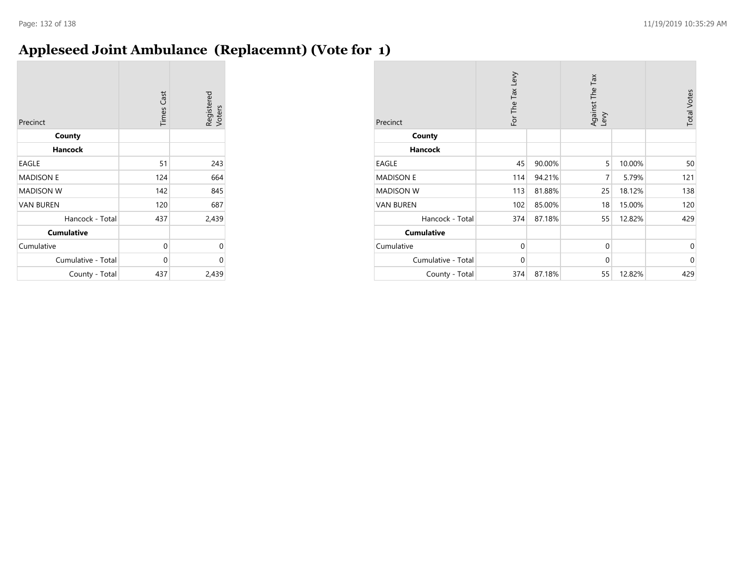# Appleseed Joint Ambulance (Replacemnt) (Vote for 1)

| Precinct | Times Cast | Registered Voters |
|---|---|---|
| **County** | | |
| **Hancock** | | |
| EAGLE | 51 | 243 |
| MADISON E | 124 | 664 |
| MADISON W | 142 | 845 |
| VAN BUREN | 120 | 687 |
| Hancock - Total | 437 | 2,439 |
| **Cumulative** | | |
| Cumulative | 0 | 0 |
| Cumulative - Total | 0 | 0 |
| County - Total | 437 | 2,439 |

| Precinct | For The Tax Levy | | Against The Tax Levy | | Total Votes |
|---|---|---|---|---|---|
| **County** | | | | | |
| **Hancock** | | | | | |
| EAGLE | 45 | 90.00% | 5 | 10.00% | 50 |
| MADISON E | 114 | 94.21% | 7 | 5.79% | 121 |
| MADISON W | 113 | 81.88% | 25 | 18.12% | 138 |
| VAN BUREN | 102 | 85.00% | 18 | 15.00% | 120 |
| Hancock - Total | 374 | 87.18% | 55 | 12.82% | 429 |
| **Cumulative** | | | | | |
| Cumulative | 0 | | 0 | | 0 |
| Cumulative - Total | 0 | | 0 | | 0 |
| County - Total | 374 | 87.18% | 55 | 12.82% | 429 |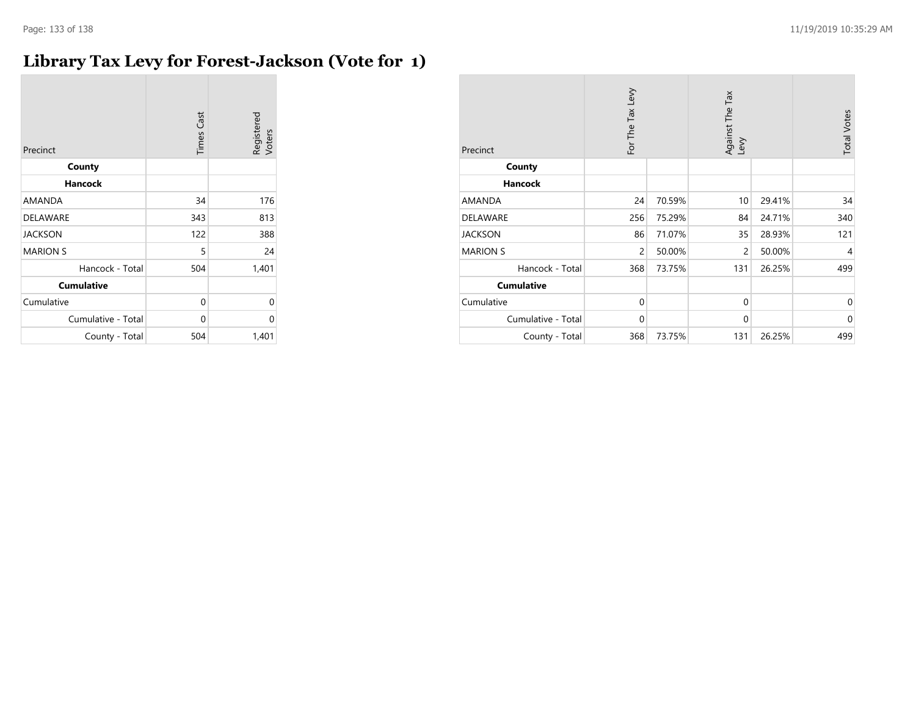# Library Tax Levy for Forest-Jackson (Vote for 1)

| Precinct | Times Cast | Registered Voters |
|---|---|---|
| **County** | | |
| **Hancock** | | |
| AMANDA | 34 | 176 |
| DELAWARE | 343 | 813 |
| JACKSON | 122 | 388 |
| MARION S | 5 | 24 |
| Hancock - Total | 504 | 1,401 |
| **Cumulative** | | |
| Cumulative | 0 | 0 |
| Cumulative - Total | 0 | 0 |
| County - Total | 504 | 1,401 |

| Precinct | For The Tax Levy | | Against The Tax Levy | | Total Votes |
|---|---|---|---|---|---|
| **County** | | | | | |
| **Hancock** | | | | | |
| AMANDA | 24 | 70.59% | 10 | 29.41% | 34 |
| DELAWARE | 256 | 75.29% | 84 | 24.71% | 340 |
| JACKSON | 86 | 71.07% | 35 | 28.93% | 121 |
| MARION S | 2 | 50.00% | 2 | 50.00% | 4 |
| Hancock - Total | 368 | 73.75% | 131 | 26.25% | 499 |
| **Cumulative** | | | | | |
| Cumulative | 0 | | 0 | | 0 |
| Cumulative - Total | 0 | | 0 | | 0 |
| County - Total | 368 | 73.75% | 131 | 26.25% | 499 |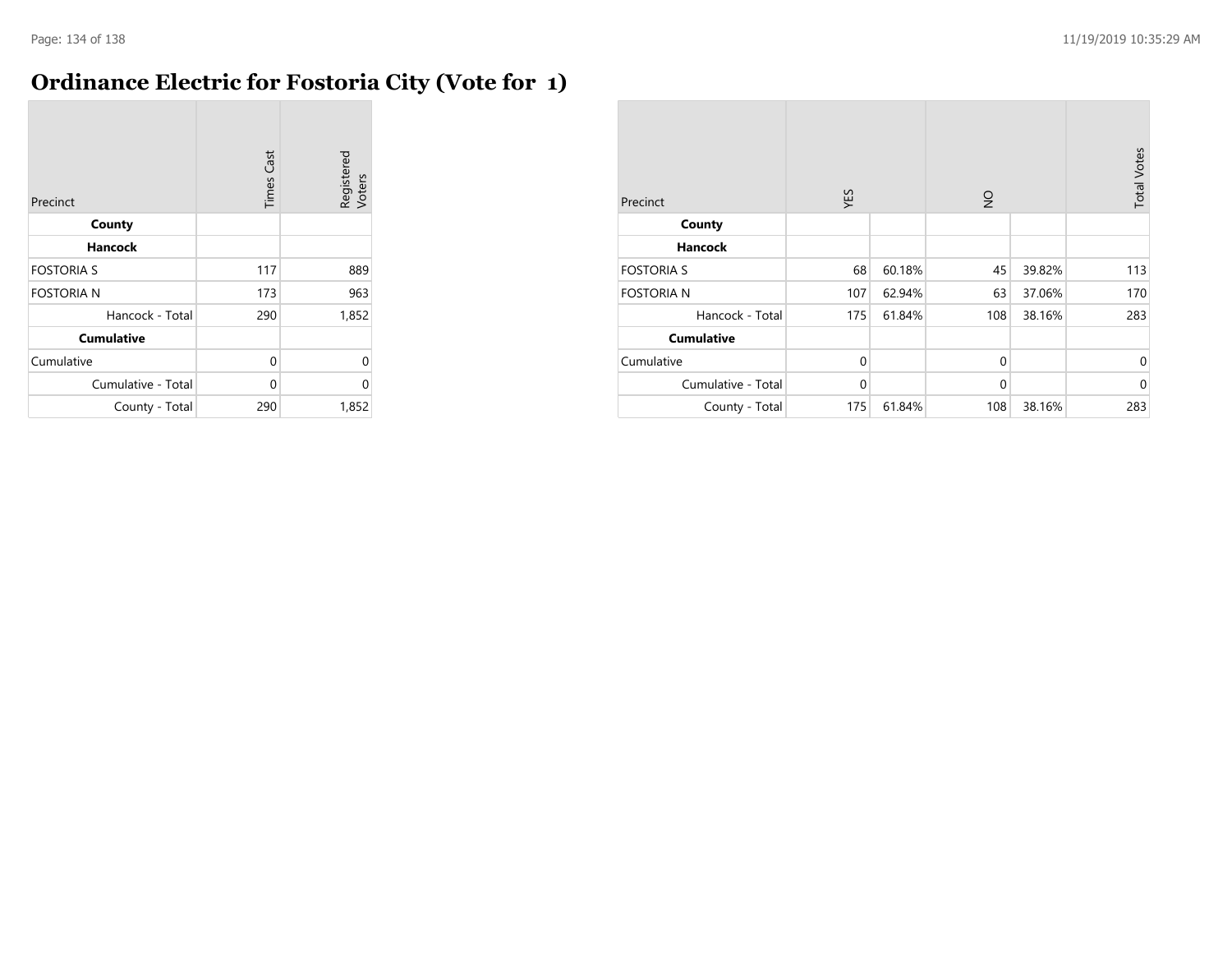# Ordinance Electric for Fostoria City (Vote for 1)

| Precinct | Times Cast | Registered Voters |
|---|---|---|
| **County** | | |
| **Hancock** | | |
| FOSTORIA S | 117 | 889 |
| FOSTORIA N | 173 | 963 |
| Hancock - Total | 290 | 1,852 |
| **Cumulative** | | |
| Cumulative | 0 | 0 |
| Cumulative - Total | 0 | 0 |
| County - Total | 290 | 1,852 |

| Precinct | YES | | NO | | Total Votes |
|---|---|---|---|---|---|
| **County** | | | | | |
| **Hancock** | | | | | |
| FOSTORIA S | 68 | 60.18% | 45 | 39.82% | 113 |
| FOSTORIA N | 107 | 62.94% | 63 | 37.06% | 170 |
| Hancock - Total | 175 | 61.84% | 108 | 38.16% | 283 |
| **Cumulative** | | | | | |
| Cumulative | 0 | | 0 | | 0 |
| Cumulative - Total | 0 | | 0 | | 0 |
| County - Total | 175 | 61.84% | 108 | 38.16% | 283 |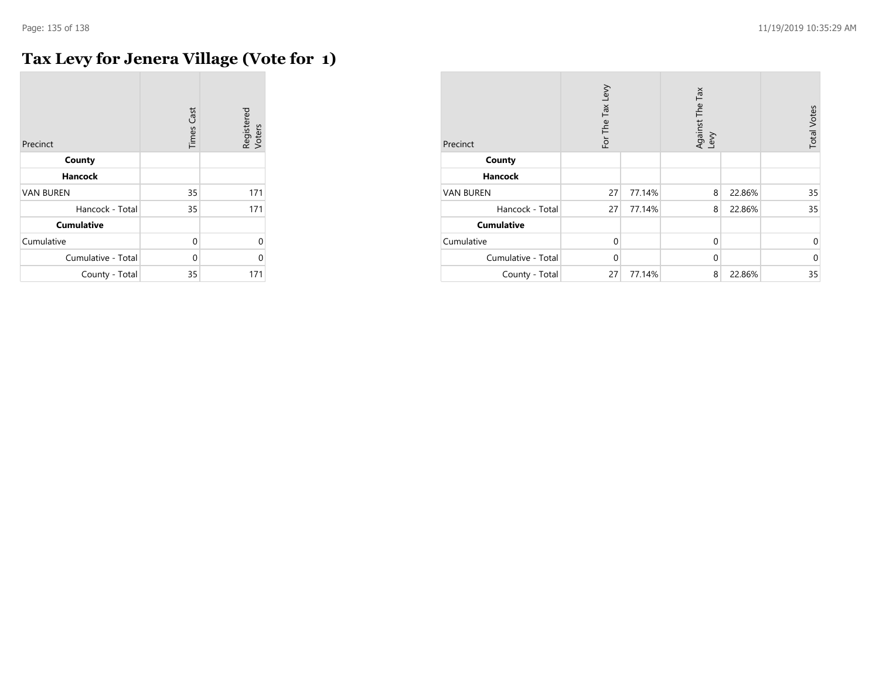# Tax Levy for Jenera Village (Vote for 1)

| Precinct | Times Cast | Registered Voters |
|---|---|---|
| **County** | | |
| **Hancock** | | |
| VAN BUREN | 35 | 171 |
| Hancock - Total | 35 | 171 |
| **Cumulative** | | |
| Cumulative | 0 | 0 |
| Cumulative - Total | 0 | 0 |
| County - Total | 35 | 171 |

| Precinct | For The Tax Levy | | Against The Tax Levy | | Total Votes |
|---|---|---|---|---|---|
| **County** | | | | | |
| **Hancock** | | | | | |
| VAN BUREN | 27 | 77.14% | 8 | 22.86% | 35 |
| Hancock - Total | 27 | 77.14% | 8 | 22.86% | 35 |
| **Cumulative** | | | | | |
| Cumulative | 0 | | 0 | | 0 |
| Cumulative - Total | 0 | | 0 | | 0 |
| County - Total | 27 | 77.14% | 8 | 22.86% | 35 |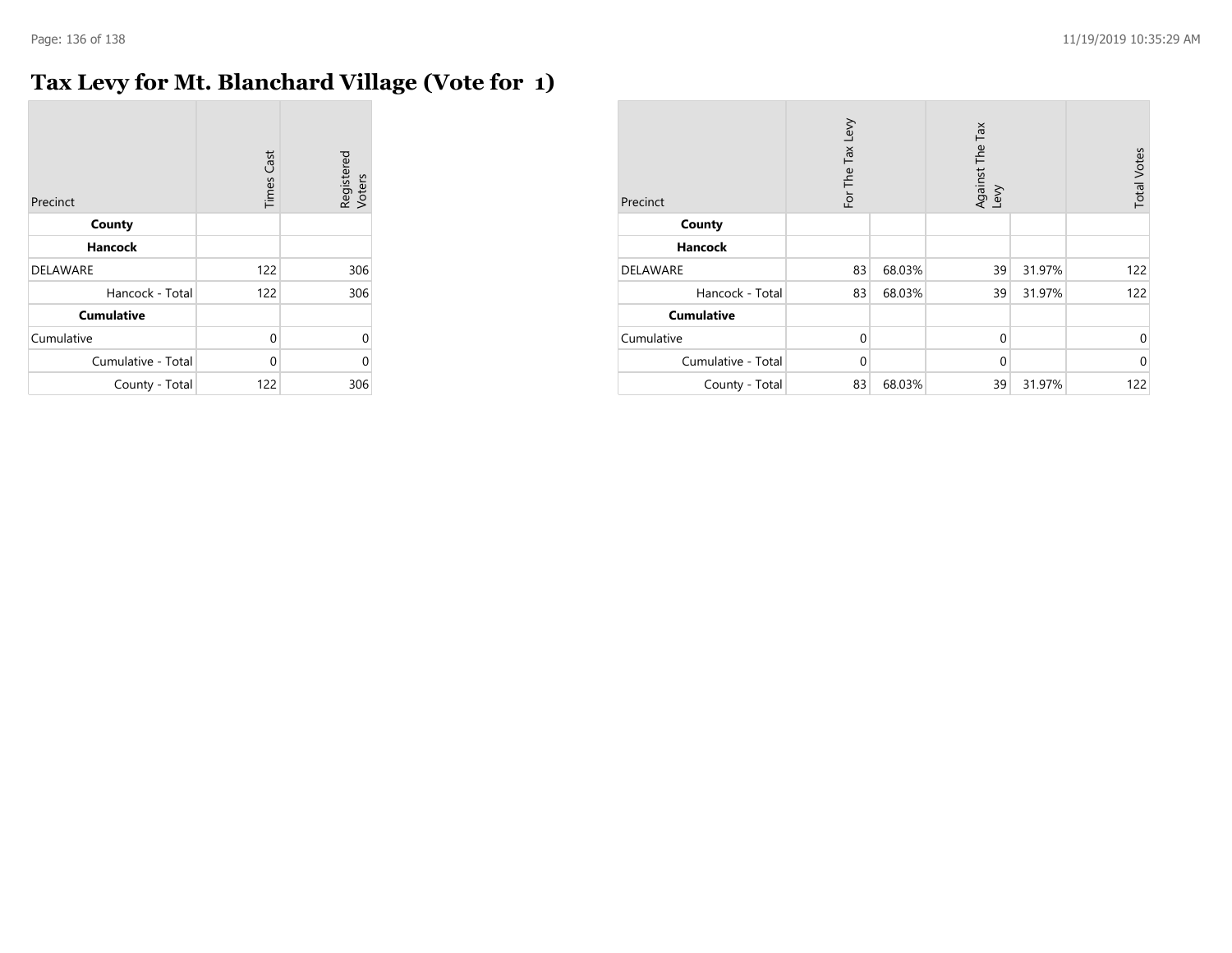# Tax Levy for Mt. Blanchard Village (Vote for 1)

| Precinct | Times Cast | Registered Voters |
|---|---|---|
| **County** | | |
| **Hancock** | | |
| DELAWARE | 122 | 306 |
| Hancock - Total | 122 | 306 |
| **Cumulative** | | |
| Cumulative | 0 | 0 |
| Cumulative - Total | 0 | 0 |
| County - Total | 122 | 306 |

| Precinct | For The Tax Levy | | Against The Tax Levy | | Total Votes |
|---|---|---|---|---|---|
| **County** | | | | | |
| **Hancock** | | | | | |
| DELAWARE | 83 | 68.03% | 39 | 31.97% | 122 |
| Hancock - Total | 83 | 68.03% | 39 | 31.97% | 122 |
| **Cumulative** | | | | | |
| Cumulative | 0 | | 0 | | 0 |
| Cumulative - Total | 0 | | 0 | | 0 |
| County - Total | 83 | 68.03% | 39 | 31.97% | 122 |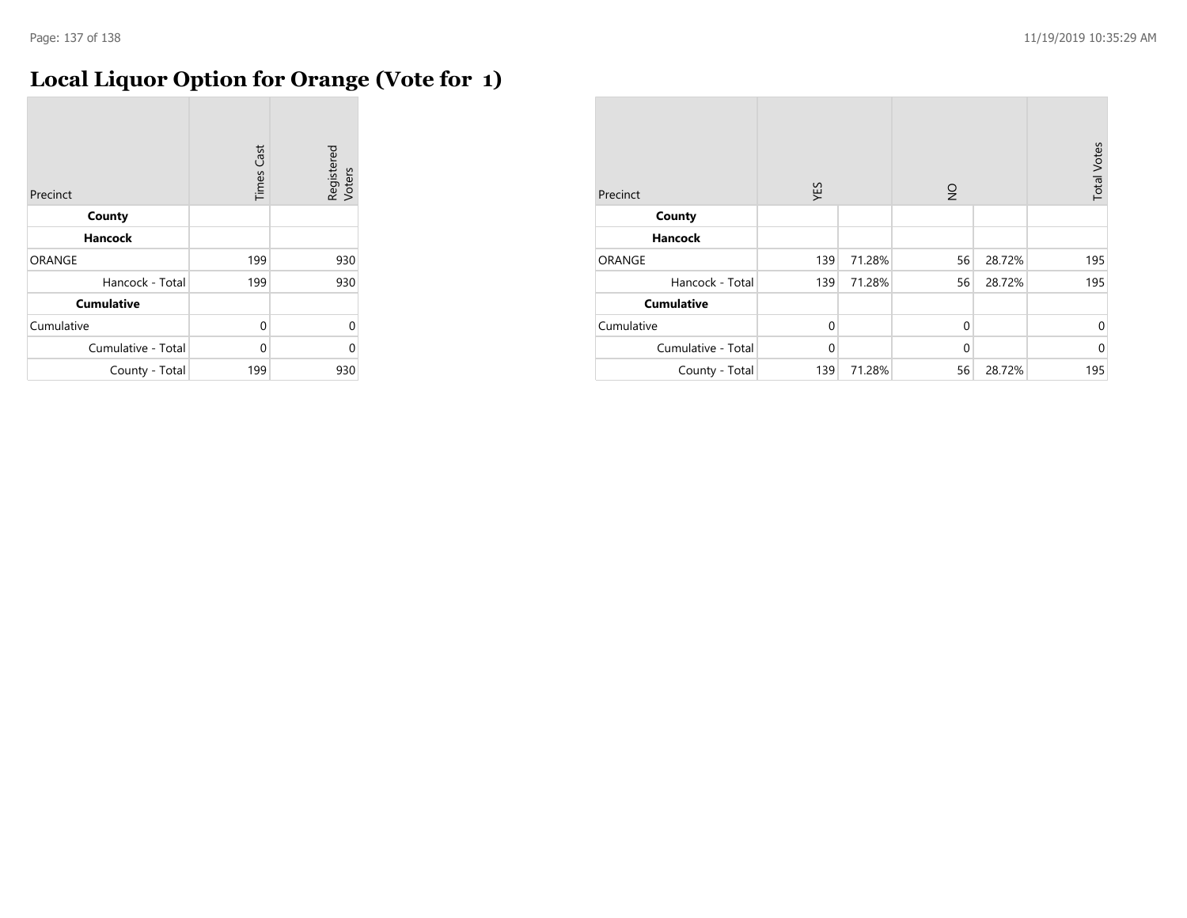# Local Liquor Option for Orange (Vote for 1)

| Precinct | Times Cast | Registered Voters |
|---|---|---|
| **County** | | |
| **Hancock** | | |
| ORANGE | 199 | 930 |
| Hancock - Total | 199 | 930 |
| **Cumulative** | | |
| Cumulative | 0 | 0 |
| Cumulative - Total | 0 | 0 |
| County - Total | 199 | 930 |

| Precinct | YES | | NO | | Total Votes |
|---|---|---|---|---|---|
| **County** | | | | | |
| **Hancock** | | | | | |
| ORANGE | 139 | 71.28% | 56 | 28.72% | 195 |
| Hancock - Total | 139 | 71.28% | 56 | 28.72% | 195 |
| **Cumulative** | | | | | |
| Cumulative | 0 | | 0 | | 0 |
| Cumulative - Total | 0 | | 0 | | 0 |
| County - Total | 139 | 71.28% | 56 | 28.72% | 195 |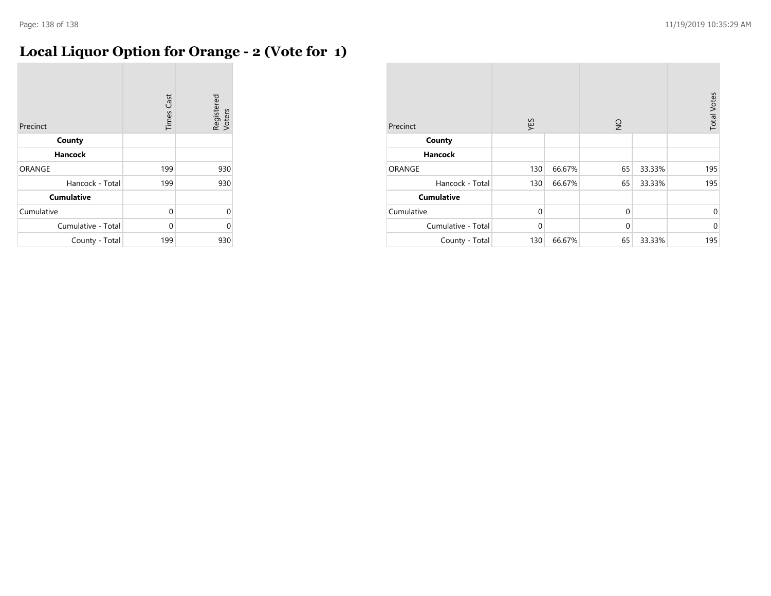# Local Liquor Option for Orange - 2 (Vote for 1)

| Precinct | Times Cast | Registered Voters |
|---|---|---|
| **County** | | |
| **Hancock** | | |
| ORANGE | 199 | 930 |
| Hancock - Total | 199 | 930 |
| **Cumulative** | | |
| Cumulative | 0 | 0 |
| Cumulative - Total | 0 | 0 |
| County - Total | 199 | 930 |

| Precinct | YES | | NO | | Total Votes |
|---|---|---|---|---|---|
| **County** | | | | | |
| **Hancock** | | | | | |
| ORANGE | 130 | 66.67% | 65 | 33.33% | 195 |
| Hancock - Total | 130 | 66.67% | 65 | 33.33% | 195 |
| **Cumulative** | | | | | |
| Cumulative | 0 | | 0 | | 0 |
| Cumulative - Total | 0 | | 0 | | 0 |
| County - Total | 130 | 66.67% | 65 | 33.33% | 195 |